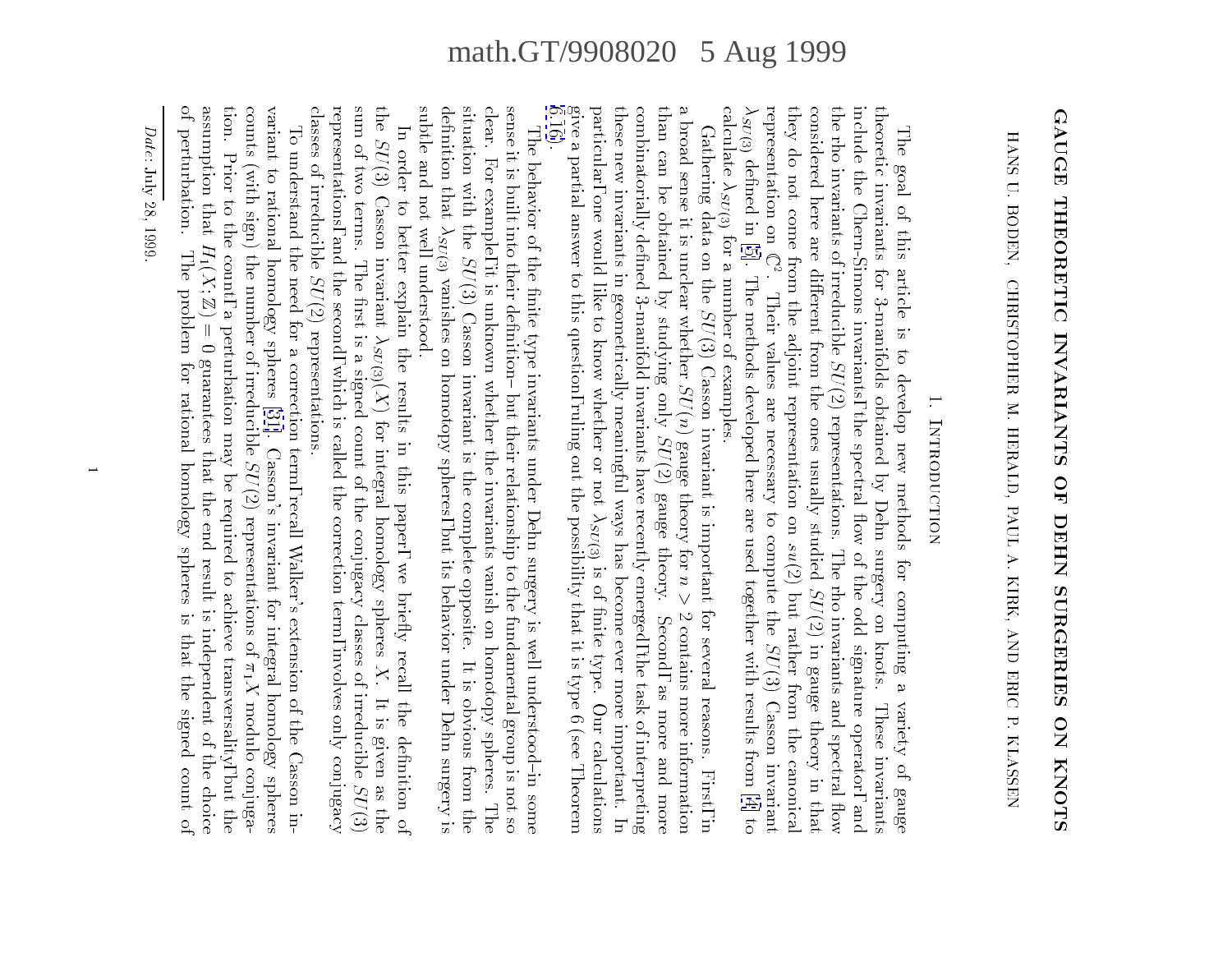# GAUGE THEORETIC INVARIANTS OF DEHN SURGERIES ON KNOTS

HANS U. BODEN, CHRISTOPHER M. HERALD, PAUL A. KIRK, AND ERIC P. KLASSEN

## 1. Introduction

The goal of this article is to develop new methods for computing a variety of gauge theoretic invariants for 3-manifolds obtained by Dehn surgery on knots. These invariants include the Chern-Simons invariants, the spectral flow of the odd signature operator, and the rho invariants of irreducible $SU(2)$ representations. The rho invariants and spectral flow considered here are different from the ones usually studied $SU(2)$ in gauge theory in that they do not come from the adjoint representation on $su(2)$ but rather from the canonical representation on $\mathbb{C}^2$. Their values are necessary to compute the $SU(3)$ Casson invariant $\lambda_{SU(3)}$ defined in [5]. The methods developed here are used together with results from [4] to calculate $\lambda_{SU(3)}$ for a number of examples.

Gathering data on the $SU(3)$ Casson invariant is important for several reasons. First, in a broad sense it is unclear whether $SU(n)$ gauge theory for $n > 2$ contains more information than can be obtained by studying only $SU(2)$ gauge theory. Second, as more and more combinatorially defined 3-manifold invariants have recently emerged, the task of interpreting these new invariants in geometrically meaningful ways has become ever more important. In particular, one would like to know whether or not $\lambda_{SU(3)}$ is of finite type. Our calculations give a partial answer to this question, ruling out the possibility that it is type 6 (see Theorem 6.16).

The behavior of the finite type invariants under Dehn surgery is well understood–in some sense it is built into their definition– but their relationship to the fundamental group is not so clear. For example, it is unknown whether the invariants vanish on homotopy spheres. The situation with the $SU(3)$ Casson invariant is the complete opposite. It is obvious from the definition that $\lambda_{SU(3)}$ vanishes on homotopy spheres, but its behavior under Dehn surgery is subtle and not well understood.

In order to better explain the results in this paper, we briefly recall the definition of the $SU(3)$ Casson invariant $\lambda_{SU(3)}(X)$ for integral homology spheres $X$. It is given as the sum of two terms. The first is a signed count of the conjugacy classes of irreducible $SU(3)$ representations, and the second, which is called the correction term, involves only conjugacy classes of irreducible $SU(2)$ representations.

To understand the need for a correction term, recall Walker's extension of the Casson invariant to rational homology spheres [31]. Casson's invariant for integral homology spheres counts (with sign) the number of irreducible $SU(2)$ representations of $\pi_1 X$ modulo conjugation. Prior to the count, a perturbation may be required to achieve transversality, but the assumption that $H_1(X;\mathbb{Z}) = 0$ guarantees that the end result is independent of the choice of perturbation. The problem for rational homology spheres is that the signed count of

*Date*: July 28, 1999.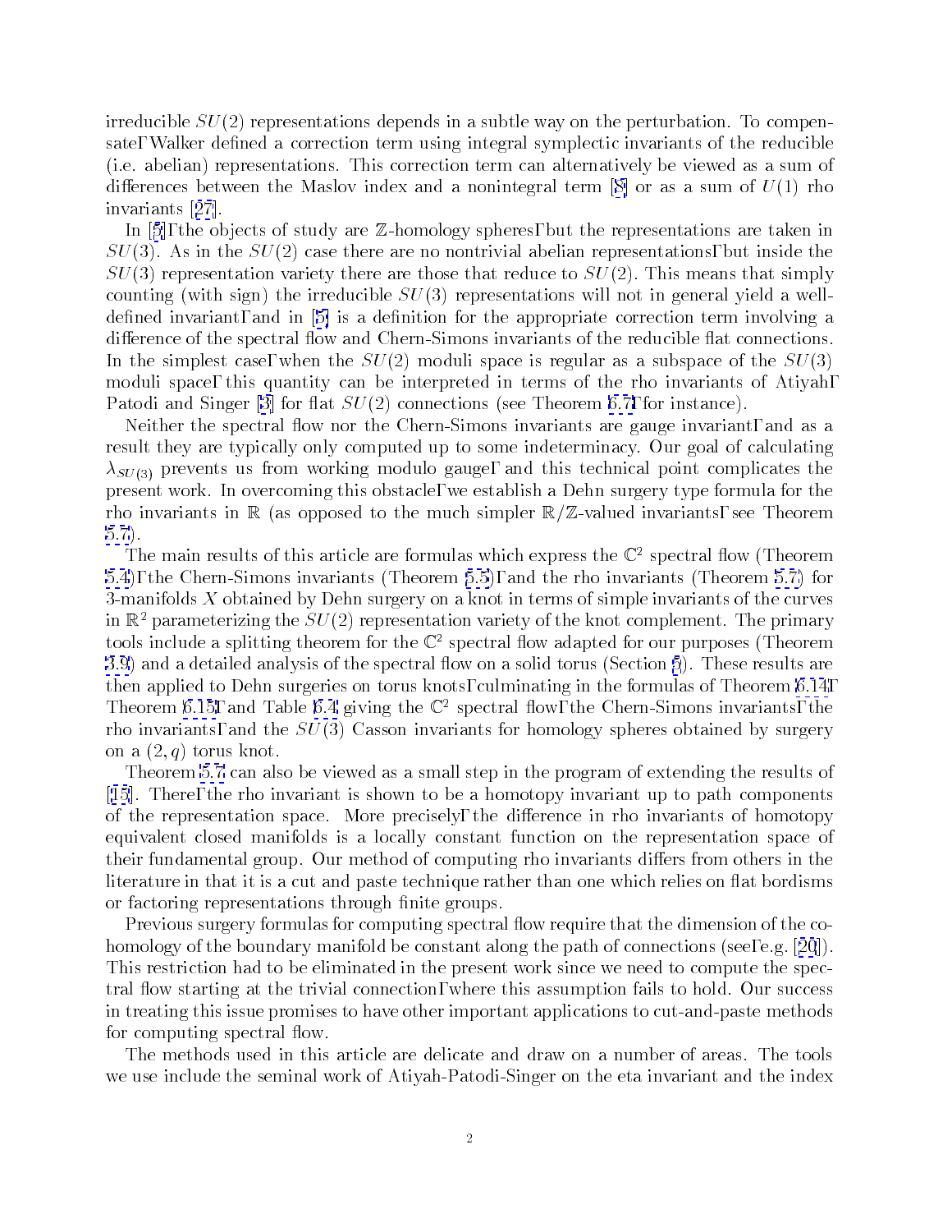irreducible $SU(2)$ representations depends in a subtle way on the perturbation. To compensate, Walker defined a correction term using integral symplectic invariants of the reducible (i.e. abelian) representations. This correction term can alternatively be viewed as a sum of differences between the Maslov index and a nonintegral term [8] or as a sum of $U(1)$ rho invariants [27].

In [5], the objects of study are $\mathbb{Z}$-homology spheres, but the representations are taken in $SU(3)$. As in the $SU(2)$ case there are no nontrivial abelian representations, but inside the $SU(3)$ representation variety there are those that reduce to $SU(2)$. This means that simply counting (with sign) the irreducible $SU(3)$ representations will not in general yield a well-defined invariant, and in [5] is a definition for the appropriate correction term involving a difference of the spectral flow and Chern-Simons invariants of the reducible flat connections. In the simplest case, when the $SU(2)$ moduli space is regular as a subspace of the $SU(3)$ moduli space, this quantity can be interpreted in terms of the rho invariants of Atiyah, Patodi and Singer [3] for flat $SU(2)$ connections (see Theorem 6.7, for instance).

Neither the spectral flow nor the Chern-Simons invariants are gauge invariant, and as a result they are typically only computed up to some indeterminacy. Our goal of calculating $\lambda_{SU(3)}$ prevents us from working modulo gauge, and this technical point complicates the present work. In overcoming this obstacle, we establish a Dehn surgery type formula for the rho invariants in $\mathbb{R}$ (as opposed to the much simpler $\mathbb{R}/\mathbb{Z}$-valued invariants, see Theorem 5.7).

The main results of this article are formulas which express the $\mathbb{C}^2$ spectral flow (Theorem 5.4), the Chern-Simons invariants (Theorem 5.5), and the rho invariants (Theorem 5.7) for 3-manifolds $X$ obtained by Dehn surgery on a knot in terms of simple invariants of the curves in $\mathbb{R}^2$ parameterizing the $SU(2)$ representation variety of the knot complement. The primary tools include a splitting theorem for the $\mathbb{C}^2$ spectral flow adapted for our purposes (Theorem 3.9) and a detailed analysis of the spectral flow on a solid torus (Section 5). These results are then applied to Dehn surgeries on torus knots, culminating in the formulas of Theorem 6.14, Theorem 6.15, and Table 6.4 giving the $\mathbb{C}^2$ spectral flow, the Chern-Simons invariants, the rho invariants, and the $SU(3)$ Casson invariants for homology spheres obtained by surgery on a $(2, q)$ torus knot.

Theorem 5.7 can also be viewed as a small step in the program of extending the results of [15]. There, the rho invariant is shown to be a homotopy invariant up to path components of the representation space. More precisely, the difference in rho invariants of homotopy equivalent closed manifolds is a locally constant function on the representation space of their fundamental group. Our method of computing rho invariants differs from others in the literature in that it is a cut and paste technique rather than one which relies on flat bordisms or factoring representations through finite groups.

Previous surgery formulas for computing spectral flow require that the dimension of the cohomology of the boundary manifold be constant along the path of connections (see, e.g. [20]). This restriction had to be eliminated in the present work since we need to compute the spectral flow starting at the trivial connection, where this assumption fails to hold. Our success in treating this issue promises to have other important applications to cut-and-paste methods for computing spectral flow.

The methods used in this article are delicate and draw on a number of areas. The tools we use include the seminal work of Atiyah-Patodi-Singer on the eta invariant and the index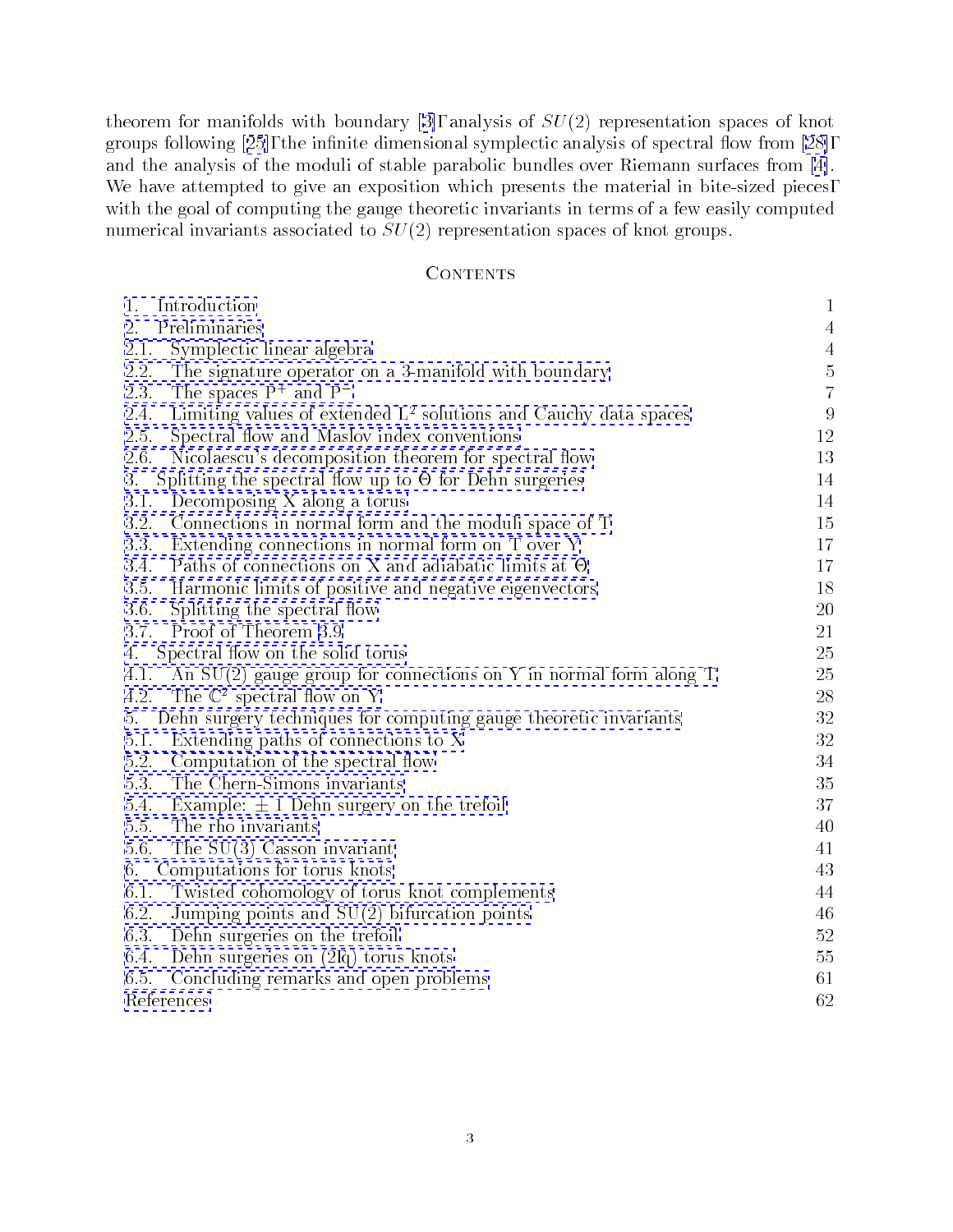theorem for manifolds with boundary [3], analysis of $SU(2)$ representation spaces of knot groups following [25], the infinite dimensional symplectic analysis of spectral flow from [28], and the analysis of the moduli of stable parabolic bundles over Riemann surfaces from [4]. We have attempted to give an exposition which presents the material in bite-sized pieces, with the goal of computing the gauge theoretic invariants in terms of a few easily computed numerical invariants associated to $SU(2)$ representation spaces of knot groups.

## Contents

| | |
|---|---|
| 1. Introduction | 1 |
| 2. Preliminaries | 4 |
| 2.1. Symplectic linear algebra | 4 |
| 2.2. The signature operator on a 3-manifold with boundary | 5 |
| 2.3. The spaces $P^+$ and $P^-$ | 7 |
| 2.4. Limiting values of extended $L^2$ solutions and Cauchy data spaces | 9 |
| 2.5. Spectral flow and Maslov index conventions | 12 |
| 2.6. Nicolaescu's decomposition theorem for spectral flow | 13 |
| 3. Splitting the spectral flow up to $\Theta$ for Dehn surgeries | 14 |
| 3.1. Decomposing X along a torus | 14 |
| 3.2. Connections in normal form and the moduli space of T | 15 |
| 3.3. Extending connections in normal form on T over Y | 17 |
| 3.4. Paths of connections on X and adiabatic limits at $\Theta$ | 17 |
| 3.5. Harmonic limits of positive and negative eigenvectors | 18 |
| 3.6. Splitting the spectral flow | 20 |
| 3.7. Proof of Theorem 3.9 | 21 |
| 4. Spectral flow on the solid torus | 25 |
| 4.1. An SU(2) gauge group for connections on Y in normal form along T | 25 |
| 4.2. The $\mathbb{C}^2$ spectral flow on Y | 28 |
| 5. Dehn surgery techniques for computing gauge theoretic invariants | 32 |
| 5.1. Extending paths of connections to X | 32 |
| 5.2. Computation of the spectral flow | 34 |
| 5.3. The Chern-Simons invariants | 35 |
| 5.4. Example: $\pm 1$ Dehn surgery on the trefoil | 37 |
| 5.5. The rho invariants | 40 |
| 5.6. The SU(3) Casson invariant | 41 |
| 6. Computations for torus knots | 43 |
| 6.1. Twisted cohomology of torus knot complements | 44 |
| 6.2. Jumping points and SU(2) bifurcation points | 46 |
| 6.3. Dehn surgeries on the trefoil | 52 |
| 6.4. Dehn surgeries on (2,q) torus knots | 55 |
| 6.5. Concluding remarks and open problems | 61 |
| References | 62 |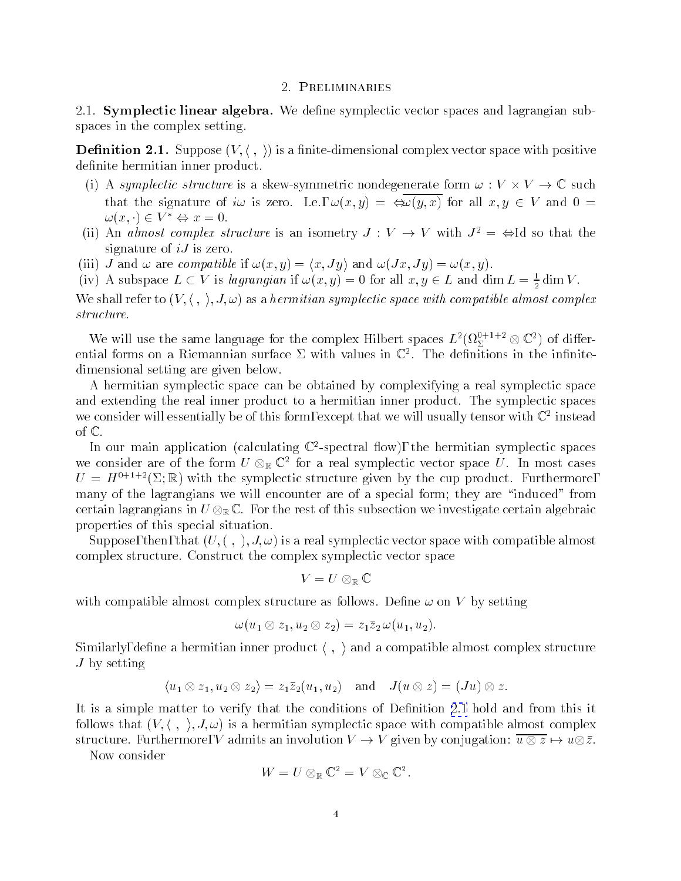## 2. Preliminaries

**2.1. Symplectic linear algebra.** We define symplectic vector spaces and lagrangian subspaces in the complex setting.

**Definition 2.1.** Suppose $(V, \langle\ ,\ \rangle)$ is a finite-dimensional complex vector space with positive definite hermitian inner product.

(i) A *symplectic structure* is a skew-symmetric nondegenerate form $\omega : V \times V \to \mathbb{C}$ such that the signature of $i\omega$ is zero. I.e., $\omega(x, y) = -\overline{\omega(y, x)}$ for all $x, y \in V$ and $0 = \omega(x, \cdot) \in V^* \Leftrightarrow x = 0$.

(ii) An *almost complex structure* is an isometry $J : V \to V$ with $J^2 = -\mathrm{Id}$ so that the signature of $iJ$ is zero.

(iii) $J$ and $\omega$ are *compatible* if $\omega(x, y) = \langle x, Jy\rangle$ and $\omega(Jx, Jy) = \omega(x, y)$.

(iv) A subspace $L \subset V$ is *lagrangian* if $\omega(x, y) = 0$ for all $x, y \in L$ and $\dim L = \frac{1}{2} \dim V$.

We shall refer to $(V, \langle\ ,\ \rangle, J, \omega)$ as a *hermitian symplectic space with compatible almost complex structure*.

We will use the same language for the complex Hilbert spaces $L^2(\Omega_\Sigma^{0+1+2} \otimes \mathbb{C}^2)$ of differential forms on a Riemannian surface $\Sigma$ with values in $\mathbb{C}^2$. The definitions in the infinite-dimensional setting are given below.

A hermitian symplectic space can be obtained by complexifying a real symplectic space and extending the real inner product to a hermitian inner product. The symplectic spaces we consider will essentially be of this form, except that we will usually tensor with $\mathbb{C}^2$ instead of $\mathbb{C}$.

In our main application (calculating $\mathbb{C}^2$-spectral flow), the hermitian symplectic spaces we consider are of the form $U \otimes_{\mathbb{R}} \mathbb{C}^2$ for a real symplectic vector space $U$. In most cases $U = H^{0+1+2}(\Sigma; \mathbb{R})$ with the symplectic structure given by the cup product. Furthermore, many of the lagrangians we will encounter are of a special form; they are "induced" from certain lagrangians in $U \otimes_{\mathbb{R}} \mathbb{C}$. For the rest of this subsection we investigate certain algebraic properties of this special situation.

Suppose, then, that $(U, (\ ,\ ), J, \omega)$ is a real symplectic vector space with compatible almost complex structure. Construct the complex symplectic vector space

$$V = U \otimes_{\mathbb{R}} \mathbb{C}$$

with compatible almost complex structure as follows. Define $\omega$ on $V$ by setting

$$\omega(u_1 \otimes z_1, u_2 \otimes z_2) = z_1 \bar{z}_2\, \omega(u_1, u_2).$$

Similarly, define a hermitian inner product $\langle\ ,\ \rangle$ and a compatible almost complex structure $J$ by setting

$$\langle u_1 \otimes z_1, u_2 \otimes z_2\rangle = z_1 \bar{z}_2 (u_1, u_2) \quad \text{and} \quad J(u \otimes z) = (Ju) \otimes z.$$

It is a simple matter to verify that the conditions of Definition 2.1 hold and from this it follows that $(V, \langle\ ,\ \rangle, J, \omega)$ is a hermitian symplectic space with compatible almost complex structure. Furthermore, $V$ admits an involution $V \to V$ given by conjugation: $\overline{u \otimes z} \mapsto u \otimes \bar{z}$.

Now consider

$$W = U \otimes_{\mathbb{R}} \mathbb{C}^2 = V \otimes_{\mathbb{C}} \mathbb{C}^2.$$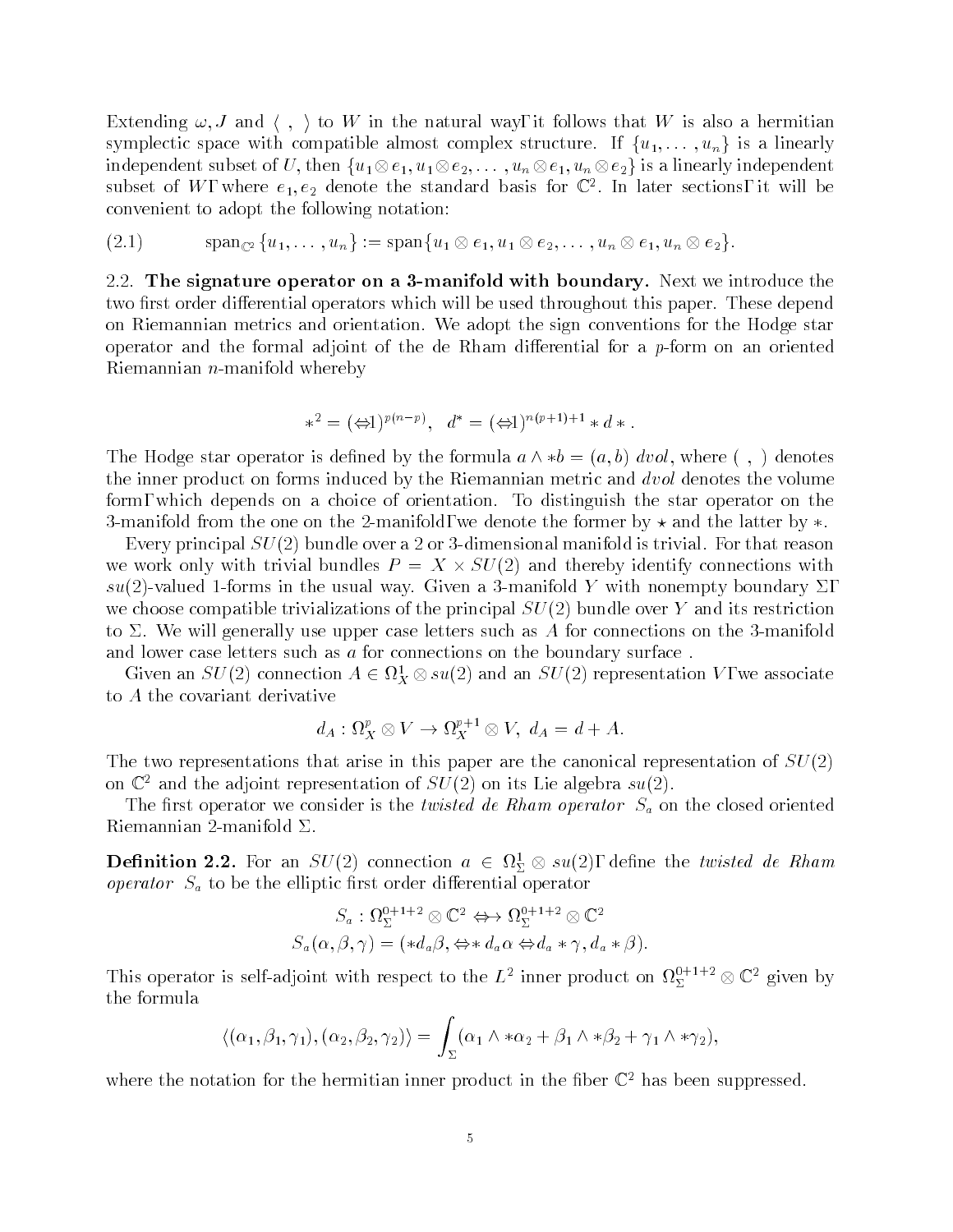Extending $\omega, J$ and $\langle\ ,\ \rangle$ to $W$ in the natural way, it follows that $W$ is also a hermitian symplectic space with compatible almost complex structure. If $\{u_1, \dots, u_n\}$ is a linearly independent subset of $U$, then $\{u_1 \otimes e_1, u_1 \otimes e_2, \dots, u_n \otimes e_1, u_n \otimes e_2\}$ is a linearly independent subset of $W$, where $e_1, e_2$ denote the standard basis for $\mathbb{C}^2$. In later sections, it will be convenient to adopt the following notation:

$$\text{span}_{\mathbb{C}^2}\{u_1, \dots, u_n\} := \text{span}\{u_1 \otimes e_1, u_1 \otimes e_2, \dots, u_n \otimes e_1, u_n \otimes e_2\}. \tag{2.1}$$

2.2. **The signature operator on a 3-manifold with boundary.** Next we introduce the two first order differential operators which will be used throughout this paper. These depend on Riemannian metrics and orientation. We adopt the sign conventions for the Hodge star operator and the formal adjoint of the de Rham differential for a $p$-form on an oriented Riemannian $n$-manifold whereby

$$*^2 = (-1)^{p(n-p)}, \quad d^* = (-1)^{n(p+1)+1} * d * .$$

The Hodge star operator is defined by the formula $a \wedge *b = (a, b)\ dvol$, where $(\ ,\ )$ denotes the inner product on forms induced by the Riemannian metric and $dvol$ denotes the volume form, which depends on a choice of orientation. To distinguish the star operator on the 3-manifold from the one on the 2-manifold, we denote the former by $\star$ and the latter by $*$.

Every principal $SU(2)$ bundle over a 2 or 3-dimensional manifold is trivial. For that reason we work only with trivial bundles $P = X \times SU(2)$ and thereby identify connections with $su(2)$-valued 1-forms in the usual way. Given a 3-manifold $Y$ with nonempty boundary $\Sigma$, we choose compatible trivializations of the principal $SU(2)$ bundle over $Y$ and its restriction to $\Sigma$. We will generally use upper case letters such as $A$ for connections on the 3-manifold and lower case letters such as $a$ for connections on the boundary surface .

Given an $SU(2)$ connection $A \in \Omega^1_X \otimes su(2)$ and an $SU(2)$ representation $V$, we associate to $A$ the covariant derivative

$$d_A : \Omega^p_X \otimes V \to \Omega^{p+1}_X \otimes V,\ d_A = d + A.$$

The two representations that arise in this paper are the canonical representation of $SU(2)$ on $\mathbb{C}^2$ and the adjoint representation of $SU(2)$ on its Lie algebra $su(2)$.

The first operator we consider is the *twisted de Rham operator* $S_a$ on the closed oriented Riemannian 2-manifold $\Sigma$.

**Definition 2.2.** For an $SU(2)$ connection $a \in \Omega^1_\Sigma \otimes su(2)$, define the *twisted de Rham operator* $S_a$ to be the elliptic first order differential operator

$$S_a : \Omega^{0+1+2}_\Sigma \otimes \mathbb{C}^2 \longrightarrow \Omega^{0+1+2}_\Sigma \otimes \mathbb{C}^2$$
$$S_a(\alpha, \beta, \gamma) = (*d_a\beta, -* d_a \alpha - d_a * \gamma, d_a * \beta).$$

This operator is self-adjoint with respect to the $L^2$ inner product on $\Omega^{0+1+2}_\Sigma \otimes \mathbb{C}^2$ given by the formula

$$\langle(\alpha_1, \beta_1, \gamma_1), (\alpha_2, \beta_2, \gamma_2)\rangle = \int_\Sigma (\alpha_1 \wedge *\alpha_2 + \beta_1 \wedge *\beta_2 + \gamma_1 \wedge *\gamma_2),$$

where the notation for the hermitian inner product in the fiber $\mathbb{C}^2$ has been suppressed.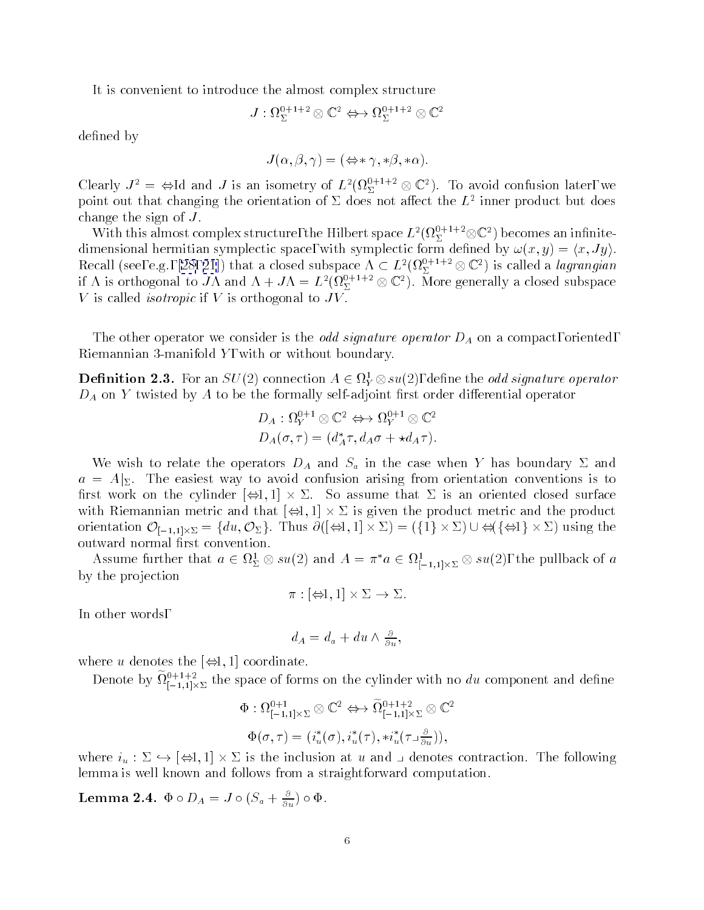It is convenient to introduce the almost complex structure

$$J : \Omega^{0+1+2}_\Sigma \otimes \mathbb{C}^2 \longrightarrow \Omega^{0+1+2}_\Sigma \otimes \mathbb{C}^2$$

defined by

$$J(\alpha, \beta, \gamma) = (-*\gamma, *\beta, *\alpha).$$

Clearly $J^2 = -\mathrm{Id}$ and $J$ is an isometry of $L^2(\Omega^{0+1+2}_\Sigma \otimes \mathbb{C}^2)$. To avoid confusion later, we point out that changing the orientation of $\Sigma$ does not affect the $L^2$ inner product but does change the sign of $J$.

With this almost complex structure, the Hilbert space $L^2(\Omega^{0+1+2}_\Sigma \otimes \mathbb{C}^2)$ becomes an infinite-dimensional hermitian symplectic space, with symplectic form defined by $\omega(x, y) = \langle x, Jy\rangle$. Recall (see, e.g., [28, 21]) that a closed subspace $\Lambda \subset L^2(\Omega^{0+1+2}_\Sigma \otimes \mathbb{C}^2)$ is called a *lagrangian* if $\Lambda$ is orthogonal to $J\Lambda$ and $\Lambda + J\Lambda = L^2(\Omega^{0+1+2}_\Sigma \otimes \mathbb{C}^2)$. More generally a closed subspace $V$ is called *isotropic* if $V$ is orthogonal to $JV$.

The other operator we consider is the *odd signature operator* $D_A$ on a compact, oriented, Riemannian 3-manifold $Y$, with or without boundary.

**Definition 2.3.** For an $SU(2)$ connection $A \in \Omega^1_Y \otimes su(2)$, define the *odd signature operator* $D_A$ on $Y$ twisted by $A$ to be the formally self-adjoint first order differential operator

$$D_A : \Omega^{0+1}_Y \otimes \mathbb{C}^2 \longrightarrow \Omega^{0+1}_Y \otimes \mathbb{C}^2$$
$$D_A(\sigma, \tau) = (d_A^*\tau, d_A\sigma + \star d_A\tau).$$

We wish to relate the operators $D_A$ and $S_a$ in the case when $Y$ has boundary $\Sigma$ and $a = A|_\Sigma$. The easiest way to avoid confusion arising from orientation conventions is to first work on the cylinder $[-1, 1] \times \Sigma$. So assume that $\Sigma$ is an oriented closed surface with Riemannian metric and that $[-1, 1] \times \Sigma$ is given the product metric and the product orientation $\mathcal{O}_{[-1,1]\times\Sigma} = \{du, \mathcal{O}_\Sigma\}$. Thus $\partial([-1, 1] \times \Sigma) = (\{1\} \times \Sigma) \cup -(\{-1\} \times \Sigma)$ using the outward normal first convention.

Assume further that $a \in \Omega^1_\Sigma \otimes su(2)$ and $A = \pi^*a \in \Omega^1_{[-1,1]\times\Sigma} \otimes su(2)$, the pullback of $a$ by the projection

$$\pi : [-1, 1] \times \Sigma \to \Sigma.$$

In other words,

$$d_A = d_a + du \wedge \tfrac{\partial}{\partial u},$$

where $u$ denotes the $[-1, 1]$ coordinate.

Denote by $\widetilde{\Omega}^{0+1+2}_{[-1,1]\times\Sigma}$ the space of forms on the cylinder with no $du$ component and define

$$\Phi : \Omega^{0+1}_{[-1,1]\times\Sigma} \otimes \mathbb{C}^2 \longrightarrow \widetilde{\Omega}^{0+1+2}_{[-1,1]\times\Sigma} \otimes \mathbb{C}^2$$
$$\Phi(\sigma, \tau) = (i_u^*(\sigma), i_u^*(\tau), *i_u^*(\tau \lrcorner \tfrac{\partial}{\partial u})),$$

where $i_u : \Sigma \hookrightarrow [-1, 1] \times \Sigma$ is the inclusion at $u$ and $\lrcorner$ denotes contraction. The following lemma is well known and follows from a straightforward computation.

**Lemma 2.4.** $\Phi \circ D_A = J \circ (S_a + \frac{\partial}{\partial u}) \circ \Phi$.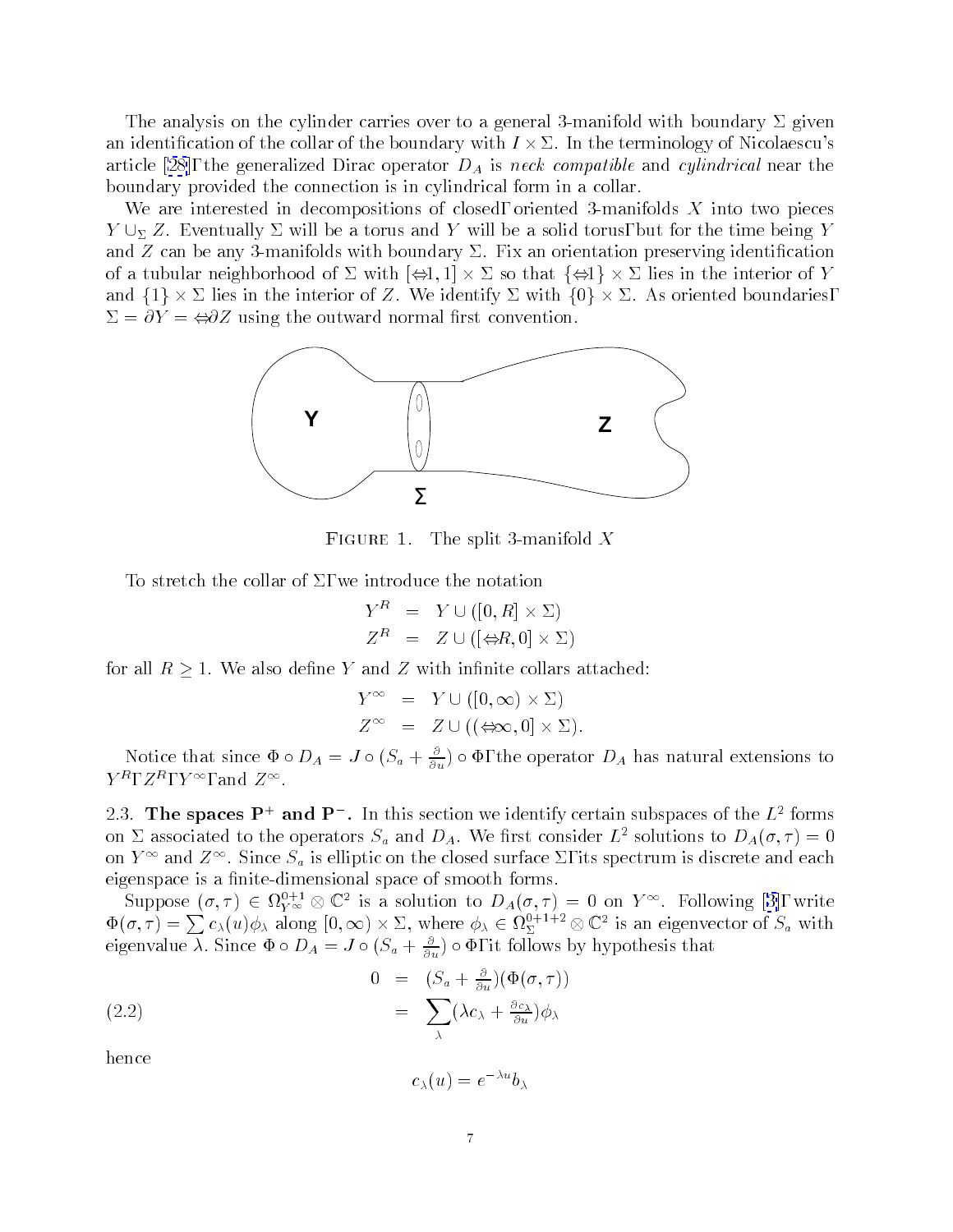The analysis on the cylinder carries over to a general 3-manifold with boundary $\Sigma$ given an identification of the collar of the boundary with $I \times \Sigma$. In the terminology of Nicolaescu's article [28], the generalized Dirac operator $D_A$ is *neck compatible* and *cylindrical* near the boundary provided the connection is in cylindrical form in a collar.

We are interested in decompositions of closed, oriented 3-manifolds $X$ into two pieces $Y \cup_\Sigma Z$. Eventually $\Sigma$ will be a torus and $Y$ will be a solid torus, but for the time being $Y$ and $Z$ can be any 3-manifolds with boundary $\Sigma$. Fix an orientation preserving identification of a tubular neighborhood of $\Sigma$ with $[-1,1] \times \Sigma$ so that $\{-1\} \times \Sigma$ lies in the interior of $Y$ and $\{1\} \times \Sigma$ lies in the interior of $Z$. We identify $\Sigma$ with $\{0\} \times \Sigma$. As oriented boundaries, $\Sigma = \partial Y = -\partial Z$ using the outward normal first convention.

Figure 1. The split 3-manifold $X$

To stretch the collar of $\Sigma$, we introduce the notation

$$
\begin{aligned}
Y^R &= Y \cup ([0,R] \times \Sigma) \\
Z^R &= Z \cup ([-R,0] \times \Sigma)
\end{aligned}
$$

for all $R \geq 1$. We also define $Y$ and $Z$ with infinite collars attached:

$$
\begin{aligned}
Y^\infty &= Y \cup ([0,\infty) \times \Sigma) \\
Z^\infty &= Z \cup ((-\infty,0] \times \Sigma).
\end{aligned}
$$

Notice that since $\Phi \circ D_A = J \circ (S_a + \frac{\partial}{\partial u}) \circ \Phi$, the operator $D_A$ has natural extensions to $Y^R$, $Z^R$, $Y^\infty$, and $Z^\infty$.

2.3. **The spaces $\mathbf{P}^+$ and $\mathbf{P}^-$.** In this section we identify certain subspaces of the $L^2$ forms on $\Sigma$ associated to the operators $S_a$ and $D_A$. We first consider $L^2$ solutions to $D_A(\sigma,\tau) = 0$ on $Y^\infty$ and $Z^\infty$. Since $S_a$ is elliptic on the closed surface $\Sigma$, its spectrum is discrete and each eigenspace is a finite-dimensional space of smooth forms.

Suppose $(\sigma,\tau) \in \Omega^{0+1}_{Y^\infty} \otimes \mathbb{C}^2$ is a solution to $D_A(\sigma,\tau) = 0$ on $Y^\infty$. Following [3], write $\Phi(\sigma,\tau) = \sum c_\lambda(u)\phi_\lambda$ along $[0,\infty) \times \Sigma$, where $\phi_\lambda \in \Omega^{0+1+2}_\Sigma \otimes \mathbb{C}^2$ is an eigenvector of $S_a$ with eigenvalue $\lambda$. Since $\Phi \circ D_A = J \circ (S_a + \frac{\partial}{\partial u}) \circ \Phi$, it follows by hypothesis that

$$
\begin{aligned}
0 &= (S_a + \tfrac{\partial}{\partial u})(\Phi(\sigma,\tau)) \\
&= \sum_\lambda (\lambda c_\lambda + \tfrac{\partial c_\lambda}{\partial u})\phi_\lambda
\end{aligned}
\tag{2.2}
$$

hence

$$
c_\lambda(u) = e^{-\lambda u} b_\lambda
$$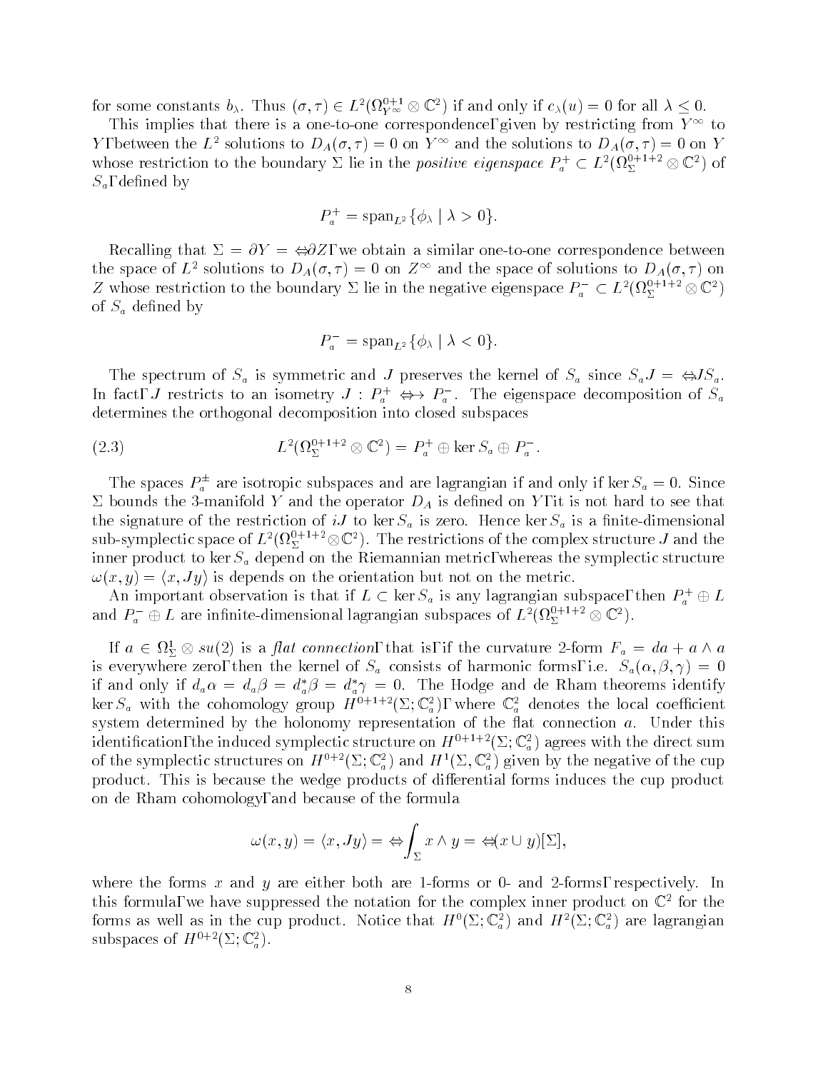for some constants $b_\lambda$. Thus $(\sigma, \tau) \in L^2(\Omega^{0+1}_{Y^\infty} \otimes \mathbb{C}^2)$ if and only if $c_\lambda(u) = 0$ for all $\lambda \leq 0$.

This implies that there is a one-to-one correspondence, given by restricting from $Y^\infty$ to $Y$, between the $L^2$ solutions to $D_A(\sigma, \tau) = 0$ on $Y^\infty$ and the solutions to $D_A(\sigma, \tau) = 0$ on $Y$ whose restriction to the boundary $\Sigma$ lie in the *positive eigenspace* $P^+_a \subset L^2(\Omega^{0+1+2}_\Sigma \otimes \mathbb{C}^2)$ of $S_a$, defined by

$$P^+_a = \operatorname{span}_{L^2} \{\phi_\lambda \mid \lambda > 0\}.$$

Recalling that $\Sigma = \partial Y = -\partial Z$, we obtain a similar one-to-one correspondence between the space of $L^2$ solutions to $D_A(\sigma, \tau) = 0$ on $Z^\infty$ and the space of solutions to $D_A(\sigma, \tau)$ on $Z$ whose restriction to the boundary $\Sigma$ lie in the negative eigenspace $P^-_a \subset L^2(\Omega^{0+1+2}_\Sigma \otimes \mathbb{C}^2)$ of $S_a$ defined by

$$P^-_a = \operatorname{span}_{L^2} \{\phi_\lambda \mid \lambda < 0\}.$$

The spectrum of $S_a$ is symmetric and $J$ preserves the kernel of $S_a$ since $S_a J = -J S_a$. In fact, $J$ restricts to an isometry $J : P^+_a \to P^-_a$. The eigenspace decomposition of $S_a$ determines the orthogonal decomposition into closed subspaces

$$L^2(\Omega^{0+1+2}_\Sigma \otimes \mathbb{C}^2) = P^+_a \oplus \ker S_a \oplus P^-_a. \tag{2.3}$$

The spaces $P^\pm_a$ are isotropic subspaces and are lagrangian if and only if $\ker S_a = 0$. Since $\Sigma$ bounds the 3-manifold $Y$ and the operator $D_A$ is defined on $Y$, it is not hard to see that the signature of the restriction of $iJ$ to $\ker S_a$ is zero. Hence $\ker S_a$ is a finite-dimensional sub-symplectic space of $L^2(\Omega^{0+1+2}_\Sigma \otimes \mathbb{C}^2)$. The restrictions of the complex structure $J$ and the inner product to $\ker S_a$ depend on the Riemannian metric, whereas the symplectic structure $\omega(x, y) = \langle x, Jy \rangle$ is depends on the orientation but not on the metric.

An important observation is that if $L \subset \ker S_a$ is any lagrangian subspace, then $P^+_a \oplus L$ and $P^-_a \oplus L$ are infinite-dimensional lagrangian subspaces of $L^2(\Omega^{0+1+2}_\Sigma \otimes \mathbb{C}^2)$.

If $a \in \Omega^1_\Sigma \otimes su(2)$ is a *flat connection*, that is, if the curvature 2-form $F_a = da + a \wedge a$ is everywhere zero, then the kernel of $S_a$ consists of harmonic forms, i.e. $S_a(\alpha, \beta, \gamma) = 0$ if and only if $d_a \alpha = d_a \beta = d^*_a \beta = d^*_a \gamma = 0$. The Hodge and de Rham theorems identify $\ker S_a$ with the cohomology group $H^{0+1+2}(\Sigma; \mathbb{C}^2_a)$, where $\mathbb{C}^2_a$ denotes the local coefficient system determined by the holonomy representation of the flat connection $a$. Under this identification, the induced symplectic structure on $H^{0+1+2}(\Sigma; \mathbb{C}^2_a)$ agrees with the direct sum of the symplectic structures on $H^{0+2}(\Sigma; \mathbb{C}^2_a)$ and $H^1(\Sigma, \mathbb{C}^2_a)$ given by the negative of the cup product. This is because the wedge products of differential forms induces the cup product on de Rham cohomology, and because of the formula

$$\omega(x, y) = \langle x, Jy \rangle = -\int_\Sigma x \wedge y = -(x \cup y)[\Sigma],$$

where the forms $x$ and $y$ are either both are 1-forms or 0- and 2-forms, respectively. In this formula, we have suppressed the notation for the complex inner product on $\mathbb{C}^2$ for the forms as well as in the cup product. Notice that $H^0(\Sigma; \mathbb{C}^2_a)$ and $H^2(\Sigma; \mathbb{C}^2_a)$ are lagrangian subspaces of $H^{0+2}(\Sigma; \mathbb{C}^2_a)$.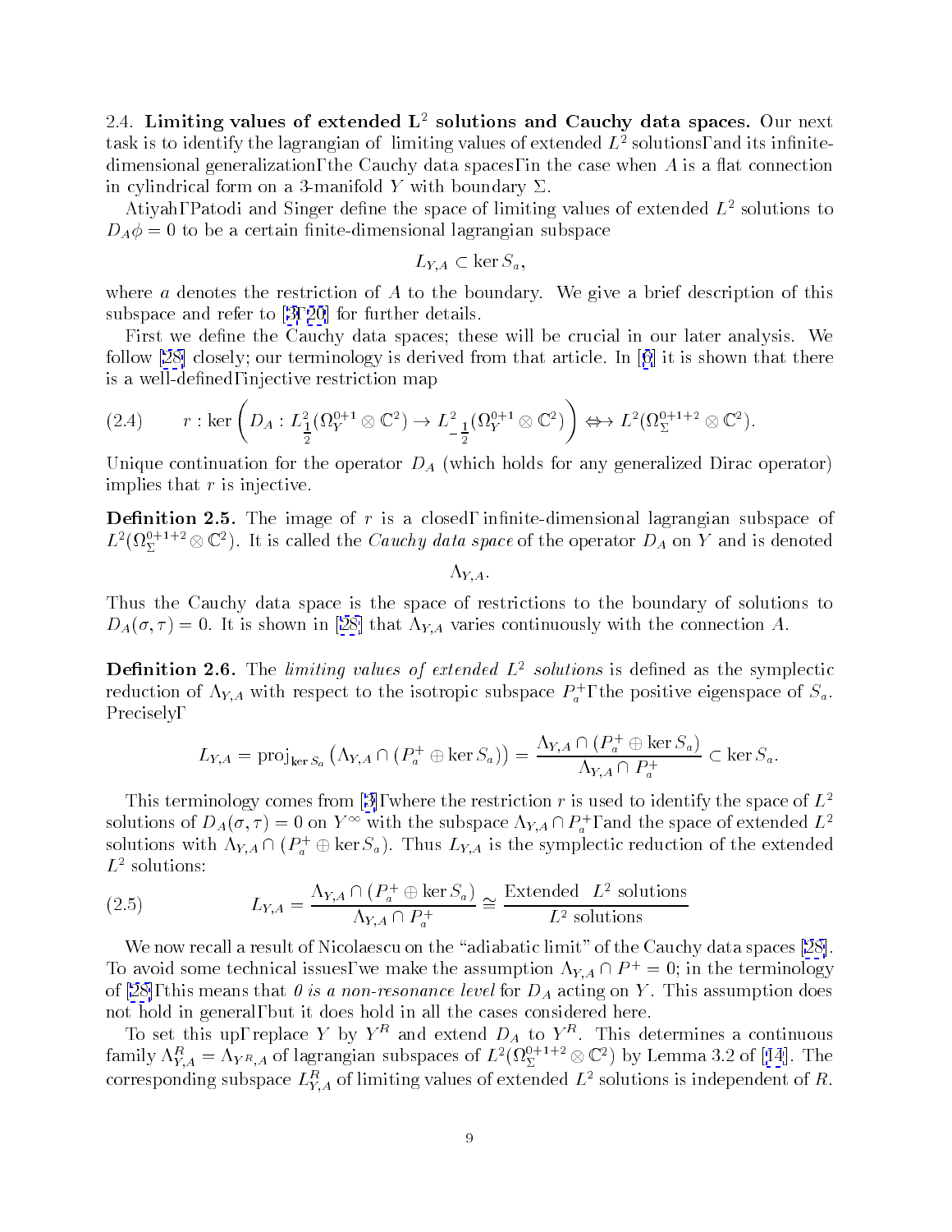2.4. **Limiting values of extended $L^2$ solutions and Cauchy data spaces.** Our next task is to identify the lagrangian of limiting values of extended $L^2$ solutions, and its infinite-dimensional generalization, the Cauchy data spaces, in the case when $A$ is a flat connection in cylindrical form on a 3-manifold $Y$ with boundary $\Sigma$.

Atiyah, Patodi and Singer define the space of limiting values of extended $L^2$ solutions to $D_A\phi = 0$ to be a certain finite-dimensional lagrangian subspace

$$L_{Y,A} \subset \ker S_a,$$

where $a$ denotes the restriction of $A$ to the boundary. We give a brief description of this subspace and refer to [3, 20] for further details.

First we define the Cauchy data spaces; these will be crucial in our later analysis. We follow [28] closely; our terminology is derived from that article. In [6] it is shown that there is a well-defined, injective restriction map

$$r : \ker\left(D_A : L^2_{\frac{1}{2}}(\Omega^{0+1}_Y \otimes \mathbb{C}^2) \to L^2_{-\frac{1}{2}}(\Omega^{0+1}_Y \otimes \mathbb{C}^2)\right) \hookrightarrow L^2(\Omega^{0+1+2}_\Sigma \otimes \mathbb{C}^2). \tag{2.4}$$

Unique continuation for the operator $D_A$ (which holds for any generalized Dirac operator) implies that $r$ is injective.

**Definition 2.5.** The image of $r$ is a closed, infinite-dimensional lagrangian subspace of $L^2(\Omega^{0+1+2}_\Sigma \otimes \mathbb{C}^2)$. It is called the *Cauchy data space* of the operator $D_A$ on $Y$ and is denoted

$$\Lambda_{Y,A}.$$

Thus the Cauchy data space is the space of restrictions to the boundary of solutions to $D_A(\sigma, \tau) = 0$. It is shown in [28] that $\Lambda_{Y,A}$ varies continuously with the connection $A$.

**Definition 2.6.** The *limiting values of extended $L^2$ solutions* is defined as the symplectic reduction of $\Lambda_{Y,A}$ with respect to the isotropic subspace $P^+_a$, the positive eigenspace of $S_a$. Precisely,

$$L_{Y,A} = \mathrm{proj}_{\ker S_a}\left(\Lambda_{Y,A} \cap (P^+_a \oplus \ker S_a)\right) = \frac{\Lambda_{Y,A} \cap (P^+_a \oplus \ker S_a)}{\Lambda_{Y,A} \cap P^+_a} \subset \ker S_a.$$

This terminology comes from [3], where the restriction $r$ is used to identify the space of $L^2$ solutions of $D_A(\sigma, \tau) = 0$ on $Y^\infty$ with the subspace $\Lambda_{Y,A} \cap P^+_a$, and the space of extended $L^2$ solutions with $\Lambda_{Y,A} \cap (P^+_a \oplus \ker S_a)$. Thus $L_{Y,A}$ is the symplectic reduction of the extended $L^2$ solutions:

$$L_{Y,A} = \frac{\Lambda_{Y,A} \cap (P^+_a \oplus \ker S_a)}{\Lambda_{Y,A} \cap P^+_a} \cong \frac{\text{Extended } \ L^2 \text{ solutions}}{L^2 \text{ solutions}} \tag{2.5}$$

We now recall a result of Nicolaescu on the "adiabatic limit" of the Cauchy data spaces [28]. To avoid some technical issues, we make the assumption $\Lambda_{Y,A} \cap P^+ = 0$; in the terminology of [28], this means that *0 is a non-resonance level* for $D_A$ acting on $Y$. This assumption does not hold in general, but it does hold in all the cases considered here.

To set this up, replace $Y$ by $Y^R$ and extend $D_A$ to $Y^R$. This determines a continuous family $\Lambda^R_{Y,A} = \Lambda_{Y^R,A}$ of lagrangian subspaces of $L^2(\Omega^{0+1+2}_\Sigma \otimes \mathbb{C}^2)$ by Lemma 3.2 of [14]. The corresponding subspace $L^R_{Y,A}$ of limiting values of extended $L^2$ solutions is independent of $R$.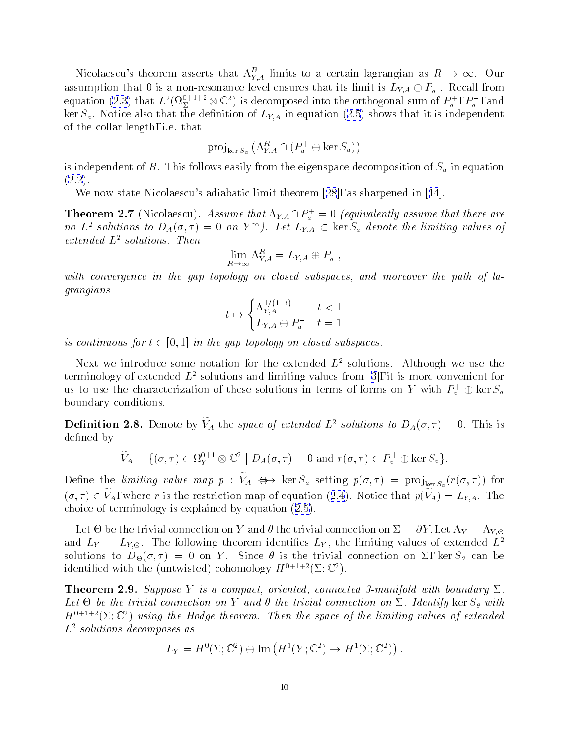Nicolaescu's theorem asserts that $\Lambda^R_{Y,A}$ limits to a certain lagrangian as $R \to \infty$. Our assumption that 0 is a non-resonance level ensures that its limit is $L_{Y,A} \oplus P^-_a$. Recall from equation (2.3) that $L^2(\Omega^{0+1+2}_\Sigma \otimes \mathbb{C}^2)$ is decomposed into the orthogonal sum of $P^+_a$, $P^-_a$, and $\ker S_a$. Notice also that the definition of $L_{Y,A}$ in equation (2.5) shows that it is independent of the collar length, i.e. that

$$\operatorname{proj}_{\ker S_a}\left(\Lambda^R_{Y,A} \cap (P^+_a \oplus \ker S_a)\right)$$

is independent of $R$. This follows easily from the eigenspace decomposition of $S_a$ in equation (2.2).

We now state Nicolaescu's adiabatic limit theorem [28], as sharpened in [14].

**Theorem 2.7** (Nicolaescu)**.** *Assume that $\Lambda_{Y,A} \cap P^+_a = 0$ (equivalently assume that there are no $L^2$ solutions to $D_A(\sigma,\tau) = 0$ on $Y^\infty$). Let $L_{Y,A} \subset \ker S_a$ denote the limiting values of extended $L^2$ solutions. Then*

$$\lim_{R\to\infty} \Lambda^R_{Y,A} = L_{Y,A} \oplus P^-_a,$$

*with convergence in the gap topology on closed subspaces, and moreover the path of lagrangians*

$$t \mapsto \begin{cases} \Lambda^{1/(1-t)}_{Y,A} & t < 1 \\ L_{Y,A} \oplus P^-_a & t = 1 \end{cases}$$

*is continuous for $t \in [0,1]$ in the gap topology on closed subspaces.*

Next we introduce some notation for the extended $L^2$ solutions. Although we use the terminology of extended $L^2$ solutions and limiting values from [3], it is more convenient for us to use the characterization of these solutions in terms of forms on $Y$ with $P^+_a \oplus \ker S_a$ boundary conditions.

**Definition 2.8.** Denote by $\widetilde{V}_A$ the *space of extended $L^2$ solutions to $D_A(\sigma,\tau) = 0$*. This is defined by

$$\widetilde{V}_A = \{(\sigma,\tau) \in \Omega^{0+1}_Y \otimes \mathbb{C}^2 \mid D_A(\sigma,\tau) = 0 \text{ and } r(\sigma,\tau) \in P^+_a \oplus \ker S_a\}.$$

Define the *limiting value map* $p : \widetilde{V}_A \to \ker S_a$ setting $p(\sigma,\tau) = \operatorname{proj}_{\ker S_a}(r(\sigma,\tau))$ for $(\sigma,\tau) \in \widetilde{V}_A$, where $r$ is the restriction map of equation (2.4). Notice that $p(\widetilde{V}_A) = L_{Y,A}$. The choice of terminology is explained by equation (2.5).

Let $\Theta$ be the trivial connection on $Y$ and $\theta$ the trivial connection on $\Sigma = \partial Y$. Let $\Lambda_Y = \Lambda_{Y,\Theta}$ and $L_Y = L_{Y,\Theta}$. The following theorem identifies $L_Y$, the limiting values of extended $L^2$ solutions to $D_\Theta(\sigma,\tau) = 0$ on $Y$. Since $\theta$ is the trivial connection on $\Sigma$, $\ker S_\theta$ can be identified with the (untwisted) cohomology $H^{0+1+2}(\Sigma;\mathbb{C}^2)$.

**Theorem 2.9.** *Suppose $Y$ is a compact, oriented, connected 3-manifold with boundary $\Sigma$. Let $\Theta$ be the trivial connection on $Y$ and $\theta$ the trivial connection on $\Sigma$. Identify $\ker S_\theta$ with $H^{0+1+2}(\Sigma;\mathbb{C}^2)$ using the Hodge theorem. Then the space of the limiting values of extended $L^2$ solutions decomposes as*

$$L_Y = H^0(\Sigma;\mathbb{C}^2) \oplus \operatorname{Im}\left(H^1(Y;\mathbb{C}^2) \to H^1(\Sigma;\mathbb{C}^2)\right).$$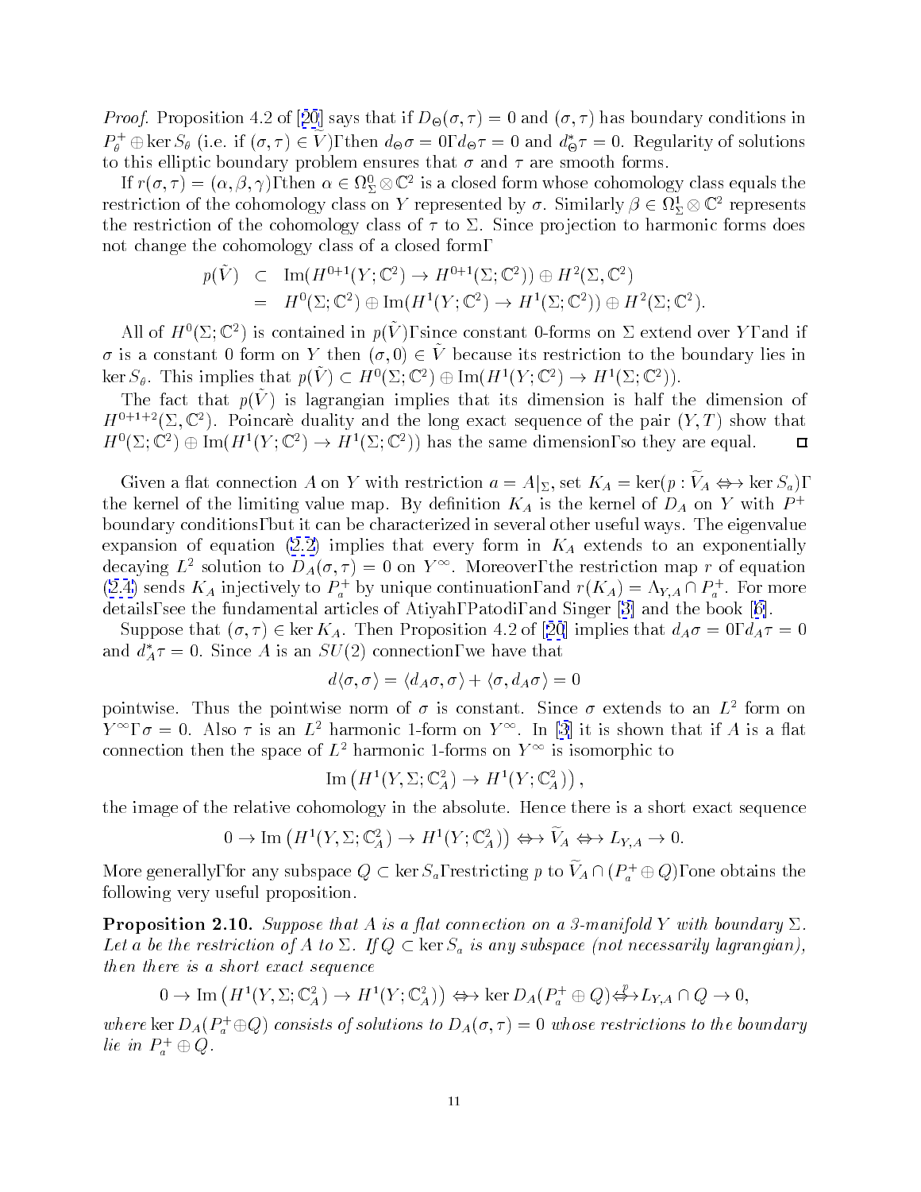*Proof.* Proposition 4.2 of [20] says that if $D_\Theta(\sigma,\tau)=0$ and $(\sigma,\tau)$ has boundary conditions in $P^+_\theta \oplus \ker S_\theta$ (i.e. if $(\sigma,\tau)\in \tilde V$), then $d_\Theta \sigma = 0$, $d_\Theta\tau=0$ and $d^*_\Theta \tau = 0$. Regularity of solutions to this elliptic boundary problem ensures that $\sigma$ and $\tau$ are smooth forms.

If $r(\sigma,\tau)=(\alpha,\beta,\gamma)$, then $\alpha\in\Omega^0_\Sigma\otimes\mathbb{C}^2$ is a closed form whose cohomology class equals the restriction of the cohomology class on $Y$ represented by $\sigma$. Similarly $\beta\in\Omega^1_\Sigma\otimes\mathbb{C}^2$ represents the restriction of the cohomology class of $\tau$ to $\Sigma$. Since projection to harmonic forms does not change the cohomology class of a closed form,

$$
\begin{aligned}
p(\tilde V) &\subset \operatorname{Im}(H^{0+1}(Y;\mathbb{C}^2)\to H^{0+1}(\Sigma;\mathbb{C}^2))\oplus H^2(\Sigma,\mathbb{C}^2)\\
&= H^0(\Sigma;\mathbb{C}^2)\oplus \operatorname{Im}(H^1(Y;\mathbb{C}^2)\to H^1(\Sigma;\mathbb{C}^2))\oplus H^2(\Sigma;\mathbb{C}^2).
\end{aligned}
$$

All of $H^0(\Sigma;\mathbb{C}^2)$ is contained in $p(\tilde V)$, since constant 0-forms on $\Sigma$ extend over $Y$, and if $\sigma$ is a constant 0 form on $Y$ then $(\sigma,0)\in\tilde V$ because its restriction to the boundary lies in $\ker S_\theta$. This implies that $p(\tilde V)\subset H^0(\Sigma;\mathbb{C}^2)\oplus \operatorname{Im}(H^1(Y;\mathbb{C}^2)\to H^1(\Sigma;\mathbb{C}^2))$.

The fact that $p(\tilde V)$ is lagrangian implies that its dimension is half the dimension of $H^{0+1+2}(\Sigma,\mathbb{C}^2)$. Poincarè duality and the long exact sequence of the pair $(Y,T)$ show that $H^0(\Sigma;\mathbb{C}^2)\oplus\operatorname{Im}(H^1(Y;\mathbb{C}^2)\to H^1(\Sigma;\mathbb{C}^2))$ has the same dimension, so they are equal. ◻

Given a flat connection $A$ on $Y$ with restriction $a=A|_\Sigma$, set $K_A=\ker(p:\widetilde V_A \to \ker S_a)$, the kernel of the limiting value map. By definition $K_A$ is the kernel of $D_A$ on $Y$ with $P^+$ boundary conditions, but it can be characterized in several other useful ways. The eigenvalue expansion of equation (2.2) implies that every form in $K_A$ extends to an exponentially decaying $L^2$ solution to $D_A(\sigma,\tau)=0$ on $Y^\infty$. Moreover, the restriction map $r$ of equation (2.4) sends $K_A$ injectively to $P^+_a$ by unique continuation, and $r(K_A)=\Lambda_{Y,A}\cap P^+_a$. For more details, see the fundamental articles of Atiyah, Patodi, and Singer [3] and the book [6].

Suppose that $(\sigma,\tau)\in\ker K_A$. Then Proposition 4.2 of [20] implies that $d_A\sigma=0$, $d_A\tau=0$ and $d_A^*\tau=0$. Since $A$ is an $SU(2)$ connection, we have that

$$
d\langle\sigma,\sigma\rangle = \langle d_A\sigma,\sigma\rangle + \langle\sigma,d_A\sigma\rangle = 0
$$

pointwise. Thus the pointwise norm of $\sigma$ is constant. Since $\sigma$ extends to an $L^2$ form on $Y^\infty$, $\sigma=0$. Also $\tau$ is an $L^2$ harmonic 1-form on $Y^\infty$. In [3] it is shown that if $A$ is a flat connection then the space of $L^2$ harmonic 1-forms on $Y^\infty$ is isomorphic to

$$
\operatorname{Im}\left(H^1(Y,\Sigma;\mathbb{C}^2_A)\to H^1(Y;\mathbb{C}^2_A)\right),
$$

the image of the relative cohomology in the absolute. Hence there is a short exact sequence

$$
0\to \operatorname{Im}\left(H^1(Y,\Sigma;\mathbb{C}^2_A)\to H^1(Y;\mathbb{C}^2_A)\right)\to \widetilde V_A \to L_{Y,A}\to 0.
$$

More generally, for any subspace $Q\subset\ker S_a$, restricting $p$ to $\widetilde V_A\cap(P^+_a\oplus Q)$, one obtains the following very useful proposition.

**Proposition 2.10.** *Suppose that $A$ is a flat connection on a 3-manifold $Y$ with boundary $\Sigma$. Let $a$ be the restriction of $A$ to $\Sigma$. If $Q\subset\ker S_a$ is any subspace (not necessarily lagrangian), then there is a short exact sequence*

$$
0\to \operatorname{Im}\left(H^1(Y,\Sigma;\mathbb{C}^2_A)\to H^1(Y;\mathbb{C}^2_A)\right)\to \ker D_A(P^+_a\oplus Q)\xrightarrow{p} L_{Y,A}\cap Q\to 0,
$$

*where $\ker D_A(P^+_a\oplus Q)$ consists of solutions to $D_A(\sigma,\tau)=0$ whose restrictions to the boundary lie in $P^+_a\oplus Q$.*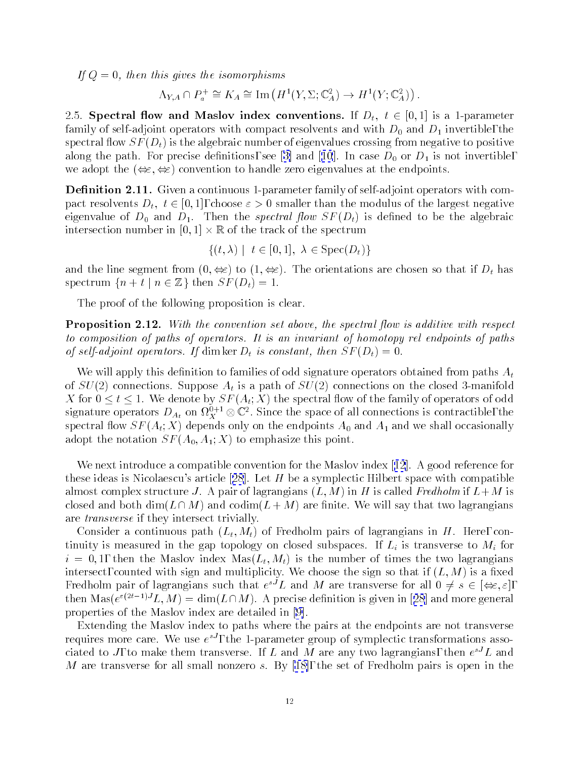*If $Q = 0$, then this gives the isomorphisms*

$$\Lambda_{Y,A} \cap P_a^+ \cong K_A \cong \operatorname{Im}\left(H^1(Y,\Sigma;\mathbb{C}_A^2) \to H^1(Y;\mathbb{C}_A^2)\right).$$

2.5. **Spectral flow and Maslov index conventions.** If $D_t$, $t \in [0,1]$ is a 1-parameter family of self-adjoint operators with compact resolvents and with $D_0$ and $D_1$ invertible, the spectral flow $SF(D_t)$ is the algebraic number of eigenvalues crossing from negative to positive along the path. For precise definitions, see [3] and [10]. In case $D_0$ or $D_1$ is not invertible, we adopt the $(-\varepsilon, -\varepsilon)$ convention to handle zero eigenvalues at the endpoints.

**Definition 2.11.** Given a continuous 1-parameter family of self-adjoint operators with compact resolvents $D_t$, $t \in [0,1]$, choose $\varepsilon > 0$ smaller than the modulus of the largest negative eigenvalue of $D_0$ and $D_1$. Then the *spectral flow* $SF(D_t)$ is defined to be the algebraic intersection number in $[0,1] \times \mathbb{R}$ of the track of the spectrum

$$\{(t,\lambda) \mid t \in [0,1],\ \lambda \in \operatorname{Spec}(D_t)\}$$

and the line segment from $(0,-\varepsilon)$ to $(1,-\varepsilon)$. The orientations are chosen so that if $D_t$ has spectrum $\{n + t \mid n \in \mathbb{Z}\}$ then $SF(D_t) = 1$.

The proof of the following proposition is clear.

**Proposition 2.12.** *With the convention set above, the spectral flow is additive with respect to composition of paths of operators. It is an invariant of homotopy rel endpoints of paths of self-adjoint operators. If* $\dim\ker D_t$ *is constant, then* $SF(D_t) = 0$.

We will apply this definition to families of odd signature operators obtained from paths $A_t$ of $SU(2)$ connections. Suppose $A_t$ is a path of $SU(2)$ connections on the closed 3-manifold $X$ for $0 \leq t \leq 1$. We denote by $SF(A_t;X)$ the spectral flow of the family of operators of odd signature operators $D_{A_t}$ on $\Omega_X^{0+1} \otimes \mathbb{C}^2$. Since the space of all connections is contractible, the spectral flow $SF(A_t;X)$ depends only on the endpoints $A_0$ and $A_1$ and we shall occasionally adopt the notation $SF(A_0,A_1;X)$ to emphasize this point.

We next introduce a compatible convention for the Maslov index [12]. A good reference for these ideas is Nicolaescu's article [28]. Let $H$ be a symplectic Hilbert space with compatible almost complex structure $J$. A pair of lagrangians $(L,M)$ in $H$ is called *Fredholm* if $L+M$ is closed and both $\dim(L\cap M)$ and $\operatorname{codim}(L+M)$ are finite. We will say that two lagrangians are *transverse* if they intersect trivially.

Consider a continuous path $(L_t, M_t)$ of Fredholm pairs of lagrangians in $H$. Here, continuity is measured in the gap topology on closed subspaces. If $L_i$ is transverse to $M_i$ for $i = 0,1$, then the Maslov index $\operatorname{Mas}(L_t,M_t)$ is the number of times the two lagrangians intersect, counted with sign and multiplicity. We choose the sign so that if $(L,M)$ is a fixed Fredholm pair of lagrangians such that $e^{sJ}L$ and $M$ are transverse for all $0 \neq s \in [-\varepsilon,\varepsilon]$, then $\operatorname{Mas}(e^{\varepsilon(2t-1)J}L, M) = \dim(L\cap M)$. A precise definition is given in [28] and more general properties of the Maslov index are detailed in [9].

Extending the Maslov index to paths where the pairs at the endpoints are not transverse requires more care. We use $e^{sJ}$, the 1-parameter group of symplectic transformations associated to $J$, to make them transverse. If $L$ and $M$ are any two lagrangians, then $e^{sJ}L$ and $M$ are transverse for all small nonzero $s$. By [18], the set of Fredholm pairs is open in the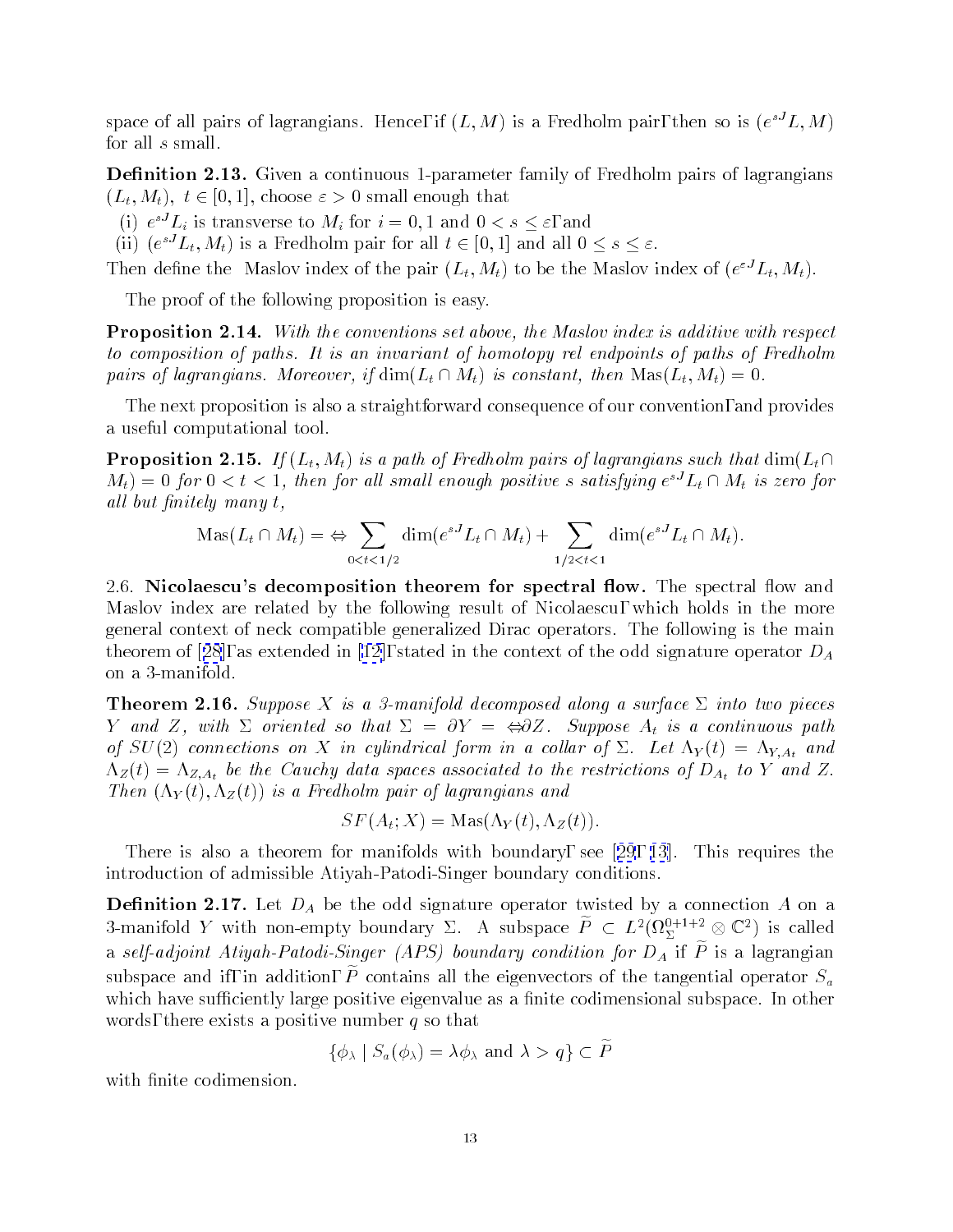space of all pairs of lagrangians. Hence, if $(L, M)$ is a Fredholm pair, then so is $(e^{sJ}L, M)$ for all $s$ small.

**Definition 2.13.** Given a continuous 1-parameter family of Fredholm pairs of lagrangians $(L_t, M_t)$, $t \in [0,1]$, choose $\varepsilon > 0$ small enough that

(i) $e^{sJ}L_i$ is transverse to $M_i$ for $i = 0, 1$ and $0 < s \leq \varepsilon$, and
(ii) $(e^{sJ}L_t, M_t)$ is a Fredholm pair for all $t \in [0,1]$ and all $0 \leq s \leq \varepsilon$.

Then define the Maslov index of the pair $(L_t, M_t)$ to be the Maslov index of $(e^{\varepsilon J}L_t, M_t)$.

The proof of the following proposition is easy.

**Proposition 2.14.** *With the conventions set above, the Maslov index is additive with respect to composition of paths. It is an invariant of homotopy rel endpoints of paths of Fredholm pairs of lagrangians. Moreover, if* $\dim(L_t \cap M_t)$ *is constant, then* $\operatorname{Mas}(L_t, M_t) = 0$.

The next proposition is also a straightforward consequence of our convention, and provides a useful computational tool.

**Proposition 2.15.** *If* $(L_t, M_t)$ *is a path of Fredholm pairs of lagrangians such that* $\dim(L_t \cap M_t) = 0$ *for* $0 < t < 1$, *then for all small enough positive* $s$ *satisfying* $e^{sJ}L_t \cap M_t$ *is zero for all but finitely many* $t$,

$$\operatorname{Mas}(L_t \cap M_t) = -\sum_{0<t<1/2} \dim(e^{sJ}L_t \cap M_t) + \sum_{1/2<t<1} \dim(e^{sJ}L_t \cap M_t).$$

2.6. **Nicolaescu's decomposition theorem for spectral flow.** The spectral flow and Maslov index are related by the following result of Nicolaescu, which holds in the more general context of neck compatible generalized Dirac operators. The following is the main theorem of [28], as extended in [12], stated in the context of the odd signature operator $D_A$ on a 3-manifold.

**Theorem 2.16.** *Suppose* $X$ *is a 3-manifold decomposed along a surface* $\Sigma$ *into two pieces* $Y$ *and* $Z$, *with* $\Sigma$ *oriented so that* $\Sigma = \partial Y = -\partial Z$. *Suppose* $A_t$ *is a continuous path of* $SU(2)$ *connections on* $X$ *in cylindrical form in a collar of* $\Sigma$. *Let* $\Lambda_Y(t) = \Lambda_{Y,A_t}$ *and* $\Lambda_Z(t) = \Lambda_{Z,A_t}$ *be the Cauchy data spaces associated to the restrictions of* $D_{A_t}$ *to* $Y$ *and* $Z$. *Then* $(\Lambda_Y(t), \Lambda_Z(t))$ *is a Fredholm pair of lagrangians and*

$$SF(A_t; X) = \operatorname{Mas}(\Lambda_Y(t), \Lambda_Z(t)).$$

There is also a theorem for manifolds with boundary, see [29, 13]. This requires the introduction of admissible Atiyah-Patodi-Singer boundary conditions.

**Definition 2.17.** Let $D_A$ be the odd signature operator twisted by a connection $A$ on a 3-manifold $Y$ with non-empty boundary $\Sigma$. A subspace $\widetilde{P} \subset L^2(\Omega^{0+1+2}_\Sigma \otimes \mathbb{C}^2)$ is called a *self-adjoint Atiyah-Patodi-Singer (APS) boundary condition for* $D_A$ if $\widetilde{P}$ is a lagrangian subspace and if, in addition, $\widetilde{P}$ contains all the eigenvectors of the tangential operator $S_a$ which have sufficiently large positive eigenvalue as a finite codimensional subspace. In other words, there exists a positive number $q$ so that

$$\{\phi_\lambda \mid S_a(\phi_\lambda) = \lambda\phi_\lambda \text{ and } \lambda > q\} \subset \widetilde{P}$$

with finite codimension.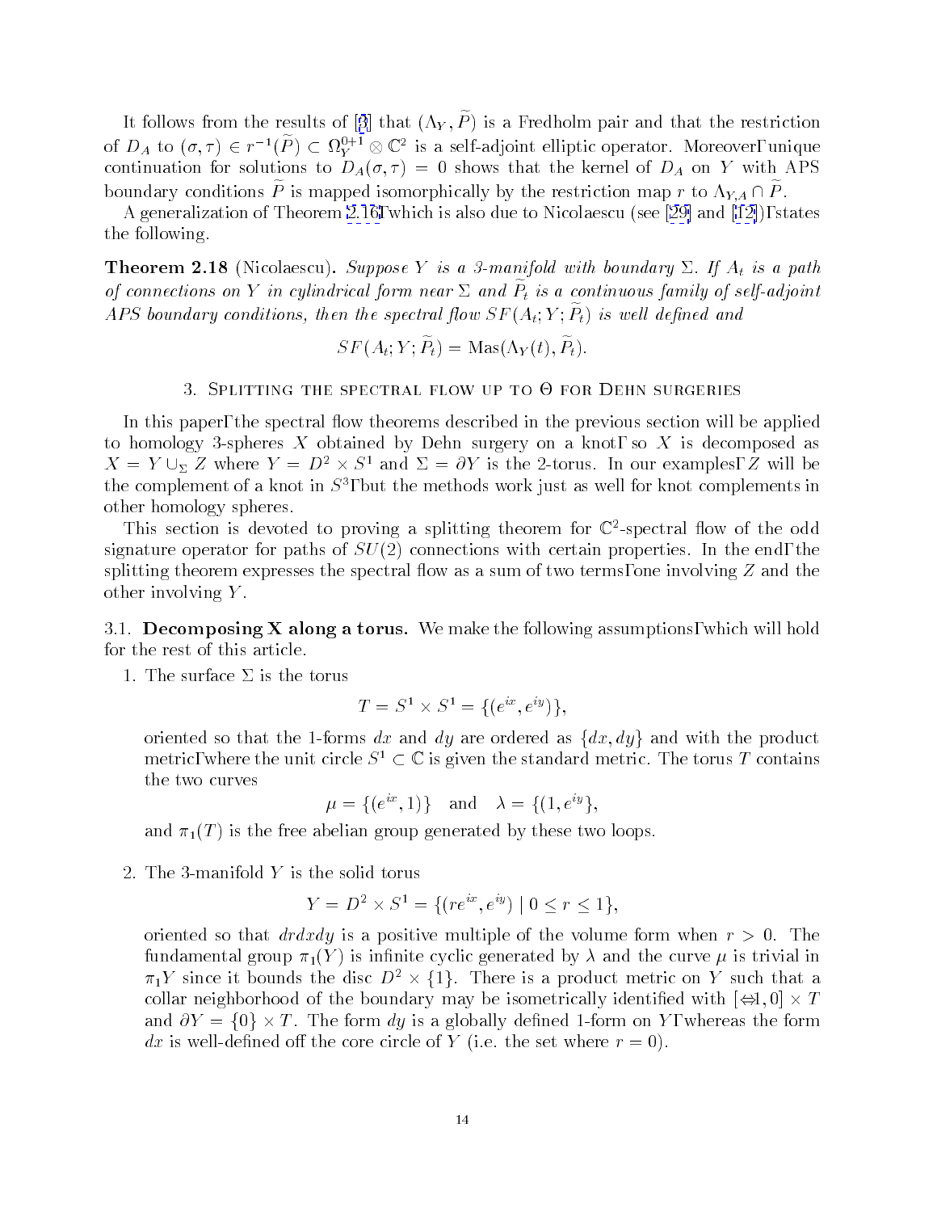It follows from the results of [3] that $(\Lambda_Y, \widetilde{P})$ is a Fredholm pair and that the restriction of $D_A$ to $(\sigma,\tau) \in r^{-1}(\widetilde{P}) \subset \Omega_Y^{0+1} \otimes \mathbb{C}^2$ is a self-adjoint elliptic operator. Moreover, unique continuation for solutions to $D_A(\sigma,\tau) = 0$ shows that the kernel of $D_A$ on $Y$ with APS boundary conditions $\widetilde{P}$ is mapped isomorphically by the restriction map $r$ to $\Lambda_{Y,A} \cap \widetilde{P}$.

A generalization of Theorem 2.16, which is also due to Nicolaescu (see [29] and [12]), states the following.

**Theorem 2.18** (Nicolaescu). *Suppose $Y$ is a 3-manifold with boundary $\Sigma$. If $A_t$ is a path of connections on $Y$ in cylindrical form near $\Sigma$ and $\widetilde{P}_t$ is a continuous family of self-adjoint APS boundary conditions, then the spectral flow $SF(A_t; Y; \widetilde{P}_t)$ is well defined and*

$$SF(A_t; Y; \widetilde{P}_t) = \operatorname{Mas}(\Lambda_Y(t), \widetilde{P}_t).$$

## 3. Splitting the spectral flow up to Θ for Dehn surgeries

In this paper, the spectral flow theorems described in the previous section will be applied to homology 3-spheres $X$ obtained by Dehn surgery on a knot, so $X$ is decomposed as $X = Y \cup_\Sigma Z$ where $Y = D^2 \times S^1$ and $\Sigma = \partial Y$ is the 2-torus. In our examples, $Z$ will be the complement of a knot in $S^3$, but the methods work just as well for knot complements in other homology spheres.

This section is devoted to proving a splitting theorem for $\mathbb{C}^2$-spectral flow of the odd signature operator for paths of $SU(2)$ connections with certain properties. In the end, the splitting theorem expresses the spectral flow as a sum of two terms, one involving $Z$ and the other involving $Y$.

### 3.1. Decomposing X along a torus.

We make the following assumptions, which will hold for the rest of this article.

1. The surface $\Sigma$ is the torus

$$T = S^1 \times S^1 = \{(e^{ix}, e^{iy})\},$$

oriented so that the 1-forms $dx$ and $dy$ are ordered as $\{dx, dy\}$ and with the product metric, where the unit circle $S^1 \subset \mathbb{C}$ is given the standard metric. The torus $T$ contains the two curves

$$\mu = \{(e^{ix}, 1)\} \quad \text{and} \quad \lambda = \{(1, e^{iy}\},$$

and $\pi_1(T)$ is the free abelian group generated by these two loops.

2. The 3-manifold $Y$ is the solid torus

$$Y = D^2 \times S^1 = \{(re^{ix}, e^{iy}) \mid 0 \le r \le 1\},$$

oriented so that $dr dx dy$ is a positive multiple of the volume form when $r > 0$. The fundamental group $\pi_1(Y)$ is infinite cyclic generated by $\lambda$ and the curve $\mu$ is trivial in $\pi_1 Y$ since it bounds the disc $D^2 \times \{1\}$. There is a product metric on $Y$ such that a collar neighborhood of the boundary may be isometrically identified with $[-1, 0] \times T$ and $\partial Y = \{0\} \times T$. The form $dy$ is a globally defined 1-form on $Y$, whereas the form $dx$ is well-defined off the core circle of $Y$ (i.e. the set where $r = 0$).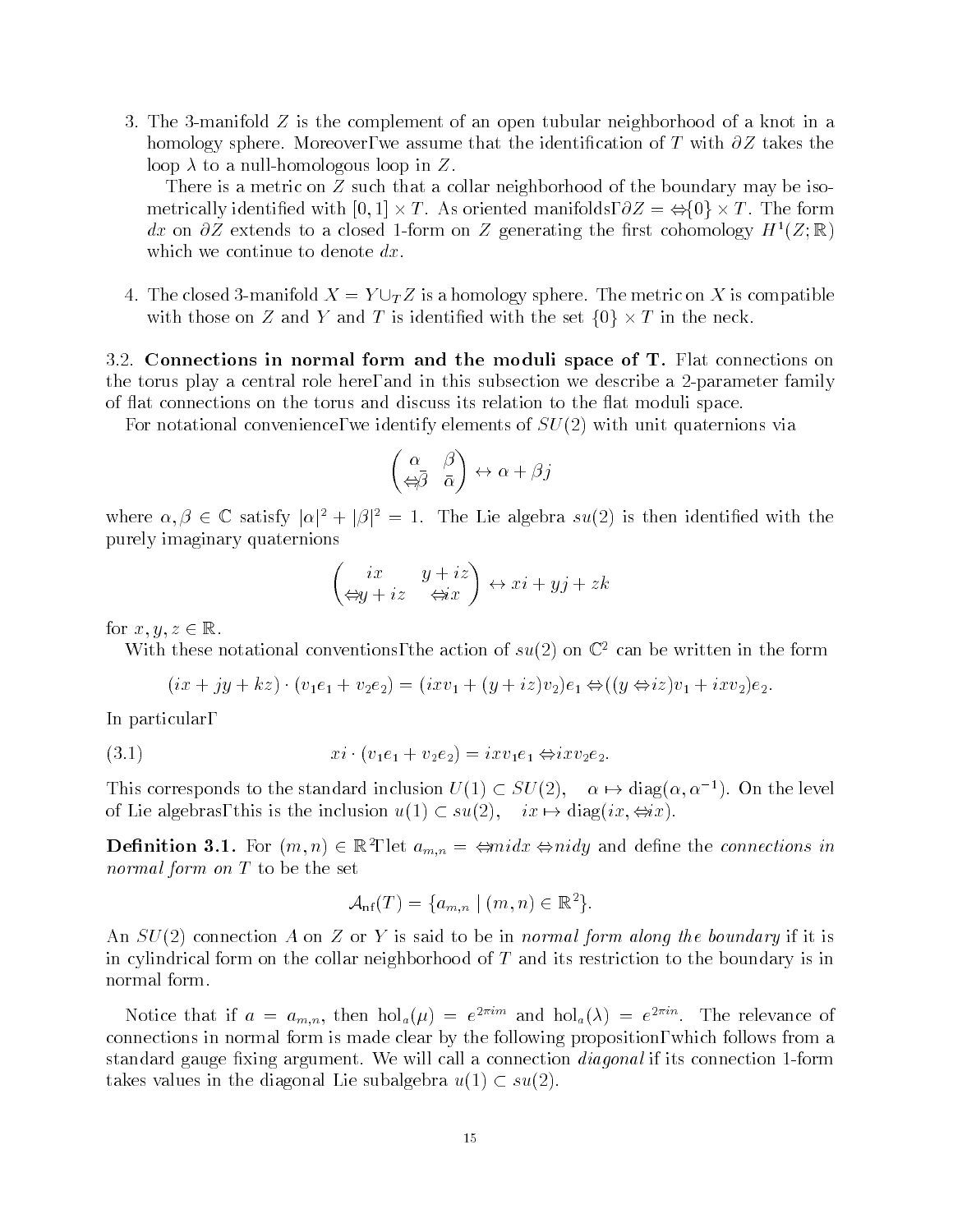3. The 3-manifold $Z$ is the complement of an open tubular neighborhood of a knot in a homology sphere. Moreover, we assume that the identification of $T$ with $\partial Z$ takes the loop $\lambda$ to a null-homologous loop in $Z$.

   There is a metric on $Z$ such that a collar neighborhood of the boundary may be isometrically identified with $[0,1] \times T$. As oriented manifolds, $\partial Z = -\{0\} \times T$. The form $dx$ on $\partial Z$ extends to a closed 1-form on $Z$ generating the first cohomology $H^1(Z;\mathbb{R})$ which we continue to denote $dx$.

4. The closed 3-manifold $X = Y \cup_T Z$ is a homology sphere. The metric on $X$ is compatible with those on $Z$ and $Y$ and $T$ is identified with the set $\{0\} \times T$ in the neck.

3.2. **Connections in normal form and the moduli space of T.** Flat connections on the torus play a central role here, and in this subsection we describe a 2-parameter family of flat connections on the torus and discuss its relation to the flat moduli space.

For notational convenience, we identify elements of $SU(2)$ with unit quaternions via

$$\begin{pmatrix} \alpha & \beta \\ -\bar{\beta} & \bar{\alpha} \end{pmatrix} \leftrightarrow \alpha + \beta j$$

where $\alpha, \beta \in \mathbb{C}$ satisfy $|\alpha|^2 + |\beta|^2 = 1$. The Lie algebra $su(2)$ is then identified with the purely imaginary quaternions

$$\begin{pmatrix} ix & y+iz \\ -y+iz & -ix \end{pmatrix} \leftrightarrow xi + yj + zk$$

for $x, y, z \in \mathbb{R}$.

With these notational conventions, the action of $su(2)$ on $\mathbb{C}^2$ can be written in the form

$$(ix + jy + kz) \cdot (v_1 e_1 + v_2 e_2) = (ixv_1 + (y+iz)v_2)e_1 - ((y-iz)v_1 + ixv_2)e_2.$$

In particular,

$$xi \cdot (v_1 e_1 + v_2 e_2) = ixv_1 e_1 - ixv_2 e_2. \tag{3.1}$$

This corresponds to the standard inclusion $U(1) \subset SU(2)$, $\quad \alpha \mapsto \text{diag}(\alpha, \alpha^{-1})$. On the level of Lie algebras, this is the inclusion $u(1) \subset su(2)$, $\quad ix \mapsto \text{diag}(ix, -ix)$.

**Definition 3.1.** For $(m,n) \in \mathbb{R}^2$, let $a_{m,n} = -midx - nidy$ and define the *connections in normal form on* $T$ to be the set

$$\mathcal{A}_{\text{nf}}(T) = \{a_{m,n} \mid (m,n) \in \mathbb{R}^2\}.$$

An $SU(2)$ connection $A$ on $Z$ or $Y$ is said to be in *normal form along the boundary* if it is in cylindrical form on the collar neighborhood of $T$ and its restriction to the boundary is in normal form.

Notice that if $a = a_{m,n}$, then $\text{hol}_a(\mu) = e^{2\pi i m}$ and $\text{hol}_a(\lambda) = e^{2\pi i n}$. The relevance of connections in normal form is made clear by the following proposition, which follows from a standard gauge fixing argument. We will call a connection *diagonal* if its connection 1-form takes values in the diagonal Lie subalgebra $u(1) \subset su(2)$.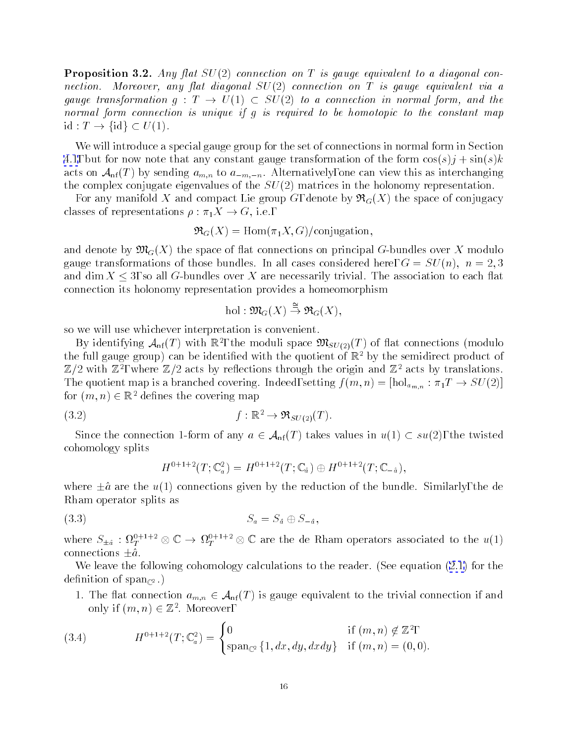**Proposition 3.2.** *Any flat $SU(2)$ connection on $T$ is gauge equivalent to a diagonal connection. Moreover, any flat diagonal $SU(2)$ connection on $T$ is gauge equivalent via a gauge transformation $g : T \to U(1) \subset SU(2)$ to a connection in normal form, and the normal form connection is unique if $g$ is required to be homotopic to the constant map $\mathrm{id} : T \to \{\mathrm{id}\} \subset U(1)$.*

We will introduce a special gauge group for the set of connections in normal form in Section 4.1, but for now note that any constant gauge transformation of the form $\cos(s)j + \sin(s)k$ acts on $\mathcal{A}_{\mathrm{nf}}(T)$ by sending $a_{m,n}$ to $a_{-m,-n}$. Alternatively, one can view this as interchanging the complex conjugate eigenvalues of the $SU(2)$ matrices in the holonomy representation.

For any manifold $X$ and compact Lie group $G$, denote by $\mathfrak{R}_G(X)$ the space of conjugacy classes of representations $\rho : \pi_1 X \to G$, i.e.,

$$\mathfrak{R}_G(X) = \mathrm{Hom}(\pi_1 X, G)/\text{conjugation},$$

and denote by $\mathfrak{M}_G(X)$ the space of flat connections on principal $G$-bundles over $X$ modulo gauge transformations of those bundles. In all cases considered here, $G = SU(n)$, $n = 2, 3$ and $\dim X \leq 3$, so all $G$-bundles over $X$ are necessarily trivial. The association to each flat connection its holonomy representation provides a homeomorphism

$$\mathrm{hol} : \mathfrak{M}_G(X) \xrightarrow{\cong} \mathfrak{R}_G(X),$$

so we will use whichever interpretation is convenient.

By identifying $\mathcal{A}_{\mathrm{nf}}(T)$ with $\mathbb{R}^2$, the moduli space $\mathfrak{M}_{SU(2)}(T)$ of flat connections (modulo the full gauge group) can be identified with the quotient of $\mathbb{R}^2$ by the semidirect product of $\mathbb{Z}/2$ with $\mathbb{Z}^2$, where $\mathbb{Z}/2$ acts by reflections through the origin and $\mathbb{Z}^2$ acts by translations. The quotient map is a branched covering. Indeed, setting $f(m,n) = [\mathrm{hol}_{a_{m,n}} : \pi_1 T \to SU(2)]$ for $(m,n) \in \mathbb{R}^2$ defines the covering map

$$f : \mathbb{R}^2 \to \mathfrak{R}_{SU(2)}(T). \tag{3.2}$$

Since the connection 1-form of any $a \in \mathcal{A}_{\mathrm{nf}}(T)$ takes values in $u(1) \subset su(2)$, the twisted cohomology splits

$$H^{0+1+2}(T; \mathbb{C}^2_a) = H^{0+1+2}(T; \mathbb{C}_{\hat{a}}) \oplus H^{0+1+2}(T; \mathbb{C}_{-\hat{a}}),$$

where $\pm\hat{a}$ are the $u(1)$ connections given by the reduction of the bundle. Similarly, the de Rham operator splits as

$$S_a = S_{\hat{a}} \oplus S_{-\hat{a}}, \tag{3.3}$$

where $S_{\pm\hat{a}} : \Omega_T^{0+1+2} \otimes \mathbb{C} \to \Omega_T^{0+1+2} \otimes \mathbb{C}$ are the de Rham operators associated to the $u(1)$ connections $\pm\hat{a}$.

We leave the following cohomology calculations to the reader. (See equation (2.1) for the definition of $\mathrm{span}_{\mathbb{C}^2}$.)

1. The flat connection $a_{m,n} \in \mathcal{A}_{\mathrm{nf}}(T)$ is gauge equivalent to the trivial connection if and only if $(m,n) \in \mathbb{Z}^2$. Moreover,

$$H^{0+1+2}(T; \mathbb{C}^2_a) = \begin{cases} 0 & \text{if } (m,n) \notin \mathbb{Z}^2, \\ \mathrm{span}_{\mathbb{C}^2}\{1, dx, dy, dxdy\} & \text{if } (m,n) = (0,0). \end{cases} \tag{3.4}$$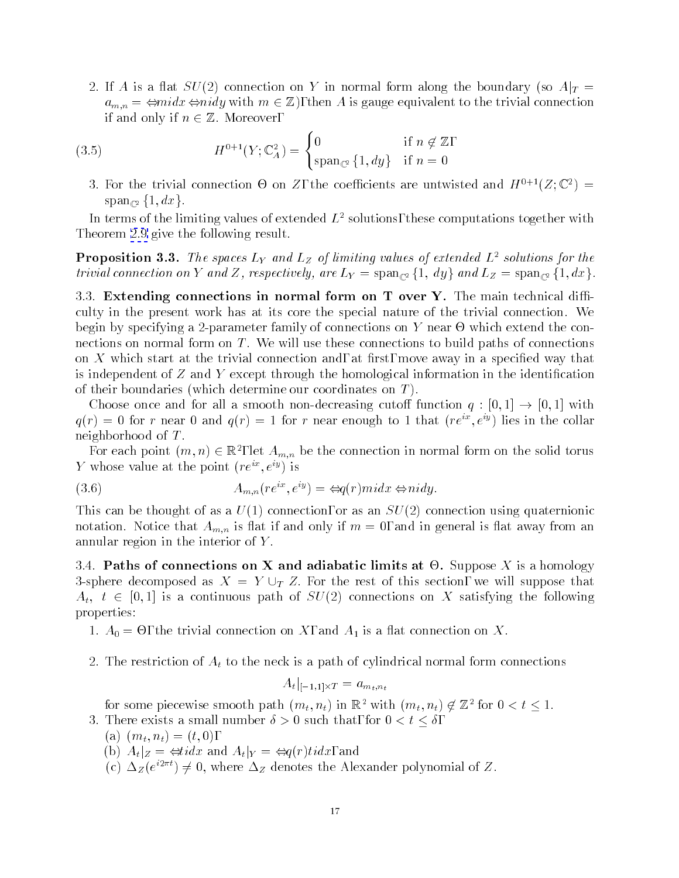2. If $A$ is a flat $SU(2)$ connection on $Y$ in normal form along the boundary (so $A|_T = a_{m,n} = -midx - nidy$ with $m \in \mathbb{Z}$), then $A$ is gauge equivalent to the trivial connection if and only if $n \in \mathbb{Z}$. Moreover,

$$H^{0+1}(Y; \mathbb{C}^2_A) = \begin{cases} 0 & \text{if } n \notin \mathbb{Z}, \\ \text{span}_{\mathbb{C}^2}\{1, dy\} & \text{if } n = 0 \end{cases} \tag{3.5}$$

3. For the trivial connection $\Theta$ on $Z$, the coefficients are untwisted and $H^{0+1}(Z; \mathbb{C}^2) = \text{span}_{\mathbb{C}^2}\{1, dx\}$.

In terms of the limiting values of extended $L^2$ solutions, these computations together with Theorem 2.9 give the following result.

**Proposition 3.3.** *The spaces $L_Y$ and $L_Z$ of limiting values of extended $L^2$ solutions for the trivial connection on $Y$ and $Z$, respectively, are $L_Y = \text{span}_{\mathbb{C}^2}\{1, dy\}$ and $L_Z = \text{span}_{\mathbb{C}^2}\{1, dx\}$.*

### 3.3. Extending connections in normal form on T over Y.

The main technical difficulty in the present work has at its core the special nature of the trivial connection. We begin by specifying a 2-parameter family of connections on $Y$ near $\Theta$ which extend the connections on normal form on $T$. We will use these connections to build paths of connections on $X$ which start at the trivial connection and, at first, move away in a specified way that is independent of $Z$ and $Y$ except through the homological information in the identification of their boundaries (which determine our coordinates on $T$).

Choose once and for all a smooth non-decreasing cutoff function $q : [0, 1] \to [0, 1]$ with $q(r) = 0$ for $r$ near 0 and $q(r) = 1$ for $r$ near enough to 1 that $(re^{ix}, e^{iy})$ lies in the collar neighborhood of $T$.

For each point $(m, n) \in \mathbb{R}^2$, let $A_{m,n}$ be the connection in normal form on the solid torus $Y$ whose value at the point $(re^{ix}, e^{iy})$ is

$$A_{m,n}(re^{ix}, e^{iy}) = -q(r)midx - nidy. \tag{3.6}$$

This can be thought of as a $U(1)$ connection, or as an $SU(2)$ connection using quaternionic notation. Notice that $A_{m,n}$ is flat if and only if $m = 0$, and in general is flat away from an annular region in the interior of $Y$.

### 3.4. Paths of connections on X and adiabatic limits at $\Theta$.

Suppose $X$ is a homology 3-sphere decomposed as $X = Y \cup_T Z$. For the rest of this section, we will suppose that $A_t$, $t \in [0, 1]$ is a continuous path of $SU(2)$ connections on $X$ satisfying the following properties:

1. $A_0 = \Theta$, the trivial connection on $X$, and $A_1$ is a flat connection on $X$.

2. The restriction of $A_t$ to the neck is a path of cylindrical normal form connections
$$A_t|_{[-1,1]\times T} = a_{m_t,n_t}$$
for some piecewise smooth path $(m_t, n_t)$ in $\mathbb{R}^2$ with $(m_t, n_t) \notin \mathbb{Z}^2$ for $0 < t \leq 1$.

3. There exists a small number $\delta > 0$ such that, for $0 < t \leq \delta$,
   (a) $(m_t, n_t) = (t, 0)$,
   (b) $A_t|_Z = -tidx$ and $A_t|_Y = -q(r)tidx$, and
   (c) $\Delta_Z(e^{i2\pi t}) \neq 0$, where $\Delta_Z$ denotes the Alexander polynomial of $Z$.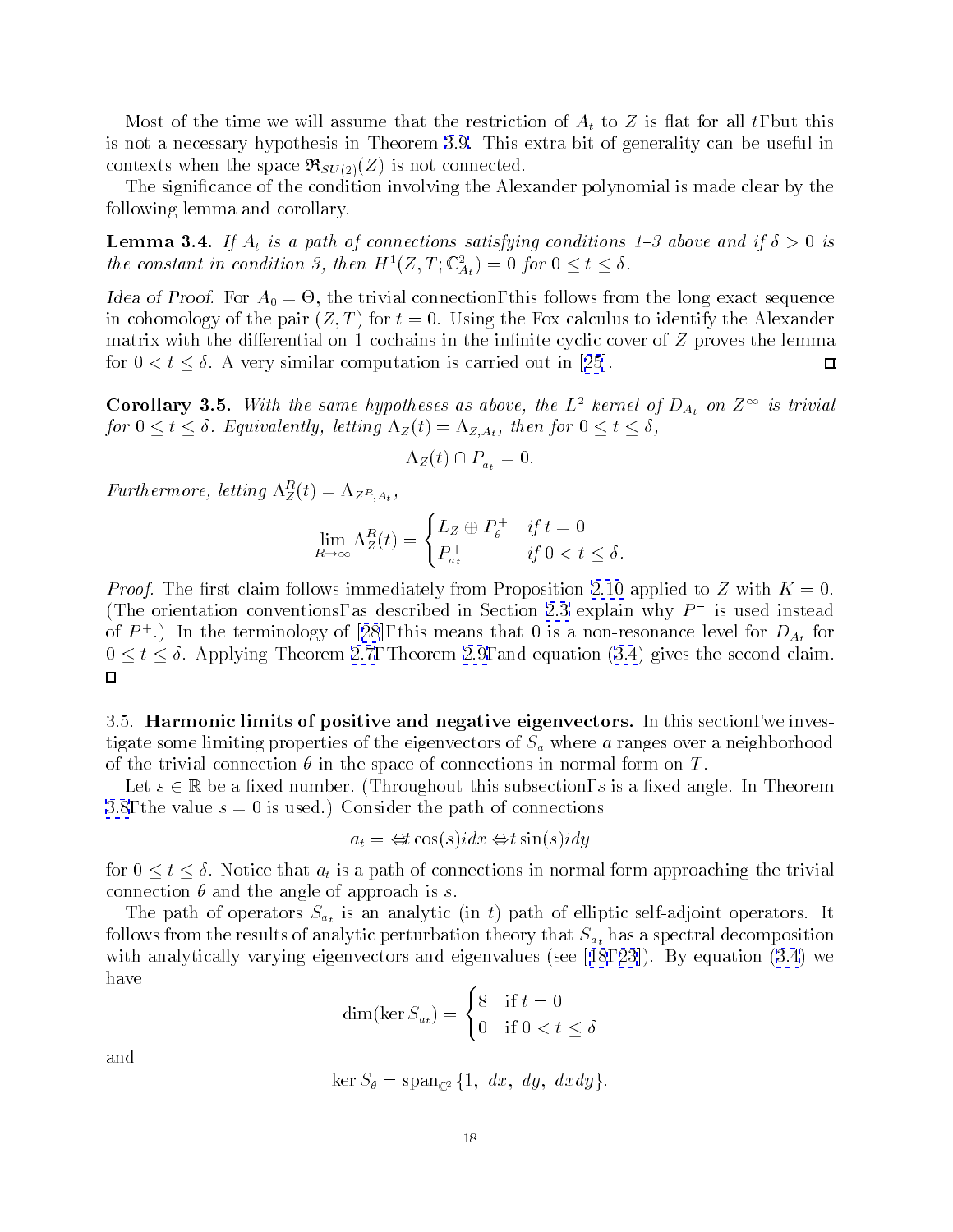Most of the time we will assume that the restriction of $A_t$ to $Z$ is flat for all $t$, but this is not a necessary hypothesis in Theorem 3.9. This extra bit of generality can be useful in contexts when the space $\mathfrak{R}_{SU(2)}(Z)$ is not connected.

The significance of the condition involving the Alexander polynomial is made clear by the following lemma and corollary.

**Lemma 3.4.** *If $A_t$ is a path of connections satisfying conditions 1–3 above and if $\delta > 0$ is the constant in condition 3, then $H^1(Z, T; \mathbb{C}^2_{A_t}) = 0$ for $0 \leq t \leq \delta$.*

*Idea of Proof.* For $A_0 = \Theta$, the trivial connection, this follows from the long exact sequence in cohomology of the pair $(Z, T)$ for $t = 0$. Using the Fox calculus to identify the Alexander matrix with the differential on 1-cochains in the infinite cyclic cover of $Z$ proves the lemma for $0 < t \leq \delta$. A very similar computation is carried out in [25]. □

**Corollary 3.5.** *With the same hypotheses as above, the $L^2$ kernel of $D_{A_t}$ on $Z^\infty$ is trivial for $0 \leq t \leq \delta$. Equivalently, letting $\Lambda_Z(t) = \Lambda_{Z,A_t}$, then for $0 \leq t \leq \delta$,*

$$\Lambda_Z(t) \cap P^-_{a_t} = 0.$$

*Furthermore, letting $\Lambda^R_Z(t) = \Lambda_{Z^R, A_t}$,*

$$\lim_{R \to \infty} \Lambda^R_Z(t) = \begin{cases} L_Z \oplus P^+_\theta & \text{if } t = 0 \\ P^+_{a_t} & \text{if } 0 < t \leq \delta. \end{cases}$$

*Proof.* The first claim follows immediately from Proposition 2.10 applied to $Z$ with $K = 0$. (The orientation conventions, as described in Section 2.3 explain why $P^-$ is used instead of $P^+$.) In the terminology of [28], this means that 0 is a non-resonance level for $D_{A_t}$ for $0 \leq t \leq \delta$. Applying Theorem 2.7, Theorem 2.9, and equation (3.4) gives the second claim. □

3.5. **Harmonic limits of positive and negative eigenvectors.** In this section, we investigate some limiting properties of the eigenvectors of $S_a$ where $a$ ranges over a neighborhood of the trivial connection $\theta$ in the space of connections in normal form on $T$.

Let $s \in \mathbb{R}$ be a fixed number. (Throughout this subsection, $s$ is a fixed angle. In Theorem 3.8, the value $s = 0$ is used.) Consider the path of connections

$$a_t = -t \cos(s) i dx - t \sin(s) i dy$$

for $0 \leq t \leq \delta$. Notice that $a_t$ is a path of connections in normal form approaching the trivial connection $\theta$ and the angle of approach is $s$.

The path of operators $S_{a_t}$ is an analytic (in $t$) path of elliptic self-adjoint operators. It follows from the results of analytic perturbation theory that $S_{a_t}$ has a spectral decomposition with analytically varying eigenvectors and eigenvalues (see [18, 23]). By equation (3.4) we have

$$\dim(\ker S_{a_t}) = \begin{cases} 8 & \text{if } t = 0 \\ 0 & \text{if } 0 < t \leq \delta \end{cases}$$

and

$$\ker S_\theta = \operatorname{span}_{\mathbb{C}^2}\{1,\ dx,\ dy,\ dxdy\}.$$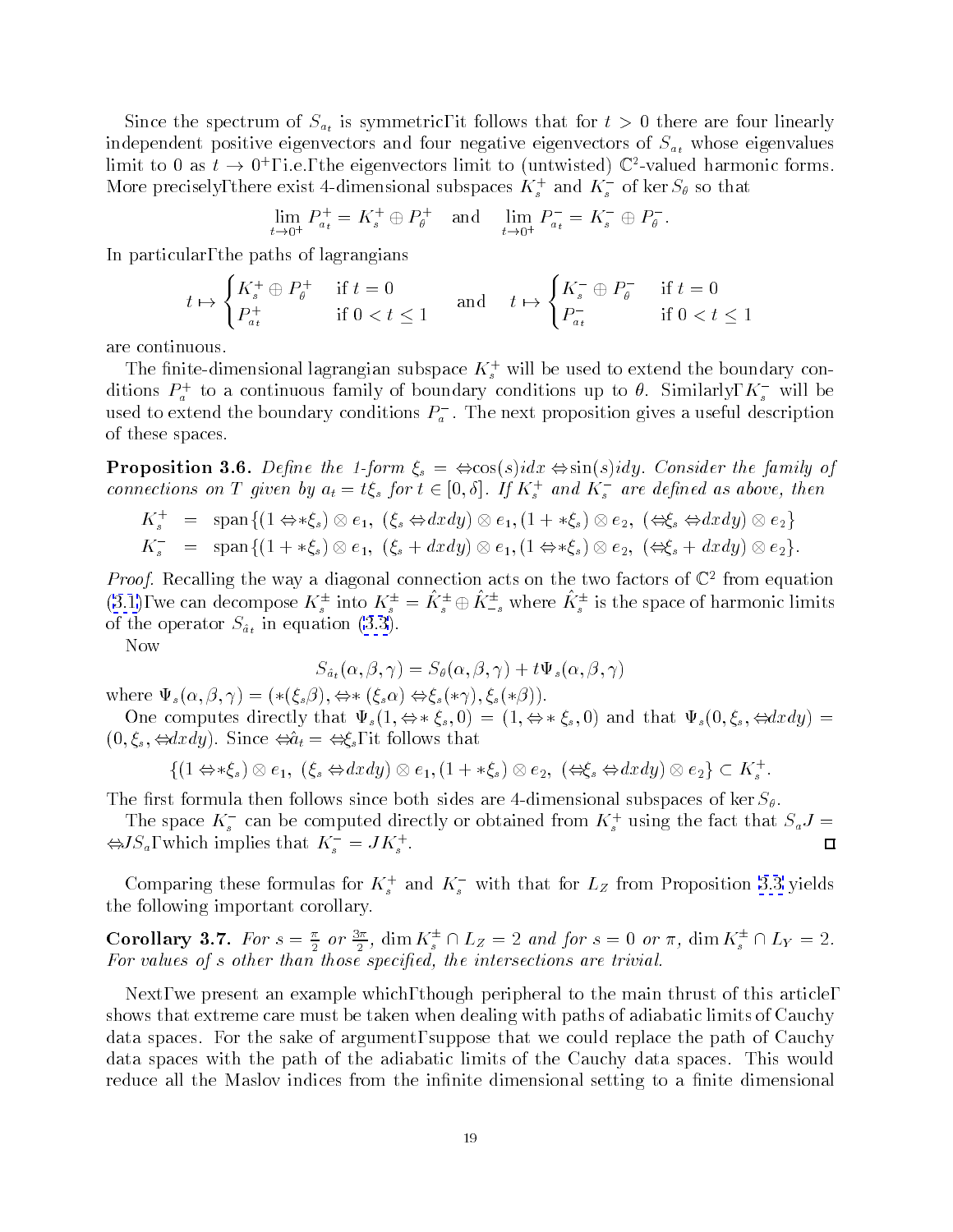Since the spectrum of $S_{a_t}$ is symmetric, it follows that for $t > 0$ there are four linearly independent positive eigenvectors and four negative eigenvectors of $S_{a_t}$ whose eigenvalues limit to 0 as $t \to 0^+$, i.e., the eigenvectors limit to (untwisted) $\mathbb{C}^2$-valued harmonic forms. More precisely, there exist 4-dimensional subspaces $K_s^+$ and $K_s^-$ of $\ker S_\theta$ so that

$$\lim_{t\to 0^+} P_{a_t}^+ = K_s^+ \oplus P_\theta^+ \quad \text{and} \quad \lim_{t\to 0^+} P_{a_t}^- = K_s^- \oplus P_\theta^-.$$

In particular, the paths of lagrangians

$$t \mapsto \begin{cases} K_s^+ \oplus P_\theta^+ & \text{if } t = 0 \\ P_{a_t}^+ & \text{if } 0 < t \le 1 \end{cases} \quad \text{and} \quad t \mapsto \begin{cases} K_s^- \oplus P_\theta^- & \text{if } t = 0 \\ P_{a_t}^- & \text{if } 0 < t \le 1 \end{cases}$$

are continuous.

The finite-dimensional lagrangian subspace $K_s^+$ will be used to extend the boundary conditions $P_a^+$ to a continuous family of boundary conditions up to $\theta$. Similarly, $K_s^-$ will be used to extend the boundary conditions $P_a^-$. The next proposition gives a useful description of these spaces.

**Proposition 3.6.** *Define the 1-form $\xi_s = -\cos(s)idx - \sin(s)idy$. Consider the family of connections on $T$ given by $a_t = t\xi_s$ for $t \in [0, \delta]$. If $K_s^+$ and $K_s^-$ are defined as above, then*

$$\begin{aligned} K_s^+ &= \operatorname{span}\{(1 - *\xi_s) \otimes e_1,\ (\xi_s - dxdy) \otimes e_1, (1 + *\xi_s) \otimes e_2,\ (-\xi_s - dxdy) \otimes e_2\} \\ K_s^- &= \operatorname{span}\{(1 + *\xi_s) \otimes e_1,\ (\xi_s + dxdy) \otimes e_1, (1 - *\xi_s) \otimes e_2,\ (-\xi_s + dxdy) \otimes e_2\}. \end{aligned}$$

*Proof.* Recalling the way a diagonal connection acts on the two factors of $\mathbb{C}^2$ from equation (3.1), we can decompose $K_s^\pm$ into $K_s^\pm = \hat{K}_s^\pm \oplus \hat{K}_{-s}^\pm$ where $\hat{K}_s^\pm$ is the space of harmonic limits of the operator $S_{\hat{a}_t}$ in equation (3.3).

Now

$$S_{\hat{a}_t}(\alpha, \beta, \gamma) = S_\theta(\alpha, \beta, \gamma) + t\Psi_s(\alpha, \beta, \gamma)$$

where $\Psi_s(\alpha, \beta, \gamma) = (*(\xi_s\beta), -*(\xi_s\alpha) - \xi_s(*\gamma), \xi_s(*\beta))$.

One computes directly that $\Psi_s(1, -*\xi_s, 0) = (1, -*\xi_s, 0)$ and that $\Psi_s(0, \xi_s, -dxdy) = (0, \xi_s, -dxdy)$. Since $-\hat{a}_t = -\xi_s$, it follows that

$$\{(1 - *\xi_s) \otimes e_1,\ (\xi_s - dxdy) \otimes e_1, (1 + *\xi_s) \otimes e_2,\ (-\xi_s - dxdy) \otimes e_2\} \subset K_s^+.$$

The first formula then follows since both sides are 4-dimensional subspaces of $\ker S_\theta$.

The space $K_s^-$ can be computed directly or obtained from $K_s^+$ using the fact that $S_a J = -JS_a$, which implies that $K_s^- = JK_s^+$. $\square$

Comparing these formulas for $K_s^+$ and $K_s^-$ with that for $L_Z$ from Proposition 3.3 yields the following important corollary.

**Corollary 3.7.** *For $s = \frac{\pi}{2}$ or $\frac{3\pi}{2}$, $\dim K_s^\pm \cap L_Z = 2$ and for $s = 0$ or $\pi$, $\dim K_s^\pm \cap L_Y = 2$. For values of $s$ other than those specified, the intersections are trivial.*

Next, we present an example which, though peripheral to the main thrust of this article, shows that extreme care must be taken when dealing with paths of adiabatic limits of Cauchy data spaces. For the sake of argument, suppose that we could replace the path of Cauchy data spaces with the path of the adiabatic limits of the Cauchy data spaces. This would reduce all the Maslov indices from the infinite dimensional setting to a finite dimensional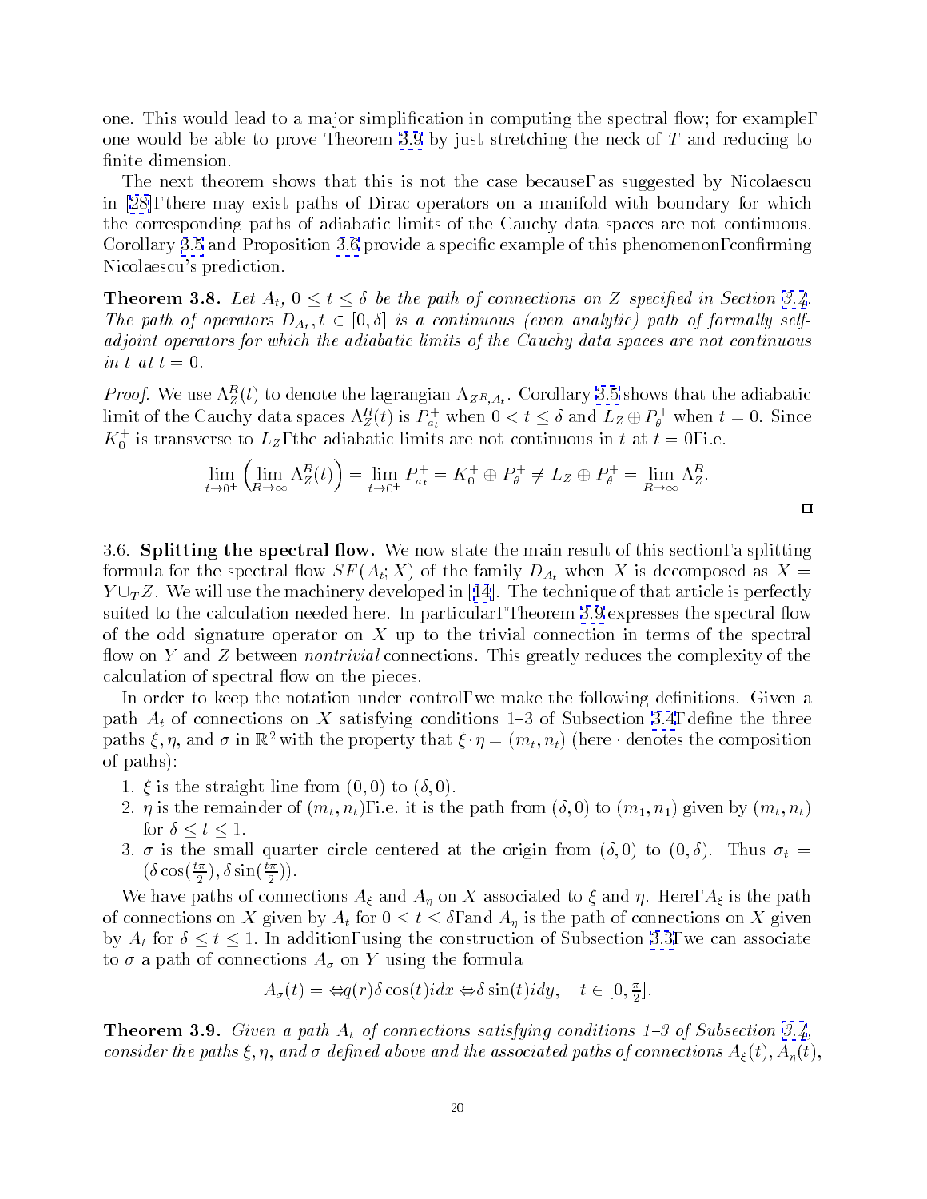one. This would lead to a major simplification in computing the spectral flow; for example, one would be able to prove Theorem 3.9 by just stretching the neck of $T$ and reducing to finite dimension.

The next theorem shows that this is not the case because, as suggested by Nicolaescu in [28], there may exist paths of Dirac operators on a manifold with boundary for which the corresponding paths of adiabatic limits of the Cauchy data spaces are not continuous. Corollary 3.5 and Proposition 3.6 provide a specific example of this phenomenon, confirming Nicolaescu's prediction.

**Theorem 3.8.** *Let $A_t$, $0 \leq t \leq \delta$ be the path of connections on $Z$ specified in Section 3.4. The path of operators $D_{A_t}, t \in [0, \delta]$ is a continuous (even analytic) path of formally self-adjoint operators for which the adiabatic limits of the Cauchy data spaces are not continuous in $t$ at $t = 0$.*

*Proof.* We use $\Lambda_Z^R(t)$ to denote the lagrangian $\Lambda_{Z^R, A_t}$. Corollary 3.5 shows that the adiabatic limit of the Cauchy data spaces $\Lambda_Z^R(t)$ is $P^+_{a_t}$ when $0 < t \leq \delta$ and $L_Z \oplus P^+_\theta$ when $t = 0$. Since $K_0^+$ is transverse to $L_Z$, the adiabatic limits are not continuous in $t$ at $t = 0$, i.e.

$$\lim_{t \to 0^+} \left( \lim_{R \to \infty} \Lambda_Z^R(t) \right) = \lim_{t \to 0^+} P^+_{a_t} = K_0^+ \oplus P^+_\theta \neq L_Z \oplus P^+_\theta = \lim_{R \to \infty} \Lambda_Z^R.$$

□

3.6. **Splitting the spectral flow.** We now state the main result of this section, a splitting formula for the spectral flow $SF(A_t; X)$ of the family $D_{A_t}$ when $X$ is decomposed as $X = Y \cup_T Z$. We will use the machinery developed in [14]. The technique of that article is perfectly suited to the calculation needed here. In particular, Theorem 3.9 expresses the spectral flow of the odd signature operator on $X$ up to the trivial connection in terms of the spectral flow on $Y$ and $Z$ between *nontrivial* connections. This greatly reduces the complexity of the calculation of spectral flow on the pieces.

In order to keep the notation under control, we make the following definitions. Given a path $A_t$ of connections on $X$ satisfying conditions 1–3 of Subsection 3.4, define the three paths $\xi, \eta$, and $\sigma$ in $\mathbb{R}^2$ with the property that $\xi \cdot \eta = (m_t, n_t)$ (here $\cdot$ denotes the composition of paths):

1. $\xi$ is the straight line from $(0, 0)$ to $(\delta, 0)$.
2. $\eta$ is the remainder of $(m_t, n_t)$, i.e. it is the path from $(\delta, 0)$ to $(m_1, n_1)$ given by $(m_t, n_t)$ for $\delta \leq t \leq 1$.
3. $\sigma$ is the small quarter circle centered at the origin from $(\delta, 0)$ to $(0, \delta)$. Thus $\sigma_t = (\delta \cos(\frac{t\pi}{2}), \delta \sin(\frac{t\pi}{2}))$.

We have paths of connections $A_\xi$ and $A_\eta$ on $X$ associated to $\xi$ and $\eta$. Here, $A_\xi$ is the path of connections on $X$ given by $A_t$ for $0 \leq t \leq \delta$, and $A_\eta$ is the path of connections on $X$ given by $A_t$ for $\delta \leq t \leq 1$. In addition, using the construction of Subsection 3.3, we can associate to $\sigma$ a path of connections $A_\sigma$ on $Y$ using the formula

$$A_\sigma(t) = -q(r)\delta \cos(t) i dx - \delta \sin(t) i dy, \quad t \in [0, \tfrac{\pi}{2}].$$

**Theorem 3.9.** *Given a path $A_t$ of connections satisfying conditions 1–3 of Subsection 3.4, consider the paths $\xi, \eta$, and $\sigma$ defined above and the associated paths of connections $A_\xi(t), A_\eta(t)$,*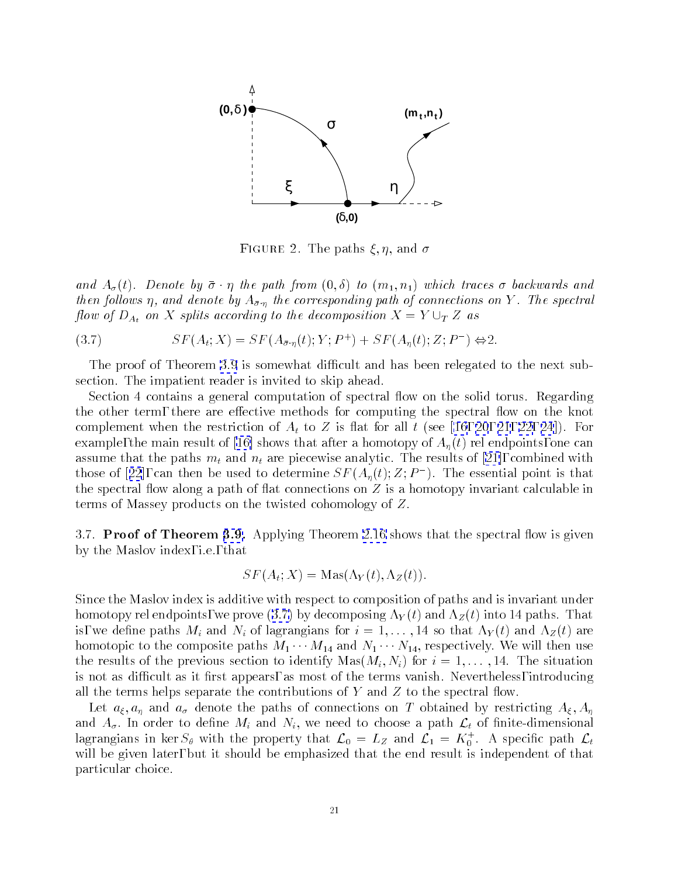FIGURE 2. The paths $\xi, \eta$, and $\sigma$

*and $A_\sigma(t)$. Denote by $\bar{\sigma} \cdot \eta$ the path from $(0,\delta)$ to $(m_1, n_1)$ which traces $\sigma$ backwards and then follows $\eta$, and denote by $A_{\bar{\sigma}\cdot\eta}$ the corresponding path of connections on $Y$. The spectral flow of $D_{A_t}$ on $X$ splits according to the decomposition $X = Y \cup_T Z$ as*

$$SF(A_t; X) = SF(A_{\bar{\sigma}\cdot\eta}(t); Y; P^+) + SF(A_\eta(t); Z; P^-) - 2. \tag{3.7}$$

The proof of Theorem 3.9 is somewhat difficult and has been relegated to the next subsection. The impatient reader is invited to skip ahead.

Section 4 contains a general computation of spectral flow on the solid torus. Regarding the other term, there are effective methods for computing the spectral flow on the knot complement when the restriction of $A_t$ to $Z$ is flat for all $t$ (see [16, 20, 21, 22, 24]). For example, the main result of [16] shows that after a homotopy of $A_\eta(t)$ rel endpoints, one can assume that the paths $m_t$ and $n_t$ are piecewise analytic. The results of [21], combined with those of [22], can then be used to determine $SF(A_\eta(t); Z; P^-)$. The essential point is that the spectral flow along a path of flat connections on $Z$ is a homotopy invariant calculable in terms of Massey products on the twisted cohomology of $Z$.

3.7. **Proof of Theorem 3.9.** Applying Theorem 2.16 shows that the spectral flow is given by the Maslov index, i.e., that

$$SF(A_t; X) = \text{Mas}(\Lambda_Y(t), \Lambda_Z(t)).$$

Since the Maslov index is additive with respect to composition of paths and is invariant under homotopy rel endpoints, we prove (3.7) by decomposing $\Lambda_Y(t)$ and $\Lambda_Z(t)$ into 14 paths. That is, we define paths $M_i$ and $N_i$ of lagrangians for $i = 1, \ldots, 14$ so that $\Lambda_Y(t)$ and $\Lambda_Z(t)$ are homotopic to the composite paths $M_1 \cdots M_{14}$ and $N_1 \cdots N_{14}$, respectively. We will then use the results of the previous section to identify $\text{Mas}(M_i, N_i)$ for $i = 1, \ldots, 14$. The situation is not as difficult as it first appears, as most of the terms vanish. Nevertheless, introducing all the terms helps separate the contributions of $Y$ and $Z$ to the spectral flow.

Let $a_\xi, a_\eta$ and $a_\sigma$ denote the paths of connections on $T$ obtained by restricting $A_\xi, A_\eta$ and $A_\sigma$. In order to define $M_i$ and $N_i$, we need to choose a path $\mathcal{L}_t$ of finite-dimensional lagrangians in $\ker S_\theta$ with the property that $\mathcal{L}_0 = L_Z$ and $\mathcal{L}_1 = K_0^+$. A specific path $\mathcal{L}_t$ will be given later, but it should be emphasized that the end result is independent of that particular choice.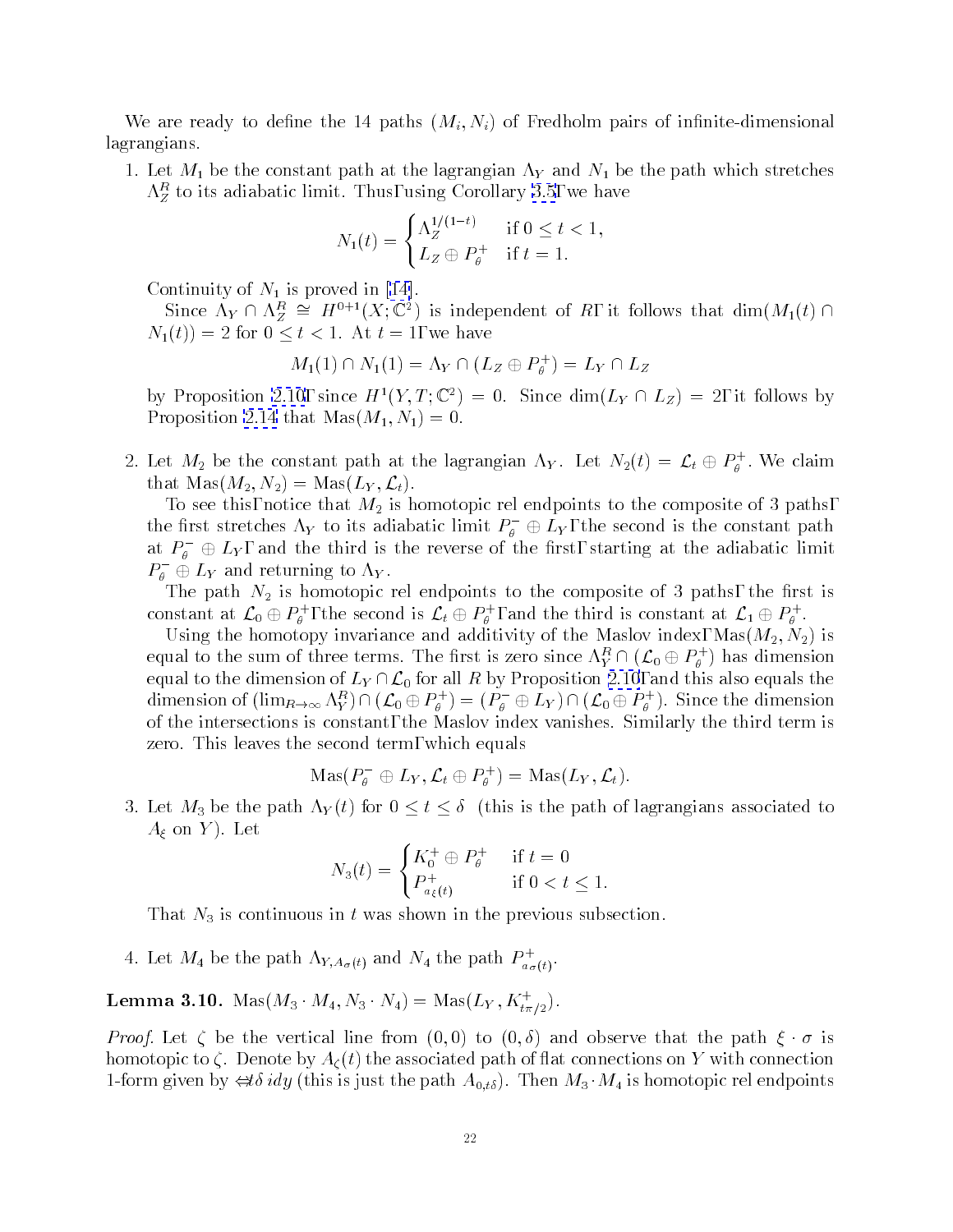We are ready to define the 14 paths $(M_i, N_i)$ of Fredholm pairs of infinite-dimensional lagrangians.

1. Let $M_1$ be the constant path at the lagrangian $\Lambda_Y$ and $N_1$ be the path which stretches $\Lambda_Z^R$ to its adiabatic limit. Thus, using Corollary 3.5, we have

$$N_1(t) = \begin{cases} \Lambda_Z^{1/(1-t)} & \text{if } 0 \le t < 1, \\ L_Z \oplus P_\theta^+ & \text{if } t = 1. \end{cases}$$

   Continuity of $N_1$ is proved in [14].

   Since $\Lambda_Y \cap \Lambda_Z^R \cong H^{0+1}(X; \mathbb{C}^2)$ is independent of $R$, it follows that $\dim(M_1(t) \cap N_1(t)) = 2$ for $0 \le t < 1$. At $t = 1$, we have

$$M_1(1) \cap N_1(1) = \Lambda_Y \cap (L_Z \oplus P_\theta^+) = L_Y \cap L_Z$$

   by Proposition 2.10, since $H^1(Y, T; \mathbb{C}^2) = 0$. Since $\dim(L_Y \cap L_Z) = 2$, it follows by Proposition 2.14 that $\text{Mas}(M_1, N_1) = 0$.

2. Let $M_2$ be the constant path at the lagrangian $\Lambda_Y$. Let $N_2(t) = \mathcal{L}_t \oplus P_\theta^+$. We claim that $\text{Mas}(M_2, N_2) = \text{Mas}(L_Y, \mathcal{L}_t)$.

   To see this, notice that $M_2$ is homotopic rel endpoints to the composite of 3 paths, the first stretches $\Lambda_Y$ to its adiabatic limit $P_\theta^- \oplus L_Y$, the second is the constant path at $P_\theta^- \oplus L_Y$, and the third is the reverse of the first, starting at the adiabatic limit $P_\theta^- \oplus L_Y$ and returning to $\Lambda_Y$.

   The path $N_2$ is homotopic rel endpoints to the composite of 3 paths, the first is constant at $\mathcal{L}_0 \oplus P_\theta^+$, the second is $\mathcal{L}_t \oplus P_\theta^+$, and the third is constant at $\mathcal{L}_1 \oplus P_\theta^+$.

   Using the homotopy invariance and additivity of the Maslov index, $\text{Mas}(M_2, N_2)$ is equal to the sum of three terms. The first is zero since $\Lambda_Y^R \cap (\mathcal{L}_0 \oplus P_\theta^+)$ has dimension equal to the dimension of $L_Y \cap \mathcal{L}_0$ for all $R$ by Proposition 2.10, and this also equals the dimension of $(\lim_{R\to\infty} \Lambda_Y^R) \cap (\mathcal{L}_0 \oplus P_\theta^+) = (P_\theta^- \oplus L_Y) \cap (\mathcal{L}_0 \oplus P_\theta^+)$. Since the dimension of the intersections is constant, the Maslov index vanishes. Similarly the third term is zero. This leaves the second term, which equals

$$\text{Mas}(P_\theta^- \oplus L_Y, \mathcal{L}_t \oplus P_\theta^+) = \text{Mas}(L_Y, \mathcal{L}_t).$$

3. Let $M_3$ be the path $\Lambda_Y(t)$ for $0 \le t \le \delta$ (this is the path of lagrangians associated to $A_\xi$ on $Y$). Let

$$N_3(t) = \begin{cases} K_0^+ \oplus P_\theta^+ & \text{if } t = 0 \\ P_{a_\xi(t)}^+ & \text{if } 0 < t \le 1. \end{cases}$$

   That $N_3$ is continuous in $t$ was shown in the previous subsection.

4. Let $M_4$ be the path $\Lambda_{Y, A_\sigma(t)}$ and $N_4$ the path $P_{a_\sigma(t)}^+$.

**Lemma 3.10.** $\text{Mas}(M_3 \cdot M_4, N_3 \cdot N_4) = \text{Mas}(L_Y, K_{t\pi/2}^+)$.

*Proof.* Let $\zeta$ be the vertical line from $(0,0)$ to $(0,\delta)$ and observe that the path $\xi \cdot \sigma$ is homotopic to $\zeta$. Denote by $A_\zeta(t)$ the associated path of flat connections on $Y$ with connection 1-form given by $-t\delta\, i dy$ (this is just the path $A_{0,t\delta}$). Then $M_3 \cdot M_4$ is homotopic rel endpoints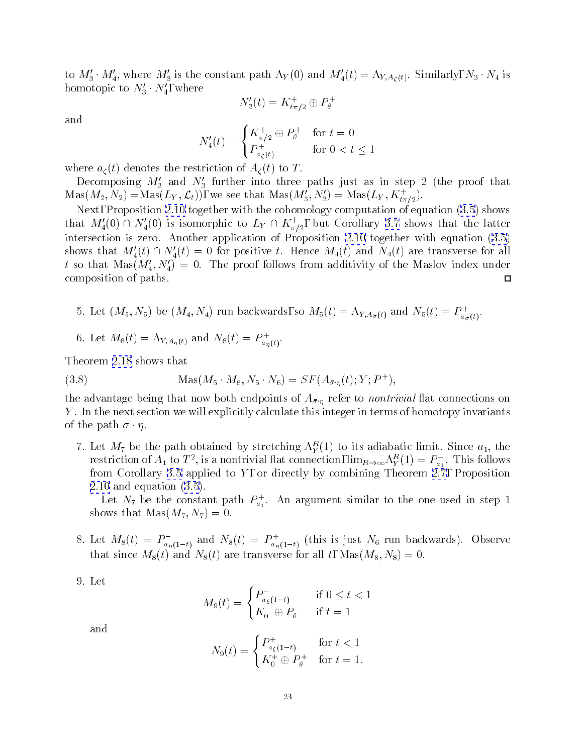to $M_3' \cdot M_4'$, where $M_3'$ is the constant path $\Lambda_Y(0)$ and $M_4'(t) = \Lambda_{Y,A_\zeta(t)}$. Similarly, $N_3 \cdot N_4$ is homotopic to $N_3' \cdot N_4'$, where

$$N_3'(t) = K^+_{t\pi/2} \oplus P^+_\theta$$

and

$$N_4'(t) = \begin{cases} K^+_{\pi/2} \oplus P^+_\theta & \text{for } t = 0 \\ P^+_{a_\zeta(t)} & \text{for } 0 < t \leq 1 \end{cases}$$

where $a_\zeta(t)$ denotes the restriction of $A_\zeta(t)$ to $T$.

Decomposing $M_3'$ and $N_3'$ further into three paths just as in step 2 (the proof that $\text{Mas}(M_2, N_2) = \text{Mas}(L_Y, \mathcal{L}_t)$), we see that $\text{Mas}(M_3', N_3') = \text{Mas}(L_Y, K^+_{t\pi/2})$.

Next, Proposition 2.10 together with the cohomology computation of equation (3.5) shows that $M_4'(0) \cap N_4'(0)$ is isomorphic to $L_Y \cap K^+_{\pi/2}$, but Corollary 3.7 shows that the latter intersection is zero. Another application of Proposition 2.10 together with equation (3.5) shows that $M_4'(t) \cap N_4'(t) = 0$ for positive $t$. Hence $M_4(t)$ and $N_4(t)$ are transverse for all $t$ so that $\text{Mas}(M_4', N_4') = 0$. The proof follows from additivity of the Maslov index under composition of paths. $\square$

5. Let $(M_5, N_5)$ be $(M_4, N_4)$ run backwards, so $M_5(t) = \Lambda_{Y,A_{\bar\sigma}(t)}$ and $N_5(t) = P^+_{a_{\bar\sigma}(t)}$.

6. Let $M_6(t) = \Lambda_{Y,A_\eta(t)}$ and $N_6(t) = P^+_{a_\eta(t)}$.

Theorem 2.18 shows that

$$\text{Mas}(M_5 \cdot M_6, N_5 \cdot N_6) = SF(A_{\bar\sigma\cdot\eta}(t); Y; P^+), \tag{3.8}$$

the advantage being that now both endpoints of $A_{\bar\sigma\cdot\eta}$ refer to *nontrivial* flat connections on $Y$. In the next section we will explicitly calculate this integer in terms of homotopy invariants of the path $\bar\sigma \cdot \eta$.

7. Let $M_7$ be the path obtained by stretching $\Lambda_Y^R(1)$ to its adiabatic limit. Since $a_1$, the restriction of $A_1$ to $T^2$, is a nontrivial flat connection, $\lim_{R\to\infty} \Lambda_Y^R(1) = P^-_{a_1}$. This follows from Corollary 3.5 applied to $Y$, or directly by combining Theorem 2.7, Proposition 2.10 and equation (3.5).

   Let $N_7$ be the constant path $P^+_{a_1}$. An argument similar to the one used in step 1 shows that $\text{Mas}(M_7, N_7) = 0$.

8. Let $M_8(t) = P^-_{a_\eta(1-t)}$ and $N_8(t) = P^+_{a_\eta(1-t)}$ (this is just $N_6$ run backwards). Observe that since $M_8(t)$ and $N_8(t)$ are transverse for all $t$, $\text{Mas}(M_8, N_8) = 0$.

9. Let

$$M_9(t) = \begin{cases} P^-_{a_\xi(1-t)} & \text{if } 0 \leq t < 1 \\ K_0^- \oplus P^-_\theta & \text{if } t = 1 \end{cases}$$

and

$$N_9(t) = \begin{cases} P^+_{a_\xi(1-t)} & \text{for } t < 1 \\ K_0^+ \oplus P^+_\theta & \text{for } t = 1. \end{cases}$$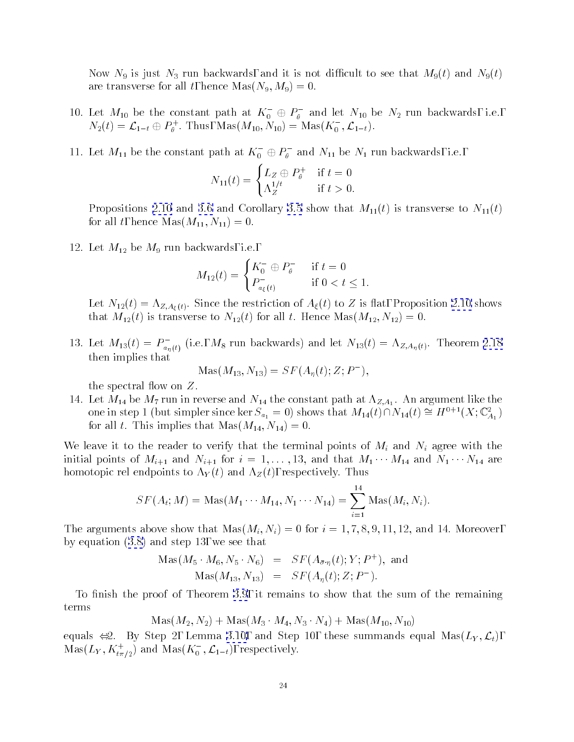Now $N_9$ is just $N_3$ run backwards, and it is not difficult to see that $M_9(t)$ and $N_9(t)$ are transverse for all $t$, hence $\mathrm{Mas}(N_9, M_9) = 0$.

10. Let $M_{10}$ be the constant path at $K_0^- \oplus P_\theta^-$ and let $N_{10}$ be $N_2$ run backwards, i.e., $N_2(t) = \mathcal{L}_{1-t} \oplus P_\theta^+$. Thus, $\mathrm{Mas}(M_{10}, N_{10}) = \mathrm{Mas}(K_0^-, \mathcal{L}_{1-t})$.

11. Let $M_{11}$ be the constant path at $K_0^- \oplus P_\theta^-$ and $N_{11}$ be $N_1$ run backwards, i.e.,
$$N_{11}(t) = \begin{cases} L_Z \oplus P_\theta^+ & \text{if } t = 0 \\ \Lambda_Z^{1/t} & \text{if } t > 0. \end{cases}$$
Propositions 2.10 and 3.6 and Corollary 3.5 show that $M_{11}(t)$ is transverse to $N_{11}(t)$ for all $t$, hence $\mathrm{Mas}(M_{11}, N_{11}) = 0$.

12. Let $M_{12}$ be $M_9$ run backwards, i.e.,
$$M_{12}(t) = \begin{cases} K_0^- \oplus P_\theta^- & \text{if } t = 0 \\ P^-_{a_\xi(t)} & \text{if } 0 < t \leq 1. \end{cases}$$
Let $N_{12}(t) = \Lambda_{Z, A_\xi(t)}$. Since the restriction of $A_\xi(t)$ to $Z$ is flat, Proposition 2.10 shows that $M_{12}(t)$ is transverse to $N_{12}(t)$ for all $t$. Hence $\mathrm{Mas}(M_{12}, N_{12}) = 0$.

13. Let $M_{13}(t) = P^-_{a_\eta(t)}$ (i.e., $M_8$ run backwards) and let $N_{13}(t) = \Lambda_{Z, A_\eta(t)}$. Theorem 2.18 then implies that
$$\mathrm{Mas}(M_{13}, N_{13}) = SF(A_\eta(t); Z; P^-),$$
the spectral flow on $Z$.

14. Let $M_{14}$ be $M_7$ run in reverse and $N_{14}$ the constant path at $\Lambda_{Z,A_1}$. An argument like the one in step 1 (but simpler since $\ker S_{a_1} = 0$) shows that $M_{14}(t) \cap N_{14}(t) \cong H^{0+1}(X; \mathbb{C}^2_{A_1})$ for all $t$. This implies that $\mathrm{Mas}(M_{14}, N_{14}) = 0$.

We leave it to the reader to verify that the terminal points of $M_i$ and $N_i$ agree with the initial points of $M_{i+1}$ and $N_{i+1}$ for $i = 1, \ldots, 13$, and that $M_1 \cdots M_{14}$ and $N_1 \cdots N_{14}$ are homotopic rel endpoints to $\Lambda_Y(t)$ and $\Lambda_Z(t)$, respectively. Thus
$$SF(A_t; M) = \mathrm{Mas}(M_1 \cdots M_{14}, N_1 \cdots N_{14}) = \sum_{i=1}^{14} \mathrm{Mas}(M_i, N_i).$$
The arguments above show that $\mathrm{Mas}(M_i, N_i) = 0$ for $i = 1, 7, 8, 9, 11, 12$, and 14. Moreover, by equation (3.8) and step 13, we see that
$$\begin{aligned} \mathrm{Mas}(M_5 \cdot M_6, N_5 \cdot N_6) &= SF(A_{\bar{\sigma} \cdot \eta}(t); Y; P^+), \text{ and} \\ \mathrm{Mas}(M_{13}, N_{13}) &= SF(A_\eta(t); Z; P^-). \end{aligned}$$

To finish the proof of Theorem 3.9, it remains to show that the sum of the remaining terms
$$\mathrm{Mas}(M_2, N_2) + \mathrm{Mas}(M_3 \cdot M_4, N_3 \cdot N_4) + \mathrm{Mas}(M_{10}, N_{10})$$
equals $-2$. By Step 2, Lemma 3.10, and Step 10, these summands equal $\mathrm{Mas}(L_Y, \mathcal{L}_t)$, $\mathrm{Mas}(L_Y, K^+_{t\pi/2})$ and $\mathrm{Mas}(K_0^-, \mathcal{L}_{1-t})$, respectively.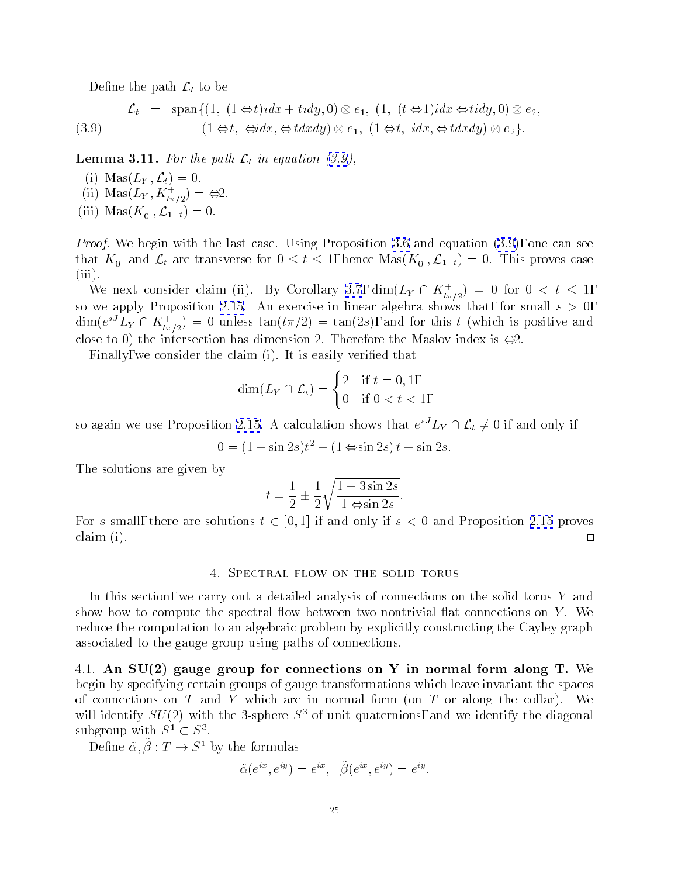Define the path $\mathcal{L}_t$ to be

$$
\begin{aligned}
\mathcal{L}_t &= \operatorname{span}\{(1,\ (1-t)idx + tidy, 0)\otimes e_1,\ (1,\ (t-1)idx - tidy, 0)\otimes e_2, \\
&\qquad (1-t,\ -idx, -tdxdy)\otimes e_1,\ (1-t,\ idx, -tdxdy)\otimes e_2\}.
\end{aligned} \tag{3.9}
$$

**Lemma 3.11.** *For the path $\mathcal{L}_t$ in equation (3.9),*

(i) $\operatorname{Mas}(L_Y, \mathcal{L}_t) = 0$.
(ii) $\operatorname{Mas}(L_Y, K^+_{t\pi/2}) = -2$.
(iii) $\operatorname{Mas}(K^-_0, \mathcal{L}_{1-t}) = 0$.

*Proof.* We begin with the last case. Using Proposition 3.6 and equation (3.9), one can see that $K^-_0$ and $\mathcal{L}_t$ are transverse for $0 \leq t \leq 1$, hence $\operatorname{Mas}(K^-_0, \mathcal{L}_{1-t}) = 0$. This proves case (iii).

We next consider claim (ii). By Corollary 3.7, $\dim(L_Y \cap K^+_{t\pi/2}) = 0$ for $0 < t \leq 1$, so we apply Proposition 2.15. An exercise in linear algebra shows that, for small $s > 0$, $\dim(e^{sJ}L_Y \cap K^+_{t\pi/2}) = 0$ unless $\tan(t\pi/2) = \tan(2s)$, and for this $t$ (which is positive and close to 0) the intersection has dimension 2. Therefore the Maslov index is $-2$.

Finally, we consider the claim (i). It is easily verified that

$$
\dim(L_Y \cap \mathcal{L}_t) = \begin{cases} 2 & \text{if } t = 0, 1, \\ 0 & \text{if } 0 < t < 1, \end{cases}
$$

so again we use Proposition 2.15. A calculation shows that $e^{sJ}L_Y \cap \mathcal{L}_t \neq 0$ if and only if

$$
0 = (1 + \sin 2s)t^2 + (1 - \sin 2s)\, t + \sin 2s.
$$

The solutions are given by

$$
t = \frac{1}{2} \pm \frac{1}{2}\sqrt{\frac{1 + 3\sin 2s}{1 - \sin 2s}}.
$$

For $s$ small, there are solutions $t \in [0, 1]$ if and only if $s < 0$ and Proposition 2.15 proves claim (i). $\square$

## 4. Spectral flow on the solid torus

In this section, we carry out a detailed analysis of connections on the solid torus $Y$ and show how to compute the spectral flow between two nontrivial flat connections on $Y$. We reduce the computation to an algebraic problem by explicitly constructing the Cayley graph associated to the gauge group using paths of connections.

### 4.1. An SU(2) gauge group for connections on Y in normal form along T.

We begin by specifying certain groups of gauge transformations which leave invariant the spaces of connections on $T$ and $Y$ which are in normal form (on $T$ or along the collar). We will identify $SU(2)$ with the 3-sphere $S^3$ of unit quaternions, and we identify the diagonal subgroup with $S^1 \subset S^3$.

Define $\tilde{\alpha}, \tilde{\beta} : T \to S^1$ by the formulas

$$
\tilde{\alpha}(e^{ix}, e^{iy}) = e^{ix}, \quad \tilde{\beta}(e^{ix}, e^{iy}) = e^{iy}.
$$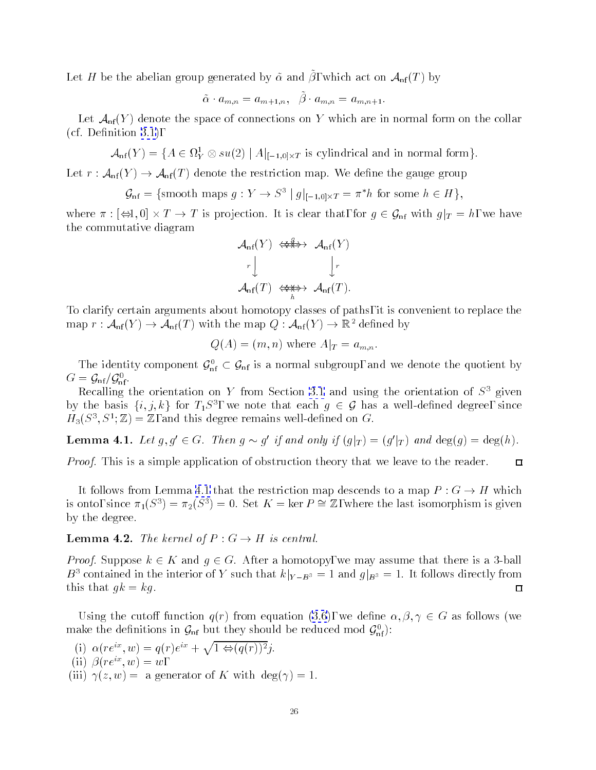Let $H$ be the abelian group generated by $\tilde{\alpha}$ and $\tilde{\beta}$, which act on $\mathcal{A}_{\mathsf{nf}}(T)$ by

$$\tilde{\alpha} \cdot a_{m,n} = a_{m+1,n}, \quad \tilde{\beta} \cdot a_{m,n} = a_{m,n+1}.$$

Let $\mathcal{A}_{\mathsf{nf}}(Y)$ denote the space of connections on $Y$ which are in normal form on the collar (cf. Definition 3.1),

$$\mathcal{A}_{\mathsf{nf}}(Y) = \{A \in \Omega^1_Y \otimes su(2) \mid A|_{[-1,0]\times T} \text{ is cylindrical and in normal form}\}.$$

Let $r : \mathcal{A}_{\mathsf{nf}}(Y) \to \mathcal{A}_{\mathsf{nf}}(T)$ denote the restriction map. We define the gauge group

$$\mathcal{G}_{\mathsf{nf}} = \{\text{smooth maps } g : Y \to S^3 \mid g|_{[-1,0]\times T} = \pi^* h \text{ for some } h \in H\},$$

where $\pi : [-1, 0] \times T \to T$ is projection. It is clear that, for $g \in \mathcal{G}_{\mathsf{nf}}$ with $g|_T = h$, we have the commutative diagram

$$\begin{array}{ccc} \mathcal{A}_{\mathsf{nf}}(Y) & \xrightarrow{g} & \mathcal{A}_{\mathsf{nf}}(Y) \\ {\scriptstyle r}\downarrow & & \downarrow{\scriptstyle r} \\ \mathcal{A}_{\mathsf{nf}}(T) & \xrightarrow[h]{} & \mathcal{A}_{\mathsf{nf}}(T). \end{array}$$

To clarify certain arguments about homotopy classes of paths, it is convenient to replace the map $r : \mathcal{A}_{\mathsf{nf}}(Y) \to \mathcal{A}_{\mathsf{nf}}(T)$ with the map $Q : \mathcal{A}_{\mathsf{nf}}(Y) \to \mathbb{R}^2$ defined by

$$Q(A) = (m, n) \text{ where } A|_T = a_{m,n}.$$

The identity component $\mathcal{G}^0_{\mathsf{nf}} \subset \mathcal{G}_{\mathsf{nf}}$ is a normal subgroup, and we denote the quotient by $G = \mathcal{G}_{\mathsf{nf}}/\mathcal{G}^0_{\mathsf{nf}}$.

Recalling the orientation on $Y$ from Section 3.1 and using the orientation of $S^3$ given by the basis $\{i, j, k\}$ for $T_1 S^3$, we note that each $g \in \mathcal{G}$ has a well-defined degree, since $H_3(S^3, S^1; \mathbb{Z}) = \mathbb{Z}$, and this degree remains well-defined on $G$.

**Lemma 4.1.** *Let $g, g' \in G$. Then $g \sim g'$ if and only if $(g|_T) = (g'|_T)$ and $\deg(g) = \deg(h)$.*

*Proof.* This is a simple application of obstruction theory that we leave to the reader. ◻

It follows from Lemma 4.1 that the restriction map descends to a map $P : G \to H$ which is onto, since $\pi_1(S^3) = \pi_2(S^3) = 0$. Set $K = \ker P \cong \mathbb{Z}$, where the last isomorphism is given by the degree.

**Lemma 4.2.** *The kernel of $P : G \to H$ is central.*

*Proof.* Suppose $k \in K$ and $g \in G$. After a homotopy, we may assume that there is a 3-ball $B^3$ contained in the interior of $Y$ such that $k|_{Y - B^3} = 1$ and $g|_{B^3} = 1$. It follows directly from this that $gk = kg$. ◻

Using the cutoff function $q(r)$ from equation (3.6), we define $\alpha, \beta, \gamma \in G$ as follows (we make the definitions in $\mathcal{G}_{\mathsf{nf}}$ but they should be reduced mod $\mathcal{G}^0_{\mathsf{nf}}$):

(i) $\alpha(re^{ix}, w) = q(r)e^{ix} + \sqrt{1 - (q(r))^2}\, j$.
(ii) $\beta(re^{ix}, w) = w$,
(iii) $\gamma(z, w) =$ a generator of $K$ with $\deg(\gamma) = 1$.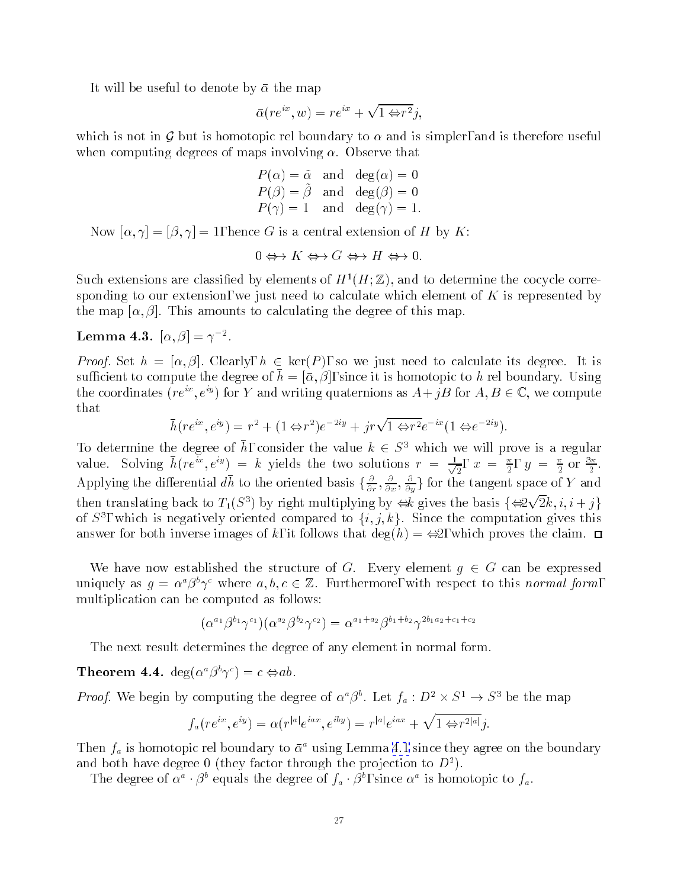It will be useful to denote by $\bar{\alpha}$ the map

$$\bar{\alpha}(re^{ix}, w) = re^{ix} + \sqrt{1 - r^2}\, j,$$

which is not in $\mathcal{G}$ but is homotopic rel boundary to $\alpha$ and is simpler, and is therefore useful when computing degrees of maps involving $\alpha$. Observe that

$$\begin{aligned} P(\alpha) = \tilde{\alpha} \quad &\text{and} \quad \deg(\alpha) = 0 \\ P(\beta) = \tilde{\beta} \quad &\text{and} \quad \deg(\beta) = 0 \\ P(\gamma) = 1 \quad &\text{and} \quad \deg(\gamma) = 1. \end{aligned}$$

Now $[\alpha, \gamma] = [\beta, \gamma] = 1$, hence $G$ is a central extension of $H$ by $K$:

$$0 \longrightarrow K \longrightarrow G \longrightarrow H \longrightarrow 0.$$

Such extensions are classified by elements of $H^1(H; \mathbb{Z})$, and to determine the cocycle corresponding to our extension, we just need to calculate which element of $K$ is represented by the map $[\alpha, \beta]$. This amounts to calculating the degree of this map.

**Lemma 4.3.** $[\alpha, \beta] = \gamma^{-2}$.

*Proof.* Set $h = [\alpha, \beta]$. Clearly, $h \in \ker(P)$, so we just need to calculate its degree. It is sufficient to compute the degree of $\bar{h} = [\bar{\alpha}, \beta]$, since it is homotopic to $h$ rel boundary. Using the coordinates $(re^{ix}, e^{iy})$ for $Y$ and writing quaternions as $A + jB$ for $A, B \in \mathbb{C}$, we compute that

$$\bar{h}(re^{ix}, e^{iy}) = r^2 + (1 - r^2)e^{-2iy} + jr\sqrt{1 - r^2}e^{-ix}(1 - e^{-2iy}).$$

To determine the degree of $\bar{h}$, consider the value $k \in S^3$ which we will prove is a regular value. Solving $\bar{h}(re^{ix}, e^{iy}) = k$ yields the two solutions $r = \frac{1}{\sqrt{2}}$, $x = \frac{\pi}{2}$, $y = \frac{\pi}{2}$ or $\frac{3\pi}{2}$. Applying the differential $d\bar{h}$ to the oriented basis $\{\frac{\partial}{\partial r}, \frac{\partial}{\partial x}, \frac{\partial}{\partial y}\}$ for the tangent space of $Y$ and then translating back to $T_1(S^3)$ by right multiplying by $-k$ gives the basis $\{-2\sqrt{2}k, i, i + j\}$ of $S^3$, which is negatively oriented compared to $\{i, j, k\}$. Since the computation gives this answer for both inverse images of $k$, it follows that $\deg(h) = -2$, which proves the claim. $\square$

We have now established the structure of $G$. Every element $g \in G$ can be expressed uniquely as $g = \alpha^a \beta^b \gamma^c$ where $a, b, c \in \mathbb{Z}$. Furthermore, with respect to this *normal form*, multiplication can be computed as follows:

$$(\alpha^{a_1}\beta^{b_1}\gamma^{c_1})(\alpha^{a_2}\beta^{b_2}\gamma^{c_2}) = \alpha^{a_1+a_2}\beta^{b_1+b_2}\gamma^{2b_1a_2+c_1+c_2}$$

The next result determines the degree of any element in normal form.

**Theorem 4.4.** $\deg(\alpha^a\beta^b\gamma^c) = c - ab$.

*Proof.* We begin by computing the degree of $\alpha^a\beta^b$. Let $f_a : D^2 \times S^1 \to S^3$ be the map

$$f_a(re^{ix}, e^{iy}) = \alpha(r^{|a|}e^{iax}, e^{iby}) = r^{|a|}e^{iax} + \sqrt{1 - r^{2|a|}}\, j.$$

Then $f_a$ is homotopic rel boundary to $\bar{\alpha}^a$ using Lemma 4.1 since they agree on the boundary and both have degree 0 (they factor through the projection to $D^2$).

The degree of $\alpha^a \cdot \beta^b$ equals the degree of $f_a \cdot \beta^b$, since $\alpha^a$ is homotopic to $f_a$.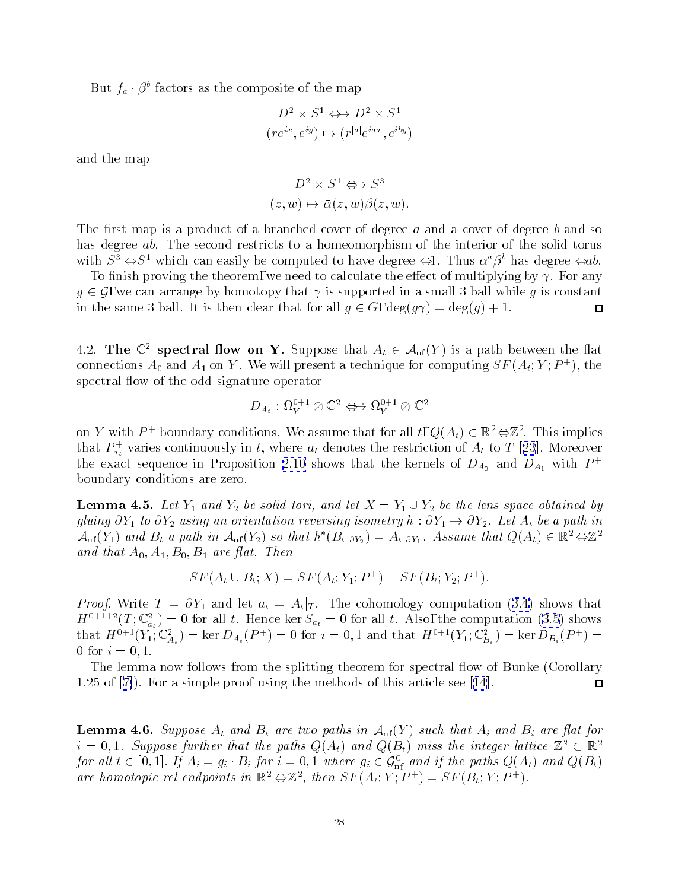But $f_a \cdot \beta^b$ factors as the composite of the map

$$D^2 \times S^1 \to D^2 \times S^1$$
$$(re^{ix}, e^{iy}) \mapsto (r^{|a|}e^{iax}, e^{iby})$$

and the map

$$D^2 \times S^1 \to S^3$$
$$(z, w) \mapsto \bar{\alpha}(z, w)\beta(z, w).$$

The first map is a product of a branched cover of degree $a$ and a cover of degree $b$ and so has degree $ab$. The second restricts to a homeomorphism of the interior of the solid torus with $S^3 - S^1$ which can easily be computed to have degree $-1$. Thus $\alpha^a\beta^b$ has degree $-ab$.

To finish proving the theorem, we need to calculate the effect of multiplying by $\gamma$. For any $g \in \mathcal{G}$, we can arrange by homotopy that $\gamma$ is supported in a small 3-ball while $g$ is constant in the same 3-ball. It is then clear that for all $g \in G$, $\deg(g\gamma) = \deg(g) + 1$. ◻

4.2. **The $\mathbb{C}^2$ spectral flow on Y.** Suppose that $A_t \in \mathcal{A}_{\rm nf}(Y)$ is a path between the flat connections $A_0$ and $A_1$ on $Y$. We will present a technique for computing $SF(A_t; Y; P^+)$, the spectral flow of the odd signature operator

$$D_{A_t} : \Omega_Y^{0+1} \otimes \mathbb{C}^2 \to \Omega_Y^{0+1} \otimes \mathbb{C}^2$$

on $Y$ with $P^+$ boundary conditions. We assume that for all $t$, $Q(A_t) \in \mathbb{R}^2 - \mathbb{Z}^2$. This implies that $P^+_{a_t}$ varies continuously in $t$, where $a_t$ denotes the restriction of $A_t$ to $T$ [23]. Moreover the exact sequence in Proposition 2.10 shows that the kernels of $D_{A_0}$ and $D_{A_1}$ with $P^+$ boundary conditions are zero.

**Lemma 4.5.** *Let $Y_1$ and $Y_2$ be solid tori, and let $X = Y_1 \cup Y_2$ be the lens space obtained by gluing $\partial Y_1$ to $\partial Y_2$ using an orientation reversing isometry $h : \partial Y_1 \to \partial Y_2$. Let $A_t$ be a path in $\mathcal{A}_{\rm nf}(Y_1)$ and $B_t$ a path in $\mathcal{A}_{\rm nf}(Y_2)$ so that $h^*(B_t|_{\partial Y_2}) = A_t|_{\partial Y_1}$. Assume that $Q(A_t) \in \mathbb{R}^2 - \mathbb{Z}^2$ and that $A_0, A_1, B_0, B_1$ are flat. Then*

$$SF(A_t \cup B_t; X) = SF(A_t; Y_1; P^+) + SF(B_t; Y_2; P^+).$$

*Proof.* Write $T = \partial Y_1$ and let $a_t = A_t|_T$. The cohomology computation (3.4) shows that $H^{0+1+2}(T; \mathbb{C}^2_{a_t}) = 0$ for all $t$. Hence $\ker S_{a_t} = 0$ for all $t$. Also, the computation (3.5) shows that $H^{0+1}(Y_1; \mathbb{C}^2_{A_i}) = \ker D_{A_i}(P^+) = 0$ for $i = 0, 1$ and that $H^{0+1}(Y_1; \mathbb{C}^2_{B_i}) = \ker D_{B_i}(P^+) = 0$ for $i = 0, 1$.

The lemma now follows from the splitting theorem for spectral flow of Bunke (Corollary 1.25 of [7]). For a simple proof using the methods of this article see [14]. ◻

**Lemma 4.6.** *Suppose $A_t$ and $B_t$ are two paths in $\mathcal{A}_{\rm nf}(Y)$ such that $A_i$ and $B_i$ are flat for $i = 0, 1$. Suppose further that the paths $Q(A_t)$ and $Q(B_t)$ miss the integer lattice $\mathbb{Z}^2 \subset \mathbb{R}^2$ for all $t \in [0, 1]$. If $A_i = g_i \cdot B_i$ for $i = 0, 1$ where $g_i \in \mathcal{G}^0_{\rm nf}$ and if the paths $Q(A_t)$ and $Q(B_t)$ are homotopic rel endpoints in $\mathbb{R}^2 - \mathbb{Z}^2$, then $SF(A_t; Y; P^+) = SF(B_t; Y; P^+)$.*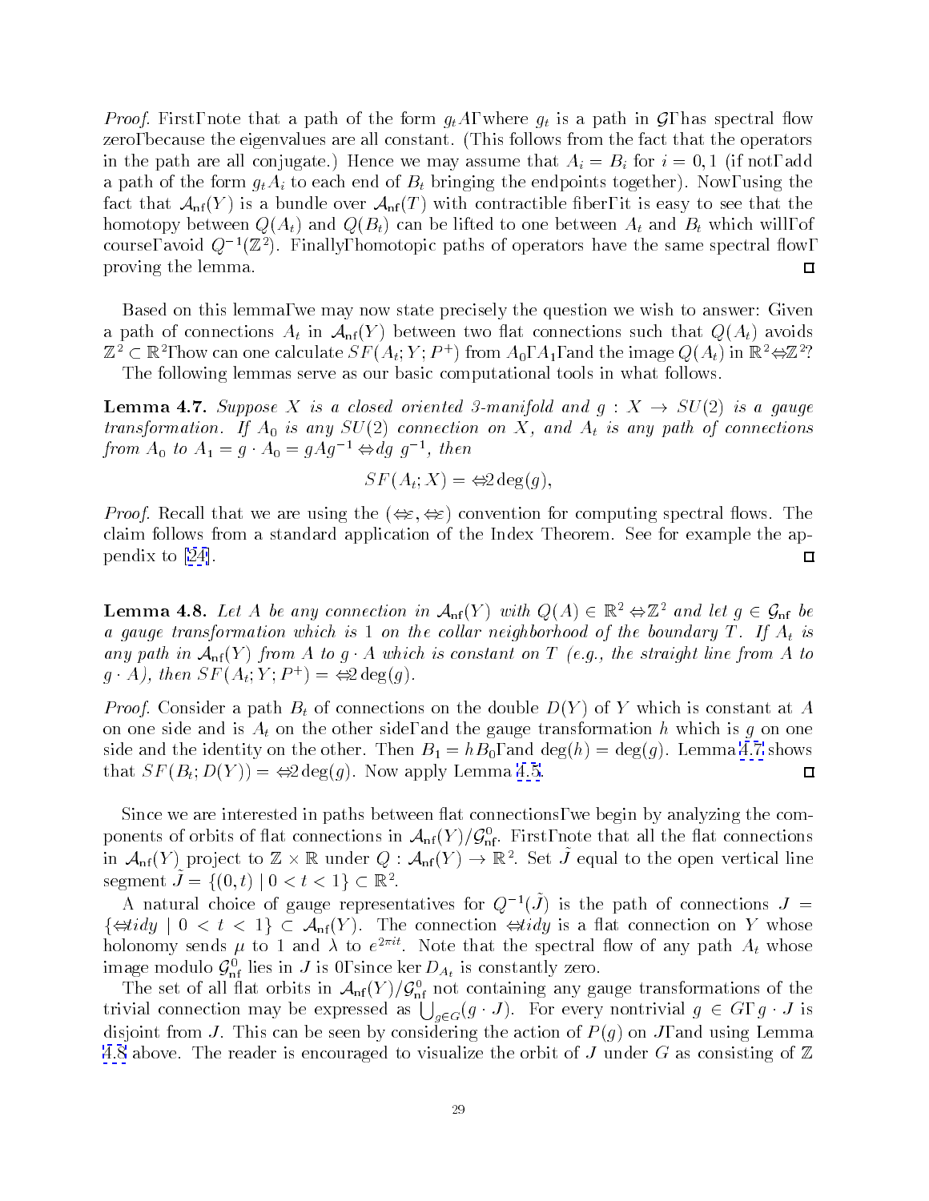*Proof.* First, note that a path of the form $g_t A$, where $g_t$ is a path in $\mathcal{G}$, has spectral flow zero, because the eigenvalues are all constant. (This follows from the fact that the operators in the path are all conjugate.) Hence we may assume that $A_i = B_i$ for $i = 0, 1$ (if not, add a path of the form $g_t A_i$ to each end of $B_t$ bringing the endpoints together). Now, using the fact that $\mathcal{A}_{\rm nf}(Y)$ is a bundle over $\mathcal{A}_{\rm nf}(T)$ with contractible fiber, it is easy to see that the homotopy between $Q(A_t)$ and $Q(B_t)$ can be lifted to one between $A_t$ and $B_t$ which will, of course, avoid $Q^{-1}(\mathbb{Z}^2)$. Finally, homotopic paths of operators have the same spectral flow, proving the lemma. ◻

Based on this lemma, we may now state precisely the question we wish to answer: Given a path of connections $A_t$ in $\mathcal{A}_{\rm nf}(Y)$ between two flat connections such that $Q(A_t)$ avoids $\mathbb{Z}^2 \subset \mathbb{R}^2$, how can one calculate $SF(A_t; Y; P^+)$ from $A_0$, $A_1$, and the image $Q(A_t)$ in $\mathbb{R}^2 - \mathbb{Z}^2$?

The following lemmas serve as our basic computational tools in what follows.

**Lemma 4.7.** *Suppose $X$ is a closed oriented 3-manifold and $g : X \to SU(2)$ is a gauge transformation. If $A_0$ is any $SU(2)$ connection on $X$, and $A_t$ is any path of connections from $A_0$ to $A_1 = g \cdot A_0 = gAg^{-1} - dg\, g^{-1}$, then*

$$SF(A_t; X) = -2\deg(g),$$

*Proof.* Recall that we are using the $(-\varepsilon, -\varepsilon)$ convention for computing spectral flows. The claim follows from a standard application of the Index Theorem. See for example the appendix to [24]. ◻

**Lemma 4.8.** *Let $A$ be any connection in $\mathcal{A}_{\rm nf}(Y)$ with $Q(A) \in \mathbb{R}^2 - \mathbb{Z}^2$ and let $g \in \mathcal{G}_{\rm nf}$ be a gauge transformation which is 1 on the collar neighborhood of the boundary $T$. If $A_t$ is any path in $\mathcal{A}_{\rm nf}(Y)$ from $A$ to $g \cdot A$ which is constant on $T$ (e.g., the straight line from $A$ to $g \cdot A$), then $SF(A_t; Y; P^+) = -2\deg(g)$.*

*Proof.* Consider a path $B_t$ of connections on the double $D(Y)$ of $Y$ which is constant at $A$ on one side and is $A_t$ on the other side, and the gauge transformation $h$ which is $g$ on one side and the identity on the other. Then $B_1 = hB_0$, and $\deg(h) = \deg(g)$. Lemma 4.7 shows that $SF(B_t; D(Y)) = -2\deg(g)$. Now apply Lemma 4.5. ◻

Since we are interested in paths between flat connections, we begin by analyzing the components of orbits of flat connections in $\mathcal{A}_{\rm nf}(Y)/\mathcal{G}^0_{\rm nf}$. First, note that all the flat connections in $\mathcal{A}_{\rm nf}(Y)$ project to $\mathbb{Z} \times \mathbb{R}$ under $Q : \mathcal{A}_{\rm nf}(Y) \to \mathbb{R}^2$. Set $\tilde{J}$ equal to the open vertical line segment $\tilde{J} = \{(0, t) \mid 0 < t < 1\} \subset \mathbb{R}^2$.

A natural choice of gauge representatives for $Q^{-1}(\tilde{J})$ is the path of connections $J = \{-tidy \mid 0 < t < 1\} \subset \mathcal{A}_{\rm nf}(Y)$. The connection $-tidy$ is a flat connection on $Y$ whose holonomy sends $\mu$ to 1 and $\lambda$ to $e^{2\pi i t}$. Note that the spectral flow of any path $A_t$ whose image modulo $\mathcal{G}^0_{\rm nf}$ lies in $J$ is 0, since $\ker D_{A_t}$ is constantly zero.

The set of all flat orbits in $\mathcal{A}_{\rm nf}(Y)/\mathcal{G}^0_{\rm nf}$ not containing any gauge transformations of the trivial connection may be expressed as $\bigcup_{g \in G}(g \cdot J)$. For every nontrivial $g \in G$, $g \cdot J$ is disjoint from $J$. This can be seen by considering the action of $P(g)$ on $J$, and using Lemma 4.8 above. The reader is encouraged to visualize the orbit of $J$ under $G$ as consisting of $\mathbb{Z}$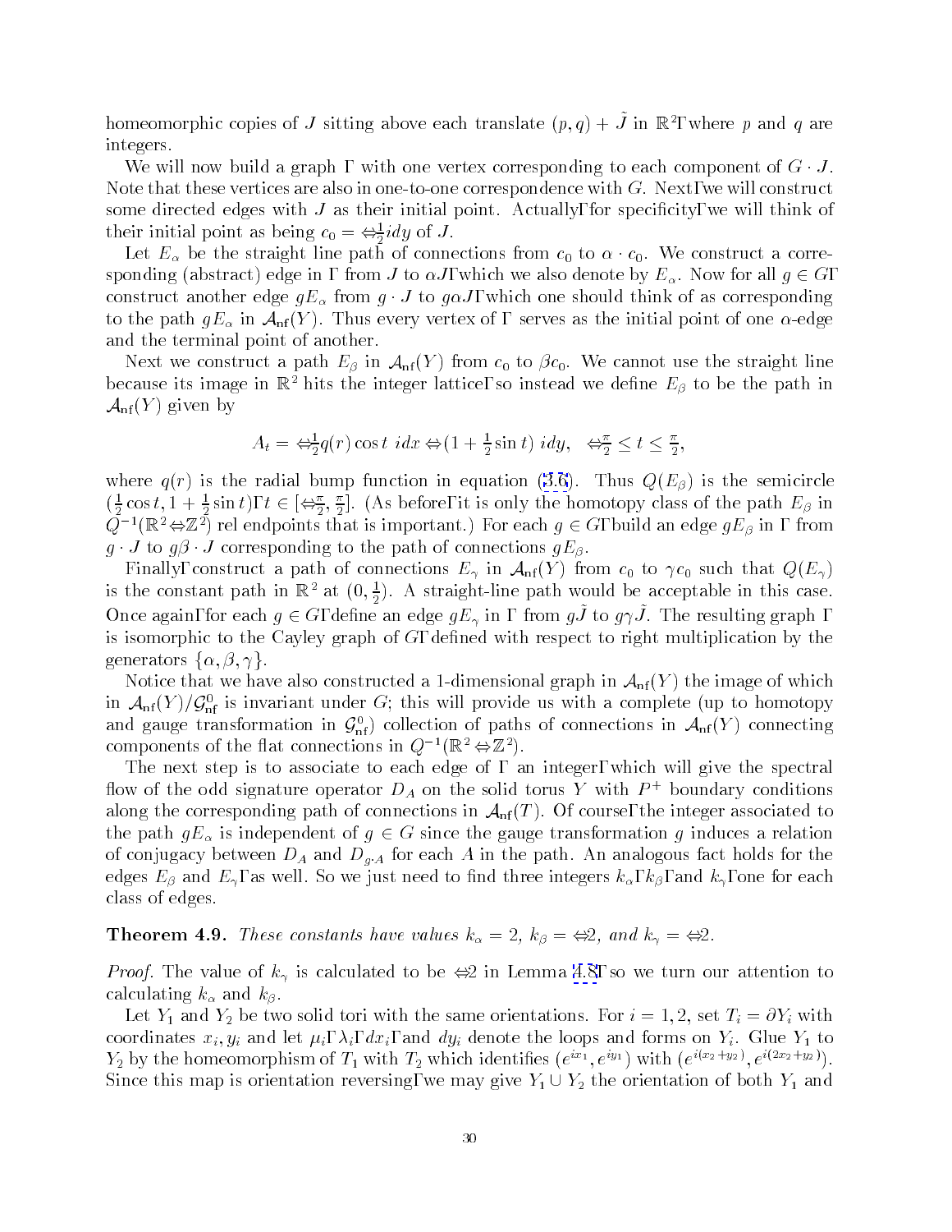homeomorphic copies of $J$ sitting above each translate $(p,q) + \tilde{J}$ in $\mathbb{R}^2$, where $p$ and $q$ are integers.

We will now build a graph $\Gamma$ with one vertex corresponding to each component of $G \cdot J$. Note that these vertices are also in one-to-one correspondence with $G$. Next, we will construct some directed edges with $J$ as their initial point. Actually, for specificity, we will think of their initial point as being $c_0 = -\frac{1}{2} i dy$ of $J$.

Let $E_\alpha$ be the straight line path of connections from $c_0$ to $\alpha \cdot c_0$. We construct a corresponding (abstract) edge in $\Gamma$ from $J$ to $\alpha J$, which we also denote by $E_\alpha$. Now for all $g \in G$, construct another edge $gE_\alpha$ from $g \cdot J$ to $g\alpha J$, which one should think of as corresponding to the path $gE_\alpha$ in $\mathcal{A}_{\mathrm{nf}}(Y)$. Thus every vertex of $\Gamma$ serves as the initial point of one $\alpha$-edge and the terminal point of another.

Next we construct a path $E_\beta$ in $\mathcal{A}_{\mathrm{nf}}(Y)$ from $c_0$ to $\beta c_0$. We cannot use the straight line because its image in $\mathbb{R}^2$ hits the integer lattice, so instead we define $E_\beta$ to be the path in $\mathcal{A}_{\mathrm{nf}}(Y)$ given by

$$A_t = -\tfrac{1}{2} q(r) \cos t \ i dx - (1 + \tfrac{1}{2} \sin t) \ i dy, \quad -\tfrac{\pi}{2} \leq t \leq \tfrac{\pi}{2},$$

where $q(r)$ is the radial bump function in equation (3.6). Thus $Q(E_\beta)$ is the semicircle $(\frac{1}{2}\cos t, 1 + \frac{1}{2}\sin t)$, $t \in [-\frac{\pi}{2}, \frac{\pi}{2}]$. (As before, it is only the homotopy class of the path $E_\beta$ in $Q^{-1}(\mathbb{R}^2 - \mathbb{Z}^2)$ rel endpoints that is important.) For each $g \in G$, build an edge $gE_\beta$ in $\Gamma$ from $g \cdot J$ to $g\beta \cdot J$ corresponding to the path of connections $gE_\beta$.

Finally, construct a path of connections $E_\gamma$ in $\mathcal{A}_{\mathrm{nf}}(Y)$ from $c_0$ to $\gamma c_0$ such that $Q(E_\gamma)$ is the constant path in $\mathbb{R}^2$ at $(0, \frac{1}{2})$. A straight-line path would be acceptable in this case. Once again, for each $g \in G$, define an edge $gE_\gamma$ in $\Gamma$ from $g\tilde{J}$ to $g\gamma\tilde{J}$. The resulting graph $\Gamma$ is isomorphic to the Cayley graph of $G$, defined with respect to right multiplication by the generators $\{\alpha, \beta, \gamma\}$.

Notice that we have also constructed a 1-dimensional graph in $\mathcal{A}_{\mathrm{nf}}(Y)$ the image of which in $\mathcal{A}_{\mathrm{nf}}(Y)/\mathcal{G}^0_{\mathrm{nf}}$ is invariant under $G$; this will provide us with a complete (up to homotopy and gauge transformation in $\mathcal{G}^0_{\mathrm{nf}}$) collection of paths of connections in $\mathcal{A}_{\mathrm{nf}}(Y)$ connecting components of the flat connections in $Q^{-1}(\mathbb{R}^2 - \mathbb{Z}^2)$.

The next step is to associate to each edge of $\Gamma$ an integer, which will give the spectral flow of the odd signature operator $D_A$ on the solid torus $Y$ with $P^+$ boundary conditions along the corresponding path of connections in $\mathcal{A}_{\mathrm{nf}}(T)$. Of course, the integer associated to the path $gE_\alpha$ is independent of $g \in G$ since the gauge transformation $g$ induces a relation of conjugacy between $D_A$ and $D_{g \cdot A}$ for each $A$ in the path. An analogous fact holds for the edges $E_\beta$ and $E_\gamma$, as well. So we just need to find three integers $k_\alpha$, $k_\beta$, and $k_\gamma$, one for each class of edges.

**Theorem 4.9.** *These constants have values $k_\alpha = 2$, $k_\beta = -2$, and $k_\gamma = -2$.*

*Proof.* The value of $k_\gamma$ is calculated to be $-2$ in Lemma 4.8, so we turn our attention to calculating $k_\alpha$ and $k_\beta$.

Let $Y_1$ and $Y_2$ be two solid tori with the same orientations. For $i = 1, 2$, set $T_i = \partial Y_i$ with coordinates $x_i, y_i$ and let $\mu_i$, $\lambda_i$, $dx_i$, and $dy_i$ denote the loops and forms on $Y_i$. Glue $Y_1$ to $Y_2$ by the homeomorphism of $T_1$ with $T_2$ which identifies $(e^{ix_1}, e^{iy_1})$ with $(e^{i(x_2+y_2)}, e^{i(2x_2+y_2)})$. Since this map is orientation reversing, we may give $Y_1 \cup Y_2$ the orientation of both $Y_1$ and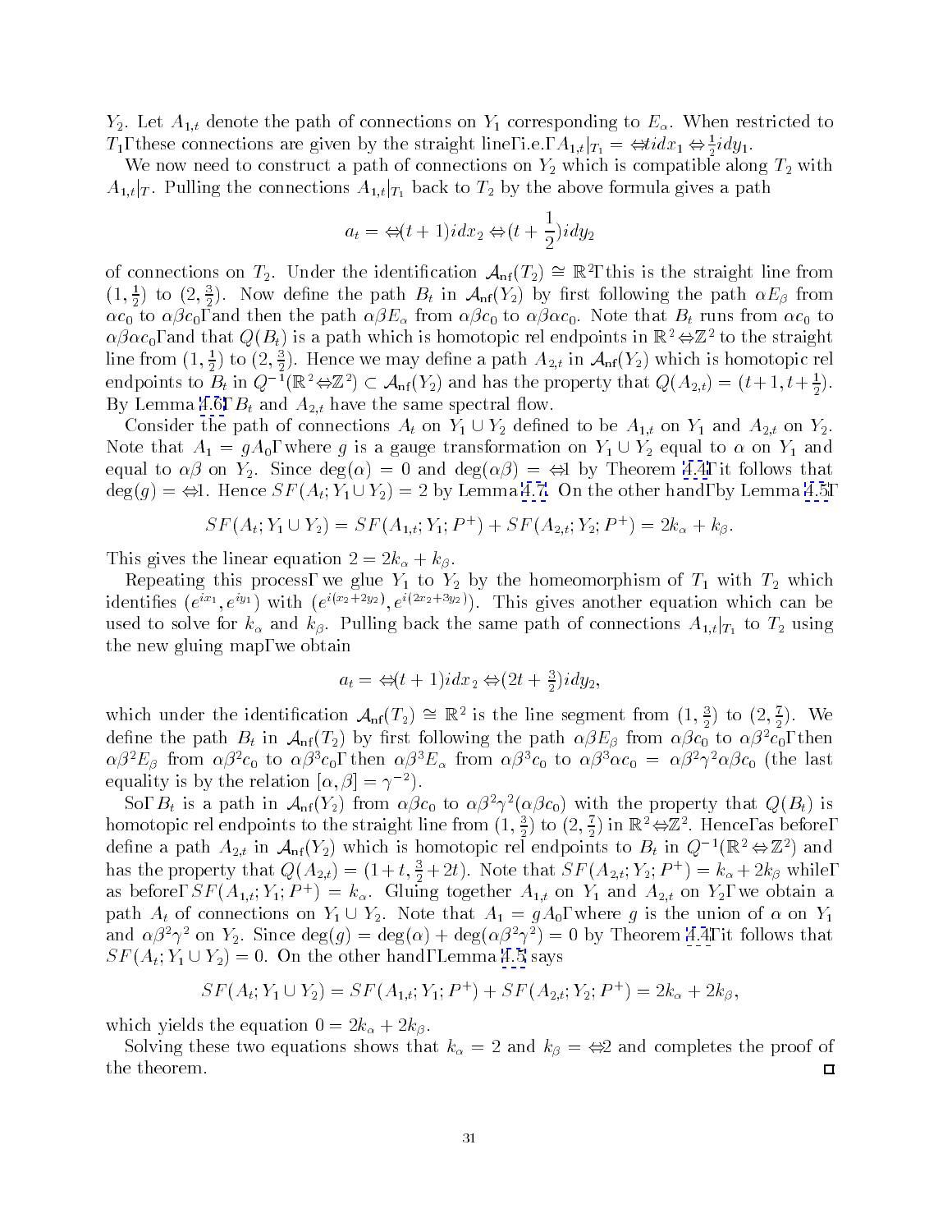$Y_2$. Let $A_{1,t}$ denote the path of connections on $Y_1$ corresponding to $E_\alpha$. When restricted to $T_1$, these connections are given by the straight line, i.e., $A_{1,t}|_{T_1} = -tidx_1 - \frac{1}{2}idy_1$.

We now need to construct a path of connections on $Y_2$ which is compatible along $T_2$ with $A_{1,t}|_T$. Pulling the connections $A_{1,t}|_{T_1}$ back to $T_2$ by the above formula gives a path

$$a_t = -(t+1)idx_2 - (t + \frac{1}{2})idy_2$$

of connections on $T_2$. Under the identification $\mathcal{A}_{\mathsf{nf}}(T_2) \cong \mathbb{R}^2$, this is the straight line from $(1, \frac{1}{2})$ to $(2, \frac{3}{2})$. Now define the path $B_t$ in $\mathcal{A}_{\mathsf{nf}}(Y_2)$ by first following the path $\alpha E_\beta$ from $\alpha c_0$ to $\alpha\beta c_0$, and then the path $\alpha\beta E_\alpha$ from $\alpha\beta c_0$ to $\alpha\beta\alpha c_0$. Note that $B_t$ runs from $\alpha c_0$ to $\alpha\beta\alpha c_0$, and that $Q(B_t)$ is a path which is homotopic rel endpoints in $\mathbb{R}^2 - \mathbb{Z}^2$ to the straight line from $(1, \frac{1}{2})$ to $(2, \frac{3}{2})$. Hence we may define a path $A_{2,t}$ in $\mathcal{A}_{\mathsf{nf}}(Y_2)$ which is homotopic rel endpoints to $B_t$ in $Q^{-1}(\mathbb{R}^2 - \mathbb{Z}^2) \subset \mathcal{A}_{\mathsf{nf}}(Y_2)$ and has the property that $Q(A_{2,t}) = (t+1, t+\frac{1}{2})$. By Lemma 4.6, $B_t$ and $A_{2,t}$ have the same spectral flow.

Consider the path of connections $A_t$ on $Y_1 \cup Y_2$ defined to be $A_{1,t}$ on $Y_1$ and $A_{2,t}$ on $Y_2$. Note that $A_1 = gA_0$, where $g$ is a gauge transformation on $Y_1 \cup Y_2$ equal to $\alpha$ on $Y_1$ and equal to $\alpha\beta$ on $Y_2$. Since $\deg(\alpha) = 0$ and $\deg(\alpha\beta) = -1$ by Theorem 4.4, it follows that $\deg(g) = -1$. Hence $SF(A_t; Y_1 \cup Y_2) = 2$ by Lemma 4.7. On the other hand, by Lemma 4.5,

$$SF(A_t; Y_1 \cup Y_2) = SF(A_{1,t}; Y_1; P^+) + SF(A_{2,t}; Y_2; P^+) = 2k_\alpha + k_\beta.$$

This gives the linear equation $2 = 2k_\alpha + k_\beta$.

Repeating this process, we glue $Y_1$ to $Y_2$ by the homeomorphism of $T_1$ with $T_2$ which identifies $(e^{ix_1}, e^{iy_1})$ with $(e^{i(x_2+2y_2)}, e^{i(2x_2+3y_2)})$. This gives another equation which can be used to solve for $k_\alpha$ and $k_\beta$. Pulling back the same path of connections $A_{1,t}|_{T_1}$ to $T_2$ using the new gluing map, we obtain

$$a_t = -(t+1)idx_2 - (2t + \tfrac{3}{2})idy_2,$$

which under the identification $\mathcal{A}_{\mathsf{nf}}(T_2) \cong \mathbb{R}^2$ is the line segment from $(1, \frac{3}{2})$ to $(2, \frac{7}{2})$. We define the path $B_t$ in $\mathcal{A}_{\mathsf{nf}}(T_2)$ by first following the path $\alpha\beta E_\beta$ from $\alpha\beta c_0$ to $\alpha\beta^2 c_0$, then $\alpha\beta^2 E_\beta$ from $\alpha\beta^2 c_0$ to $\alpha\beta^3 c_0$, then $\alpha\beta^3 E_\alpha$ from $\alpha\beta^3 c_0$ to $\alpha\beta^3\alpha c_0 = \alpha\beta^2\gamma^2\alpha\beta c_0$ (the last equality is by the relation $[\alpha, \beta] = \gamma^{-2}$).

So, $B_t$ is a path in $\mathcal{A}_{\mathsf{nf}}(Y_2)$ from $\alpha\beta c_0$ to $\alpha\beta^2\gamma^2(\alpha\beta c_0)$ with the property that $Q(B_t)$ is homotopic rel endpoints to the straight line from $(1, \frac{3}{2})$ to $(2, \frac{7}{2})$ in $\mathbb{R}^2 - \mathbb{Z}^2$. Hence, as before, define a path $A_{2,t}$ in $\mathcal{A}_{\mathsf{nf}}(Y_2)$ which is homotopic rel endpoints to $B_t$ in $Q^{-1}(\mathbb{R}^2 - \mathbb{Z}^2)$ and has the property that $Q(A_{2,t}) = (1+t, \frac{3}{2} + 2t)$. Note that $SF(A_{2,t}; Y_2; P^+) = k_\alpha + 2k_\beta$ while, as before, $SF(A_{1,t}; Y_1; P^+) = k_\alpha$. Gluing together $A_{1,t}$ on $Y_1$ and $A_{2,t}$ on $Y_2$, we obtain a path $A_t$ of connections on $Y_1 \cup Y_2$. Note that $A_1 = gA_0$, where $g$ is the union of $\alpha$ on $Y_1$ and $\alpha\beta^2\gamma^2$ on $Y_2$. Since $\deg(g) = \deg(\alpha) + \deg(\alpha\beta^2\gamma^2) = 0$ by Theorem 4.4, it follows that $SF(A_t; Y_1 \cup Y_2) = 0$. On the other hand, Lemma 4.5 says

$$SF(A_t; Y_1 \cup Y_2) = SF(A_{1,t}; Y_1; P^+) + SF(A_{2,t}; Y_2; P^+) = 2k_\alpha + 2k_\beta,$$

which yields the equation $0 = 2k_\alpha + 2k_\beta$.

Solving these two equations shows that $k_\alpha = 2$ and $k_\beta = -2$ and completes the proof of the theorem. $\square$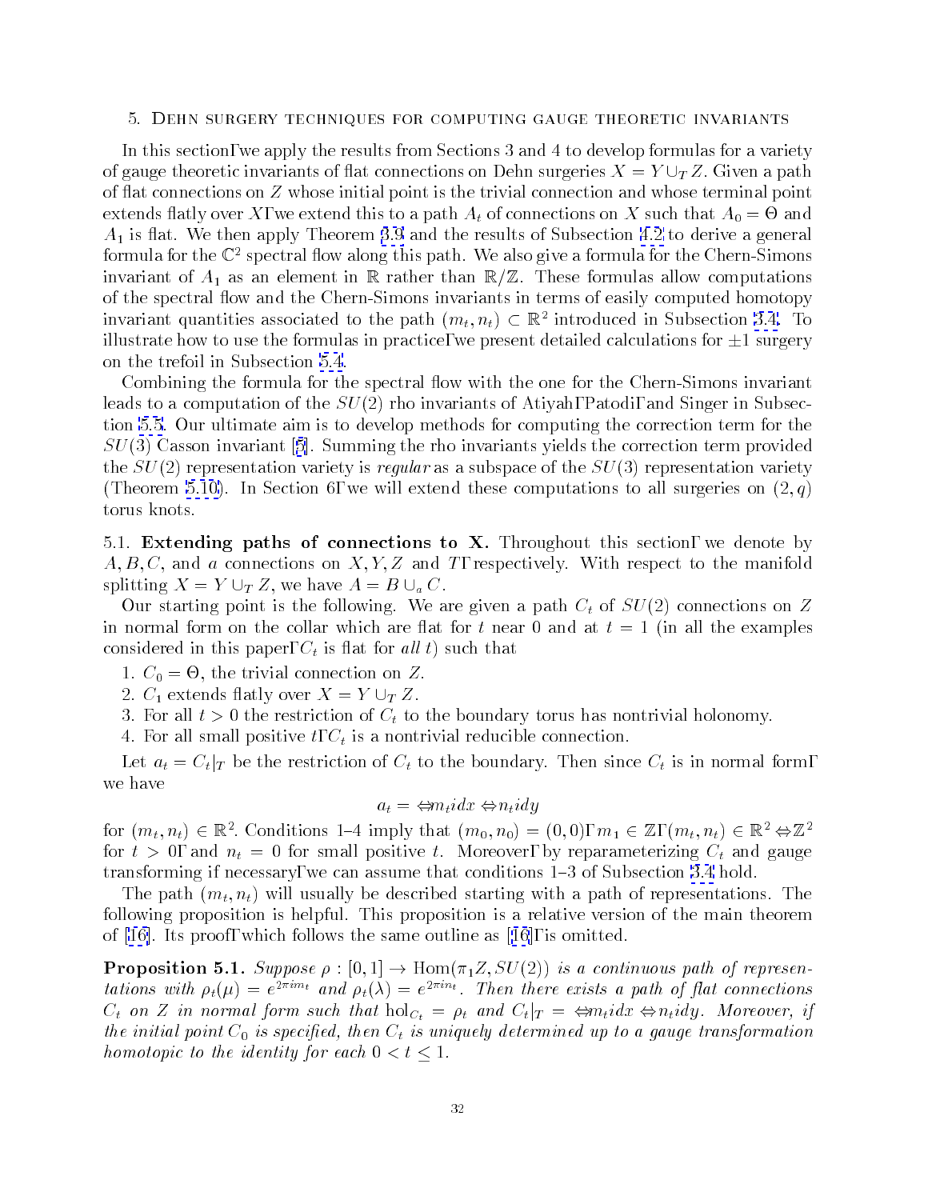## 5. Dehn surgery techniques for computing gauge theoretic invariants

In this section, we apply the results from Sections 3 and 4 to develop formulas for a variety of gauge theoretic invariants of flat connections on Dehn surgeries $X = Y \cup_T Z$. Given a path of flat connections on $Z$ whose initial point is the trivial connection and whose terminal point extends flatly over $X$, we extend this to a path $A_t$ of connections on $X$ such that $A_0 = \Theta$ and $A_1$ is flat. We then apply Theorem 3.9 and the results of Subsection 4.2 to derive a general formula for the $\mathbb{C}^2$ spectral flow along this path. We also give a formula for the Chern-Simons invariant of $A_1$ as an element in $\mathbb{R}$ rather than $\mathbb{R}/\mathbb{Z}$. These formulas allow computations of the spectral flow and the Chern-Simons invariants in terms of easily computed homotopy invariant quantities associated to the path $(m_t, n_t) \subset \mathbb{R}^2$ introduced in Subsection 3.4. To illustrate how to use the formulas in practice, we present detailed calculations for $\pm 1$ surgery on the trefoil in Subsection 5.4.

Combining the formula for the spectral flow with the one for the Chern-Simons invariant leads to a computation of the $SU(2)$ rho invariants of Atiyah, Patodi, and Singer in Subsection 5.5. Our ultimate aim is to develop methods for computing the correction term for the $SU(3)$ Casson invariant [5]. Summing the rho invariants yields the correction term provided the $SU(2)$ representation variety is *regular* as a subspace of the $SU(3)$ representation variety (Theorem 5.10). In Section 6, we will extend these computations to all surgeries on $(2, q)$ torus knots.

### 5.1. Extending paths of connections to X.

Throughout this section, we denote by $A, B, C,$ and $a$ connections on $X, Y, Z$ and $T$, respectively. With respect to the manifold splitting $X = Y \cup_T Z$, we have $A = B \cup_a C$.

Our starting point is the following. We are given a path $C_t$ of $SU(2)$ connections on $Z$ in normal form on the collar which are flat for $t$ near 0 and at $t = 1$ (in all the examples considered in this paper, $C_t$ is flat for *all* $t$) such that

1. $C_0 = \Theta$, the trivial connection on $Z$.
2. $C_1$ extends flatly over $X = Y \cup_T Z$.
3. For all $t > 0$ the restriction of $C_t$ to the boundary torus has nontrivial holonomy.
4. For all small positive $t$, $C_t$ is a nontrivial reducible connection.

Let $a_t = C_t|_T$ be the restriction of $C_t$ to the boundary. Then since $C_t$ is in normal form, we have

$$a_t = -m_t i dx - n_t i dy$$

for $(m_t, n_t) \in \mathbb{R}^2$. Conditions 1–4 imply that $(m_0, n_0) = (0, 0)$, $m_1 \in \mathbb{Z}$, $(m_t, n_t) \in \mathbb{R}^2 - \mathbb{Z}^2$ for $t > 0$, and $n_t = 0$ for small positive $t$. Moreover, by reparameterizing $C_t$ and gauge transforming if necessary, we can assume that conditions 1–3 of Subsection 3.4 hold.

The path $(m_t, n_t)$ will usually be described starting with a path of representations. The following proposition is helpful. This proposition is a relative version of the main theorem of [16]. Its proof, which follows the same outline as [16], is omitted.

**Proposition 5.1.** *Suppose $\rho : [0, 1] \to \operatorname{Hom}(\pi_1 Z, SU(2))$ is a continuous path of representations with $\rho_t(\mu) = e^{2\pi i m_t}$ and $\rho_t(\lambda) = e^{2\pi i n_t}$. Then there exists a path of flat connections $C_t$ on $Z$ in normal form such that $\operatorname{hol}_{C_t} = \rho_t$ and $C_t|_T = -m_t i dx - n_t i dy$. Moreover, if the initial point $C_0$ is specified, then $C_t$ is uniquely determined up to a gauge transformation homotopic to the identity for each $0 < t \leq 1$.*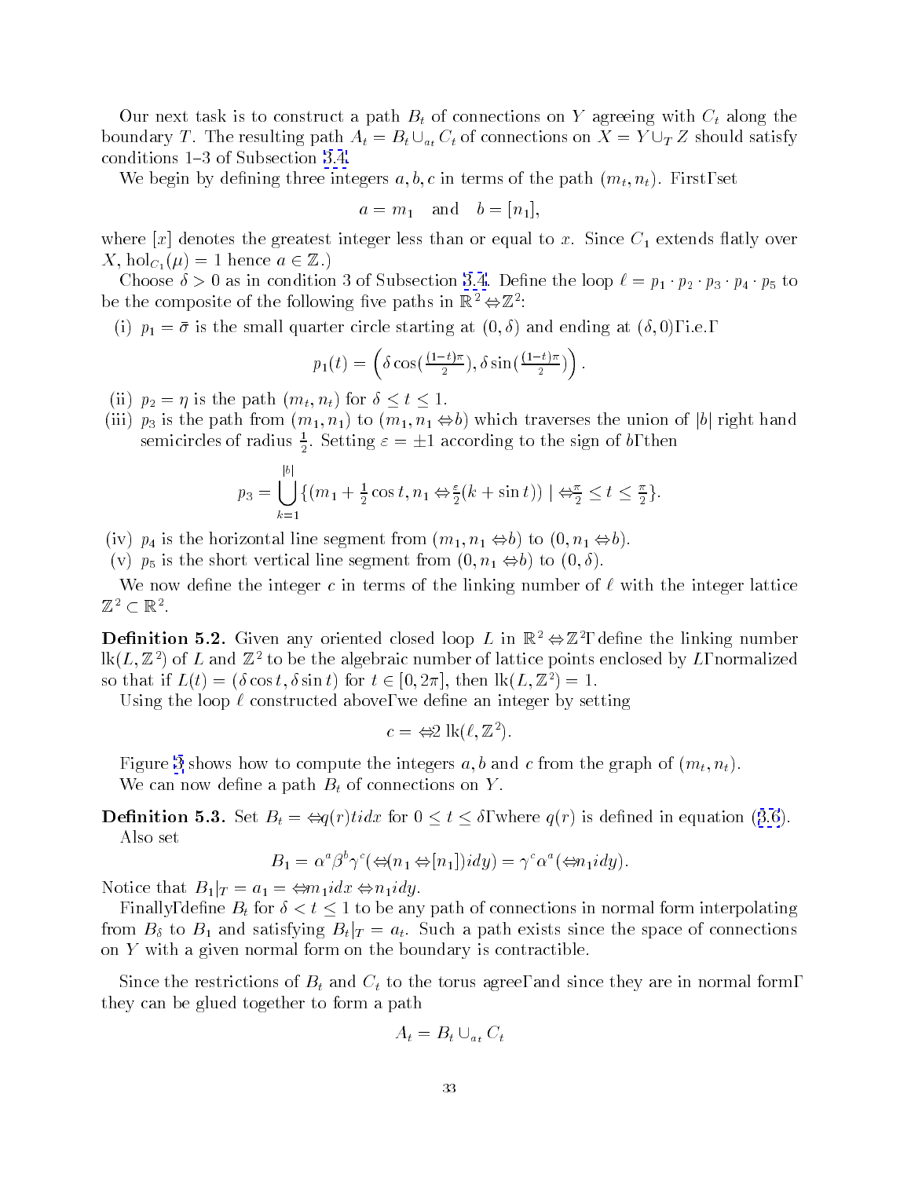Our next task is to construct a path $B_t$ of connections on $Y$ agreeing with $C_t$ along the boundary $T$. The resulting path $A_t = B_t \cup_{a_t} C_t$ of connections on $X = Y \cup_T Z$ should satisfy conditions 1–3 of Subsection 3.4.

We begin by defining three integers $a, b, c$ in terms of the path $(m_t, n_t)$. First, set

$$a = m_1 \quad \text{and} \quad b = [n_1],$$

where $[x]$ denotes the greatest integer less than or equal to $x$. Since $C_1$ extends flatly over $X$, $\mathrm{hol}_{C_1}(\mu) = 1$ hence $a \in \mathbb{Z}$.)

Choose $\delta > 0$ as in condition 3 of Subsection 3.4. Define the loop $\ell = p_1 \cdot p_2 \cdot p_3 \cdot p_4 \cdot p_5$ to be the composite of the following five paths in $\mathbb{R}^2 - \mathbb{Z}^2$:

(i) $p_1 = \bar{\sigma}$ is the small quarter circle starting at $(0, \delta)$ and ending at $(\delta, 0)$, i.e.,

$$p_1(t) = \left(\delta \cos(\tfrac{(1-t)\pi}{2}), \delta \sin(\tfrac{(1-t)\pi}{2})\right).$$

(ii) $p_2 = \eta$ is the path $(m_t, n_t)$ for $\delta \leq t \leq 1$.

(iii) $p_3$ is the path from $(m_1, n_1)$ to $(m_1, n_1 - b)$ which traverses the union of $|b|$ right hand semicircles of radius $\frac{1}{2}$. Setting $\varepsilon = \pm 1$ according to the sign of $b$, then

$$p_3 = \bigcup_{k=1}^{|b|} \{(m_1 + \tfrac{1}{2}\cos t, n_1 - \tfrac{\varepsilon}{2}(k + \sin t)) \mid -\tfrac{\pi}{2} \leq t \leq \tfrac{\pi}{2}\}.$$

(iv) $p_4$ is the horizontal line segment from $(m_1, n_1 - b)$ to $(0, n_1 - b)$.

(v) $p_5$ is the short vertical line segment from $(0, n_1 - b)$ to $(0, \delta)$.

We now define the integer $c$ in terms of the linking number of $\ell$ with the integer lattice $\mathbb{Z}^2 \subset \mathbb{R}^2$.

**Definition 5.2.** Given any oriented closed loop $L$ in $\mathbb{R}^2 - \mathbb{Z}^2$, define the linking number $\mathrm{lk}(L, \mathbb{Z}^2)$ of $L$ and $\mathbb{Z}^2$ to be the algebraic number of lattice points enclosed by $L$, normalized so that if $L(t) = (\delta \cos t, \delta \sin t)$ for $t \in [0, 2\pi]$, then $\mathrm{lk}(L, \mathbb{Z}^2) = 1$.

Using the loop $\ell$ constructed above, we define an integer by setting

$$c = -2\,\mathrm{lk}(\ell, \mathbb{Z}^2).$$

Figure 3 shows how to compute the integers $a, b$ and $c$ from the graph of $(m_t, n_t)$.

We can now define a path $B_t$ of connections on $Y$.

**Definition 5.3.** Set $B_t = -q(r)ti dx$ for $0 \leq t \leq \delta$, where $q(r)$ is defined in equation (3.6). Also set

$$B_1 = \alpha^a \beta^b \gamma^c(-(n_1 - [n_1])i dy) = \gamma^c \alpha^a(-n_1 i dy).$$

Notice that $B_1|_T = a_1 = -m_1 i dx - n_1 i dy$.

Finally, define $B_t$ for $\delta < t \leq 1$ to be any path of connections in normal form interpolating from $B_\delta$ to $B_1$ and satisfying $B_t|_T = a_t$. Such a path exists since the space of connections on $Y$ with a given normal form on the boundary is contractible.

Since the restrictions of $B_t$ and $C_t$ to the torus agree, and since they are in normal form, they can be glued together to form a path

$$A_t = B_t \cup_{a_t} C_t$$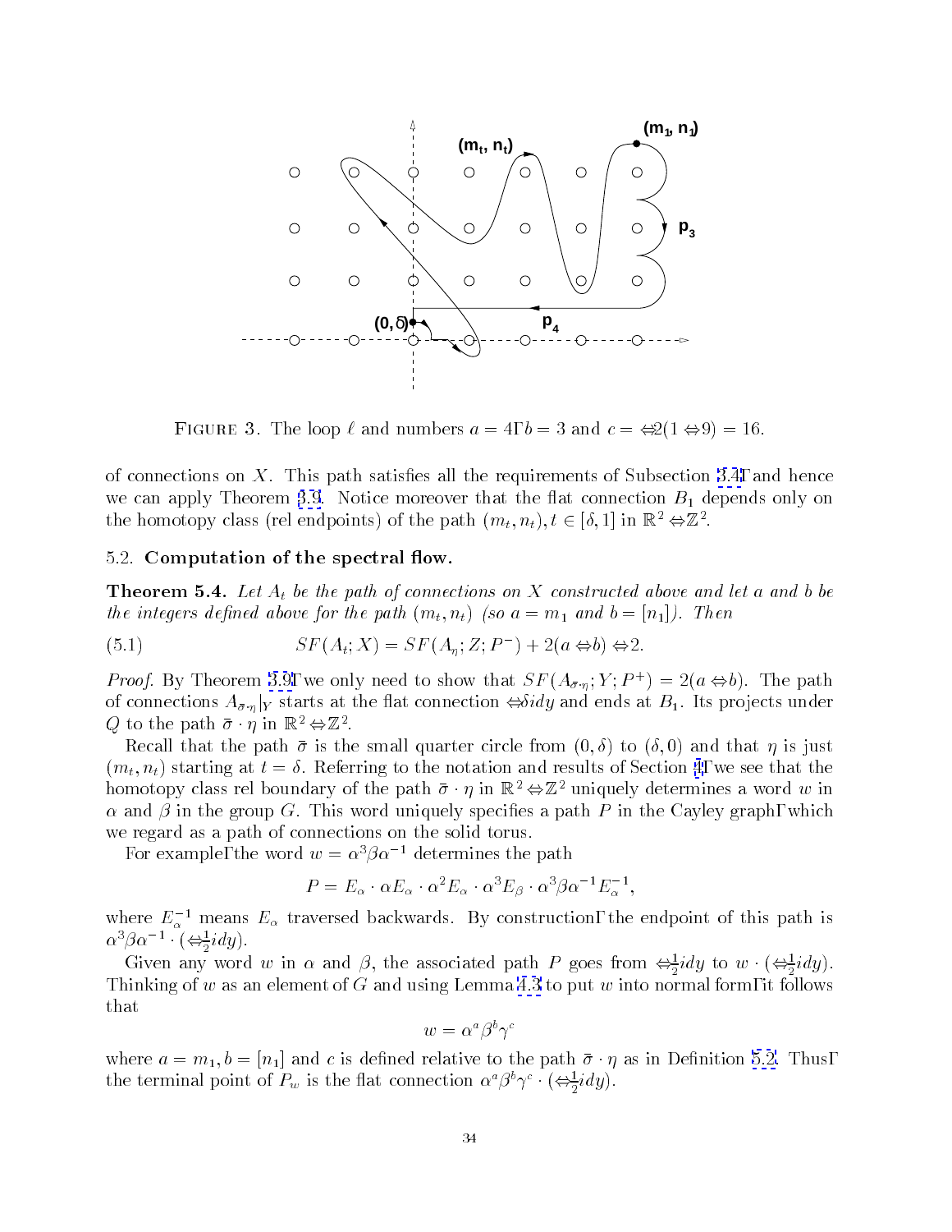FIGURE 3. The loop $\ell$ and numbers $a = 4$, $b = 3$ and $c = -2(1-9) = 16$.

of connections on $X$. This path satisfies all the requirements of Subsection 3.4, and hence we can apply Theorem 3.9. Notice moreover that the flat connection $B_1$ depends only on the homotopy class (rel endpoints) of the path $(m_t, n_t)$, $t \in [\delta, 1]$ in $\mathbb{R}^2 - \mathbb{Z}^2$.

## 5.2. Computation of the spectral flow.

**Theorem 5.4.** *Let $A_t$ be the path of connections on $X$ constructed above and let $a$ and $b$ be the integers defined above for the path $(m_t, n_t)$ (so $a = m_1$ and $b = [n_1]$). Then*

$$SF(A_t; X) = SF(A_\eta; Z; P^-) + 2(a-b) - 2. \tag{5.1}$$

*Proof.* By Theorem 3.9, we only need to show that $SF(A_{\bar\sigma\cdot\eta}; Y; P^+) = 2(a-b)$. The path of connections $A_{\bar\sigma\cdot\eta}|_Y$ starts at the flat connection $-\delta i dy$ and ends at $B_1$. Its projects under $Q$ to the path $\bar\sigma \cdot \eta$ in $\mathbb{R}^2 - \mathbb{Z}^2$.

Recall that the path $\bar\sigma$ is the small quarter circle from $(0,\delta)$ to $(\delta, 0)$ and that $\eta$ is just $(m_t, n_t)$ starting at $t = \delta$. Referring to the notation and results of Section 4, we see that the homotopy class rel boundary of the path $\bar\sigma \cdot \eta$ in $\mathbb{R}^2 - \mathbb{Z}^2$ uniquely determines a word $w$ in $\alpha$ and $\beta$ in the group $G$. This word uniquely specifies a path $P$ in the Cayley graph, which we regard as a path of connections on the solid torus.

For example, the word $w = \alpha^3\beta\alpha^{-1}$ determines the path

$$P = E_\alpha \cdot \alpha E_\alpha \cdot \alpha^2 E_\alpha \cdot \alpha^3 E_\beta \cdot \alpha^3\beta\alpha^{-1}E_\alpha^{-1},$$

where $E_\alpha^{-1}$ means $E_\alpha$ traversed backwards. By construction, the endpoint of this path is $\alpha^3\beta\alpha^{-1} \cdot (-\frac{1}{2} i dy)$.

Given any word $w$ in $\alpha$ and $\beta$, the associated path $P$ goes from $-\frac{1}{2} i dy$ to $w \cdot (-\frac{1}{2} i dy)$. Thinking of $w$ as an element of $G$ and using Lemma 4.3 to put $w$ into normal form, it follows that

$$w = \alpha^a \beta^b \gamma^c$$

where $a = m_1, b = [n_1]$ and $c$ is defined relative to the path $\bar\sigma \cdot \eta$ as in Definition 5.2. Thus, the terminal point of $P_w$ is the flat connection $\alpha^a\beta^b\gamma^c \cdot (-\frac{1}{2} i dy)$.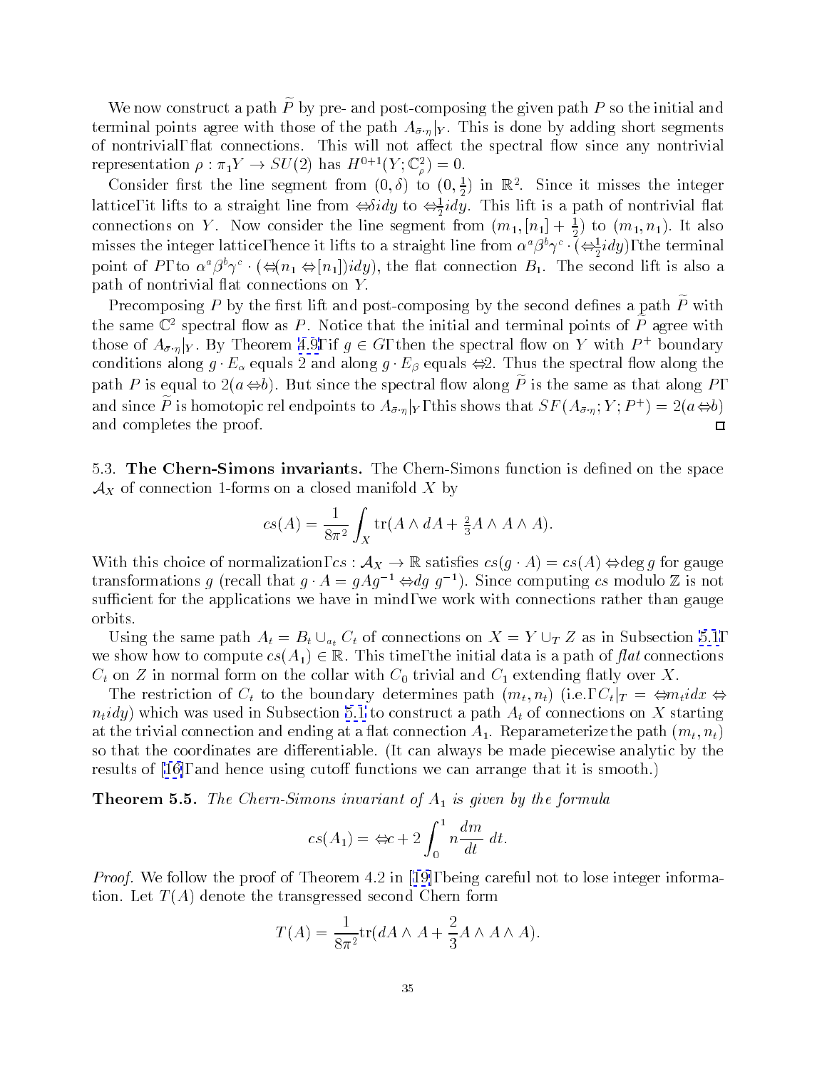We now construct a path $\widetilde{P}$ by pre- and post-composing the given path $P$ so the initial and terminal points agree with those of the path $A_{\bar{\sigma}\cdot\eta}|_Y$. This is done by adding short segments of nontrivial, flat connections. This will not affect the spectral flow since any nontrivial representation $\rho : \pi_1 Y \to SU(2)$ has $H^{0+1}(Y; \mathbb{C}^2_\rho) = 0$.

Consider first the line segment from $(0, \delta)$ to $(0, \frac{1}{2})$ in $\mathbb{R}^2$. Since it misses the integer lattice, it lifts to a straight line from $-\delta i dy$ to $-\frac{1}{2} i dy$. This lift is a path of nontrivial flat connections on $Y$. Now consider the line segment from $(m_1, [n_1] + \frac{1}{2})$ to $(m_1, n_1)$. It also misses the integer lattice, hence it lifts to a straight line from $\alpha^a \beta^b \gamma^c \cdot (-\frac{1}{2} i dy)$, the terminal point of $P$, to $\alpha^a \beta^b \gamma^c \cdot (-(n_1 - [n_1]) i dy)$, the flat connection $B_1$. The second lift is also a path of nontrivial flat connections on $Y$.

Precomposing $P$ by the first lift and post-composing by the second defines a path $\widetilde{P}$ with the same $\mathbb{C}^2$ spectral flow as $P$. Notice that the initial and terminal points of $\widetilde{P}$ agree with those of $A_{\bar{\sigma}\cdot\eta}|_Y$. By Theorem 4.9, if $g \in G$, then the spectral flow on $Y$ with $P^+$ boundary conditions along $g \cdot E_\alpha$ equals 2 and along $g \cdot E_\beta$ equals $-2$. Thus the spectral flow along the path $P$ is equal to $2(a - b)$. But since the spectral flow along $\widetilde{P}$ is the same as that along $P$, and since $\widetilde{P}$ is homotopic rel endpoints to $A_{\bar{\sigma}\cdot\eta}|_Y$, this shows that $SF(A_{\bar{\sigma}\cdot\eta}; Y; P^+) = 2(a-b)$ and completes the proof. $\square$

5.3. **The Chern-Simons invariants.** The Chern-Simons function is defined on the space $\mathcal{A}_X$ of connection 1-forms on a closed manifold $X$ by

$$cs(A) = \frac{1}{8\pi^2} \int_X \operatorname{tr}(A \wedge dA + \tfrac{2}{3} A \wedge A \wedge A).$$

With this choice of normalization, $cs : \mathcal{A}_X \to \mathbb{R}$ satisfies $cs(g \cdot A) = cs(A) - \deg g$ for gauge transformations $g$ (recall that $g \cdot A = gAg^{-1} - dg\, g^{-1}$). Since computing $cs$ modulo $\mathbb{Z}$ is not sufficient for the applications we have in mind, we work with connections rather than gauge orbits.

Using the same path $A_t = B_t \cup_{a_t} C_t$ of connections on $X = Y \cup_T Z$ as in Subsection 5.1, we show how to compute $cs(A_1) \in \mathbb{R}$. This time, the initial data is a path of *flat* connections $C_t$ on $Z$ in normal form on the collar with $C_0$ trivial and $C_1$ extending flatly over $X$.

The restriction of $C_t$ to the boundary determines path $(m_t, n_t)$ (i.e., $C_t|_T = -m_t i dx - n_t i dy$) which was used in Subsection 5.1 to construct a path $A_t$ of connections on $X$ starting at the trivial connection and ending at a flat connection $A_1$. Reparameterize the path $(m_t, n_t)$ so that the coordinates are differentiable. (It can always be made piecewise analytic by the results of [16], and hence using cutoff functions we can arrange that it is smooth.)

**Theorem 5.5.** *The Chern-Simons invariant of $A_1$ is given by the formula*

$$cs(A_1) = -c + 2 \int_0^1 n \frac{dm}{dt}\, dt.$$

*Proof.* We follow the proof of Theorem 4.2 in [19], being careful not to lose integer information. Let $T(A)$ denote the transgressed second Chern form

$$T(A) = \frac{1}{8\pi^2} \operatorname{tr}(dA \wedge A + \frac{2}{3} A \wedge A \wedge A).$$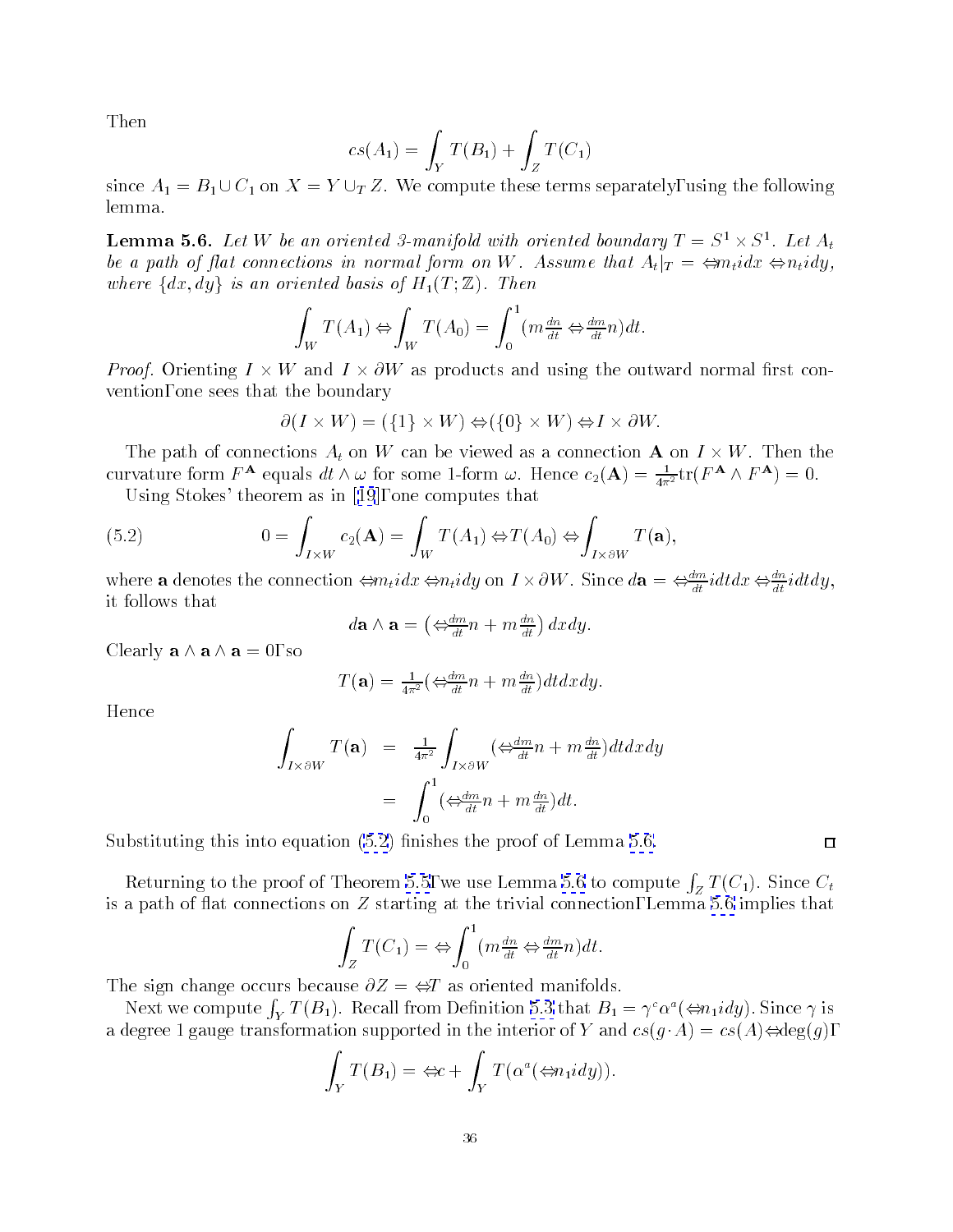Then

$$cs(A_1) = \int_Y T(B_1) + \int_Z T(C_1)$$

since $A_1 = B_1 \cup C_1$ on $X = Y \cup_T Z$. We compute these terms separately, using the following lemma.

**Lemma 5.6.** *Let $W$ be an oriented 3-manifold with oriented boundary $T = S^1 \times S^1$. Let $A_t$ be a path of flat connections in normal form on $W$. Assume that $A_t|_T = -m_t i dx - n_t i dy$, where $\{dx, dy\}$ is an oriented basis of $H_1(T;\mathbb{Z})$. Then*

$$\int_W T(A_1) - \int_W T(A_0) = \int_0^1 (m\tfrac{dn}{dt} - \tfrac{dm}{dt}n)dt.$$

*Proof.* Orienting $I \times W$ and $I \times \partial W$ as products and using the outward normal first convention, one sees that the boundary

$$\partial(I \times W) = (\{1\} \times W) - (\{0\} \times W) - I \times \partial W.$$

The path of connections $A_t$ on $W$ can be viewed as a connection $\mathbf{A}$ on $I \times W$. Then the curvature form $F^{\mathbf{A}}$ equals $dt \wedge \omega$ for some 1-form $\omega$. Hence $c_2(\mathbf{A}) = \frac{1}{4\pi^2}\text{tr}(F^{\mathbf{A}} \wedge F^{\mathbf{A}}) = 0$.

Using Stokes' theorem as in [19], one computes that

$$0 = \int_{I\times W} c_2(\mathbf{A}) = \int_W T(A_1) - T(A_0) - \int_{I\times\partial W} T(\mathbf{a}), \tag{5.2}$$

where $\mathbf{a}$ denotes the connection $-m_t i dx - n_t i dy$ on $I \times \partial W$. Since $d\mathbf{a} = -\frac{dm}{dt} i dt dx - \frac{dn}{dt} i dt dy$, it follows that

$$d\mathbf{a} \wedge \mathbf{a} = \left(-\tfrac{dm}{dt}n + m\tfrac{dn}{dt}\right)dxdy.$$

Clearly $\mathbf{a} \wedge \mathbf{a} \wedge \mathbf{a} = 0$, so

$$T(\mathbf{a}) = \tfrac{1}{4\pi^2}(-\tfrac{dm}{dt}n + m\tfrac{dn}{dt})dtdxdy.$$

Hence

$$\begin{aligned} \int_{I\times\partial W} T(\mathbf{a}) &= \tfrac{1}{4\pi^2}\int_{I\times\partial W}(-\tfrac{dm}{dt}n + m\tfrac{dn}{dt})dtdxdy \\ &= \int_0^1 (-\tfrac{dm}{dt}n + m\tfrac{dn}{dt})dt. \end{aligned}$$

Substituting this into equation (5.2) finishes the proof of Lemma 5.6. ∎

Returning to the proof of Theorem 5.5, we use Lemma 5.6 to compute $\int_Z T(C_1)$. Since $C_t$ is a path of flat connections on $Z$ starting at the trivial connection, Lemma 5.6 implies that

$$\int_Z T(C_1) = -\int_0^1 (m\tfrac{dn}{dt} - \tfrac{dm}{dt}n)dt.$$

The sign change occurs because $\partial Z = -T$ as oriented manifolds.

Next we compute $\int_Y T(B_1)$. Recall from Definition 5.3 that $B_1 = \gamma^c\alpha^a(-n_1 i dy)$. Since $\gamma$ is a degree 1 gauge transformation supported in the interior of $Y$ and $cs(g\cdot A) = cs(A) - \deg(g)$,

$$\int_Y T(B_1) = -c + \int_Y T(\alpha^a(-n_1 i dy)).$$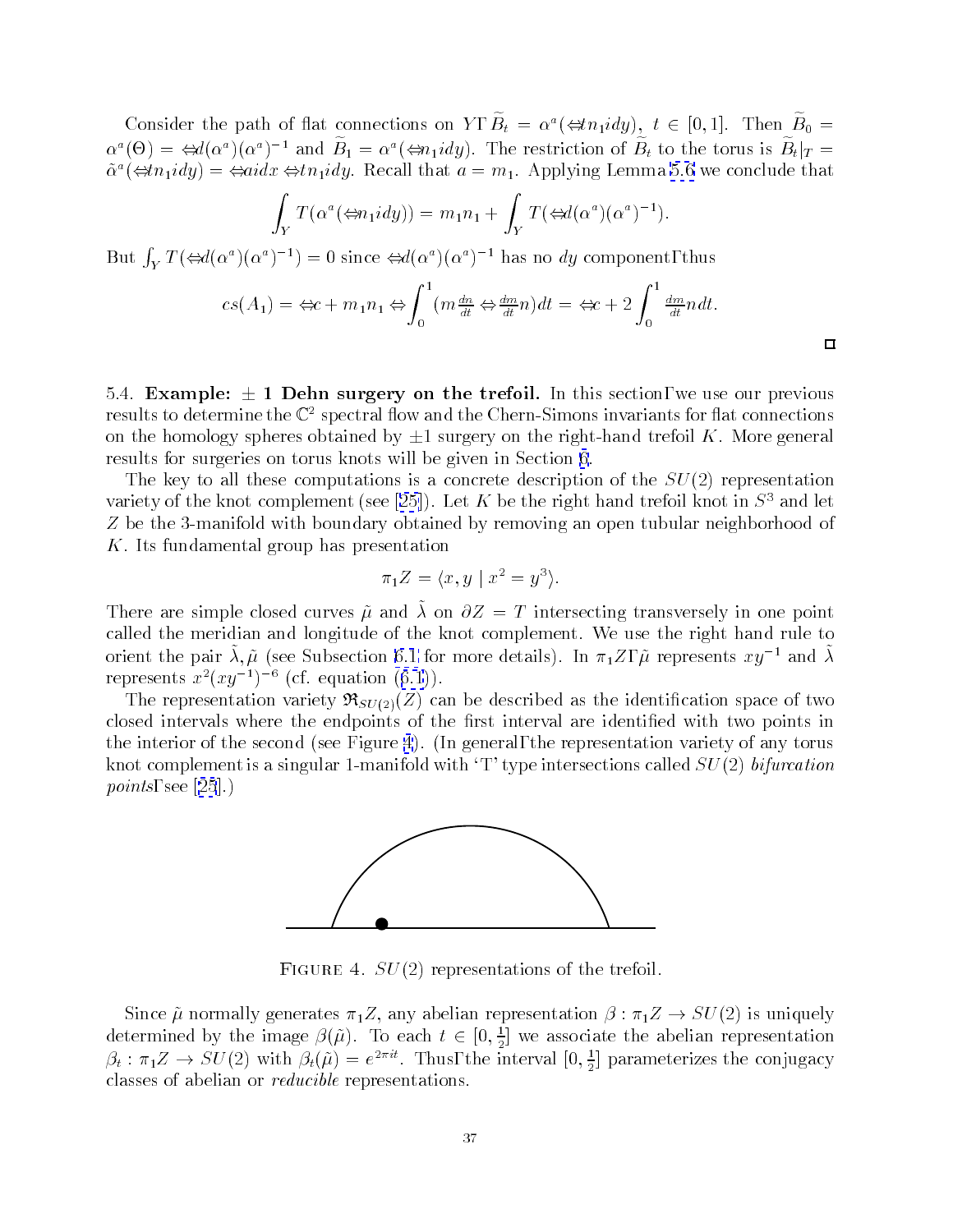Consider the path of flat connections on $Y$, $\widetilde{B}_t = \alpha^a(-tn_1 i dy)$, $t \in [0,1]$. Then $\widetilde{B}_0 = \alpha^a(\Theta) = -d(\alpha^a)(\alpha^a)^{-1}$ and $\widetilde{B}_1 = \alpha^a(-n_1 i dy)$. The restriction of $\widetilde{B}_t$ to the torus is $\widetilde{B}_t|_T = \tilde{\alpha}^a(-tn_1 i dy) = -ai dx - tn_1 i dy$. Recall that $a = m_1$. Applying Lemma 5.6 we conclude that

$$\int_Y T(\alpha^a(-n_1 i dy)) = m_1 n_1 + \int_Y T(-d(\alpha^a)(\alpha^a)^{-1}).$$

But $\int_Y T(-d(\alpha^a)(\alpha^a)^{-1}) = 0$ since $-d(\alpha^a)(\alpha^a)^{-1}$ has no $dy$ component, thus

$$cs(A_1) = -c + m_1 n_1 - \int_0^1 (m\tfrac{dn}{dt} - \tfrac{dm}{dt}n)dt = -c + 2\int_0^1 \tfrac{dm}{dt} n\, dt.$$

□

5.4. **Example: $\pm 1$ Dehn surgery on the trefoil.** In this section, we use our previous results to determine the $\mathbb{C}^2$ spectral flow and the Chern-Simons invariants for flat connections on the homology spheres obtained by $\pm 1$ surgery on the right-hand trefoil $K$. More general results for surgeries on torus knots will be given in Section 6.

The key to all these computations is a concrete description of the $SU(2)$ representation variety of the knot complement (see [25]). Let $K$ be the right hand trefoil knot in $S^3$ and let $Z$ be the 3-manifold with boundary obtained by removing an open tubular neighborhood of $K$. Its fundamental group has presentation

$$\pi_1 Z = \langle x, y \mid x^2 = y^3 \rangle.$$

There are simple closed curves $\tilde{\mu}$ and $\tilde{\lambda}$ on $\partial Z = T$ intersecting transversely in one point called the meridian and longitude of the knot complement. We use the right hand rule to orient the pair $\tilde{\lambda}, \tilde{\mu}$ (see Subsection 6.1 for more details). In $\pi_1 Z$, $\tilde{\mu}$ represents $xy^{-1}$ and $\tilde{\lambda}$ represents $x^2(xy^{-1})^{-6}$ (cf. equation (6.1)).

The representation variety $\mathfrak{R}_{SU(2)}(Z)$ can be described as the identification space of two closed intervals where the endpoints of the first interval are identified with two points in the interior of the second (see Figure 4). (In general, the representation variety of any torus knot complement is a singular 1-manifold with 'T' type intersections called $SU(2)$ *bifurcation points*, see [25].)

FIGURE 4. $SU(2)$ representations of the trefoil.

Since $\tilde{\mu}$ normally generates $\pi_1 Z$, any abelian representation $\beta : \pi_1 Z \to SU(2)$ is uniquely determined by the image $\beta(\tilde{\mu})$. To each $t \in [0, \frac{1}{2}]$ we associate the abelian representation $\beta_t : \pi_1 Z \to SU(2)$ with $\beta_t(\tilde{\mu}) = e^{2\pi i t}$. Thus, the interval $[0, \frac{1}{2}]$ parameterizes the conjugacy classes of abelian or *reducible* representations.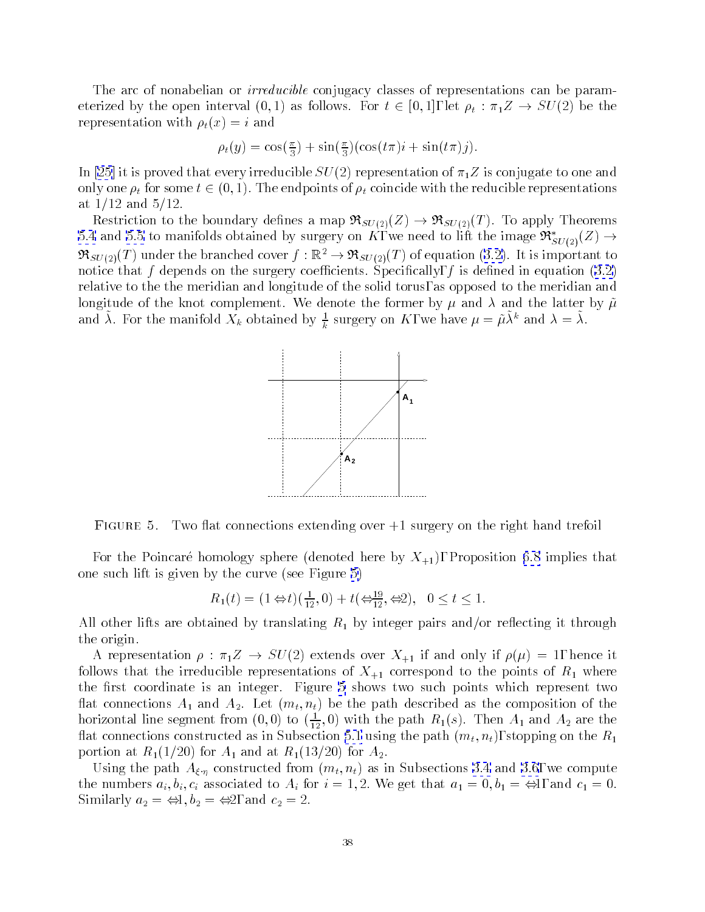The arc of nonabelian or *irreducible* conjugacy classes of representations can be parameterized by the open interval $(0,1)$ as follows. For $t \in [0,1]$, let $\rho_t : \pi_1 Z \to SU(2)$ be the representation with $\rho_t(x) = i$ and

$$\rho_t(y) = \cos(\tfrac{\pi}{3}) + \sin(\tfrac{\pi}{3})(\cos(t\pi)i + \sin(t\pi)j).$$

In [25] it is proved that every irreducible $SU(2)$ representation of $\pi_1 Z$ is conjugate to one and only one $\rho_t$ for some $t \in (0,1)$. The endpoints of $\rho_t$ coincide with the reducible representations at $1/12$ and $5/12$.

Restriction to the boundary defines a map $\mathfrak{R}_{SU(2)}(Z) \to \mathfrak{R}_{SU(2)}(T)$. To apply Theorems 5.4 and 5.5 to manifolds obtained by surgery on $K$, we need to lift the image $\mathfrak{R}^*_{SU(2)}(Z) \to \mathfrak{R}_{SU(2)}(T)$ under the branched cover $f : \mathbb{R}^2 \to \mathfrak{R}_{SU(2)}(T)$ of equation (3.2). It is important to notice that $f$ depends on the surgery coefficients. Specifically, $f$ is defined in equation (3.2) relative to the the meridian and longitude of the solid torus, as opposed to the meridian and longitude of the knot complement. We denote the former by $\mu$ and $\lambda$ and the latter by $\tilde{\mu}$ and $\tilde{\lambda}$. For the manifold $X_k$ obtained by $\frac{1}{k}$ surgery on $K$, we have $\mu = \tilde{\mu}\tilde{\lambda}^k$ and $\lambda = \tilde{\lambda}$.

FIGURE 5. Two flat connections extending over $+1$ surgery on the right hand trefoil

For the Poincaré homology sphere (denoted here by $X_{+1}$), Proposition 6.8 implies that one such lift is given by the curve (see Figure 5)

$$R_1(t) = (1-t)(\tfrac{1}{12}, 0) + t(-\tfrac{19}{12}, -2), \quad 0 \le t \le 1.$$

All other lifts are obtained by translating $R_1$ by integer pairs and/or reflecting it through the origin.

A representation $\rho : \pi_1 Z \to SU(2)$ extends over $X_{+1}$ if and only if $\rho(\mu) = 1$, hence it follows that the irreducible representations of $X_{+1}$ correspond to the points of $R_1$ where the first coordinate is an integer. Figure 5 shows two such points which represent two flat connections $A_1$ and $A_2$. Let $(m_t, n_t)$ be the path described as the composition of the horizontal line segment from $(0,0)$ to $(\frac{1}{12}, 0)$ with the path $R_1(s)$. Then $A_1$ and $A_2$ are the flat connections constructed as in Subsection 5.1 using the path $(m_t, n_t)$, stopping on the $R_1$ portion at $R_1(1/20)$ for $A_1$ and at $R_1(13/20)$ for $A_2$.

Using the path $A_{\xi \cdot \eta}$ constructed from $(m_t, n_t)$ as in Subsections 3.4 and 3.6, we compute the numbers $a_i, b_i, c_i$ associated to $A_i$ for $i = 1, 2$. We get that $a_1 = 0, b_1 = -1$, and $c_1 = 0$. Similarly $a_2 = -1, b_2 = -2$, and $c_2 = 2$.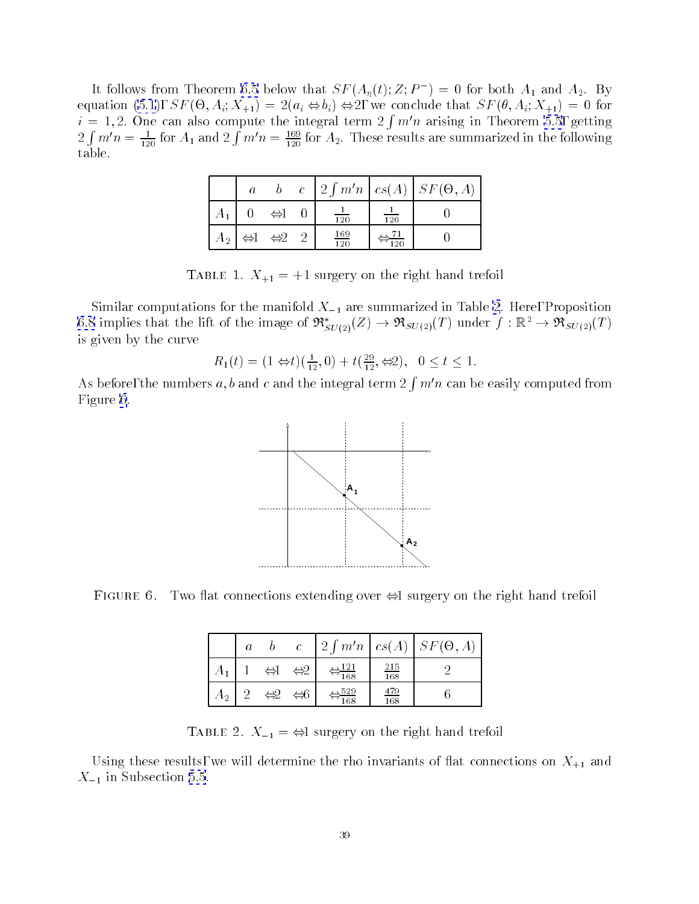It follows from Theorem 6.5 below that $SF(A_\eta(t); Z; P^-) = 0$ for both $A_1$ and $A_2$. By equation (5.1), $SF(\Theta, A_i; X_{+1}) = 2(a_i - b_i) - 2$, we conclude that $SF(\theta, A_i; X_{+1}) = 0$ for $i = 1, 2$. One can also compute the integral term $2\int m'n$ arising in Theorem 5.5, getting $2\int m'n = \frac{1}{120}$ for $A_1$ and $2\int m'n = \frac{169}{120}$ for $A_2$. These results are summarized in the following table.

| | $a$ | $b$ | $c$ | $2\int m'n$ | $cs(A)$ | $SF(\Theta, A)$ |
|---|---|---|---|---|---|---|
| $A_1$ | $0$ | $-1$ | $0$ | $\frac{1}{120}$ | $\frac{1}{120}$ | $0$ |
| $A_2$ | $-1$ | $-2$ | $2$ | $\frac{169}{120}$ | $-\frac{71}{120}$ | $0$ |

TABLE 1. $X_{+1} = +1$ surgery on the right hand trefoil

Similar computations for the manifold $X_{-1}$ are summarized in Table 2. Here, Proposition 6.8 implies that the lift of the image of $\mathfrak{R}^*_{SU(2)}(Z) \to \mathfrak{R}_{SU(2)}(T)$ under $f : \mathbb{R}^2 \to \mathfrak{R}_{SU(2)}(T)$ is given by the curve

$$R_1(t) = (1-t)(\tfrac{1}{12}, 0) + t(\tfrac{29}{12}, -2), \quad 0 \leq t \leq 1.$$

As before, the numbers $a, b$ and $c$ and the integral term $2\int m'n$ can be easily computed from Figure 6.

FIGURE 6. Two flat connections extending over $-1$ surgery on the right hand trefoil

| | $a$ | $b$ | $c$ | $2\int m'n$ | $cs(A)$ | $SF(\Theta, A)$ |
|---|---|---|---|---|---|---|
| $A_1$ | $1$ | $-1$ | $-2$ | $-\frac{121}{168}$ | $\frac{215}{168}$ | $2$ |
| $A_2$ | $2$ | $-2$ | $-6$ | $-\frac{529}{168}$ | $\frac{479}{168}$ | $6$ |

TABLE 2. $X_{-1} = -1$ surgery on the right hand trefoil

Using these results, we will determine the rho invariants of flat connections on $X_{+1}$ and $X_{-1}$ in Subsection 5.5.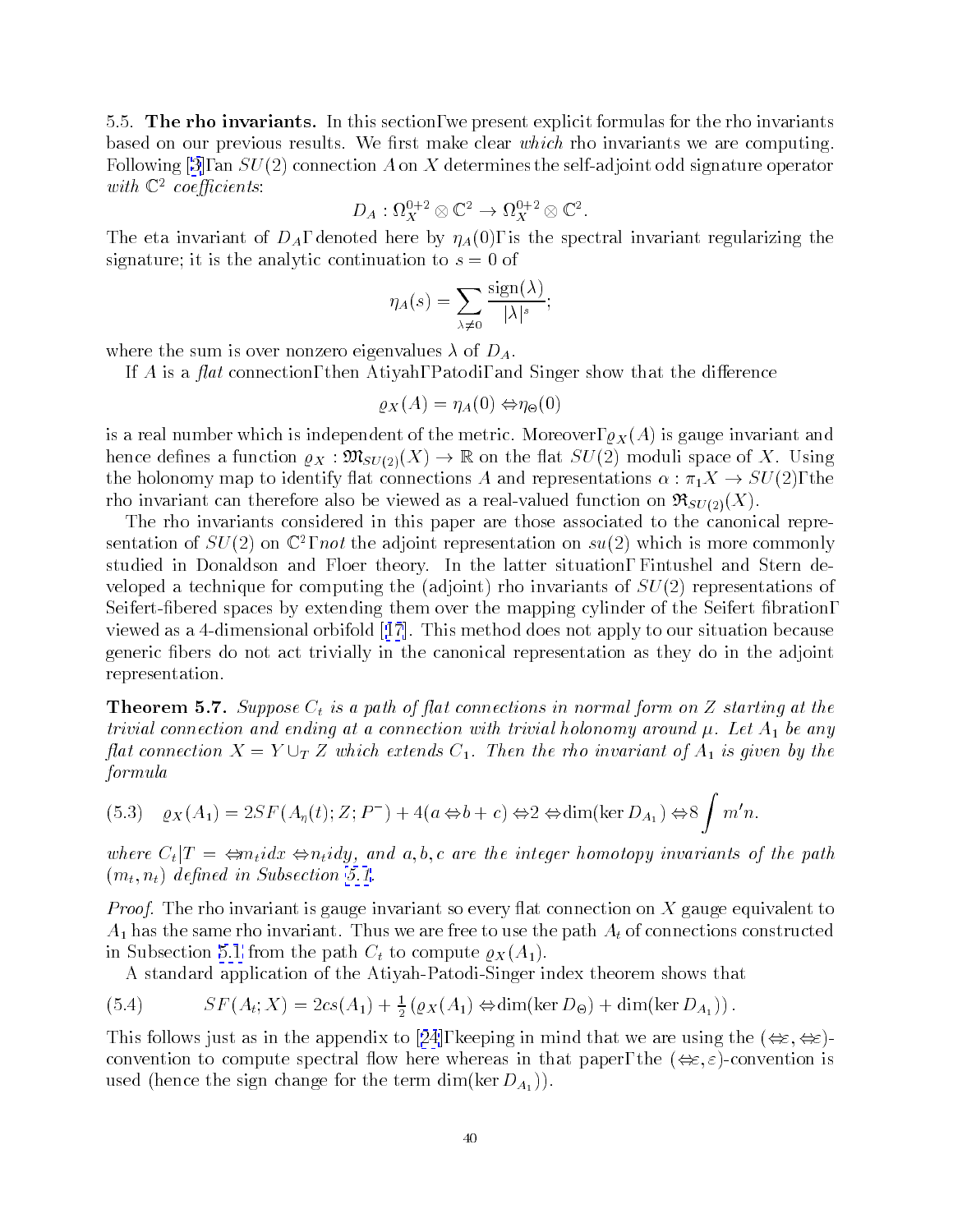**5.5. The rho invariants.** In this section, we present explicit formulas for the rho invariants based on our previous results. We first make clear *which* rho invariants we are computing. Following [3], an $SU(2)$ connection $A$ on $X$ determines the self-adjoint odd signature operator *with* $\mathbb{C}^2$ *coefficients*:

$$D_A : \Omega_X^{0+2} \otimes \mathbb{C}^2 \to \Omega_X^{0+2} \otimes \mathbb{C}^2.$$

The eta invariant of $D_A$, denoted here by $\eta_A(0)$, is the spectral invariant regularizing the signature; it is the analytic continuation to $s = 0$ of

$$\eta_A(s) = \sum_{\lambda \neq 0} \frac{\operatorname{sign}(\lambda)}{|\lambda|^s},$$

where the sum is over nonzero eigenvalues $\lambda$ of $D_A$.

If $A$ is a *flat* connection, then Atiyah, Patodi, and Singer show that the difference

$$\varrho_X(A) = \eta_A(0) - \eta_\Theta(0)$$

is a real number which is independent of the metric. Moreover, $\varrho_X(A)$ is gauge invariant and hence defines a function $\varrho_X : \mathfrak{M}_{SU(2)}(X) \to \mathbb{R}$ on the flat $SU(2)$ moduli space of $X$. Using the holonomy map to identify flat connections $A$ and representations $\alpha : \pi_1 X \to SU(2)$, the rho invariant can therefore also be viewed as a real-valued function on $\mathfrak{R}_{SU(2)}(X)$.

The rho invariants considered in this paper are those associated to the canonical representation of $SU(2)$ on $\mathbb{C}^2$, *not* the adjoint representation on $su(2)$ which is more commonly studied in Donaldson and Floer theory. In the latter situation, Fintushel and Stern developed a technique for computing the (adjoint) rho invariants of $SU(2)$ representations of Seifert-fibered spaces by extending them over the mapping cylinder of the Seifert fibration, viewed as a 4-dimensional orbifold [17]. This method does not apply to our situation because generic fibers do not act trivially in the canonical representation as they do in the adjoint representation.

**Theorem 5.7.** *Suppose $C_t$ is a path of flat connections in normal form on $Z$ starting at the trivial connection and ending at a connection with trivial holonomy around $\mu$. Let $A_1$ be any flat connection $X = Y \cup_T Z$ which extends $C_1$. Then the rho invariant of $A_1$ is given by the formula*

$$\varrho_X(A_1) = 2SF(A_\eta(t); Z; P^-) + 4(a - b + c) - 2 - \dim(\ker D_{A_1}) - 8 \int m'n. \tag{5.3}$$

*where $C_t|T = -m_t idx - n_t idy$, and $a, b, c$ are the integer homotopy invariants of the path $(m_t, n_t)$ defined in Subsection 5.1.*

*Proof.* The rho invariant is gauge invariant so every flat connection on $X$ gauge equivalent to $A_1$ has the same rho invariant. Thus we are free to use the path $A_t$ of connections constructed in Subsection 5.1 from the path $C_t$ to compute $\varrho_X(A_1)$.

A standard application of the Atiyah-Patodi-Singer index theorem shows that

$$SF(A_t; X) = 2cs(A_1) + \tfrac{1}{2}\left(\varrho_X(A_1) - \dim(\ker D_\Theta) + \dim(\ker D_{A_1})\right). \tag{5.4}$$

This follows just as in the appendix to [24], keeping in mind that we are using the $(-\varepsilon, -\varepsilon)$-convention to compute spectral flow here whereas in that paper, the $(-\varepsilon, \varepsilon)$-convention is used (hence the sign change for the term $\dim(\ker D_{A_1})$).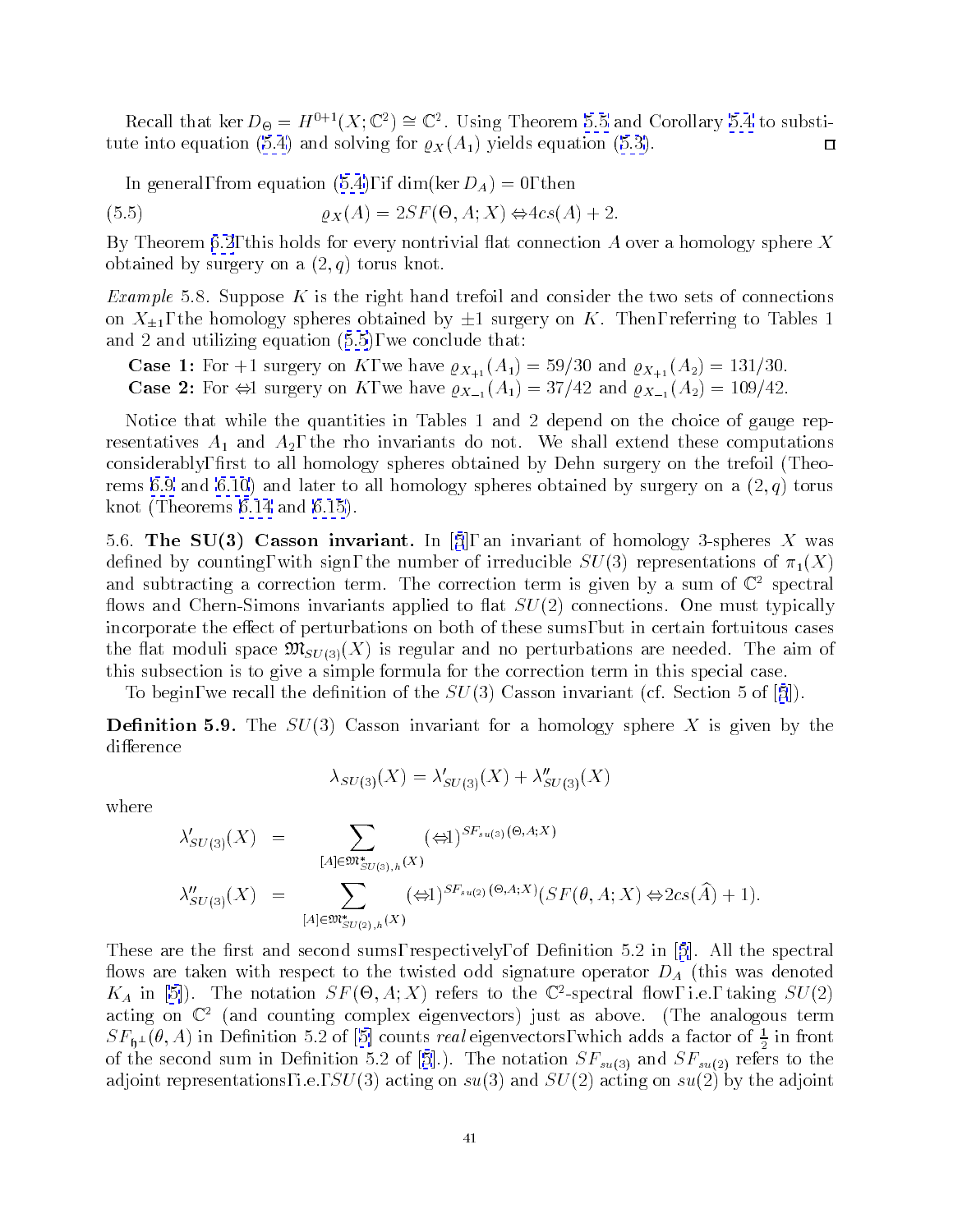Recall that $\ker D_\Theta = H^{0+1}(X;\mathbb{C}^2) \cong \mathbb{C}^2$. Using Theorem 5.5 and Corollary 5.4 to substitute into equation (5.4) and solving for $\varrho_X(A_1)$ yields equation (5.3). $\square$

In general, from equation (5.4), if $\dim(\ker D_A) = 0$, then

$$\varrho_X(A) = 2SF(\Theta, A; X) - 4cs(A) + 2. \tag{5.5}$$

By Theorem 6.2, this holds for every nontrivial flat connection $A$ over a homology sphere $X$ obtained by surgery on a $(2,q)$ torus knot.

*Example* 5.8. Suppose $K$ is the right hand trefoil and consider the two sets of connections on $X_{\pm 1}$, the homology spheres obtained by $\pm 1$ surgery on $K$. Then, referring to Tables 1 and 2 and utilizing equation (5.5), we conclude that:

**Case 1:** For $+1$ surgery on $K$, we have $\varrho_{X_{+1}}(A_1) = 59/30$ and $\varrho_{X_{+1}}(A_2) = 131/30$.
**Case 2:** For $-1$ surgery on $K$, we have $\varrho_{X_{-1}}(A_1) = 37/42$ and $\varrho_{X_{-1}}(A_2) = 109/42$.

Notice that while the quantities in Tables 1 and 2 depend on the choice of gauge representatives $A_1$ and $A_2$, the rho invariants do not. We shall extend these computations considerably, first to all homology spheres obtained by Dehn surgery on the trefoil (Theorems 6.9 and 6.10) and later to all homology spheres obtained by surgery on a $(2,q)$ torus knot (Theorems 6.14 and 6.15).

5.6. **The SU(3) Casson invariant.** In [5], an invariant of homology 3-spheres $X$ was defined by counting, with sign, the number of irreducible $SU(3)$ representations of $\pi_1(X)$ and subtracting a correction term. The correction term is given by a sum of $\mathbb{C}^2$ spectral flows and Chern-Simons invariants applied to flat $SU(2)$ connections. One must typically incorporate the effect of perturbations on both of these sums, but in certain fortuitous cases the flat moduli space $\mathfrak{M}_{SU(3)}(X)$ is regular and no perturbations are needed. The aim of this subsection is to give a simple formula for the correction term in this special case.

To begin, we recall the definition of the $SU(3)$ Casson invariant (cf. Section 5 of [5]).

**Definition 5.9.** The $SU(3)$ Casson invariant for a homology sphere $X$ is given by the difference

$$\lambda_{SU(3)}(X) = \lambda'_{SU(3)}(X) + \lambda''_{SU(3)}(X)$$

where

$$\begin{aligned}
\lambda'_{SU(3)}(X) &= \sum_{[A]\in\mathfrak{M}^*_{SU(3),h}(X)} (-1)^{SF_{su(3)}(\Theta,A;X)} \\
\lambda''_{SU(3)}(X) &= \sum_{[A]\in\mathfrak{M}^*_{SU(2),h}(X)} (-1)^{SF_{su(2)}(\Theta,A;X)}(SF(\theta,A;X) - 2cs(\widehat{A}) + 1).
\end{aligned}$$

These are the first and second sums, respectively, of Definition 5.2 in [5]. All the spectral flows are taken with respect to the twisted odd signature operator $D_A$ (this was denoted $K_A$ in [5]). The notation $SF(\Theta, A; X)$ refers to the $\mathbb{C}^2$-spectral flow, i.e., taking $SU(2)$ acting on $\mathbb{C}^2$ (and counting complex eigenvectors) just as above. (The analogous term $SF_{\mathfrak{h}^\perp}(\theta, A)$ in Definition 5.2 of [5] counts *real* eigenvectors, which adds a factor of $\frac{1}{2}$ in front of the second sum in Definition 5.2 of [5].). The notation $SF_{su(3)}$ and $SF_{su(2)}$ refers to the adjoint representations, i.e., $SU(3)$ acting on $su(3)$ and $SU(2)$ acting on $su(2)$ by the adjoint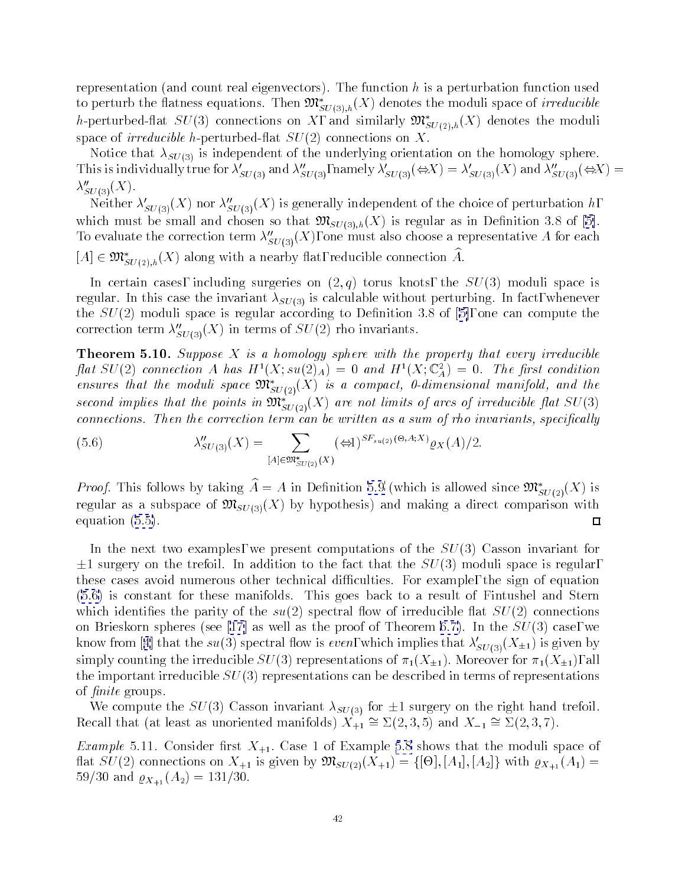representation (and count real eigenvectors). The function $h$ is a perturbation function used to perturb the flatness equations. Then $\mathfrak{M}^*_{SU(3),h}(X)$ denotes the moduli space of *irreducible* $h$-perturbed-flat $SU(3)$ connections on $X$, and similarly $\mathfrak{M}^*_{SU(2),h}(X)$ denotes the moduli space of *irreducible* $h$-perturbed-flat $SU(2)$ connections on $X$.

Notice that $\lambda_{SU(3)}$ is independent of the underlying orientation on the homology sphere. This is individually true for $\lambda'_{SU(3)}$ and $\lambda''_{SU(3)}$, namely $\lambda'_{SU(3)}(-X) = \lambda'_{SU(3)}(X)$ and $\lambda''_{SU(3)}(-X) = \lambda''_{SU(3)}(X)$.

Neither $\lambda'_{SU(3)}(X)$ nor $\lambda''_{SU(3)}(X)$ is generally independent of the choice of perturbation $h$, which must be small and chosen so that $\mathfrak{M}_{SU(3),h}(X)$ is regular as in Definition 3.8 of [5]. To evaluate the correction term $\lambda''_{SU(3)}(X)$, one must also choose a representative $A$ for each $[A] \in \mathfrak{M}^*_{SU(2),h}(X)$ along with a nearby flat, reducible connection $\widehat{A}$.

In certain cases, including surgeries on $(2,q)$ torus knots, the $SU(3)$ moduli space is regular. In this case the invariant $\lambda_{SU(3)}$ is calculable without perturbing. In fact, whenever the $SU(2)$ moduli space is regular according to Definition 3.8 of [5], one can compute the correction term $\lambda''_{SU(3)}(X)$ in terms of $SU(2)$ rho invariants.

**Theorem 5.10.** *Suppose $X$ is a homology sphere with the property that every irreducible flat $SU(2)$ connection $A$ has $H^1(X; su(2)_A) = 0$ and $H^1(X; \mathbb{C}^2_A) = 0$. The first condition ensures that the moduli space $\mathfrak{M}^*_{SU(2)}(X)$ is a compact, 0-dimensional manifold, and the second implies that the points in $\mathfrak{M}^*_{SU(2)}(X)$ are not limits of arcs of irreducible flat $SU(3)$ connections. Then the correction term can be written as a sum of rho invariants, specifically*

$$\lambda''_{SU(3)}(X) = \sum_{[A] \in \mathfrak{M}^*_{SU(2)}(X)} (-1)^{SF_{su(2)}(\Theta, A; X)} \varrho_X(A)/2. \tag{5.6}$$

*Proof.* This follows by taking $\widehat{A} = A$ in Definition 5.9 (which is allowed since $\mathfrak{M}^*_{SU(2)}(X)$ is regular as a subspace of $\mathfrak{M}_{SU(3)}(X)$ by hypothesis) and making a direct comparison with equation (5.5). $\square$

In the next two examples, we present computations of the $SU(3)$ Casson invariant for $\pm 1$ surgery on the trefoil. In addition to the fact that the $SU(3)$ moduli space is regular, these cases avoid numerous other technical difficulties. For example, the sign of equation (5.6) is constant for these manifolds. This goes back to a result of Fintushel and Stern which identifies the parity of the $su(2)$ spectral flow of irreducible flat $SU(2)$ connections on Brieskorn spheres (see [17] as well as the proof of Theorem 6.7). In the $SU(3)$ case, we know from [4] that the $su(3)$ spectral flow is *even*, which implies that $\lambda'_{SU(3)}(X_{\pm 1})$ is given by simply counting the irreducible $SU(3)$ representations of $\pi_1(X_{\pm 1})$. Moreover for $\pi_1(X_{\pm 1})$, all the important irreducible $SU(3)$ representations can be described in terms of representations of *finite* groups.

We compute the $SU(3)$ Casson invariant $\lambda_{SU(3)}$ for $\pm 1$ surgery on the right hand trefoil. Recall that (at least as unoriented manifolds) $X_{+1} \cong \Sigma(2,3,5)$ and $X_{-1} \cong \Sigma(2,3,7)$.

*Example* 5.11. Consider first $X_{+1}$. Case 1 of Example 5.8 shows that the moduli space of flat $SU(2)$ connections on $X_{+1}$ is given by $\mathfrak{M}_{SU(2)}(X_{+1}) = \{[\Theta], [A_1], [A_2]\}$ with $\varrho_{X_{+1}}(A_1) = 59/30$ and $\varrho_{X_{+1}}(A_2) = 131/30$.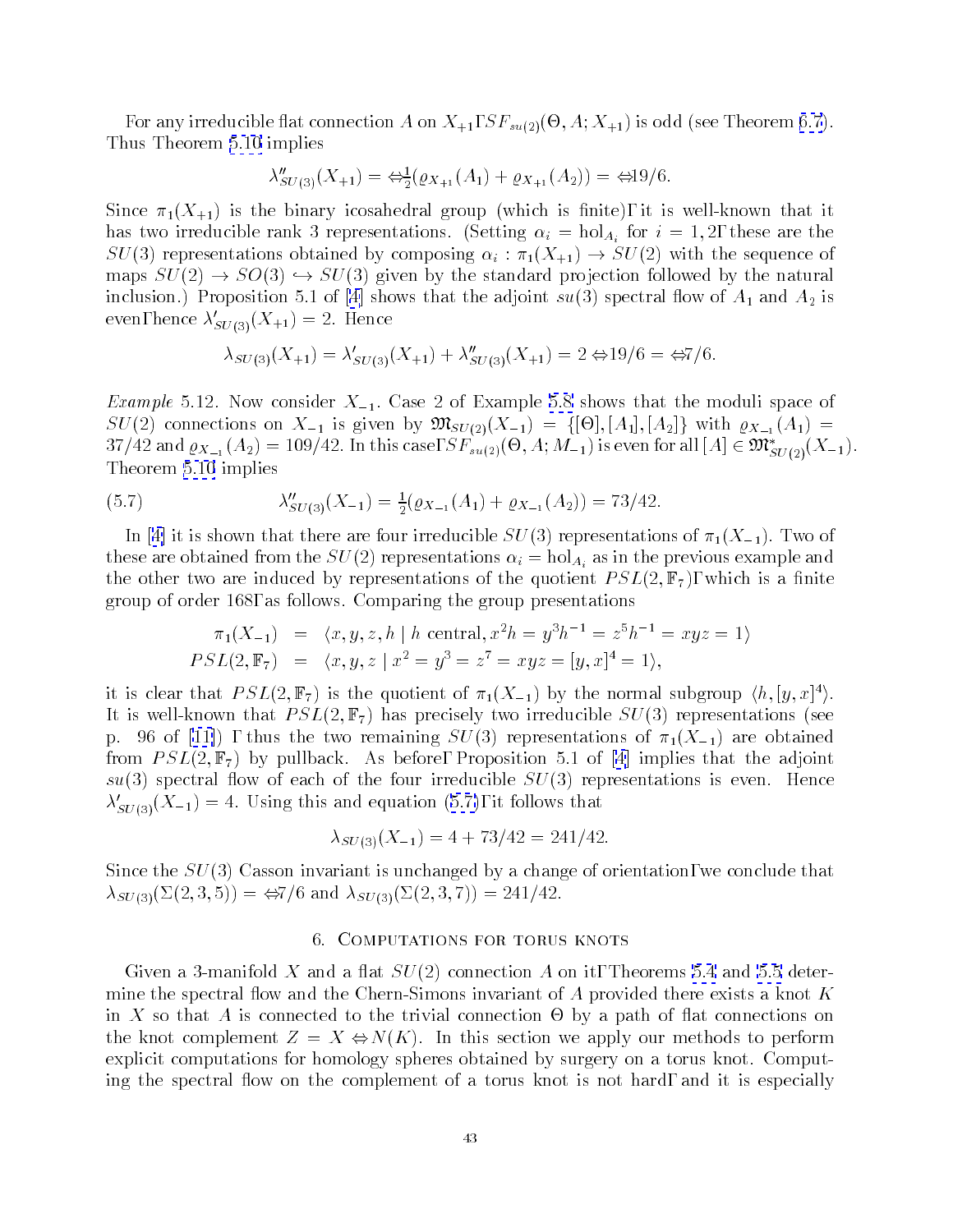For any irreducible flat connection $A$ on $X_{+1}$, $SF_{su(2)}(\Theta, A; X_{+1})$ is odd (see Theorem 6.7). Thus Theorem 5.10 implies

$$\lambda''_{SU(3)}(X_{+1}) = -\tfrac{1}{2}(\varrho_{X_{+1}}(A_1) + \varrho_{X_{+1}}(A_2)) = -19/6.$$

Since $\pi_1(X_{+1})$ is the binary icosahedral group (which is finite), it is well-known that it has two irreducible rank 3 representations. (Setting $\alpha_i = \text{hol}_{A_i}$ for $i = 1, 2$, these are the $SU(3)$ representations obtained by composing $\alpha_i : \pi_1(X_{+1}) \to SU(2)$ with the sequence of maps $SU(2) \to SO(3) \hookrightarrow SU(3)$ given by the standard projection followed by the natural inclusion.) Proposition 5.1 of [4] shows that the adjoint $su(3)$ spectral flow of $A_1$ and $A_2$ is even, hence $\lambda'_{SU(3)}(X_{+1}) = 2$. Hence

$$\lambda_{SU(3)}(X_{+1}) = \lambda'_{SU(3)}(X_{+1}) + \lambda''_{SU(3)}(X_{+1}) = 2 - 19/6 = -7/6.$$

*Example* 5.12. Now consider $X_{-1}$. Case 2 of Example 5.8 shows that the moduli space of $SU(2)$ connections on $X_{-1}$ is given by $\mathfrak{M}_{SU(2)}(X_{-1}) = \{[\Theta], [A_1], [A_2]\}$ with $\varrho_{X_{-1}}(A_1) = 37/42$ and $\varrho_{X_{-1}}(A_2) = 109/42$. In this case, $SF_{su(2)}(\Theta, A; M_{-1})$ is even for all $[A] \in \mathfrak{M}^*_{SU(2)}(X_{-1})$. Theorem 5.10 implies

$$\lambda''_{SU(3)}(X_{-1}) = \tfrac{1}{2}(\varrho_{X_{-1}}(A_1) + \varrho_{X_{-1}}(A_2)) = 73/42. \tag{5.7}$$

In [4] it is shown that there are four irreducible $SU(3)$ representations of $\pi_1(X_{-1})$. Two of these are obtained from the $SU(2)$ representations $\alpha_i = \text{hol}_{A_i}$ as in the previous example and the other two are induced by representations of the quotient $PSL(2, \mathbb{F}_7)$, which is a finite group of order 168, as follows. Comparing the group presentations

$$\begin{aligned}
\pi_1(X_{-1}) &= \langle x, y, z, h \mid h \text{ central}, x^2 h = y^3 h^{-1} = z^5 h^{-1} = xyz = 1\rangle \\
PSL(2, \mathbb{F}_7) &= \langle x, y, z \mid x^2 = y^3 = z^7 = xyz = [y, x]^4 = 1\rangle,
\end{aligned}$$

it is clear that $PSL(2, \mathbb{F}_7)$ is the quotient of $\pi_1(X_{-1})$ by the normal subgroup $\langle h, [y, x]^4\rangle$. It is well-known that $PSL(2, \mathbb{F}_7)$ has precisely two irreducible $SU(3)$ representations (see p. 96 of [11]), thus the two remaining $SU(3)$ representations of $\pi_1(X_{-1})$ are obtained from $PSL(2, \mathbb{F}_7)$ by pullback. As before, Proposition 5.1 of [4] implies that the adjoint $su(3)$ spectral flow of each of the four irreducible $SU(3)$ representations is even. Hence $\lambda'_{SU(3)}(X_{-1}) = 4$. Using this and equation (5.7), it follows that

$$\lambda_{SU(3)}(X_{-1}) = 4 + 73/42 = 241/42.$$

Since the $SU(3)$ Casson invariant is unchanged by a change of orientation, we conclude that $\lambda_{SU(3)}(\Sigma(2, 3, 5)) = -7/6$ and $\lambda_{SU(3)}(\Sigma(2, 3, 7)) = 241/42$.

## 6. Computations for torus knots

Given a 3-manifold $X$ and a flat $SU(2)$ connection $A$ on it, Theorems 5.4 and 5.5 determine the spectral flow and the Chern-Simons invariant of $A$ provided there exists a knot $K$ in $X$ so that $A$ is connected to the trivial connection $\Theta$ by a path of flat connections on the knot complement $Z = X - N(K)$. In this section we apply our methods to perform explicit computations for homology spheres obtained by surgery on a torus knot. Computing the spectral flow on the complement of a torus knot is not hard, and it is especially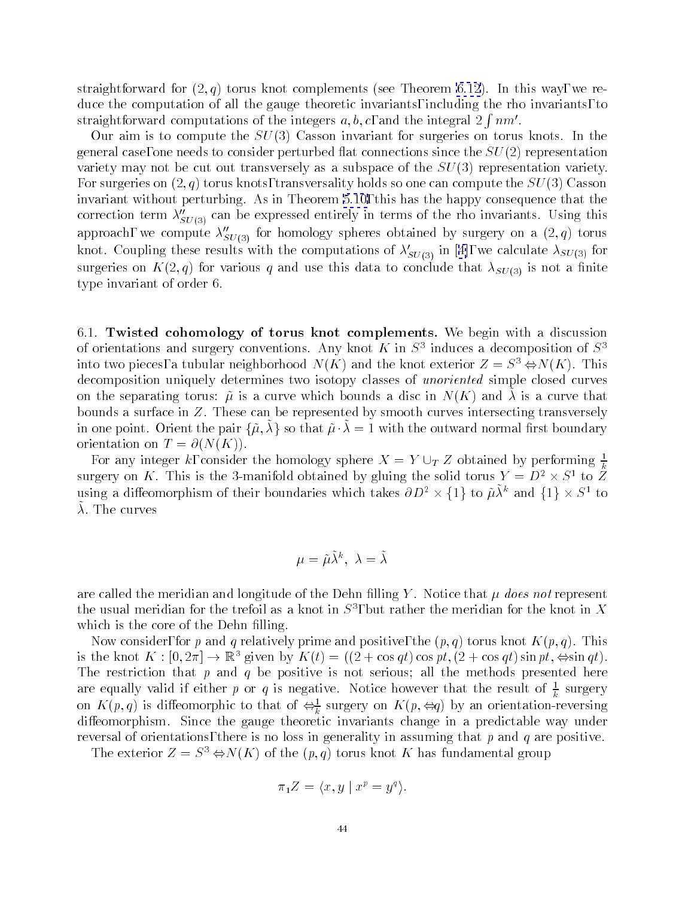straightforward for $(2,q)$ torus knot complements (see Theorem 6.12). In this way, we reduce the computation of all the gauge theoretic invariants, including the rho invariants, to straightforward computations of the integers $a, b, c$, and the integral $2\int nm'$.

Our aim is to compute the $SU(3)$ Casson invariant for surgeries on torus knots. In the general case, one needs to consider perturbed flat connections since the $SU(2)$ representation variety may not be cut out transversely as a subspace of the $SU(3)$ representation variety. For surgeries on $(2,q)$ torus knots, transversality holds so one can compute the $SU(3)$ Casson invariant without perturbing. As in Theorem 5.10, this has the happy consequence that the correction term $\lambda''_{SU(3)}$ can be expressed entirely in terms of the rho invariants. Using this approach, we compute $\lambda''_{SU(3)}$ for homology spheres obtained by surgery on a $(2,q)$ torus knot. Coupling these results with the computations of $\lambda'_{SU(3)}$ in [4], we calculate $\lambda_{SU(3)}$ for surgeries on $K(2,q)$ for various $q$ and use this data to conclude that $\lambda_{SU(3)}$ is not a finite type invariant of order 6.

6.1. **Twisted cohomology of torus knot complements.** We begin with a discussion of orientations and surgery conventions. Any knot $K$ in $S^3$ induces a decomposition of $S^3$ into two pieces, a tubular neighborhood $N(K)$ and the knot exterior $Z = S^3 - N(K)$. This decomposition uniquely determines two isotopy classes of *unoriented* simple closed curves on the separating torus: $\tilde{\mu}$ is a curve which bounds a disc in $N(K)$ and $\tilde{\lambda}$ is a curve that bounds a surface in $Z$. These can be represented by smooth curves intersecting transversely in one point. Orient the pair $\{\tilde{\mu}, \tilde{\lambda}\}$ so that $\tilde{\mu} \cdot \tilde{\lambda} = 1$ with the outward normal first boundary orientation on $T = \partial(N(K))$.

For any integer $k$, consider the homology sphere $X = Y \cup_T Z$ obtained by performing $\frac{1}{k}$ surgery on $K$. This is the 3-manifold obtained by gluing the solid torus $Y = D^2 \times S^1$ to $Z$ using a diffeomorphism of their boundaries which takes $\partial D^2 \times \{1\}$ to $\tilde{\mu}\tilde{\lambda}^k$ and $\{1\} \times S^1$ to $\tilde{\lambda}$. The curves

$$\mu = \tilde{\mu}\tilde{\lambda}^k, \ \lambda = \tilde{\lambda}$$

are called the meridian and longitude of the Dehn filling $Y$. Notice that $\mu$ *does not* represent the usual meridian for the trefoil as a knot in $S^3$, but rather the meridian for the knot in $X$ which is the core of the Dehn filling.

Now consider, for $p$ and $q$ relatively prime and positive, the $(p,q)$ torus knot $K(p,q)$. This is the knot $K : [0, 2\pi] \to \mathbb{R}^3$ given by $K(t) = ((2 + \cos qt)\cos pt, (2 + \cos qt)\sin pt, -\sin qt)$. The restriction that $p$ and $q$ be positive is not serious; all the methods presented here are equally valid if either $p$ or $q$ is negative. Notice however that the result of $\frac{1}{k}$ surgery on $K(p,q)$ is diffeomorphic to that of $-\frac{1}{k}$ surgery on $K(p,-q)$ by an orientation-reversing diffeomorphism. Since the gauge theoretic invariants change in a predictable way under reversal of orientations, there is no loss in generality in assuming that $p$ and $q$ are positive.

The exterior $Z = S^3 - N(K)$ of the $(p,q)$ torus knot $K$ has fundamental group

$$\pi_1 Z = \langle x, y \mid x^p = y^q \rangle.$$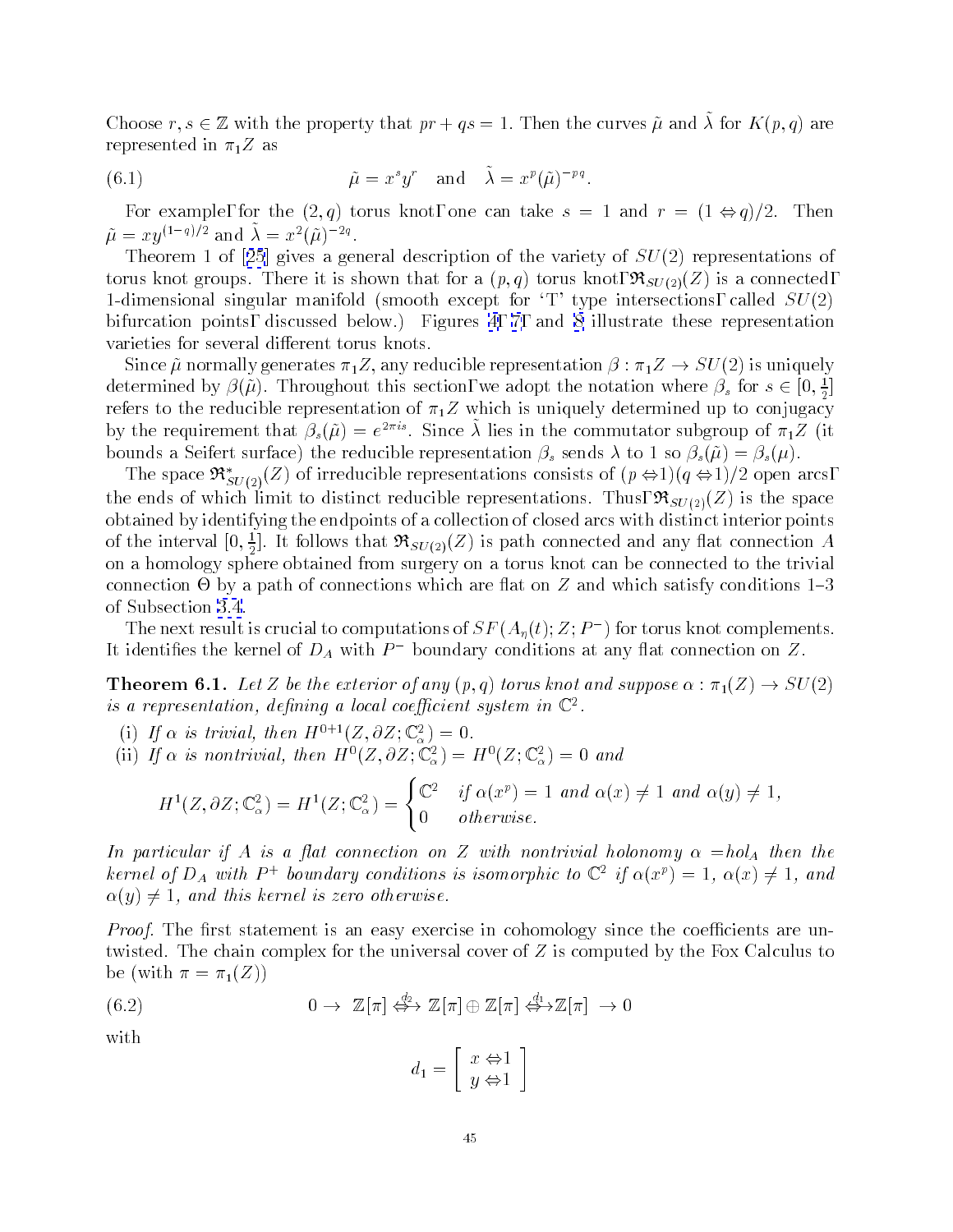Choose $r, s \in \mathbb{Z}$ with the property that $pr + qs = 1$. Then the curves $\tilde{\mu}$ and $\tilde{\lambda}$ for $K(p,q)$ are represented in $\pi_1 Z$ as

$$\tilde{\mu} = x^s y^r \quad \text{and} \quad \tilde{\lambda} = x^p (\tilde{\mu})^{-pq}. \tag{6.1}$$

For example, for the $(2,q)$ torus knot, one can take $s = 1$ and $r = (1-q)/2$. Then $\tilde{\mu} = xy^{(1-q)/2}$ and $\tilde{\lambda} = x^2(\tilde{\mu})^{-2q}$.

Theorem 1 of [25] gives a general description of the variety of $SU(2)$ representations of torus knot groups. There it is shown that for a $(p,q)$ torus knot, $\mathfrak{R}_{SU(2)}(Z)$ is a connected, 1-dimensional singular manifold (smooth except for 'T' type intersections, called $SU(2)$ bifurcation points, discussed below.) Figures 4, 7, and 8 illustrate these representation varieties for several different torus knots.

Since $\tilde{\mu}$ normally generates $\pi_1 Z$, any reducible representation $\beta : \pi_1 Z \to SU(2)$ is uniquely determined by $\beta(\tilde{\mu})$. Throughout this section, we adopt the notation where $\beta_s$ for $s \in [0, \frac{1}{2}]$ refers to the reducible representation of $\pi_1 Z$ which is uniquely determined up to conjugacy by the requirement that $\beta_s(\tilde{\mu}) = e^{2\pi i s}$. Since $\tilde{\lambda}$ lies in the commutator subgroup of $\pi_1 Z$ (it bounds a Seifert surface) the reducible representation $\beta_s$ sends $\lambda$ to 1 so $\beta_s(\tilde{\mu}) = \beta_s(\mu)$.

The space $\mathfrak{R}^*_{SU(2)}(Z)$ of irreducible representations consists of $(p-1)(q-1)/2$ open arcs, the ends of which limit to distinct reducible representations. Thus, $\mathfrak{R}_{SU(2)}(Z)$ is the space obtained by identifying the endpoints of a collection of closed arcs with distinct interior points of the interval $[0, \frac{1}{2}]$. It follows that $\mathfrak{R}_{SU(2)}(Z)$ is path connected and any flat connection $A$ on a homology sphere obtained from surgery on a torus knot can be connected to the trivial connection $\Theta$ by a path of connections which are flat on $Z$ and which satisfy conditions 1–3 of Subsection 3.4.

The next result is crucial to computations of $SF(A_\eta(t); Z; P^-)$ for torus knot complements. It identifies the kernel of $D_A$ with $P^-$ boundary conditions at any flat connection on $Z$.

**Theorem 6.1.** *Let $Z$ be the exterior of any $(p,q)$ torus knot and suppose $\alpha : \pi_1(Z) \to SU(2)$ is a representation, defining a local coefficient system in $\mathbb{C}^2$.*

(i) *If $\alpha$ is trivial, then $H^{0+1}(Z, \partial Z; \mathbb{C}^2_\alpha) = 0$.*

(ii) *If $\alpha$ is nontrivial, then $H^0(Z, \partial Z; \mathbb{C}^2_\alpha) = H^0(Z; \mathbb{C}^2_\alpha) = 0$ and*

$$H^1(Z, \partial Z; \mathbb{C}^2_\alpha) = H^1(Z; \mathbb{C}^2_\alpha) = \begin{cases} \mathbb{C}^2 & \text{if } \alpha(x^p) = 1 \text{ and } \alpha(x) \neq 1 \text{ and } \alpha(y) \neq 1, \\ 0 & \text{otherwise.} \end{cases}$$

*In particular if $A$ is a flat connection on $Z$ with nontrivial holonomy $\alpha = hol_A$ then the kernel of $D_A$ with $P^+$ boundary conditions is isomorphic to $\mathbb{C}^2$ if $\alpha(x^p) = 1$, $\alpha(x) \neq 1$, and $\alpha(y) \neq 1$, and this kernel is zero otherwise.*

*Proof.* The first statement is an easy exercise in cohomology since the coefficients are untwisted. The chain complex for the universal cover of $Z$ is computed by the Fox Calculus to be (with $\pi = \pi_1(Z)$)

$$0 \to \mathbb{Z}[\pi] \xrightarrow{d_2} \mathbb{Z}[\pi] \oplus \mathbb{Z}[\pi] \xrightarrow{d_1} \mathbb{Z}[\pi] \to 0 \tag{6.2}$$

with

$$d_1 = \begin{bmatrix} x - 1 \\ y - 1 \end{bmatrix}$$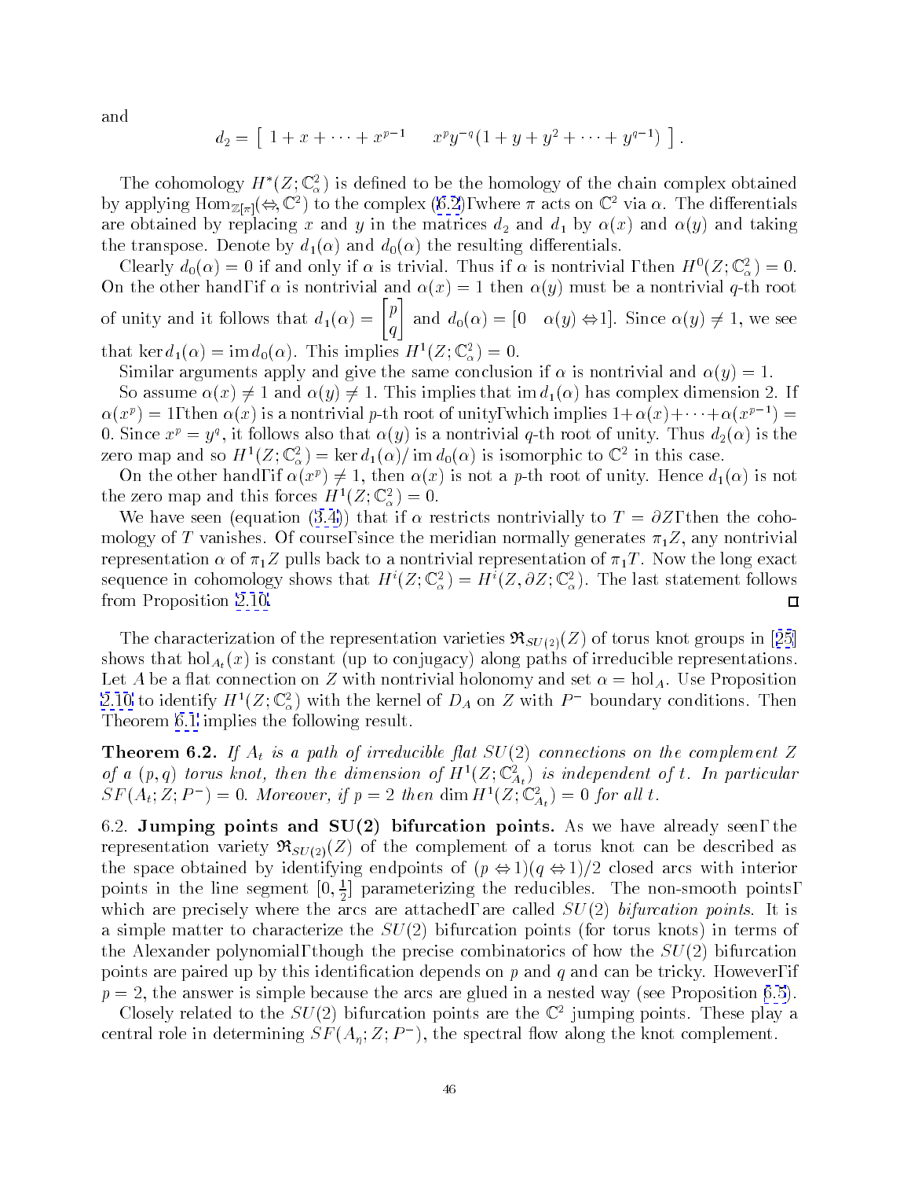and

$$d_2 = \left[\ 1 + x + \cdots + x^{p-1} \quad x^p y^{-q}(1 + y + y^2 + \cdots + y^{q-1})\ \right].$$

The cohomology $H^*(Z;\mathbb{C}^2_\alpha)$ is defined to be the homology of the chain complex obtained by applying $\mathrm{Hom}_{\mathbb{Z}[\pi]}(-,\mathbb{C}^2)$ to the complex (6.2), where $\pi$ acts on $\mathbb{C}^2$ via $\alpha$. The differentials are obtained by replacing $x$ and $y$ in the matrices $d_2$ and $d_1$ by $\alpha(x)$ and $\alpha(y)$ and taking the transpose. Denote by $d_1(\alpha)$ and $d_0(\alpha)$ the resulting differentials.

Clearly $d_0(\alpha) = 0$ if and only if $\alpha$ is trivial. Thus if $\alpha$ is nontrivial, then $H^0(Z;\mathbb{C}^2_\alpha) = 0$. On the other hand, if $\alpha$ is nontrivial and $\alpha(x) = 1$ then $\alpha(y)$ must be a nontrivial $q$-th root of unity and it follows that $d_1(\alpha) = \begin{bmatrix} p \\ q \end{bmatrix}$ and $d_0(\alpha) = [0 \quad \alpha(y) - 1]$. Since $\alpha(y) \neq 1$, we see that $\ker d_1(\alpha) = \mathrm{im}\, d_0(\alpha)$. This implies $H^1(Z;\mathbb{C}^2_\alpha) = 0$.

Similar arguments apply and give the same conclusion if $\alpha$ is nontrivial and $\alpha(y) = 1$.

So assume $\alpha(x) \neq 1$ and $\alpha(y) \neq 1$. This implies that $\mathrm{im}\, d_1(\alpha)$ has complex dimension 2. If $\alpha(x^p) = 1$, then $\alpha(x)$ is a nontrivial $p$-th root of unity, which implies $1 + \alpha(x) + \cdots + \alpha(x^{p-1}) = 0$. Since $x^p = y^q$, it follows also that $\alpha(y)$ is a nontrivial $q$-th root of unity. Thus $d_2(\alpha)$ is the zero map and so $H^1(Z;\mathbb{C}^2_\alpha) = \ker d_1(\alpha)/\mathrm{im}\, d_0(\alpha)$ is isomorphic to $\mathbb{C}^2$ in this case.

On the other hand, if $\alpha(x^p) \neq 1$, then $\alpha(x)$ is not a $p$-th root of unity. Hence $d_1(\alpha)$ is not the zero map and this forces $H^1(Z;\mathbb{C}^2_\alpha) = 0$.

We have seen (equation (3.4)) that if $\alpha$ restricts nontrivially to $T = \partial Z$, then the cohomology of $T$ vanishes. Of course, since the meridian normally generates $\pi_1 Z$, any nontrivial representation $\alpha$ of $\pi_1 Z$ pulls back to a nontrivial representation of $\pi_1 T$. Now the long exact sequence in cohomology shows that $H^i(Z;\mathbb{C}^2_\alpha) = H^i(Z,\partial Z;\mathbb{C}^2_\alpha)$. The last statement follows from Proposition 2.10. □

The characterization of the representation varieties $\mathfrak{R}_{SU(2)}(Z)$ of torus knot groups in [25] shows that $\mathrm{hol}_{A_t}(x)$ is constant (up to conjugacy) along paths of irreducible representations. Let $A$ be a flat connection on $Z$ with nontrivial holonomy and set $\alpha = \mathrm{hol}_A$. Use Proposition 2.10 to identify $H^1(Z;\mathbb{C}^2_\alpha)$ with the kernel of $D_A$ on $Z$ with $P^-$ boundary conditions. Then Theorem 6.1 implies the following result.

**Theorem 6.2.** *If $A_t$ is a path of irreducible flat $SU(2)$ connections on the complement $Z$ of a $(p,q)$ torus knot, then the dimension of $H^1(Z;\mathbb{C}^2_{A_t})$ is independent of $t$. In particular $SF(A_t;Z;P^-) = 0$. Moreover, if $p = 2$ then $\dim H^1(Z;\mathbb{C}^2_{A_t}) = 0$ for all $t$.*

6.2. **Jumping points and SU(2) bifurcation points.** As we have already seen, the representation variety $\mathfrak{R}_{SU(2)}(Z)$ of the complement of a torus knot can be described as the space obtained by identifying endpoints of $(p-1)(q-1)/2$ closed arcs with interior points in the line segment $[0,\frac{1}{2}]$ parameterizing the reducibles. The non-smooth points, which are precisely where the arcs are attached, are called *$SU(2)$ bifurcation points*. It is a simple matter to characterize the $SU(2)$ bifurcation points (for torus knots) in terms of the Alexander polynomial, though the precise combinatorics of how the $SU(2)$ bifurcation points are paired up by this identification depends on $p$ and $q$ and can be tricky. However, if $p = 2$, the answer is simple because the arcs are glued in a nested way (see Proposition 6.5).

Closely related to the $SU(2)$ bifurcation points are the $\mathbb{C}^2$ jumping points. These play a central role in determining $SF(A_\eta;Z;P^-)$, the spectral flow along the knot complement.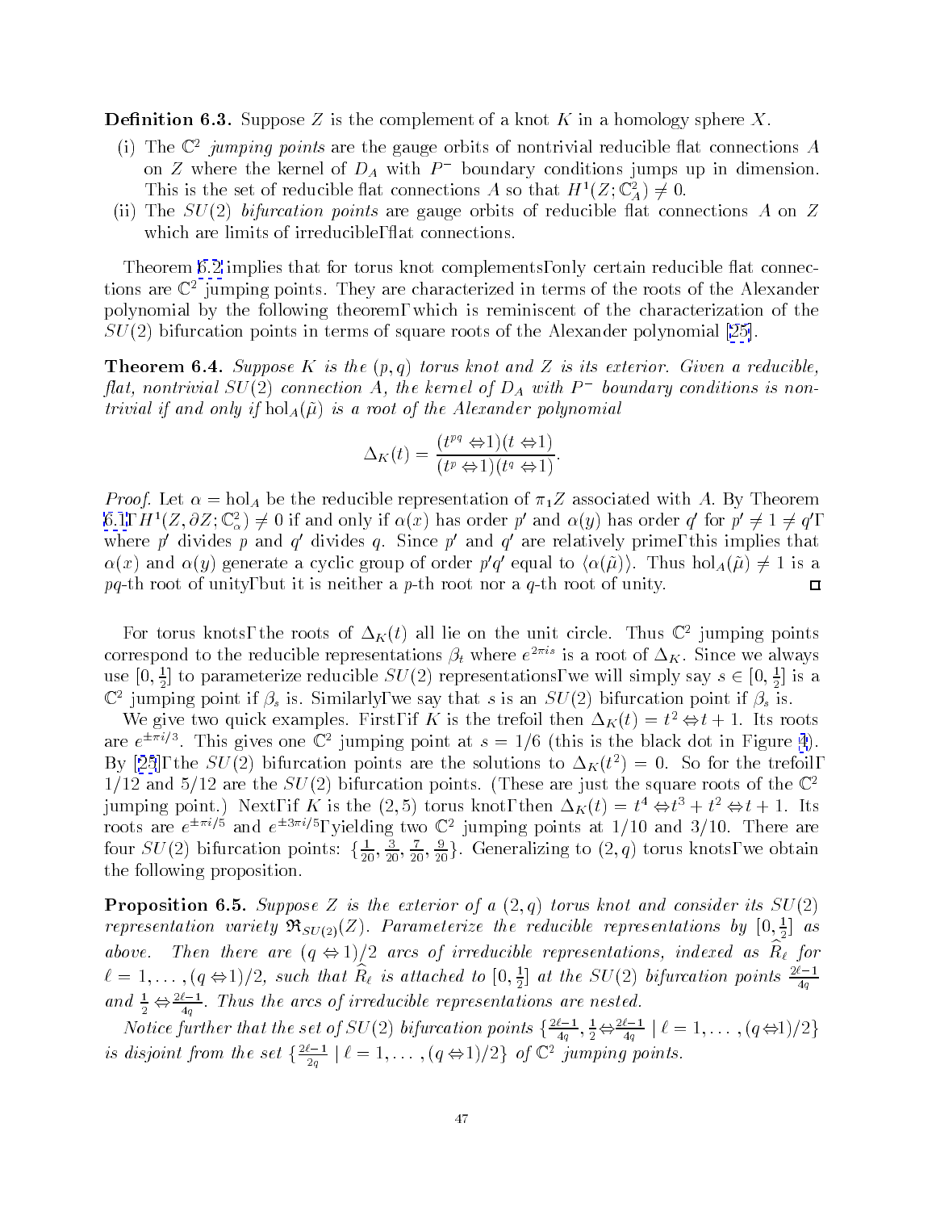**Definition 6.3.** Suppose $Z$ is the complement of a knot $K$ in a homology sphere $X$.

(i) The $\mathbb{C}^2$ *jumping points* are the gauge orbits of nontrivial reducible flat connections $A$ on $Z$ where the kernel of $D_A$ with $P^-$ boundary conditions jumps up in dimension. This is the set of reducible flat connections $A$ so that $H^1(Z; \mathbb{C}^2_A) \neq 0$.

(ii) The $SU(2)$ *bifurcation points* are gauge orbits of reducible flat connections $A$ on $Z$ which are limits of irreducible flat connections.

Theorem 6.2 implies that for torus knot complements, only certain reducible flat connections are $\mathbb{C}^2$ jumping points. They are characterized in terms of the roots of the Alexander polynomial by the following theorem, which is reminiscent of the characterization of the $SU(2)$ bifurcation points in terms of square roots of the Alexander polynomial [25].

**Theorem 6.4.** *Suppose $K$ is the $(p, q)$ torus knot and $Z$ is its exterior. Given a reducible, flat, nontrivial $SU(2)$ connection $A$, the kernel of $D_A$ with $P^-$ boundary conditions is nontrivial if and only if $\operatorname{hol}_A(\tilde{\mu})$ is a root of the Alexander polynomial*

$$\Delta_K(t) = \frac{(t^{pq} - 1)(t - 1)}{(t^p - 1)(t^q - 1)}.$$

*Proof.* Let $\alpha = \operatorname{hol}_A$ be the reducible representation of $\pi_1 Z$ associated with $A$. By Theorem 6.1, $H^1(Z, \partial Z; \mathbb{C}^2_\alpha) \neq 0$ if and only if $\alpha(x)$ has order $p'$ and $\alpha(y)$ has order $q'$ for $p' \neq 1 \neq q'$, where $p'$ divides $p$ and $q'$ divides $q$. Since $p'$ and $q'$ are relatively prime, this implies that $\alpha(x)$ and $\alpha(y)$ generate a cyclic group of order $p'q'$ equal to $\langle \alpha(\tilde{\mu}) \rangle$. Thus $\operatorname{hol}_A(\tilde{\mu}) \neq 1$ is a $pq$-th root of unity, but it is neither a $p$-th root nor a $q$-th root of unity. $\square$

For torus knots, the roots of $\Delta_K(t)$ all lie on the unit circle. Thus $\mathbb{C}^2$ jumping points correspond to the reducible representations $\beta_t$ where $e^{2\pi i s}$ is a root of $\Delta_K$. Since we always use $[0, \frac{1}{2}]$ to parameterize reducible $SU(2)$ representations, we will simply say $s \in [0, \frac{1}{2}]$ is a $\mathbb{C}^2$ jumping point if $\beta_s$ is. Similarly, we say that $s$ is an $SU(2)$ bifurcation point if $\beta_s$ is.

We give two quick examples. First, if $K$ is the trefoil then $\Delta_K(t) = t^2 - t + 1$. Its roots are $e^{\pm \pi i/3}$. This gives one $\mathbb{C}^2$ jumping point at $s = 1/6$ (this is the black dot in Figure 4). By [25], the $SU(2)$ bifurcation points are the solutions to $\Delta_K(t^2) = 0$. So for the trefoil, $1/12$ and $5/12$ are the $SU(2)$ bifurcation points. (These are just the square roots of the $\mathbb{C}^2$ jumping point.) Next, if $K$ is the $(2, 5)$ torus knot, then $\Delta_K(t) = t^4 - t^3 + t^2 - t + 1$. Its roots are $e^{\pm \pi i/5}$ and $e^{\pm 3\pi i/5}$, yielding two $\mathbb{C}^2$ jumping points at $1/10$ and $3/10$. There are four $SU(2)$ bifurcation points: $\{\frac{1}{20}, \frac{3}{20}, \frac{7}{20}, \frac{9}{20}\}$. Generalizing to $(2, q)$ torus knots, we obtain the following proposition.

**Proposition 6.5.** *Suppose $Z$ is the exterior of a $(2, q)$ torus knot and consider its $SU(2)$ representation variety $\mathfrak{R}_{SU(2)}(Z)$. Parameterize the reducible representations by $[0, \frac{1}{2}]$ as above. Then there are $(q - 1)/2$ arcs of irreducible representations, indexed as $\widehat{R}_\ell$ for $\ell = 1, \ldots, (q-1)/2$, such that $\widehat{R}_\ell$ is attached to $[0, \frac{1}{2}]$ at the $SU(2)$ bifurcation points $\frac{2\ell - 1}{4q}$ and $\frac{1}{2} - \frac{2\ell-1}{4q}$. Thus the arcs of irreducible representations are nested.*

*Notice further that the set of $SU(2)$ bifurcation points $\{\frac{2\ell-1}{4q}, \frac{1}{2} - \frac{2\ell-1}{4q} \mid \ell = 1, \ldots, (q-1)/2\}$ is disjoint from the set $\{\frac{2\ell-1}{2q} \mid \ell = 1, \ldots, (q-1)/2\}$ of $\mathbb{C}^2$ jumping points.*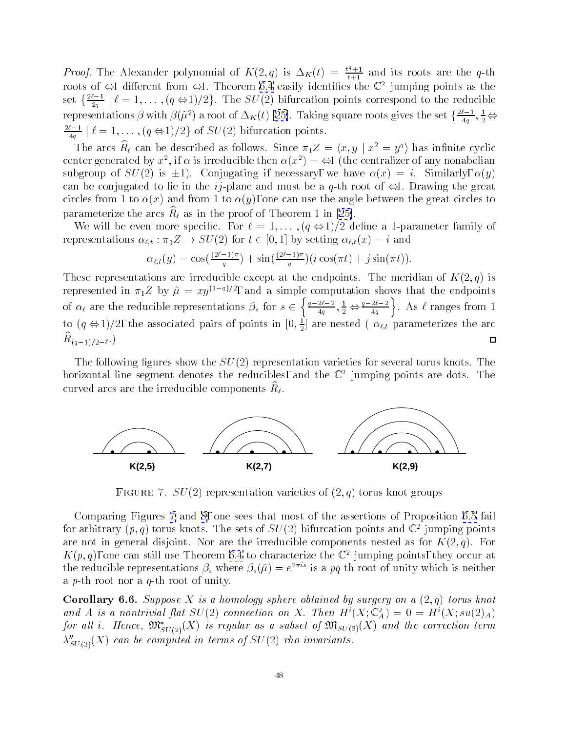*Proof.* The Alexander polynomial of $K(2,q)$ is $\Delta_K(t) = \frac{t^q+1}{t+1}$ and its roots are the $q$-th roots of $-1$ different from $-1$. Theorem 6.4 easily identifies the $\mathbb{C}^2$ jumping points as the set $\{\frac{2\ell-1}{2q} \mid \ell = 1, \ldots, (q-1)/2\}$. The $SU(2)$ bifurcation points correspond to the reducible representations $\beta$ with $\beta(\tilde{\mu}^2)$ a root of $\Delta_K(t)$ [25]. Taking square roots gives the set $\{\frac{2\ell-1}{4q}, \frac{1}{2} - \frac{2\ell-1}{4q} \mid \ell = 1, \ldots, (q-1)/2\}$ of $SU(2)$ bifurcation points.

The arcs $\widehat{R}_\ell$ can be described as follows. Since $\pi_1 Z = \langle x, y \mid x^2 = y^q \rangle$ has infinite cyclic center generated by $x^2$, if $\alpha$ is irreducible then $\alpha(x^2) = -1$ (the centralizer of any nonabelian subgroup of $SU(2)$ is $\pm 1$). Conjugating if necessary, we have $\alpha(x) = i$. Similarly, $\alpha(y)$ can be conjugated to lie in the $ij$-plane and must be a $q$-th root of $-1$. Drawing the great circles from 1 to $\alpha(x)$ and from 1 to $\alpha(y)$, one can use the angle between the great circles to parameterize the arcs $\widehat{R}_\ell$ as in the proof of Theorem 1 in [25].

We will be even more specific. For $\ell = 1, \ldots, (q-1)/2$ define a 1-parameter family of representations $\alpha_{\ell,t} : \pi_1 Z \to SU(2)$ for $t \in [0,1]$ by setting $\alpha_{\ell,t}(x) = i$ and

$$\alpha_{\ell,t}(y) = \cos(\tfrac{(2\ell-1)\pi}{q}) + \sin(\tfrac{(2\ell-1)\pi}{q})(i\cos(\pi t) + j\sin(\pi t)).$$

These representations are irreducible except at the endpoints. The meridian of $K(2,q)$ is represented in $\pi_1 Z$ by $\tilde{\mu} = xy^{(1-q)/2}$, and a simple computation shows that the endpoints of $\alpha_\ell$ are the reducible representations $\beta_s$ for $s \in \left\{\frac{q-2\ell-2}{4q}, \frac{1}{2} - \frac{q-2\ell-2}{4q}\right\}$. As $\ell$ ranges from 1 to $(q-1)/2$, the associated pairs of points in $[0, \frac{1}{2}]$ are nested ( $\alpha_{\ell,t}$ parameterizes the arc $\widehat{R}_{(q-1)/2-\ell}$.) $\square$

The following figures show the $SU(2)$ representation varieties for several torus knots. The horizontal line segment denotes the reducibles, and the $\mathbb{C}^2$ jumping points are dots. The curved arcs are the irreducible components $\widehat{R}_\ell$.

K(2,5) K(2,7) K(2,9)

FIGURE 7. $SU(2)$ representation varieties of $(2,q)$ torus knot groups

Comparing Figures 7 and 8, one sees that most of the assertions of Proposition 6.5 fail for arbitrary $(p,q)$ torus knots. The sets of $SU(2)$ bifurcation points and $\mathbb{C}^2$ jumping points are not in general disjoint. Nor are the irreducible components nested as for $K(2,q)$. For $K(p,q)$, one can still use Theorem 6.4 to characterize the $\mathbb{C}^2$ jumping points, they occur at the reducible representations $\beta_s$ where $\beta_s(\tilde{\mu}) = e^{2\pi i s}$ is a $pq$-th root of unity which is neither a $p$-th root nor a $q$-th root of unity.

**Corollary 6.6.** *Suppose $X$ is a homology sphere obtained by surgery on a $(2,q)$ torus knot and $A$ is a nontrivial flat $SU(2)$ connection on $X$. Then $H^i(X; \mathbb{C}^2_A) = 0 = H^i(X; su(2)_A)$ for all $i$. Hence, $\mathfrak{M}^*_{SU(2)}(X)$ is regular as a subset of $\mathfrak{M}_{SU(3)}(X)$ and the correction term $\lambda''_{SU(3)}(X)$ can be computed in terms of $SU(2)$ rho invariants.*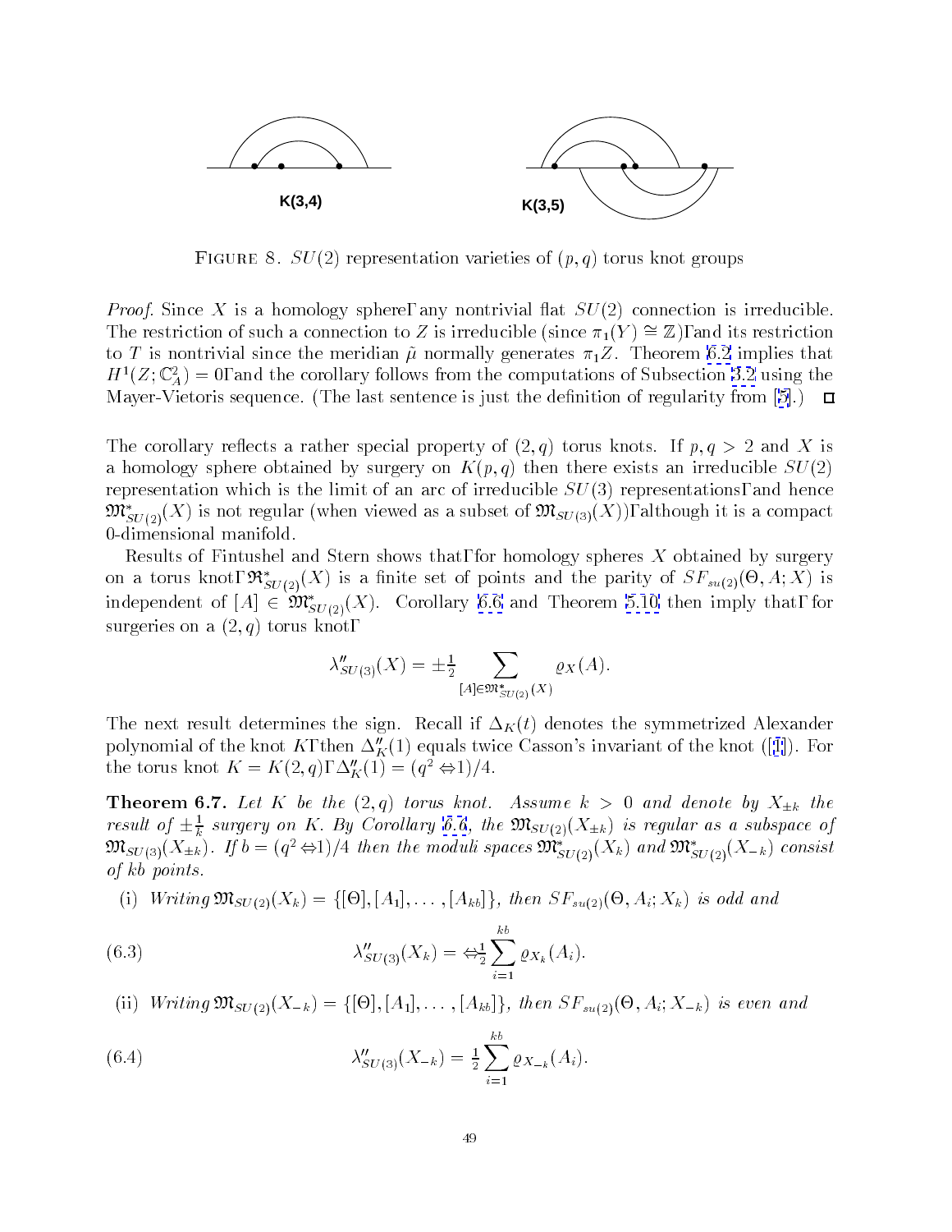K(3,4)    K(3,5)

FIGURE 8. $SU(2)$ representation varieties of $(p, q)$ torus knot groups

*Proof.* Since $X$ is a homology sphere, any nontrivial flat $SU(2)$ connection is irreducible. The restriction of such a connection to $Z$ is irreducible (since $\pi_1(Y) \cong \mathbb{Z}$), and its restriction to $T$ is nontrivial since the meridian $\tilde{\mu}$ normally generates $\pi_1 Z$. Theorem 6.2 implies that $H^1(Z; \mathbb{C}^2_A) = 0$, and the corollary follows from the computations of Subsection 3.2 using the Mayer-Vietoris sequence. (The last sentence is just the definition of regularity from [5].) $\square$

The corollary reflects a rather special property of $(2, q)$ torus knots. If $p, q > 2$ and $X$ is a homology sphere obtained by surgery on $K(p, q)$ then there exists an irreducible $SU(2)$ representation which is the limit of an arc of irreducible $SU(3)$ representations, and hence $\mathfrak{M}^*_{SU(2)}(X)$ is not regular (when viewed as a subset of $\mathfrak{M}_{SU(3)}(X)$), although it is a compact 0-dimensional manifold.

Results of Fintushel and Stern shows that, for homology spheres $X$ obtained by surgery on a torus knot, $\mathfrak{R}^*_{SU(2)}(X)$ is a finite set of points and the parity of $SF_{su(2)}(\Theta, A; X)$ is independent of $[A] \in \mathfrak{M}^*_{SU(2)}(X)$. Corollary 6.6 and Theorem 5.10 then imply that, for surgeries on a $(2, q)$ torus knot,

$$\lambda''_{SU(3)}(X) = \pm \tfrac{1}{2} \sum_{[A] \in \mathfrak{M}^*_{SU(2)}(X)} \varrho_X(A).$$

The next result determines the sign. Recall if $\Delta_K(t)$ denotes the symmetrized Alexander polynomial of the knot $K$, then $\Delta''_K(1)$ equals twice Casson's invariant of the knot ([1]). For the torus knot $K = K(2, q)$, $\Delta''_K(1) = (q^2 - 1)/4$.

**Theorem 6.7.** *Let $K$ be the $(2, q)$ torus knot. Assume $k > 0$ and denote by $X_{\pm k}$ the result of $\pm\frac{1}{k}$ surgery on $K$. By Corollary 6.6, the $\mathfrak{M}_{SU(2)}(X_{\pm k})$ is regular as a subspace of $\mathfrak{M}_{SU(3)}(X_{\pm k})$. If $b = (q^2 - 1)/4$ then the moduli spaces $\mathfrak{M}^*_{SU(2)}(X_k)$ and $\mathfrak{M}^*_{SU(2)}(X_{-k})$ consist of $kb$ points.*

(i) *Writing $\mathfrak{M}_{SU(2)}(X_k) = \{[\Theta], [A_1], \ldots, [A_{kb}]\}$, then $SF_{su(2)}(\Theta, A_i; X_k)$ is odd and*

$$\lambda''_{SU(3)}(X_k) = -\tfrac{1}{2} \sum_{i=1}^{kb} \varrho_{X_k}(A_i). \tag{6.3}$$

(ii) *Writing $\mathfrak{M}_{SU(2)}(X_{-k}) = \{[\Theta], [A_1], \ldots, [A_{kb}]\}$, then $SF_{su(2)}(\Theta, A_i; X_{-k})$ is even and*

$$\lambda''_{SU(3)}(X_{-k}) = \tfrac{1}{2} \sum_{i=1}^{kb} \varrho_{X_{-k}}(A_i). \tag{6.4}$$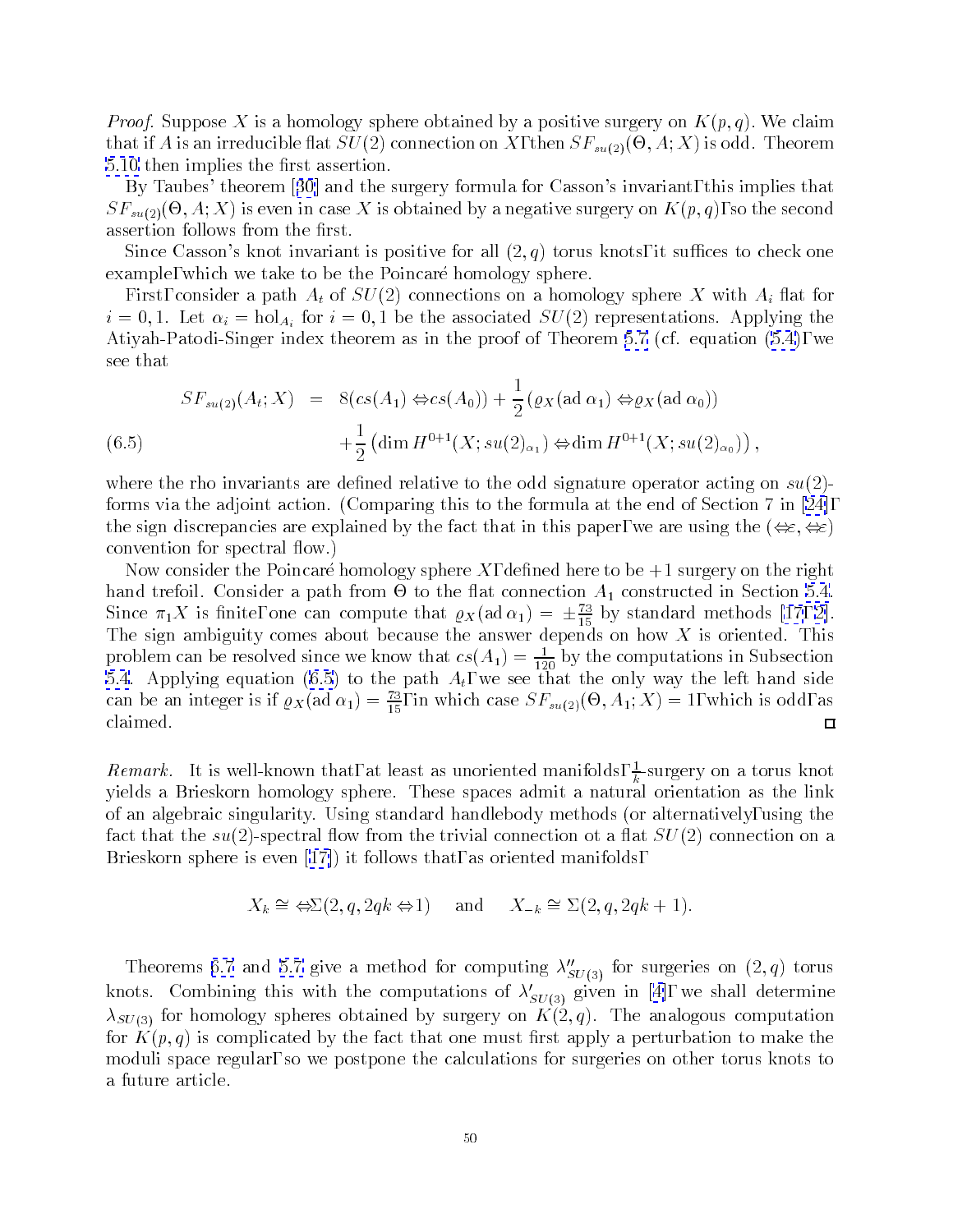*Proof.* Suppose $X$ is a homology sphere obtained by a positive surgery on $K(p,q)$. We claim that if $A$ is an irreducible flat $SU(2)$ connection on $X$, then $SF_{su(2)}(\Theta, A; X)$ is odd. Theorem 5.10 then implies the first assertion.

By Taubes' theorem [30] and the surgery formula for Casson's invariant, this implies that $SF_{su(2)}(\Theta, A; X)$ is even in case $X$ is obtained by a negative surgery on $K(p,q)$, so the second assertion follows from the first.

Since Casson's knot invariant is positive for all $(2,q)$ torus knots, it suffices to check one example, which we take to be the Poincaré homology sphere.

First, consider a path $A_t$ of $SU(2)$ connections on a homology sphere $X$ with $A_i$ flat for $i = 0, 1$. Let $\alpha_i = \mathrm{hol}_{A_i}$ for $i = 0,1$ be the associated $SU(2)$ representations. Applying the Atiyah-Patodi-Singer index theorem as in the proof of Theorem 5.7 (cf. equation (5.4)), we see that

$$
\begin{aligned}
SF_{su(2)}(A_t; X) \;&=\; 8(cs(A_1) - cs(A_0)) + \frac{1}{2}\left(\varrho_X(\mathrm{ad}\,\alpha_1) - \varrho_X(\mathrm{ad}\,\alpha_0)\right) \\
&\quad + \frac{1}{2}\left(\dim H^{0+1}(X; su(2)_{\alpha_1}) - \dim H^{0+1}(X; su(2)_{\alpha_0})\right), \qquad (6.5)
\end{aligned}
$$

where the rho invariants are defined relative to the odd signature operator acting on $su(2)$-forms via the adjoint action. (Comparing this to the formula at the end of Section 7 in [24], the sign discrepancies are explained by the fact that in this paper, we are using the $(-\varepsilon, -\varepsilon)$ convention for spectral flow.)

Now consider the Poincaré homology sphere $X$, defined here to be $+1$ surgery on the right hand trefoil. Consider a path from $\Theta$ to the flat connection $A_1$ constructed in Section 5.4. Since $\pi_1 X$ is finite, one can compute that $\varrho_X(\mathrm{ad}\,\alpha_1) = \pm\frac{73}{15}$ by standard methods [17, 2]. The sign ambiguity comes about because the answer depends on how $X$ is oriented. This problem can be resolved since we know that $cs(A_1) = \frac{1}{120}$ by the computations in Subsection 5.4. Applying equation (6.5) to the path $A_t$, we see that the only way the left hand side can be an integer is if $\varrho_X(\mathrm{ad}\,\alpha_1) = \frac{73}{15}$, in which case $SF_{su(2)}(\Theta, A_1; X) = 1$, which is odd, as claimed. $\square$

*Remark.* It is well-known that, at least as unoriented manifolds, $\frac{1}{k}$-surgery on a torus knot yields a Brieskorn homology sphere. These spaces admit a natural orientation as the link of an algebraic singularity. Using standard handlebody methods (or alternatively, using the fact that the $su(2)$-spectral flow from the trivial connection ot a flat $SU(2)$ connection on a Brieskorn sphere is even [17]) it follows that, as oriented manifolds,

$$
X_k \cong -\Sigma(2, q, 2qk - 1) \quad \text{and} \quad X_{-k} \cong \Sigma(2, q, 2qk + 1).
$$

Theorems 6.7 and 5.7 give a method for computing $\lambda''_{SU(3)}$ for surgeries on $(2,q)$ torus knots. Combining this with the computations of $\lambda'_{SU(3)}$ given in [4], we shall determine $\lambda_{SU(3)}$ for homology spheres obtained by surgery on $K(2,q)$. The analogous computation for $K(p,q)$ is complicated by the fact that one must first apply a perturbation to make the moduli space regular, so we postpone the calculations for surgeries on other torus knots to a future article.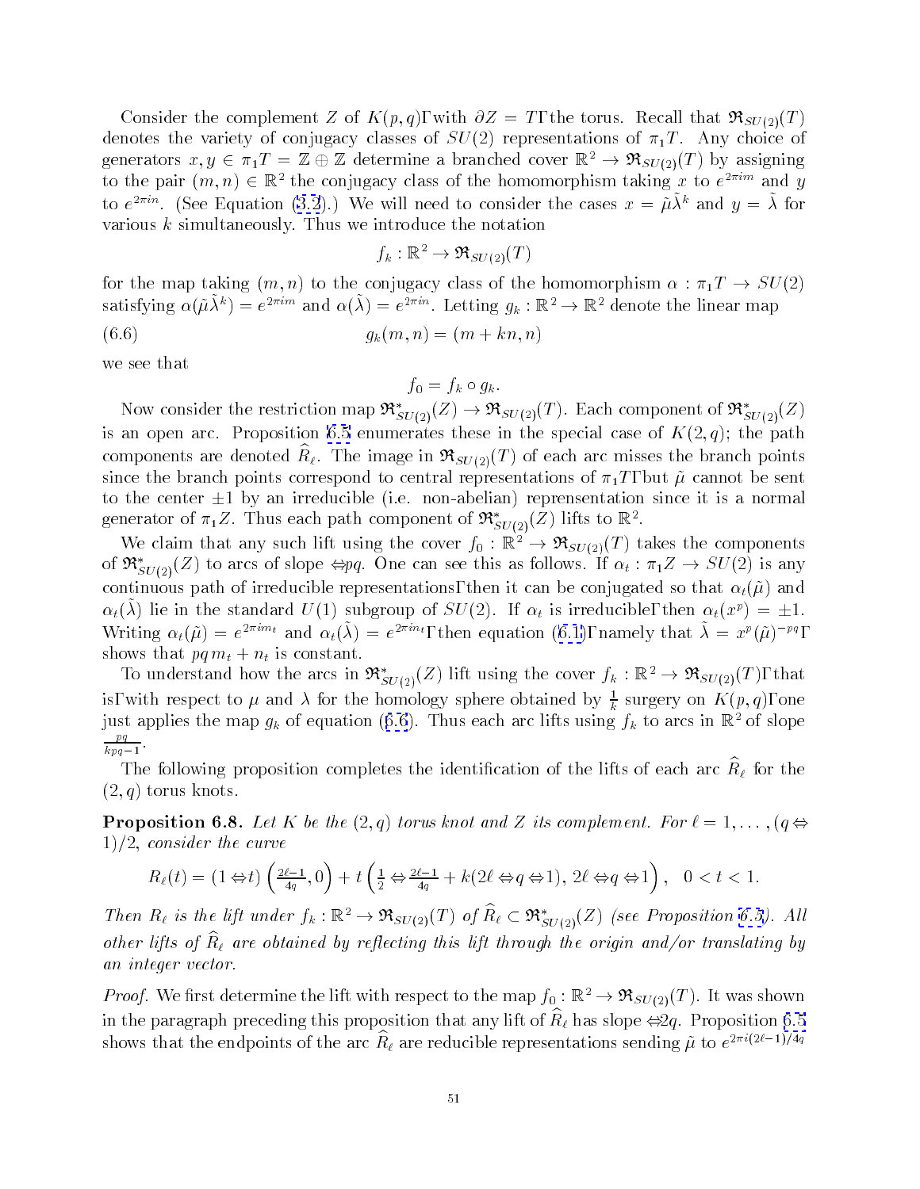Consider the complement $Z$ of $K(p,q)$, with $\partial Z = T$, the torus. Recall that $\mathfrak{R}_{SU(2)}(T)$ denotes the variety of conjugacy classes of $SU(2)$ representations of $\pi_1 T$. Any choice of generators $x, y \in \pi_1 T = \mathbb{Z} \oplus \mathbb{Z}$ determine a branched cover $\mathbb{R}^2 \to \mathfrak{R}_{SU(2)}(T)$ by assigning to the pair $(m,n) \in \mathbb{R}^2$ the conjugacy class of the homomorphism taking $x$ to $e^{2\pi i m}$ and $y$ to $e^{2\pi i n}$. (See Equation (3.2).) We will need to consider the cases $x = \tilde{\mu}\tilde{\lambda}^k$ and $y = \tilde{\lambda}$ for various $k$ simultaneously. Thus we introduce the notation

$$f_k : \mathbb{R}^2 \to \mathfrak{R}_{SU(2)}(T)$$

for the map taking $(m,n)$ to the conjugacy class of the homomorphism $\alpha : \pi_1 T \to SU(2)$ satisfying $\alpha(\tilde{\mu}\tilde{\lambda}^k) = e^{2\pi i m}$ and $\alpha(\tilde{\lambda}) = e^{2\pi i n}$. Letting $g_k : \mathbb{R}^2 \to \mathbb{R}^2$ denote the linear map

$$g_k(m,n) = (m + kn, n) \tag{6.6}$$

we see that

$$f_0 = f_k \circ g_k.$$

Now consider the restriction map $\mathfrak{R}^*_{SU(2)}(Z) \to \mathfrak{R}_{SU(2)}(T)$. Each component of $\mathfrak{R}^*_{SU(2)}(Z)$ is an open arc. Proposition 6.5 enumerates these in the special case of $K(2,q)$; the path components are denoted $\widehat{R}_\ell$. The image in $\mathfrak{R}_{SU(2)}(T)$ of each arc misses the branch points since the branch points correspond to central representations of $\pi_1 T$, but $\tilde{\mu}$ cannot be sent to the center $\pm 1$ by an irreducible (i.e. non-abelian) represenation since it is a normal generator of $\pi_1 Z$. Thus each path component of $\mathfrak{R}^*_{SU(2)}(Z)$ lifts to $\mathbb{R}^2$.

We claim that any such lift using the cover $f_0 : \mathbb{R}^2 \to \mathfrak{R}_{SU(2)}(T)$ takes the components of $\mathfrak{R}^*_{SU(2)}(Z)$ to arcs of slope $-pq$. One can see this as follows. If $\alpha_t : \pi_1 Z \to SU(2)$ is any continuous path of irreducible representations, then it can be conjugated so that $\alpha_t(\tilde{\mu})$ and $\alpha_t(\tilde{\lambda})$ lie in the standard $U(1)$ subgroup of $SU(2)$. If $\alpha_t$ is irreducible, then $\alpha_t(x^p) = \pm 1$. Writing $\alpha_t(\tilde{\mu}) = e^{2\pi i m_t}$ and $\alpha_t(\tilde{\lambda}) = e^{2\pi i n_t}$, then equation (6.1), namely that $\tilde{\lambda} = x^p(\tilde{\mu})^{-pq}$, shows that $pq\, m_t + n_t$ is constant.

To understand how the arcs in $\mathfrak{R}^*_{SU(2)}(Z)$ lift using the cover $f_k : \mathbb{R}^2 \to \mathfrak{R}_{SU(2)}(T)$, that is, with respect to $\mu$ and $\lambda$ for the homology sphere obtained by $\frac{1}{k}$ surgery on $K(p,q)$, one just applies the map $g_k$ of equation (6.6). Thus each arc lifts using $f_k$ to arcs in $\mathbb{R}^2$ of slope $\frac{pq}{kpq-1}$.

The following proposition completes the identification of the lifts of each arc $\widehat{R}_\ell$ for the $(2,q)$ torus knots.

**Proposition 6.8.** *Let $K$ be the $(2,q)$ torus knot and $Z$ its complement. For $\ell = 1, \ldots, (q-1)/2$, consider the curve*

$$R_\ell(t) = (1-t)\left(\tfrac{2\ell-1}{4q}, 0\right) + t\left(\tfrac{1}{2} - \tfrac{2\ell-1}{4q} + k(2\ell - q - 1),\, 2\ell - q - 1\right), \quad 0 < t < 1.$$

*Then $R_\ell$ is the lift under $f_k : \mathbb{R}^2 \to \mathfrak{R}_{SU(2)}(T)$ of $\widehat{R}_\ell \subset \mathfrak{R}^*_{SU(2)}(Z)$ (see Proposition 6.5). All other lifts of $\widehat{R}_\ell$ are obtained by reflecting this lift through the origin and/or translating by an integer vector.*

*Proof.* We first determine the lift with respect to the map $f_0 : \mathbb{R}^2 \to \mathfrak{R}_{SU(2)}(T)$. It was shown in the paragraph preceding this proposition that any lift of $\widehat{R}_\ell$ has slope $-2q$. Proposition 6.5 shows that the endpoints of the arc $\widehat{R}_\ell$ are reducible representations sending $\tilde{\mu}$ to $e^{2\pi i(2\ell-1)/4q}$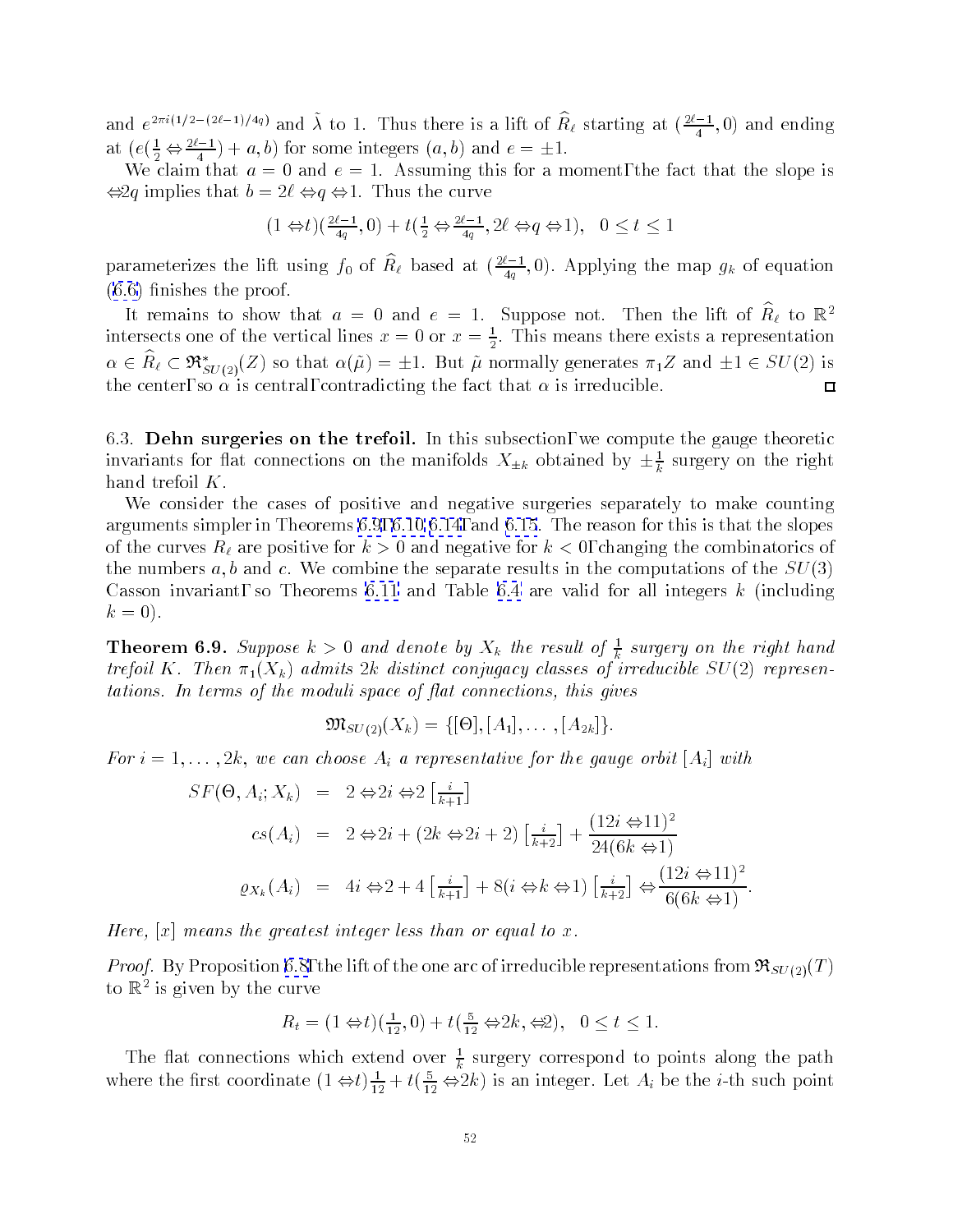and $e^{2\pi i(1/2-(2\ell-1)/4q)}$ and $\tilde{\lambda}$ to 1. Thus there is a lift of $\widehat{R}_\ell$ starting at $(\frac{2\ell-1}{4}, 0)$ and ending at $(e(\frac{1}{2} - \frac{2\ell-1}{4}) + a, b)$ for some integers $(a, b)$ and $e = \pm 1$.

We claim that $a = 0$ and $e = 1$. Assuming this for a moment, the fact that the slope is $-2q$ implies that $b = 2\ell - q - 1$. Thus the curve

$$(1-t)(\tfrac{2\ell-1}{4q}, 0) + t(\tfrac{1}{2} - \tfrac{2\ell-1}{4q}, 2\ell - q - 1), \quad 0 \leq t \leq 1$$

parameterizes the lift using $f_0$ of $\widehat{R}_\ell$ based at $(\frac{2\ell-1}{4q}, 0)$. Applying the map $g_k$ of equation (6.6) finishes the proof.

It remains to show that $a = 0$ and $e = 1$. Suppose not. Then the lift of $\widehat{R}_\ell$ to $\mathbb{R}^2$ intersects one of the vertical lines $x = 0$ or $x = \frac{1}{2}$. This means there exists a representation $\alpha \in \widehat{R}_\ell \subset \mathfrak{R}^*_{SU(2)}(Z)$ so that $\alpha(\tilde{\mu}) = \pm 1$. But $\tilde{\mu}$ normally generates $\pi_1 Z$ and $\pm 1 \in SU(2)$ is the center, so $\alpha$ is central, contradicting the fact that $\alpha$ is irreducible. $\square$

6.3. **Dehn surgeries on the trefoil.** In this subsection, we compute the gauge theoretic invariants for flat connections on the manifolds $X_{\pm k}$ obtained by $\pm\frac{1}{k}$ surgery on the right hand trefoil $K$.

We consider the cases of positive and negative surgeries separately to make counting arguments simpler in Theorems 6.9, 6.10, 6.14, and 6.15. The reason for this is that the slopes of the curves $R_\ell$ are positive for $k > 0$ and negative for $k < 0$, changing the combinatorics of the numbers $a, b$ and $c$. We combine the separate results in the computations of the $SU(3)$ Casson invariant, so Theorems 6.11 and Table 6.4 are valid for all integers $k$ (including $k = 0$).

**Theorem 6.9.** *Suppose $k > 0$ and denote by $X_k$ the result of $\frac{1}{k}$ surgery on the right hand trefoil $K$. Then $\pi_1(X_k)$ admits $2k$ distinct conjugacy classes of irreducible $SU(2)$ representations. In terms of the moduli space of flat connections, this gives*

$$\mathfrak{M}_{SU(2)}(X_k) = \{[\Theta], [A_1], \ldots, [A_{2k}]\}.$$

*For $i = 1, \ldots, 2k$, we can choose $A_i$ a representative for the gauge orbit $[A_i]$ with*

$$\begin{aligned}
SF(\Theta, A_i; X_k) &= 2 - 2i - 2\left[\tfrac{i}{k+1}\right] \\
cs(A_i) &= 2 - 2i + (2k - 2i + 2)\left[\tfrac{i}{k+2}\right] + \frac{(12i-11)^2}{24(6k-1)} \\
\varrho_{X_k}(A_i) &= 4i - 2 + 4\left[\tfrac{i}{k+1}\right] + 8(i-k-1)\left[\tfrac{i}{k+2}\right] - \frac{(12i-11)^2}{6(6k-1)}.
\end{aligned}$$

*Here, $[x]$ means the greatest integer less than or equal to $x$.*

*Proof.* By Proposition 6.8, the lift of the one arc of irreducible representations from $\mathfrak{R}_{SU(2)}(T)$ to $\mathbb{R}^2$ is given by the curve

$$R_t = (1-t)(\tfrac{1}{12}, 0) + t(\tfrac{5}{12} - 2k, -2), \quad 0 \leq t \leq 1.$$

The flat connections which extend over $\frac{1}{k}$ surgery correspond to points along the path where the first coordinate $(1-t)\frac{1}{12} + t(\frac{5}{12} - 2k)$ is an integer. Let $A_i$ be the $i$-th such point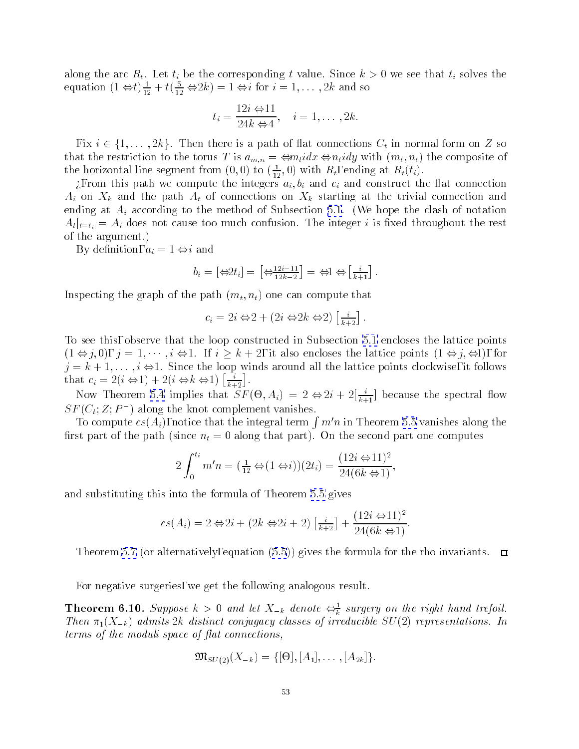along the arc $R_t$. Let $t_i$ be the corresponding $t$ value. Since $k > 0$ we see that $t_i$ solves the equation $(1-t)\frac{1}{12} + t(\frac{5}{12} - 2k) = 1 - i$ for $i = 1, \ldots, 2k$ and so

$$t_i = \frac{12i - 11}{24k - 4}, \quad i = 1, \ldots, 2k.$$

Fix $i \in \{1, \ldots, 2k\}$. Then there is a path of flat connections $C_t$ in normal form on $Z$ so that the restriction to the torus $T$ is $a_{m,n} = -m_t i dx - n_t i dy$ with $(m_t, n_t)$ the composite of the horizontal line segment from $(0,0)$ to $(\frac{1}{12}, 0)$ with $R_t$, ending at $R_t(t_i)$.

From this path we compute the integers $a_i, b_i$ and $c_i$ and construct the flat connection $A_i$ on $X_k$ and the path $A_t$ of connections on $X_k$ starting at the trivial connection and ending at $A_i$ according to the method of Subsection 5.1. (We hope the clash of notation $A_t|_{t=t_i} = A_i$ does not cause too much confusion. The integer $i$ is fixed throughout the rest of the argument.)

By definition, $a_i = 1 - i$ and

$$b_i = [-2t_i] = \left[-\tfrac{12i-11}{12k-2}\right] = -1 - \left[\tfrac{i}{k+1}\right].$$

Inspecting the graph of the path $(m_t, n_t)$ one can compute that

$$c_i = 2i - 2 + (2i - 2k - 2)\left[\tfrac{i}{k+2}\right].$$

To see this, observe that the loop constructed in Subsection 5.1 encloses the lattice points $(1-j, 0)$, $j = 1, \cdots, i-1$. If $i \geq k+2$, it also encloses the lattice points $(1-j, -1)$, for $j = k+1, \ldots, i-1$. Since the loop winds around all the lattice points clockwise, it follows that $c_i = 2(i-1) + 2(i-k-1)\left[\frac{i}{k+2}\right]$.

Now Theorem 5.4 implies that $SF(\Theta, A_i) = 2 - 2i + 2[\frac{i}{k+1}]$ because the spectral flow $SF(C_t; Z; P^-)$ along the knot complement vanishes.

To compute $cs(A_i)$, notice that the integral term $\int m'n$ in Theorem 5.5 vanishes along the first part of the path (since $n_t = 0$ along that part). On the second part one computes

$$2\int_0^{t_i} m'n = (\tfrac{1}{12} - (1-i))(2t_i) = \frac{(12i-11)^2}{24(6k-1)},$$

and substituting this into the formula of Theorem 5.5 gives

$$cs(A_i) = 2 - 2i + (2k - 2i + 2)\left[\tfrac{i}{k+2}\right] + \frac{(12i-11)^2}{24(6k-1)}.$$

Theorem 5.7 (or alternatively, equation (5.5)) gives the formula for the rho invariants. $\square$

For negative surgeries, we get the following analogous result.

**Theorem 6.10.** *Suppose $k > 0$ and let $X_{-k}$ denote $-\frac{1}{k}$ surgery on the right hand trefoil. Then $\pi_1(X_{-k})$ admits $2k$ distinct conjugacy classes of irreducible $SU(2)$ representations. In terms of the moduli space of flat connections,*

$$\mathfrak{M}_{SU(2)}(X_{-k}) = \{[\Theta], [A_1], \ldots, [A_{2k}]\}.$$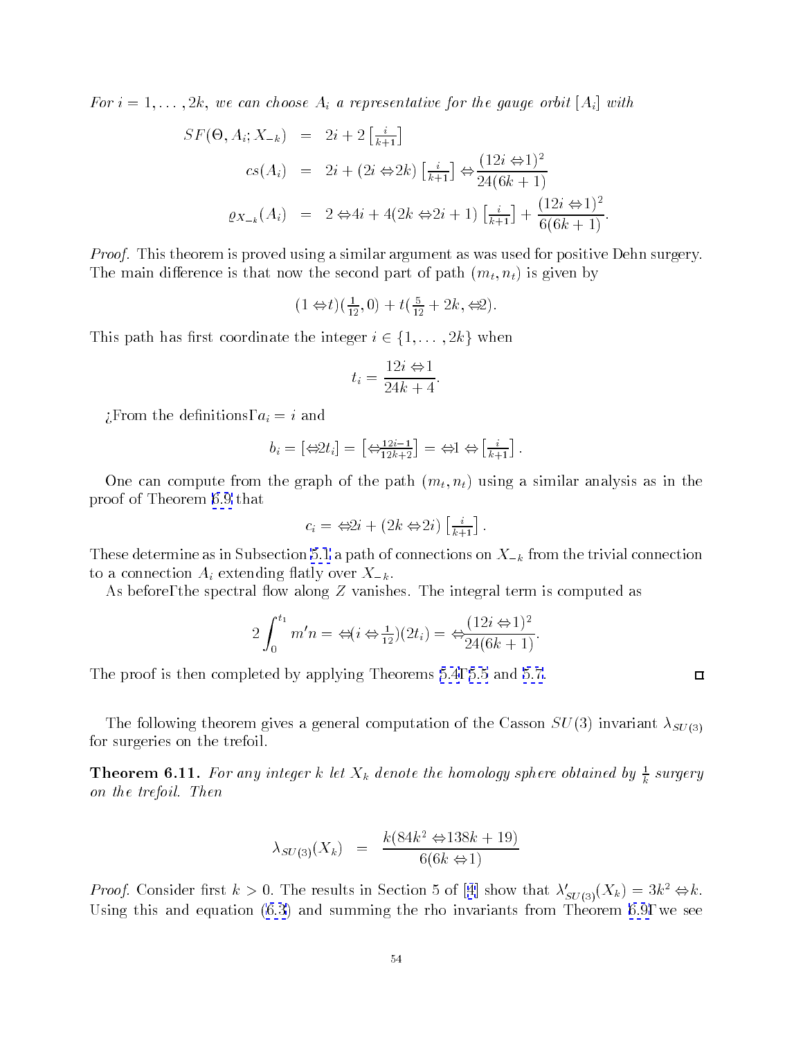*For $i = 1, \ldots, 2k$, we can choose $A_i$ a representative for the gauge orbit $[A_i]$ with*

$$
\begin{aligned}
SF(\Theta, A_i; X_{-k}) &= 2i + 2\left[\tfrac{i}{k+1}\right] \\
cs(A_i) &= 2i + (2i - 2k)\left[\tfrac{i}{k+1}\right] - \frac{(12i-1)^2}{24(6k+1)} \\
\varrho_{X_{-k}}(A_i) &= 2 - 4i + 4(2k - 2i + 1)\left[\tfrac{i}{k+1}\right] + \frac{(12i-1)^2}{6(6k+1)}.
\end{aligned}
$$

*Proof.* This theorem is proved using a similar argument as was used for positive Dehn surgery. The main difference is that now the second part of path $(m_t, n_t)$ is given by

$$(1-t)(\tfrac{1}{12}, 0) + t(\tfrac{5}{12} + 2k, -2).$$

This path has first coordinate the integer $i \in \{1, \ldots, 2k\}$ when

$$t_i = \frac{12i - 1}{24k + 4}.$$

From the definitions, $a_i = i$ and

$$b_i = [-2t_i] = \left[-\tfrac{12i-1}{12k+2}\right] = -1 - \left[\tfrac{i}{k+1}\right].$$

One can compute from the graph of the path $(m_t, n_t)$ using a similar analysis as in the proof of Theorem 6.9 that

$$c_i = -2i + (2k - 2i)\left[\tfrac{i}{k+1}\right].$$

These determine as in Subsection 5.1 a path of connections on $X_{-k}$ from the trivial connection to a connection $A_i$ extending flatly over $X_{-k}$.

As before, the spectral flow along $Z$ vanishes. The integral term is computed as

$$2\int_0^{t_1} m'n = -(i - \tfrac{1}{12})(2t_i) = -\frac{(12i-1)^2}{24(6k+1)}.$$

The proof is then completed by applying Theorems 5.4, 5.5 and 5.7. ☐

The following theorem gives a general computation of the Casson $SU(3)$ invariant $\lambda_{SU(3)}$ for surgeries on the trefoil.

**Theorem 6.11.** *For any integer $k$ let $X_k$ denote the homology sphere obtained by $\frac{1}{k}$ surgery on the trefoil. Then*

$$\lambda_{SU(3)}(X_k) = \frac{k(84k^2 - 138k + 19)}{6(6k-1)}$$

*Proof.* Consider first $k > 0$. The results in Section 5 of [4] show that $\lambda'_{SU(3)}(X_k) = 3k^2 - k$. Using this and equation (6.3) and summing the rho invariants from Theorem 6.9, we see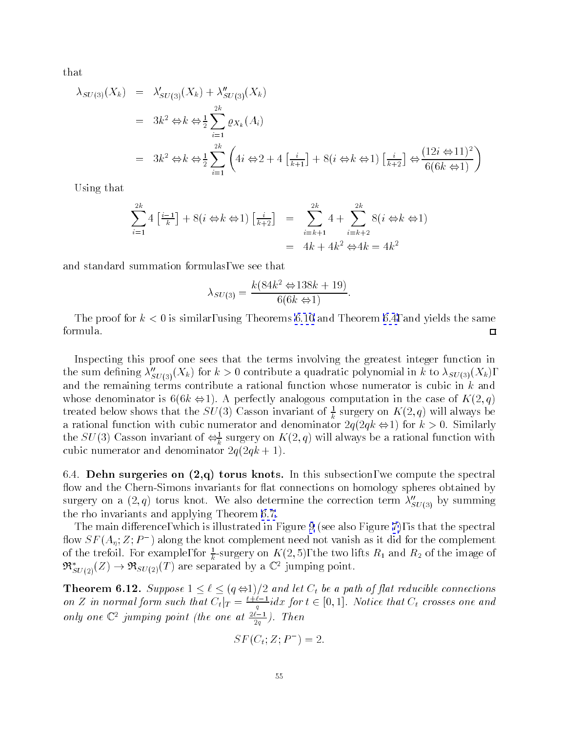that

$$
\begin{aligned}
\lambda_{SU(3)}(X_k) &= \lambda'_{SU(3)}(X_k) + \lambda''_{SU(3)}(X_k) \\
&= 3k^2 - k - \tfrac{1}{2} \sum_{i=1}^{2k} \varrho_{X_k}(A_i) \\
&= 3k^2 - k - \tfrac{1}{2} \sum_{i=1}^{2k} \left( 4i - 2 + 4\left[\tfrac{i}{k+1}\right] + 8(i-k-1)\left[\tfrac{i}{k+2}\right] - \frac{(12i-11)^2}{6(6k-1)} \right)
\end{aligned}
$$

Using that

$$
\begin{aligned}
\sum_{i=1}^{2k} 4\left[\tfrac{i-1}{k}\right] + 8(i-k-1)\left[\tfrac{i}{k+2}\right] &= \sum_{i=k+1}^{2k} 4 + \sum_{i=k+2}^{2k} 8(i-k-1) \\
&= 4k + 4k^2 - 4k = 4k^2
\end{aligned}
$$

and standard summation formulas, we see that

$$
\lambda_{SU(3)} = \frac{k(84k^2 - 138k + 19)}{6(6k-1)}.
$$

The proof for $k < 0$ is similar, using Theorems 6.10 and Theorem 6.4, and yields the same formula. $\square$

Inspecting this proof one sees that the terms involving the greatest integer function in the sum defining $\lambda''_{SU(3)}(X_k)$ for $k > 0$ contribute a quadratic polynomial in $k$ to $\lambda_{SU(3)}(X_k)$, and the remaining terms contribute a rational function whose numerator is cubic in $k$ and whose denominator is $6(6k-1)$. A perfectly analogous computation in the case of $K(2,q)$ treated below shows that the $SU(3)$ Casson invariant of $\frac{1}{k}$ surgery on $K(2,q)$ will always be a rational function with cubic numerator and denominator $2q(2qk-1)$ for $k > 0$. Similarly the $SU(3)$ Casson invariant of $-\frac{1}{k}$ surgery on $K(2,q)$ will always be a rational function with cubic numerator and denominator $2q(2qk+1)$.

6.4. **Dehn surgeries on (2,q) torus knots.** In this subsection, we compute the spectral flow and the Chern-Simons invariants for flat connections on homology spheres obtained by surgery on a $(2,q)$ torus knot. We also determine the correction term $\lambda''_{SU(3)}$ by summing the rho invariants and applying Theorem 6.7.

The main difference, which is illustrated in Figure 9 (see also Figure 7), is that the spectral flow $SF(A_\eta; Z; P^-)$ along the knot complement need not vanish as it did for the complement of the trefoil. For example, for $\frac{1}{k}$-surgery on $K(2,5)$, the two lifts $R_1$ and $R_2$ of the image of $\mathfrak{R}^*_{SU(2)}(Z) \to \mathfrak{R}_{SU(2)}(T)$ are separated by a $\mathbb{C}^2$ jumping point.

**Theorem 6.12.** *Suppose $1 \leq \ell \leq (q-1)/2$ and let $C_t$ be a path of flat reducible connections on $Z$ in normal form such that $C_t|_T = \frac{t+\ell-1}{q} i dx$ for $t \in [0,1]$. Notice that $C_t$ crosses one and only one $\mathbb{C}^2$ jumping point (the one at $\frac{2\ell-1}{2q}$). Then*

$$
SF(C_t; Z; P^-) = 2.
$$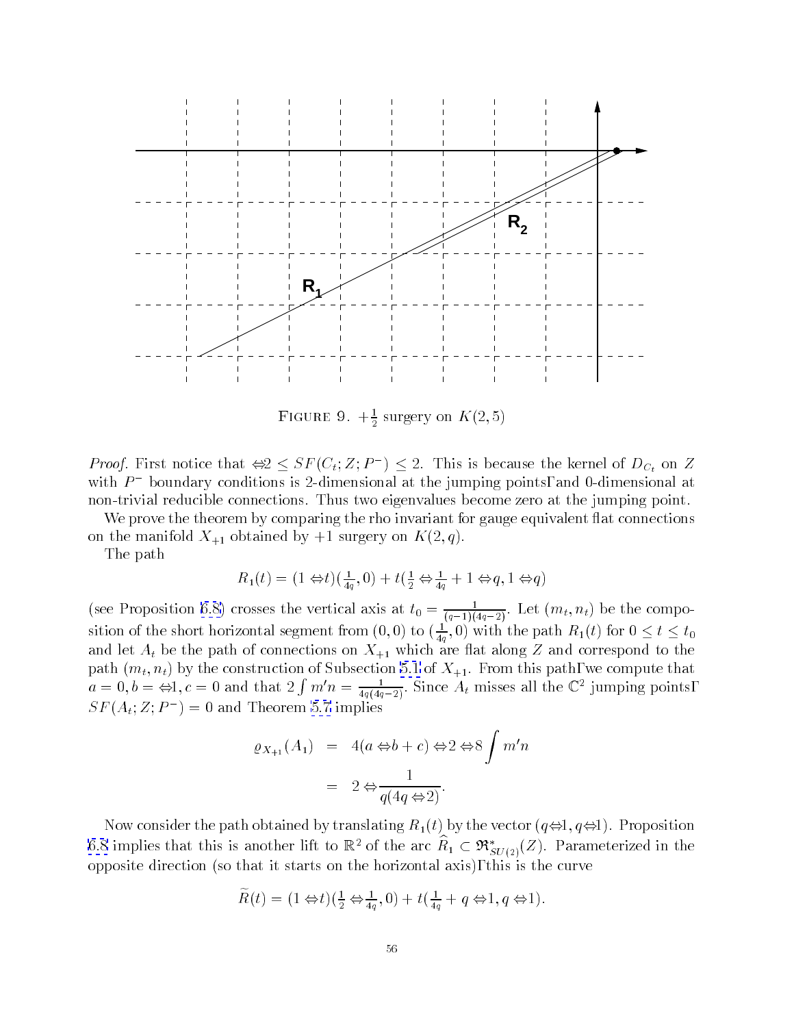FIGURE 9. $+\frac{1}{2}$ surgery on $K(2,5)$

*Proof.* First notice that $-2 \leq SF(C_t; Z; P^-) \leq 2$. This is because the kernel of $D_{C_t}$ on $Z$ with $P^-$ boundary conditions is 2-dimensional at the jumping points, and 0-dimensional at non-trivial reducible connections. Thus two eigenvalues become zero at the jumping point.

We prove the theorem by comparing the rho invariant for gauge equivalent flat connections on the manifold $X_{+1}$ obtained by $+1$ surgery on $K(2,q)$.

The path

$$R_1(t) = (1-t)(\tfrac{1}{4q}, 0) + t(\tfrac{1}{2} - \tfrac{1}{4q} + 1 - q, 1 - q)$$

(see Proposition 6.8) crosses the vertical axis at $t_0 = \frac{1}{(q-1)(4q-2)}$. Let $(m_t, n_t)$ be the composition of the short horizontal segment from $(0,0)$ to $(\frac{1}{4q}, 0)$ with the path $R_1(t)$ for $0 \leq t \leq t_0$ and let $A_t$ be the path of connections on $X_{+1}$ which are flat along $Z$ and correspond to the path $(m_t, n_t)$ by the construction of Subsection 5.1 of $X_{+1}$. From this path, we compute that $a = 0, b = -1, c = 0$ and that $2\int m'n = \frac{1}{4q(4q-2)}$. Since $A_t$ misses all the $\mathbb{C}^2$ jumping points, $SF(A_t; Z; P^-) = 0$ and Theorem 5.7 implies

$$\begin{aligned}
\varrho_{X_{+1}}(A_1) &= 4(a - b + c) - 2 - 8\int m'n \\
&= 2 - \frac{1}{q(4q-2)}.
\end{aligned}$$

Now consider the path obtained by translating $R_1(t)$ by the vector $(q-1, q-1)$. Proposition 6.8 implies that this is another lift to $\mathbb{R}^2$ of the arc $\widehat{R}_1 \subset \mathfrak{R}^*_{SU(2)}(Z)$. Parameterized in the opposite direction (so that it starts on the horizontal axis), this is the curve

$$\widetilde{R}(t) = (1-t)(\tfrac{1}{2} - \tfrac{1}{4q}, 0) + t(\tfrac{1}{4q} + q - 1, q - 1).$$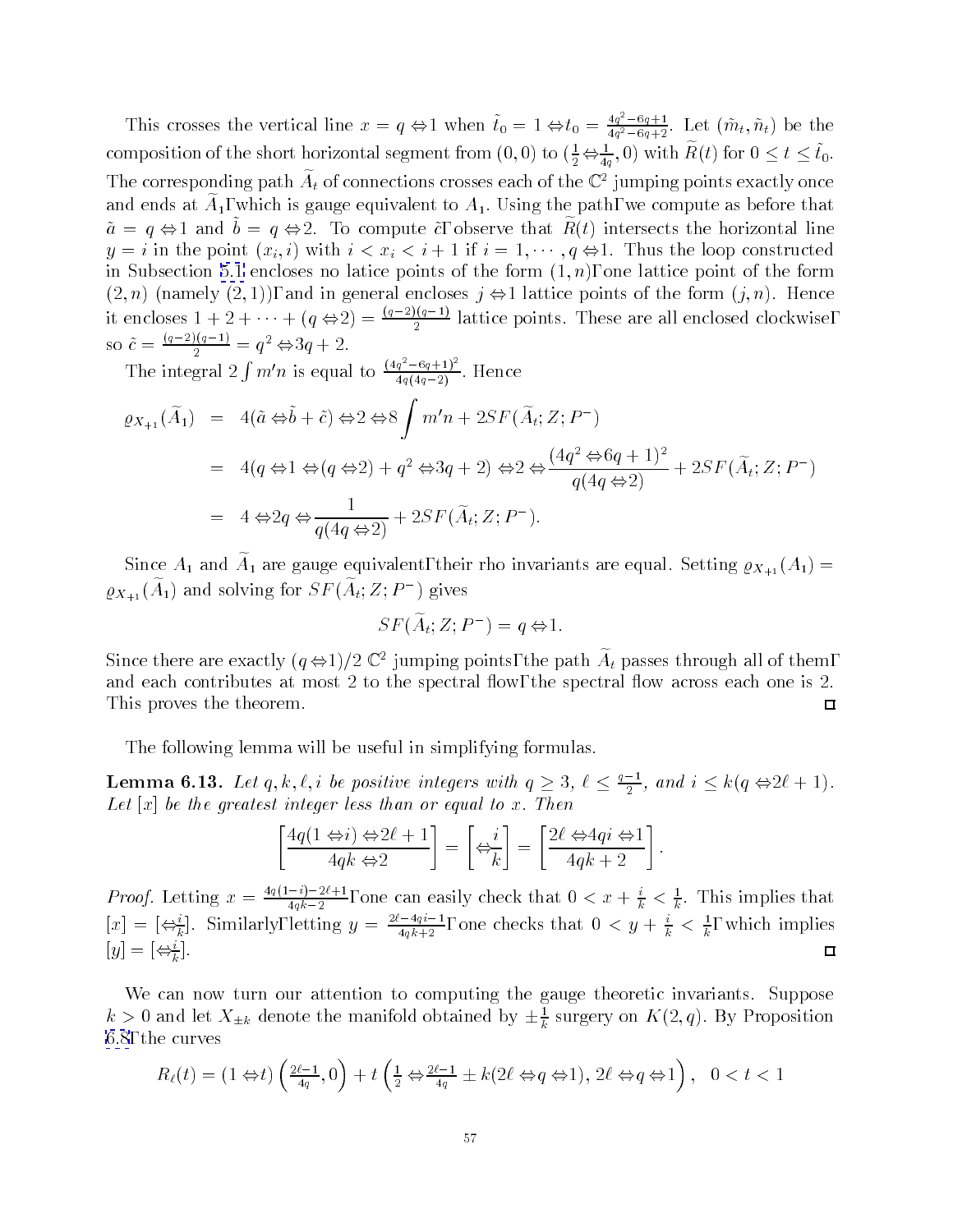This crosses the vertical line $x = q - 1$ when $\tilde{t}_0 = 1 - t_0 = \frac{4q^2-6q+1}{4q^2-6q+2}$. Let $(\tilde{m}_t, \tilde{n}_t)$ be the composition of the short horizontal segment from $(0,0)$ to $(\frac{1}{2} - \frac{1}{4q}, 0)$ with $\widetilde{R}(t)$ for $0 \leq t \leq \tilde{t}_0$. The corresponding path $\widetilde{A}_t$ of connections crosses each of the $\mathbb{C}^2$ jumping points exactly once and ends at $\widetilde{A}_1$, which is gauge equivalent to $A_1$. Using the path, we compute as before that $\tilde{a} = q - 1$ and $\tilde{b} = q - 2$. To compute $\tilde{c}$, observe that $\widetilde{R}(t)$ intersects the horizontal line $y = i$ in the point $(x_i, i)$ with $i < x_i < i+1$ if $i = 1, \cdots, q-1$. Thus the loop constructed in Subsection 5.1 encloses no latice points of the form $(1, n)$, one lattice point of the form $(2, n)$ (namely $(2,1)$), and in general encloses $j - 1$ lattice points of the form $(j, n)$. Hence it encloses $1 + 2 + \cdots + (q-2) = \frac{(q-2)(q-1)}{2}$ lattice points. These are all enclosed clockwise, so $\tilde{c} = \frac{(q-2)(q-1)}{2} = q^2 - 3q + 2$.

The integral $2\int m'n$ is equal to $\frac{(4q^2-6q+1)^2}{4q(4q-2)}$. Hence

$$
\begin{aligned}
\varrho_{X_{+1}}(\widetilde{A}_1) &= 4(\tilde{a} - \tilde{b} + \tilde{c}) - 2 - 8\int m'n + 2SF(\widetilde{A}_t; Z; P^-) \\
&= 4(q - 1 - (q-2) + q^2 - 3q + 2) - 2 - \frac{(4q^2 - 6q + 1)^2}{q(4q-2)} + 2SF(\widetilde{A}_t; Z; P^-) \\
&= 4 - 2q - \frac{1}{q(4q-2)} + 2SF(\widetilde{A}_t; Z; P^-).
\end{aligned}
$$

Since $A_1$ and $\widetilde{A}_1$ are gauge equivalent, their rho invariants are equal. Setting $\varrho_{X_{+1}}(A_1) = \varrho_{X_{+1}}(\widetilde{A}_1)$ and solving for $SF(\widetilde{A}_t; Z; P^-)$ gives

$$
SF(\widetilde{A}_t; Z; P^-) = q - 1.
$$

Since there are exactly $(q-1)/2$ $\mathbb{C}^2$ jumping points, the path $\widetilde{A}_t$ passes through all of them, and each contributes at most 2 to the spectral flow, the spectral flow across each one is 2. This proves the theorem. ∎

The following lemma will be useful in simplifying formulas.

**Lemma 6.13.** *Let $q, k, \ell, i$ be positive integers with $q \geq 3$, $\ell \leq \frac{q-1}{2}$, and $i \leq k(q - 2\ell + 1)$. Let $[x]$ be the greatest integer less than or equal to $x$. Then*

$$
\left[\frac{4q(1-i) - 2\ell + 1}{4qk - 2}\right] = \left[-\frac{i}{k}\right] = \left[\frac{2\ell - 4qi - 1}{4qk + 2}\right].
$$

*Proof.* Letting $x = \frac{4q(1-i)-2\ell+1}{4qk-2}$, one can easily check that $0 < x + \frac{i}{k} < \frac{1}{k}$. This implies that $[x] = [-\frac{i}{k}]$. Similarly, letting $y = \frac{2\ell-4qi-1}{4qk+2}$, one checks that $0 < y + \frac{i}{k} < \frac{1}{k}$, which implies $[y] = [-\frac{i}{k}]$. ∎

We can now turn our attention to computing the gauge theoretic invariants. Suppose $k > 0$ and let $X_{\pm k}$ denote the manifold obtained by $\pm\frac{1}{k}$ surgery on $K(2,q)$. By Proposition 6.8, the curves

$$
R_\ell(t) = (1-t)\left(\tfrac{2\ell-1}{4q}, 0\right) + t\left(\tfrac{1}{2} - \tfrac{2\ell-1}{4q} \pm k(2\ell - q - 1), 2\ell - q - 1\right), \quad 0 < t < 1
$$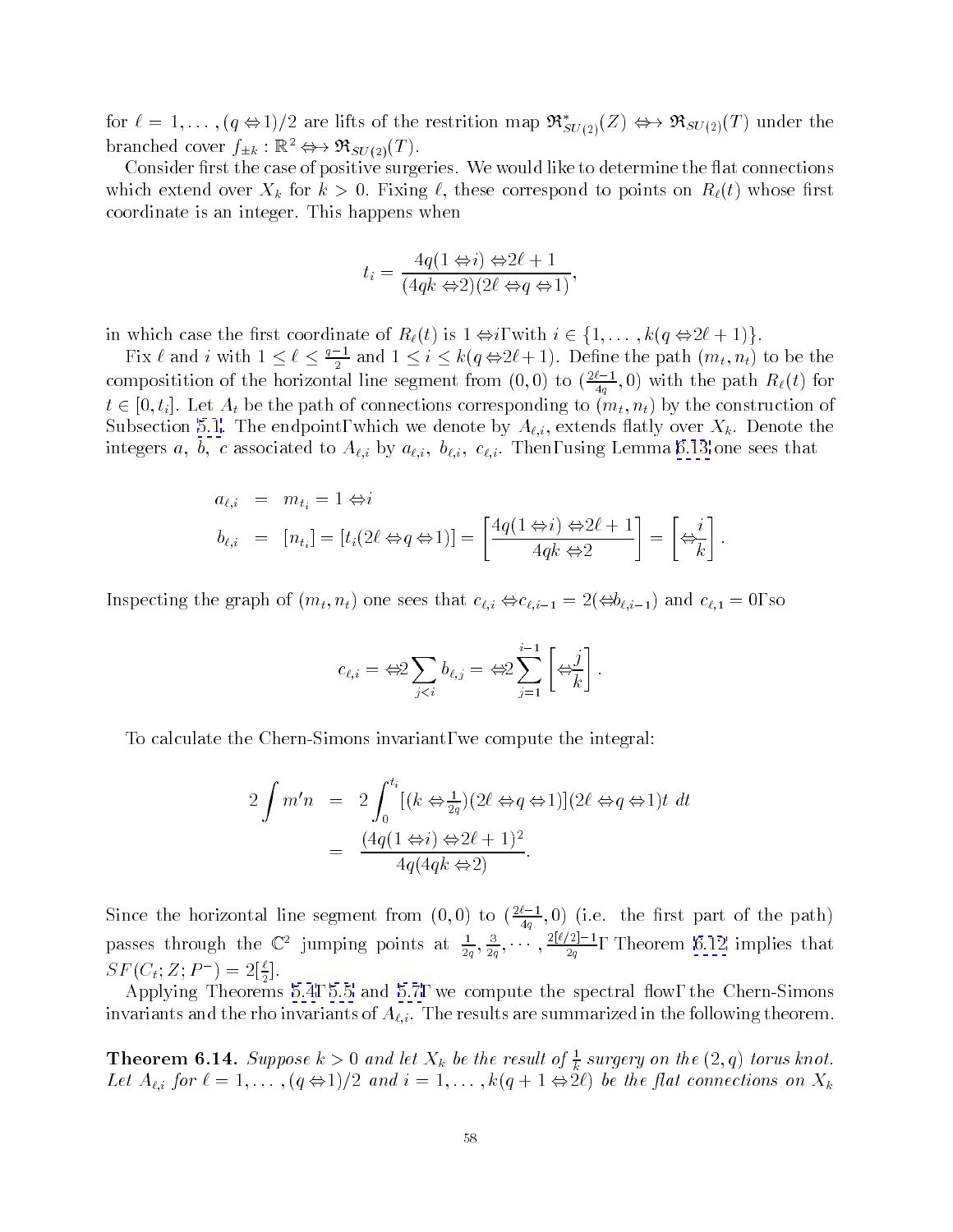for $\ell = 1, \ldots, (q-1)/2$ are lifts of the restrition map $\mathfrak{R}^*_{SU(2)}(Z) \to \mathfrak{R}_{SU(2)}(T)$ under the branched cover $f_{\pm k} : \mathbb{R}^2 \to \mathfrak{R}_{SU(2)}(T)$.

Consider first the case of positive surgeries. We would like to determine the flat connections which extend over $X_k$ for $k > 0$. Fixing $\ell$, these correspond to points on $R_\ell(t)$ whose first coordinate is an integer. This happens when

$$t_i = \frac{4q(1-i) - 2\ell + 1}{(4qk-2)(2\ell - q - 1)},$$

in which case the first coordinate of $R_\ell(t)$ is $1-i$, with $i \in \{1, \ldots, k(q-2\ell+1)\}$.

Fix $\ell$ and $i$ with $1 \leq \ell \leq \frac{q-1}{2}$ and $1 \leq i \leq k(q-2\ell+1)$. Define the path $(m_t, n_t)$ to be the compositition of the horizontal line segment from $(0,0)$ to $(\frac{2\ell-1}{4q}, 0)$ with the path $R_\ell(t)$ for $t \in [0, t_i]$. Let $A_t$ be the path of connections corresponding to $(m_t, n_t)$ by the construction of Subsection 5.1. The endpoint, which we denote by $A_{\ell,i}$, extends flatly over $X_k$. Denote the integers $a$, $b$, $c$ associated to $A_{\ell,i}$ by $a_{\ell,i}$, $b_{\ell,i}$, $c_{\ell,i}$. Then, using Lemma 6.13 one sees that

$$\begin{aligned}
a_{\ell,i} &= m_{t_i} = 1 - i \\
b_{\ell,i} &= [n_{t_i}] = [t_i(2\ell - q - 1)] = \left[\frac{4q(1-i) - 2\ell + 1}{4qk - 2}\right] = \left[-\frac{i}{k}\right].
\end{aligned}$$

Inspecting the graph of $(m_t, n_t)$ one sees that $c_{\ell,i} - c_{\ell,i-1} = 2(-b_{\ell,i-1})$ and $c_{\ell,1} = 0$, so

$$c_{\ell,i} = -2\sum_{j<i} b_{\ell,j} = -2\sum_{j=1}^{i-1}\left[-\frac{j}{k}\right].$$

To calculate the Chern-Simons invariant, we compute the integral:

$$\begin{aligned}
2\int m'n &= 2\int_0^{t_i} [(k - \tfrac{1}{2q})(2\ell - q - 1)](2\ell - q - 1)t \; dt \\
&= \frac{(4q(1-i) - 2\ell + 1)^2}{4q(4qk-2)}.
\end{aligned}$$

Since the horizontal line segment from $(0,0)$ to $(\frac{2\ell-1}{4q}, 0)$ (i.e. the first part of the path) passes through the $\mathbb{C}^2$ jumping points at $\frac{1}{2q}, \frac{3}{2q}, \cdots, \frac{2[\ell/2]-1}{2q}$, Theorem 6.12 implies that $SF(C_t; Z; P^-) = 2[\frac{\ell}{2}]$.

Applying Theorems 5.4, 5.5 and 5.7, we compute the spectral flow, the Chern-Simons invariants and the rho invariants of $A_{\ell,i}$. The results are summarized in the following theorem.

**Theorem 6.14.** *Suppose $k > 0$ and let $X_k$ be the result of $\frac{1}{k}$ surgery on the $(2,q)$ torus knot. Let $A_{\ell,i}$ for $\ell = 1, \ldots, (q-1)/2$ and $i = 1, \ldots, k(q+1-2\ell)$ be the flat connections on $X_k$*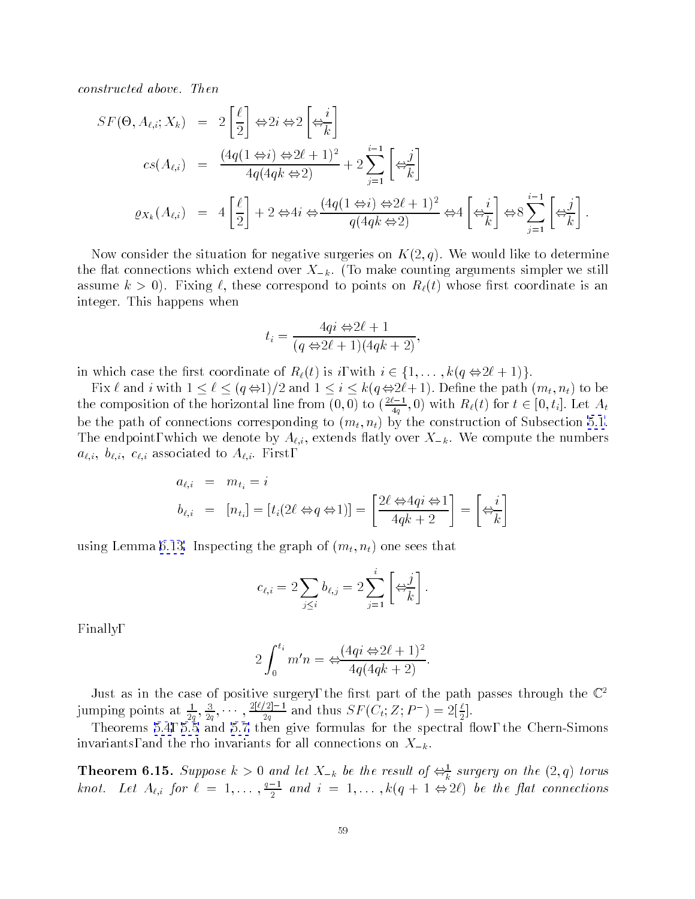*constructed above. Then*

$$
\begin{aligned}
SF(\Theta, A_{\ell,i}; X_k) &= 2\left[\frac{\ell}{2}\right] - 2i - 2\left[-\frac{i}{k}\right] \\
cs(A_{\ell,i}) &= \frac{(4q(1-i)-2\ell+1)^2}{4q(4qk-2)} + 2\sum_{j=1}^{i-1}\left[-\frac{j}{k}\right] \\
\varrho_{X_k}(A_{\ell,i}) &= 4\left[\frac{\ell}{2}\right] + 2 - 4i - \frac{(4q(1-i)-2\ell+1)^2}{q(4qk-2)} - 4\left[-\frac{i}{k}\right] - 8\sum_{j=1}^{i-1}\left[-\frac{j}{k}\right].
\end{aligned}
$$

Now consider the situation for negative surgeries on $K(2,q)$. We would like to determine the flat connections which extend over $X_{-k}$. (To make counting arguments simpler we still assume $k>0$). Fixing $\ell$, these correspond to points on $R_\ell(t)$ whose first coordinate is an integer. This happens when

$$
t_i = \frac{4qi - 2\ell + 1}{(q-2\ell+1)(4qk+2)},
$$

in which case the first coordinate of $R_\ell(t)$ is $i$, with $i \in \{1, \ldots, k(q-2\ell+1)\}$.

Fix $\ell$ and $i$ with $1 \le \ell \le (q-1)/2$ and $1 \le i \le k(q-2\ell+1)$. Define the path $(m_t, n_t)$ to be the composition of the horizontal line from $(0,0)$ to $(\frac{2\ell-1}{4q}, 0)$ with $R_\ell(t)$ for $t \in [0, t_i]$. Let $A_t$ be the path of connections corresponding to $(m_t, n_t)$ by the construction of Subsection 5.1. The endpoint, which we denote by $A_{\ell,i}$, extends flatly over $X_{-k}$. We compute the numbers $a_{\ell,i}$, $b_{\ell,i}$, $c_{\ell,i}$ associated to $A_{\ell,i}$. First,

$$
\begin{aligned}
a_{\ell,i} &= m_{t_i} = i \\
b_{\ell,i} &= [n_{t_i}] = [t_i(2\ell - q - 1)] = \left[\frac{2\ell - 4qi - 1}{4qk+2}\right] = \left[-\frac{i}{k}\right]
\end{aligned}
$$

using Lemma 6.13. Inspecting the graph of $(m_t, n_t)$ one sees that

$$
c_{\ell,i} = 2\sum_{j \le i} b_{\ell,j} = 2\sum_{j=1}^{i}\left[-\frac{j}{k}\right].
$$

Finally,

$$
2\int_0^{t_i} m' n = -\frac{(4qi-2\ell+1)^2}{4q(4qk+2)}.
$$

Just as in the case of positive surgery, the first part of the path passes through the $\mathbb{C}^2$ jumping points at $\frac{1}{2q}, \frac{3}{2q}, \cdots, \frac{2[\ell/2]-1}{2q}$ and thus $SF(C_t; Z; P^-) = 2[\frac{\ell}{2}]$.

Theorems 5.4, 5.5 and 5.7 then give formulas for the spectral flow, the Chern-Simons invariants, and the rho invariants for all connections on $X_{-k}$.

**Theorem 6.15.** *Suppose $k>0$ and let $X_{-k}$ be the result of $-\frac{1}{k}$ surgery on the $(2,q)$ torus knot. Let $A_{\ell,i}$ for $\ell = 1, \ldots, \frac{q-1}{2}$ and $i = 1, \ldots, k(q+1-2\ell)$ be the flat connections*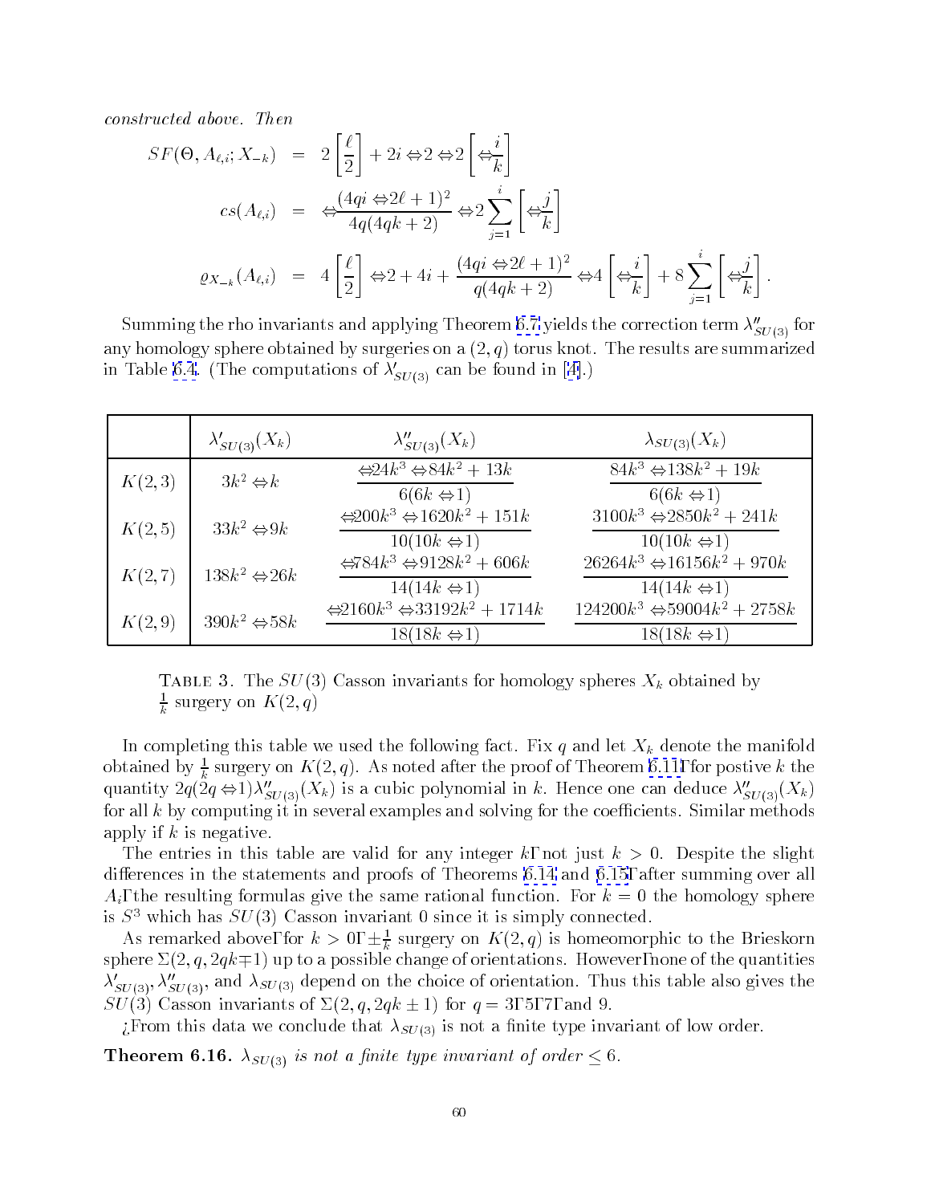*constructed above. Then*

$$
\begin{aligned}
SF(\Theta, A_{\ell,i}; X_{-k}) &= 2\left[\frac{\ell}{2}\right] + 2i - 2 - 2\left[-\frac{i}{k}\right] \\
cs(A_{\ell,i}) &= -\frac{(4qi - 2\ell + 1)^2}{4q(4qk+2)} - 2\sum_{j=1}^{i}\left[-\frac{j}{k}\right] \\
\varrho_{X_{-k}}(A_{\ell,i}) &= 4\left[\frac{\ell}{2}\right] - 2 + 4i + \frac{(4qi - 2\ell + 1)^2}{q(4qk+2)} - 4\left[-\frac{i}{k}\right] + 8\sum_{j=1}^{i}\left[-\frac{j}{k}\right].
\end{aligned}
$$

Summing the rho invariants and applying Theorem 6.7 yields the correction term $\lambda''_{SU(3)}$ for any homology sphere obtained by surgeries on a $(2,q)$ torus knot. The results are summarized in Table 6.4. (The computations of $\lambda'_{SU(3)}$ can be found in [4].)

| | $\lambda'_{SU(3)}(X_k)$ | $\lambda''_{SU(3)}(X_k)$ | $\lambda_{SU(3)}(X_k)$ |
|---|---|---|---|
| $K(2,3)$ | $3k^2 - k$ | $\dfrac{-24k^3 - 84k^2 + 13k}{6(6k-1)}$ | $\dfrac{84k^3 - 138k^2 + 19k}{6(6k-1)}$ |
| $K(2,5)$ | $33k^2 - 9k$ | $\dfrac{-200k^3 - 1620k^2 + 151k}{10(10k-1)}$ | $\dfrac{3100k^3 - 2850k^2 + 241k}{10(10k-1)}$ |
| $K(2,7)$ | $138k^2 - 26k$ | $\dfrac{-784k^3 - 9128k^2 + 606k}{14(14k-1)}$ | $\dfrac{26264k^3 - 16156k^2 + 970k}{14(14k-1)}$ |
| $K(2,9)$ | $390k^2 - 58k$ | $\dfrac{-2160k^3 - 33192k^2 + 1714k}{18(18k-1)}$ | $\dfrac{124200k^3 - 59004k^2 + 2758k}{18(18k-1)}$ |

TABLE 3. The $SU(3)$ Casson invariants for homology spheres $X_k$ obtained by $\frac{1}{k}$ surgery on $K(2,q)$

In completing this table we used the following fact. Fix $q$ and let $X_k$ denote the manifold obtained by $\frac{1}{k}$ surgery on $K(2,q)$. As noted after the proof of Theorem 6.11, for postive $k$ the quantity $2q(2q-1)\lambda''_{SU(3)}(X_k)$ is a cubic polynomial in $k$. Hence one can deduce $\lambda''_{SU(3)}(X_k)$ for all $k$ by computing it in several examples and solving for the coefficients. Similar methods apply if $k$ is negative.

The entries in this table are valid for any integer $k$, not just $k > 0$. Despite the slight differences in the statements and proofs of Theorems 6.14 and 6.15, after summing over all $A_i$, the resulting formulas give the same rational function. For $k = 0$ the homology sphere is $S^3$ which has $SU(3)$ Casson invariant 0 since it is simply connected.

As remarked above, for $k > 0$, $\pm\frac{1}{k}$ surgery on $K(2,q)$ is homeomorphic to the Brieskorn sphere $\Sigma(2, q, 2qk \mp 1)$ up to a possible change of orientations. However, none of the quantities $\lambda'_{SU(3)}, \lambda''_{SU(3)}$, and $\lambda_{SU(3)}$ depend on the choice of orientation. Thus this table also gives the $SU(3)$ Casson invariants of $\Sigma(2, q, 2qk \pm 1)$ for $q = 3, 5, 7$, and 9.

From this data we conclude that $\lambda_{SU(3)}$ is not a finite type invariant of low order.

**Theorem 6.16.** *$\lambda_{SU(3)}$ is not a finite type invariant of order $\leq 6$.*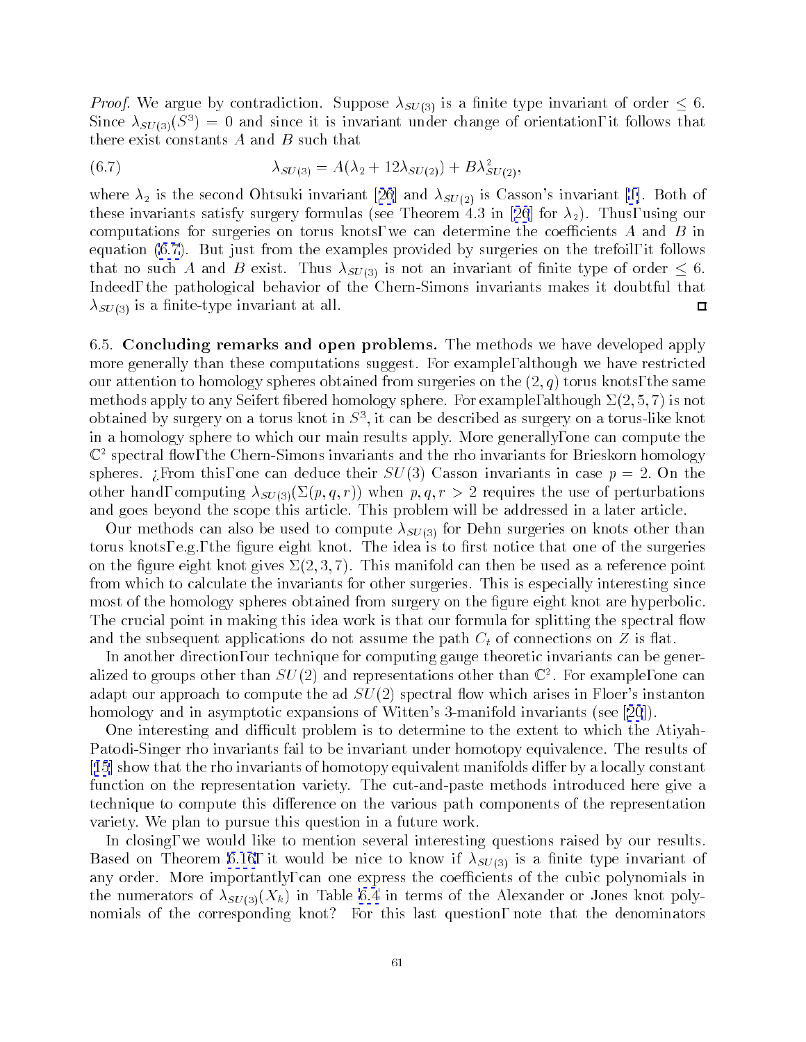*Proof.* We argue by contradiction. Suppose $\lambda_{SU(3)}$ is a finite type invariant of order $\leq 6$. Since $\lambda_{SU(3)}(S^3) = 0$ and since it is invariant under change of orientation, it follows that there exist constants $A$ and $B$ such that

$$\lambda_{SU(3)} = A(\lambda_2 + 12\lambda_{SU(2)}) + B\lambda_{SU(2)}^2, \tag{6.7}$$

where $\lambda_2$ is the second Ohtsuki invariant [26] and $\lambda_{SU(2)}$ is Casson's invariant [1]. Both of these invariants satisfy surgery formulas (see Theorem 4.3 in [26] for $\lambda_2$). Thus, using our computations for surgeries on torus knots, we can determine the coefficients $A$ and $B$ in equation (6.7). But just from the examples provided by surgeries on the trefoil, it follows that no such $A$ and $B$ exist. Thus $\lambda_{SU(3)}$ is not an invariant of finite type of order $\leq 6$. Indeed, the pathological behavior of the Chern-Simons invariants makes it doubtful that $\lambda_{SU(3)}$ is a finite-type invariant at all. ◻

6.5. **Concluding remarks and open problems.** The methods we have developed apply more generally than these computations suggest. For example, although we have restricted our attention to homology spheres obtained from surgeries on the $(2, q)$ torus knots, the same methods apply to any Seifert fibered homology sphere. For example, although $\Sigma(2, 5, 7)$ is not obtained by surgery on a torus knot in $S^3$, it can be described as surgery on a torus-like knot in a homology sphere to which our main results apply. More generally, one can compute the $\mathbb{C}^2$ spectral flow, the Chern-Simons invariants and the rho invariants for Brieskorn homology spheres. From this, one can deduce their $SU(3)$ Casson invariants in case $p = 2$. On the other hand, computing $\lambda_{SU(3)}(\Sigma(p, q, r))$ when $p, q, r > 2$ requires the use of perturbations and goes beyond the scope this article. This problem will be addressed in a later article.

Our methods can also be used to compute $\lambda_{SU(3)}$ for Dehn surgeries on knots other than torus knots, e.g., the figure eight knot. The idea is to first notice that one of the surgeries on the figure eight knot gives $\Sigma(2, 3, 7)$. This manifold can then be used as a reference point from which to calculate the invariants for other surgeries. This is especially interesting since most of the homology spheres obtained from surgery on the figure eight knot are hyperbolic. The crucial point in making this idea work is that our formula for splitting the spectral flow and the subsequent applications do not assume the path $C_t$ of connections on $Z$ is flat.

In another direction, our technique for computing gauge theoretic invariants can be generalized to groups other than $SU(2)$ and representations other than $\mathbb{C}^2$. For example, one can adapt our approach to compute the ad $SU(2)$ spectral flow which arises in Floer's instanton homology and in asymptotic expansions of Witten's 3-manifold invariants (see [20]).

One interesting and difficult problem is to determine to the extent to which the Atiyah-Patodi-Singer rho invariants fail to be invariant under homotopy equivalence. The results of [15] show that the rho invariants of homotopy equivalent manifolds differ by a locally constant function on the representation variety. The cut-and-paste methods introduced here give a technique to compute this difference on the various path components of the representation variety. We plan to pursue this question in a future work.

In closing, we would like to mention several interesting questions raised by our results. Based on Theorem 6.16, it would be nice to know if $\lambda_{SU(3)}$ is a finite type invariant of any order. More importantly, can one express the coefficients of the cubic polynomials in the numerators of $\lambda_{SU(3)}(X_k)$ in Table 6.4 in terms of the Alexander or Jones knot polynomials of the corresponding knot? For this last question, note that the denominators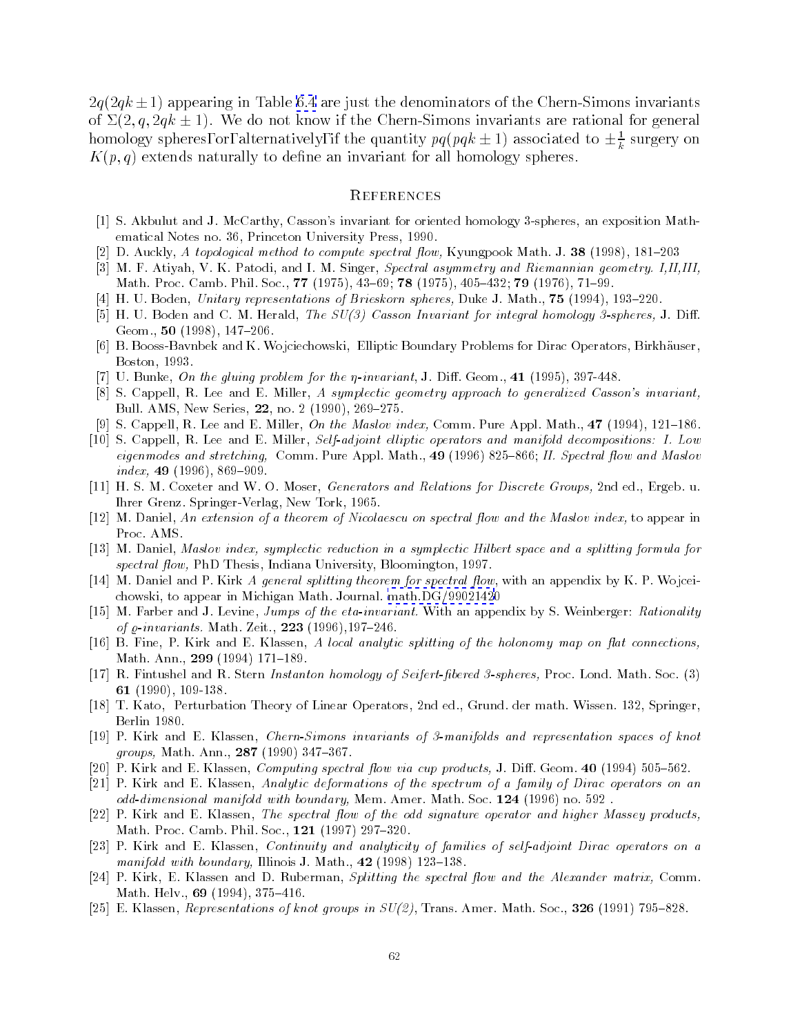$2q(2qk \pm 1)$ appearing in Table 6.4 are just the denominators of the Chern-Simons invariants of $\Sigma(2, q, 2qk \pm 1)$. We do not know if the Chern-Simons invariants are rational for general homology spheres, or, alternatively, if the quantity $pq(pqk \pm 1)$ associated to $\pm \frac{1}{k}$ surgery on $K(p, q)$ extends naturally to define an invariant for all homology spheres.

## References

[1] S. Akbulut and J. McCarthy, Casson's invariant for oriented homology 3-spheres, an exposition Mathematical Notes no. 36, Princeton University Press, 1990.

[2] D. Auckly, *A topological method to compute spectral flow,* Kyungpook Math. J. **38** (1998), 181–203

[3] M. F. Atiyah, V. K. Patodi, and I. M. Singer, *Spectral asymmetry and Riemannian geometry. I,II,III,* Math. Proc. Camb. Phil. Soc., **77** (1975), 43–69; **78** (1975), 405–432; **79** (1976), 71–99.

[4] H. U. Boden, *Unitary representations of Brieskorn spheres,* Duke J. Math., **75** (1994), 193–220.

[5] H. U. Boden and C. M. Herald, *The SU(3) Casson Invariant for integral homology 3-spheres,* J. Diff. Geom., **50** (1998), 147–206.

[6] B. Booss-Bavnbek and K. Wojciechowski, Elliptic Boundary Problems for Dirac Operators, Birkhäuser, Boston, 1993.

[7] U. Bunke, *On the gluing problem for the $\eta$-invariant,* J. Diff. Geom., **41** (1995), 397-448.

[8] S. Cappell, R. Lee and E. Miller, *A symplectic geometry approach to generalized Casson's invariant,* Bull. AMS, New Series, **22**, no. 2 (1990), 269–275.

[9] S. Cappell, R. Lee and E. Miller, *On the Maslov index,* Comm. Pure Appl. Math., **47** (1994), 121–186.

[10] S. Cappell, R. Lee and E. Miller, *Self-adjoint elliptic operators and manifold decompositions: I. Low eigenmodes and stretching,* Comm. Pure Appl. Math., **49** (1996) 825–866; *II. Spectral flow and Maslov index,* **49** (1996), 869–909.

[11] H. S. M. Coxeter and W. O. Moser, *Generators and Relations for Discrete Groups,* 2nd ed., Ergeb. u. Ihrer Grenz. Springer-Verlag, New Tork, 1965.

[12] M. Daniel, *An extension of a theorem of Nicolaescu on spectral flow and the Maslov index,* to appear in Proc. AMS.

[13] M. Daniel, *Maslov index, symplectic reduction in a symplectic Hilbert space and a splitting formula for spectral flow,* PhD Thesis, Indiana University, Bloomington, 1997.

[14] M. Daniel and P. Kirk *A general splitting theorem for spectral flow,* with an appendix by K. P. Wojceichowski, to appear in Michigan Math. Journal. math.DG/99021420

[15] M. Farber and J. Levine, *Jumps of the eta-invariant.* With an appendix by S. Weinberger: *Rationality of $\varrho$-invariants.* Math. Zeit., **223** (1996),197–246.

[16] B. Fine, P. Kirk and E. Klassen, *A local analytic splitting of the holonomy map on flat connections,* Math. Ann., **299** (1994) 171–189.

[17] R. Fintushel and R. Stern *Instanton homology of Seifert-fibered 3-spheres,* Proc. Lond. Math. Soc. (3) **61** (1990), 109-138.

[18] T. Kato, Perturbation Theory of Linear Operators, 2nd ed., Grund. der math. Wissen. 132, Springer, Berlin 1980.

[19] P. Kirk and E. Klassen, *Chern-Simons invariants of 3-manifolds and representation spaces of knot groups,* Math. Ann., **287** (1990) 347–367.

[20] P. Kirk and E. Klassen, *Computing spectral flow via cup products,* J. Diff. Geom. **40** (1994) 505–562.

[21] P. Kirk and E. Klassen, *Analytic deformations of the spectrum of a family of Dirac operators on an odd-dimensional manifold with boundary,* Mem. Amer. Math. Soc. **124** (1996) no. 592 .

[22] P. Kirk and E. Klassen, *The spectral flow of the odd signature operator and higher Massey products,* Math. Proc. Camb. Phil. Soc., **121** (1997) 297–320.

[23] P. Kirk and E. Klassen, *Continuity and analyticity of families of self-adjoint Dirac operators on a manifold with boundary,* Illinois J. Math., **42** (1998) 123–138.

[24] P. Kirk, E. Klassen and D. Ruberman, *Splitting the spectral flow and the Alexander matrix,* Comm. Math. Helv., **69** (1994), 375–416.

[25] E. Klassen, *Representations of knot groups in SU(2),* Trans. Amer. Math. Soc., **326** (1991) 795–828.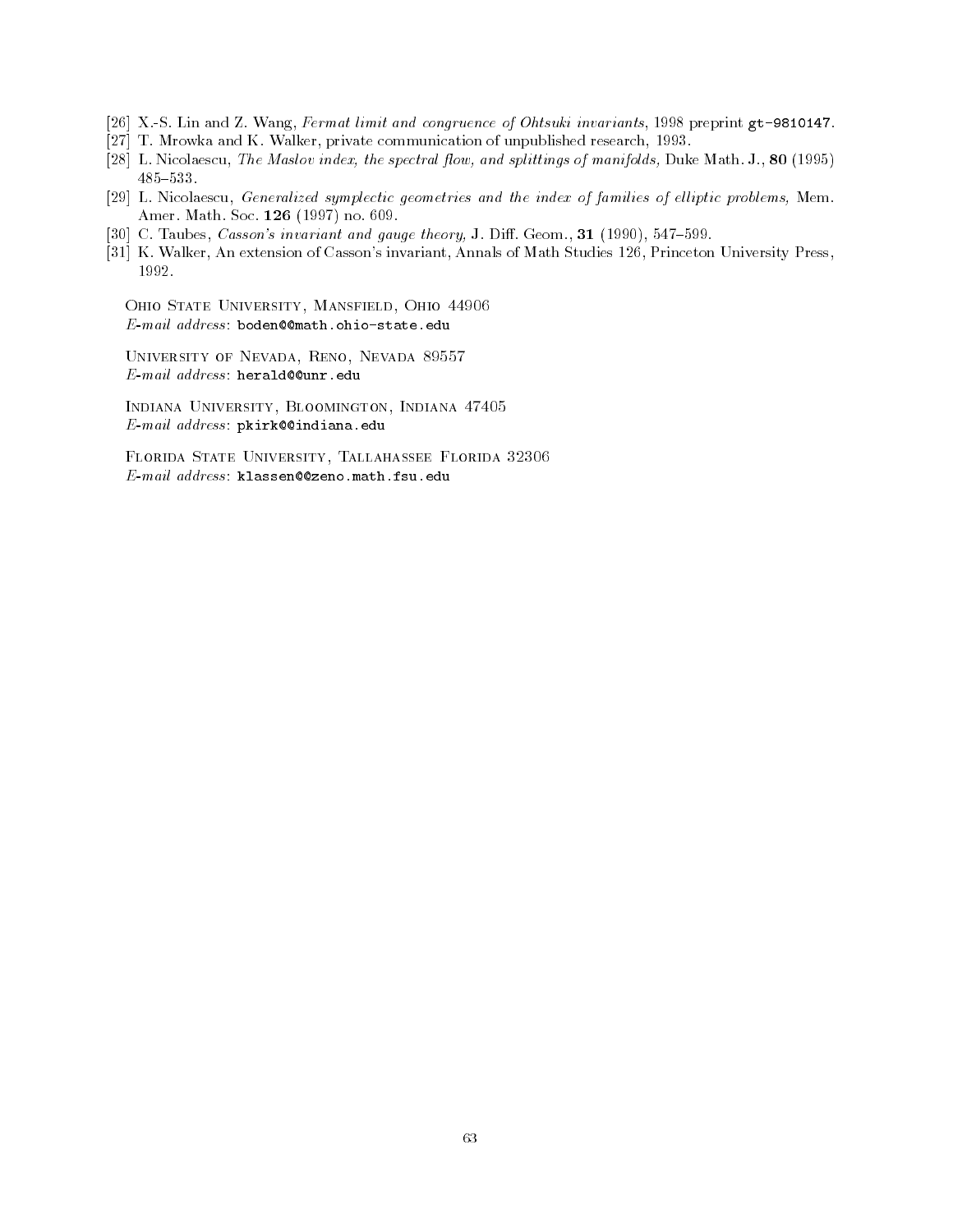[26] X.-S. Lin and Z. Wang, *Fermat limit and congruence of Ohtsuki invariants*, 1998 preprint `gt-9810147`.

[27] T. Mrowka and K. Walker, private communication of unpublished research, 1993.

[28] L. Nicolaescu, *The Maslov index, the spectral flow, and splittings of manifolds,* Duke Math. J., **80** (1995) 485–533.

[29] L. Nicolaescu, *Generalized symplectic geometries and the index of families of elliptic problems,* Mem. Amer. Math. Soc. **126** (1997) no. 609.

[30] C. Taubes, *Casson's invariant and gauge theory,* J. Diff. Geom., **31** (1990), 547–599.

[31] K. Walker, An extension of Casson's invariant, Annals of Math Studies 126, Princeton University Press, 1992.

Ohio State University, Mansfield, Ohio 44906
*E-mail address*: `boden@@math.ohio-state.edu`

University of Nevada, Reno, Nevada 89557
*E-mail address*: `herald@@unr.edu`

Indiana University, Bloomington, Indiana 47405
*E-mail address*: `pkirk@@indiana.edu`

Florida State University, Tallahassee Florida 32306
*E-mail address*: `klassen@@zeno.math.fsu.edu`